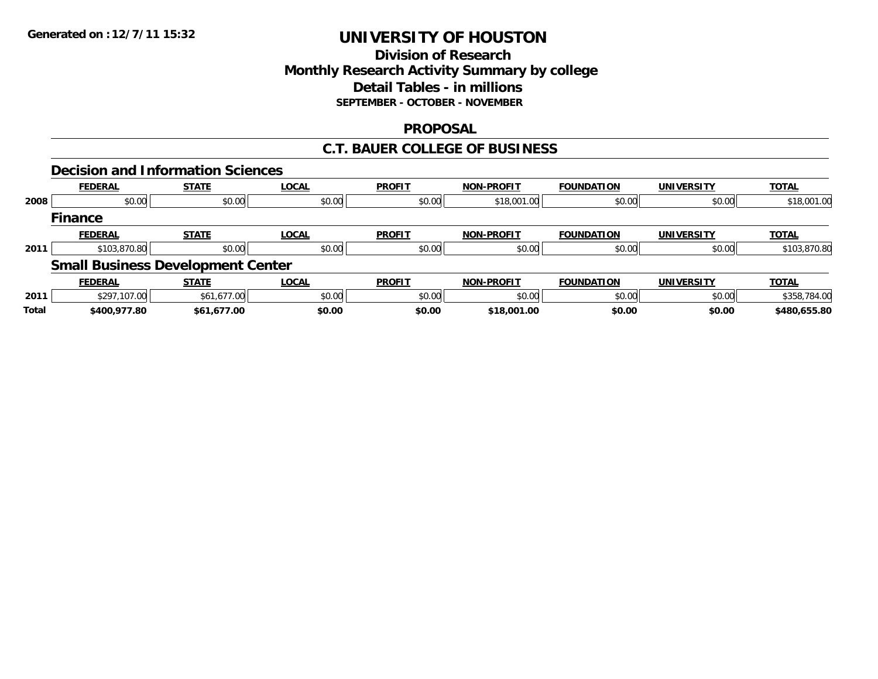**Generated on :12/7/11 15:32**

# UNIVERSITY OF HOUSTON

## Division of Research
## Monthly Research Activity Summary by college
## Detail Tables - in millions
### SEPTEMBER - OCTOBER - NOVEMBER

## PROPOSAL

## C.T. BAUER COLLEGE OF BUSINESS

### Decision and Information Sciences

| | FEDERAL | STATE | LOCAL | PROFIT | NON-PROFIT | FOUNDATION | UNIVERSITY | TOTAL |
|---|---|---|---|---|---|---|---|---|
| 2008 | $0.00 | $0.00 | $0.00 | $0.00 | $18,001.00 | $0.00 | $0.00 | $18,001.00 |

### Finance

| | FEDERAL | STATE | LOCAL | PROFIT | NON-PROFIT | FOUNDATION | UNIVERSITY | TOTAL |
|---|---|---|---|---|---|---|---|---|
| 2011 | $103,870.80 | $0.00 | $0.00 | $0.00 | $0.00 | $0.00 | $0.00 | $103,870.80 |

### Small Business Development Center

| | FEDERAL | STATE | LOCAL | PROFIT | NON-PROFIT | FOUNDATION | UNIVERSITY | TOTAL |
|---|---|---|---|---|---|---|---|---|
| 2011 | $297,107.00 | $61,677.00 | $0.00 | $0.00 | $0.00 | $0.00 | $0.00 | $358,784.00 |
| **Total** | **$400,977.80** | **$61,677.00** | **$0.00** | **$0.00** | **$18,001.00** | **$0.00** | **$0.00** | **$480,655.80** |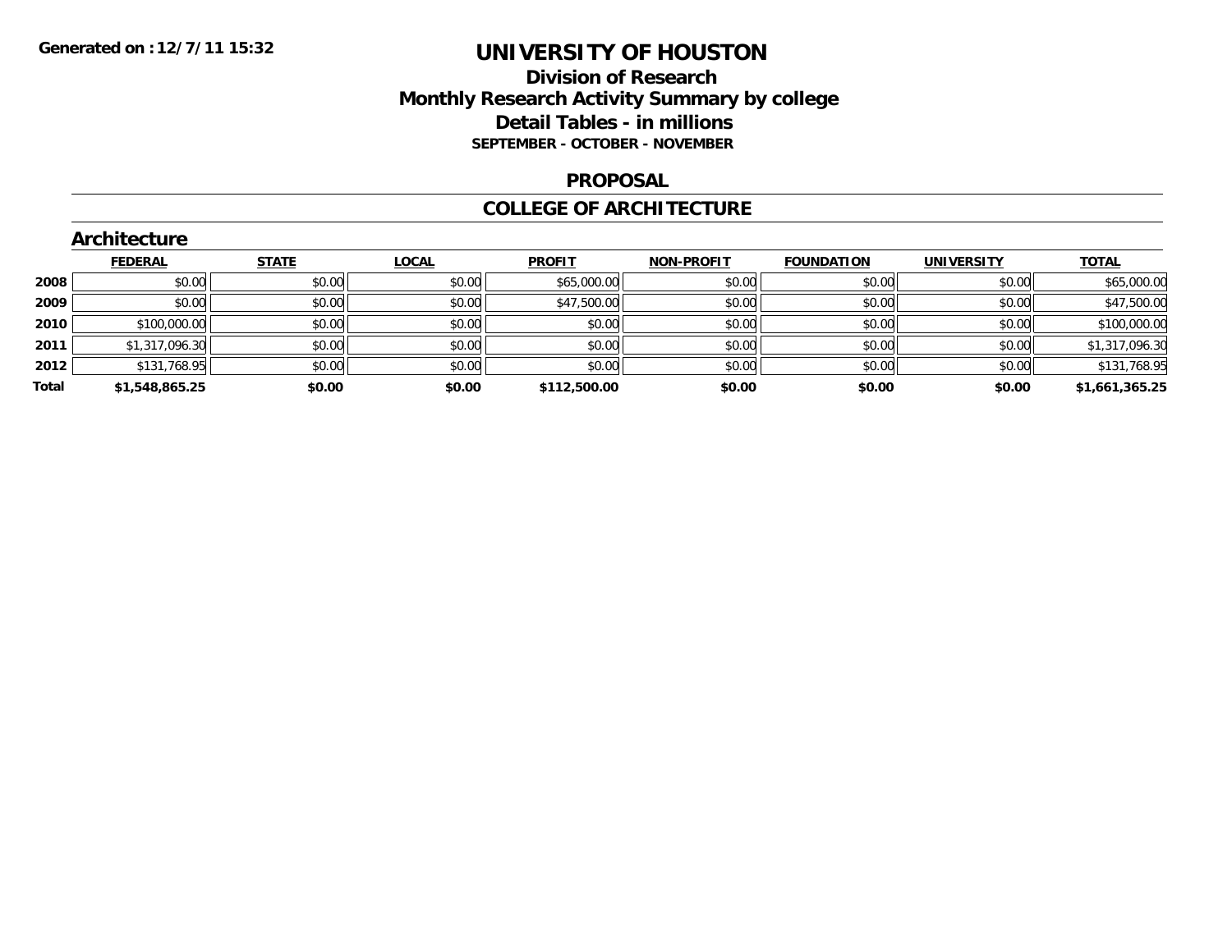**Generated on :12/7/11 15:32**

# UNIVERSITY OF HOUSTON

## Division of Research
## Monthly Research Activity Summary by college
## Detail Tables - in millions
### SEPTEMBER - OCTOBER - NOVEMBER

## PROPOSAL

## COLLEGE OF ARCHITECTURE

### Architecture

| | FEDERAL | STATE | LOCAL | PROFIT | NON-PROFIT | FOUNDATION | UNIVERSITY | TOTAL |
|---|---|---|---|---|---|---|---|---|
| 2008 | $0.00 | $0.00 | $0.00 | $65,000.00 | $0.00 | $0.00 | $0.00 | $65,000.00 |
| 2009 | $0.00 | $0.00 | $0.00 | $47,500.00 | $0.00 | $0.00 | $0.00 | $47,500.00 |
| 2010 | $100,000.00 | $0.00 | $0.00 | $0.00 | $0.00 | $0.00 | $0.00 | $100,000.00 |
| 2011 | $1,317,096.30 | $0.00 | $0.00 | $0.00 | $0.00 | $0.00 | $0.00 | $1,317,096.30 |
| 2012 | $131,768.95 | $0.00 | $0.00 | $0.00 | $0.00 | $0.00 | $0.00 | $131,768.95 |
| **Total** | **$1,548,865.25** | **$0.00** | **$0.00** | **$112,500.00** | **$0.00** | **$0.00** | **$0.00** | **$1,661,365.25** |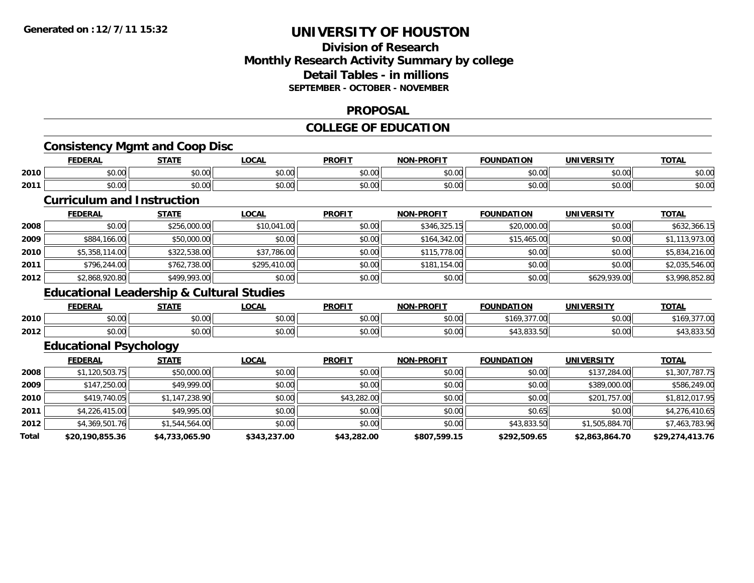**Generated on :12/7/11 15:32**

# UNIVERSITY OF HOUSTON

## Division of Research
## Monthly Research Activity Summary by college
## Detail Tables - in millions
### SEPTEMBER - OCTOBER - NOVEMBER

## PROPOSAL

## COLLEGE OF EDUCATION

### Consistency Mgmt and Coop Disc

| | FEDERAL | STATE | LOCAL | PROFIT | NON-PROFIT | FOUNDATION | UNIVERSITY | TOTAL |
|---|---|---|---|---|---|---|---|---|
| 2010 | $0.00 | $0.00 | $0.00 | $0.00 | $0.00 | $0.00 | $0.00 | $0.00 |
| 2011 | $0.00 | $0.00 | $0.00 | $0.00 | $0.00 | $0.00 | $0.00 | $0.00 |

### Curriculum and Instruction

| | FEDERAL | STATE | LOCAL | PROFIT | NON-PROFIT | FOUNDATION | UNIVERSITY | TOTAL |
|---|---|---|---|---|---|---|---|---|
| 2008 | $0.00 | $256,000.00 | $10,041.00 | $0.00 | $346,325.15 | $20,000.00 | $0.00 | $632,366.15 |
| 2009 | $884,166.00 | $50,000.00 | $0.00 | $0.00 | $164,342.00 | $15,465.00 | $0.00 | $1,113,973.00 |
| 2010 | $5,358,114.00 | $322,538.00 | $37,786.00 | $0.00 | $115,778.00 | $0.00 | $0.00 | $5,834,216.00 |
| 2011 | $796,244.00 | $762,738.00 | $295,410.00 | $0.00 | $181,154.00 | $0.00 | $0.00 | $2,035,546.00 |
| 2012 | $2,868,920.80 | $499,993.00 | $0.00 | $0.00 | $0.00 | $0.00 | $629,939.00 | $3,998,852.80 |

### Educational Leadership & Cultural Studies

| | FEDERAL | STATE | LOCAL | PROFIT | NON-PROFIT | FOUNDATION | UNIVERSITY | TOTAL |
|---|---|---|---|---|---|---|---|---|
| 2010 | $0.00 | $0.00 | $0.00 | $0.00 | $0.00 | $169,377.00 | $0.00 | $169,377.00 |
| 2012 | $0.00 | $0.00 | $0.00 | $0.00 | $0.00 | $43,833.50 | $0.00 | $43,833.50 |

### Educational Psychology

| | FEDERAL | STATE | LOCAL | PROFIT | NON-PROFIT | FOUNDATION | UNIVERSITY | TOTAL |
|---|---|---|---|---|---|---|---|---|
| 2008 | $1,120,503.75 | $50,000.00 | $0.00 | $0.00 | $0.00 | $0.00 | $137,284.00 | $1,307,787.75 |
| 2009 | $147,250.00 | $49,999.00 | $0.00 | $0.00 | $0.00 | $0.00 | $389,000.00 | $586,249.00 |
| 2010 | $419,740.05 | $1,147,238.90 | $0.00 | $43,282.00 | $0.00 | $0.00 | $201,757.00 | $1,812,017.95 |
| 2011 | $4,226,415.00 | $49,995.00 | $0.00 | $0.00 | $0.00 | $0.65 | $0.00 | $4,276,410.65 |
| 2012 | $4,369,501.76 | $1,544,564.00 | $0.00 | $0.00 | $0.00 | $43,833.50 | $1,505,884.70 | $7,463,783.96 |
| **Total** | **$20,190,855.36** | **$4,733,065.90** | **$343,237.00** | **$43,282.00** | **$807,599.15** | **$292,509.65** | **$2,863,864.70** | **$29,274,413.76** |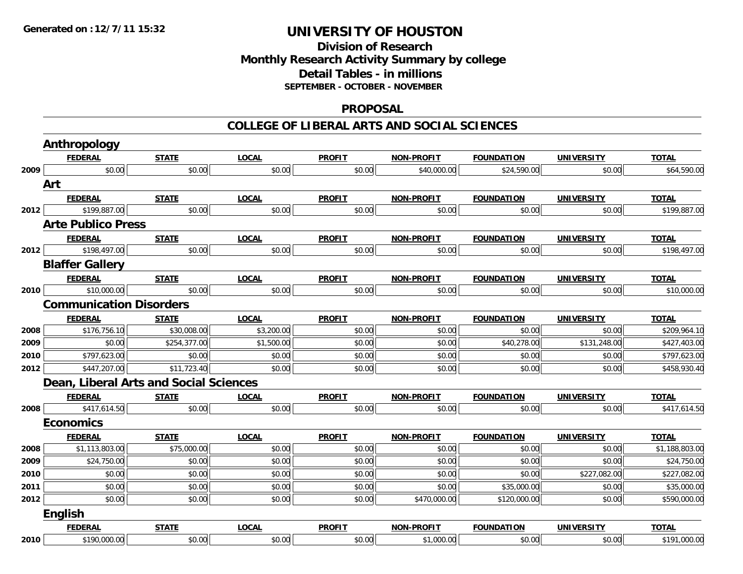# UNIVERSITY OF HOUSTON

## Division of Research
## Monthly Research Activity Summary by college
## Detail Tables - in millions
### SEPTEMBER - OCTOBER - NOVEMBER

### PROPOSAL

### COLLEGE OF LIBERAL ARTS AND SOCIAL SCIENCES

#### Anthropology

| | FEDERAL | STATE | LOCAL | PROFIT | NON-PROFIT | FOUNDATION | UNIVERSITY | TOTAL |
|---|---|---|---|---|---|---|---|---|
| 2009 | $0.00 | $0.00 | $0.00 | $0.00 | $40,000.00 | $24,590.00 | $0.00 | $64,590.00 |

#### Art

| | FEDERAL | STATE | LOCAL | PROFIT | NON-PROFIT | FOUNDATION | UNIVERSITY | TOTAL |
|---|---|---|---|---|---|---|---|---|
| 2012 | $199,887.00 | $0.00 | $0.00 | $0.00 | $0.00 | $0.00 | $0.00 | $199,887.00 |

#### Arte Publico Press

| | FEDERAL | STATE | LOCAL | PROFIT | NON-PROFIT | FOUNDATION | UNIVERSITY | TOTAL |
|---|---|---|---|---|---|---|---|---|
| 2012 | $198,497.00 | $0.00 | $0.00 | $0.00 | $0.00 | $0.00 | $0.00 | $198,497.00 |

#### Blaffer Gallery

| | FEDERAL | STATE | LOCAL | PROFIT | NON-PROFIT | FOUNDATION | UNIVERSITY | TOTAL |
|---|---|---|---|---|---|---|---|---|
| 2010 | $10,000.00 | $0.00 | $0.00 | $0.00 | $0.00 | $0.00 | $0.00 | $10,000.00 |

#### Communication Disorders

| | FEDERAL | STATE | LOCAL | PROFIT | NON-PROFIT | FOUNDATION | UNIVERSITY | TOTAL |
|---|---|---|---|---|---|---|---|---|
| 2008 | $176,756.10 | $30,008.00 | $3,200.00 | $0.00 | $0.00 | $0.00 | $0.00 | $209,964.10 |
| 2009 | $0.00 | $254,377.00 | $1,500.00 | $0.00 | $0.00 | $40,278.00 | $131,248.00 | $427,403.00 |
| 2010 | $797,623.00 | $0.00 | $0.00 | $0.00 | $0.00 | $0.00 | $0.00 | $797,623.00 |
| 2012 | $447,207.00 | $11,723.40 | $0.00 | $0.00 | $0.00 | $0.00 | $0.00 | $458,930.40 |

#### Dean, Liberal Arts and Social Sciences

| | FEDERAL | STATE | LOCAL | PROFIT | NON-PROFIT | FOUNDATION | UNIVERSITY | TOTAL |
|---|---|---|---|---|---|---|---|---|
| 2008 | $417,614.50 | $0.00 | $0.00 | $0.00 | $0.00 | $0.00 | $0.00 | $417,614.50 |

#### Economics

| | FEDERAL | STATE | LOCAL | PROFIT | NON-PROFIT | FOUNDATION | UNIVERSITY | TOTAL |
|---|---|---|---|---|---|---|---|---|
| 2008 | $1,113,803.00 | $75,000.00 | $0.00 | $0.00 | $0.00 | $0.00 | $0.00 | $1,188,803.00 |
| 2009 | $24,750.00 | $0.00 | $0.00 | $0.00 | $0.00 | $0.00 | $0.00 | $24,750.00 |
| 2010 | $0.00 | $0.00 | $0.00 | $0.00 | $0.00 | $0.00 | $227,082.00 | $227,082.00 |
| 2011 | $0.00 | $0.00 | $0.00 | $0.00 | $0.00 | $35,000.00 | $0.00 | $35,000.00 |
| 2012 | $0.00 | $0.00 | $0.00 | $0.00 | $470,000.00 | $120,000.00 | $0.00 | $590,000.00 |

#### English

| | FEDERAL | STATE | LOCAL | PROFIT | NON-PROFIT | FOUNDATION | UNIVERSITY | TOTAL |
|---|---|---|---|---|---|---|---|---|
| 2010 | $190,000.00 | $0.00 | $0.00 | $0.00 | $1,000.00 | $0.00 | $0.00 | $191,000.00 |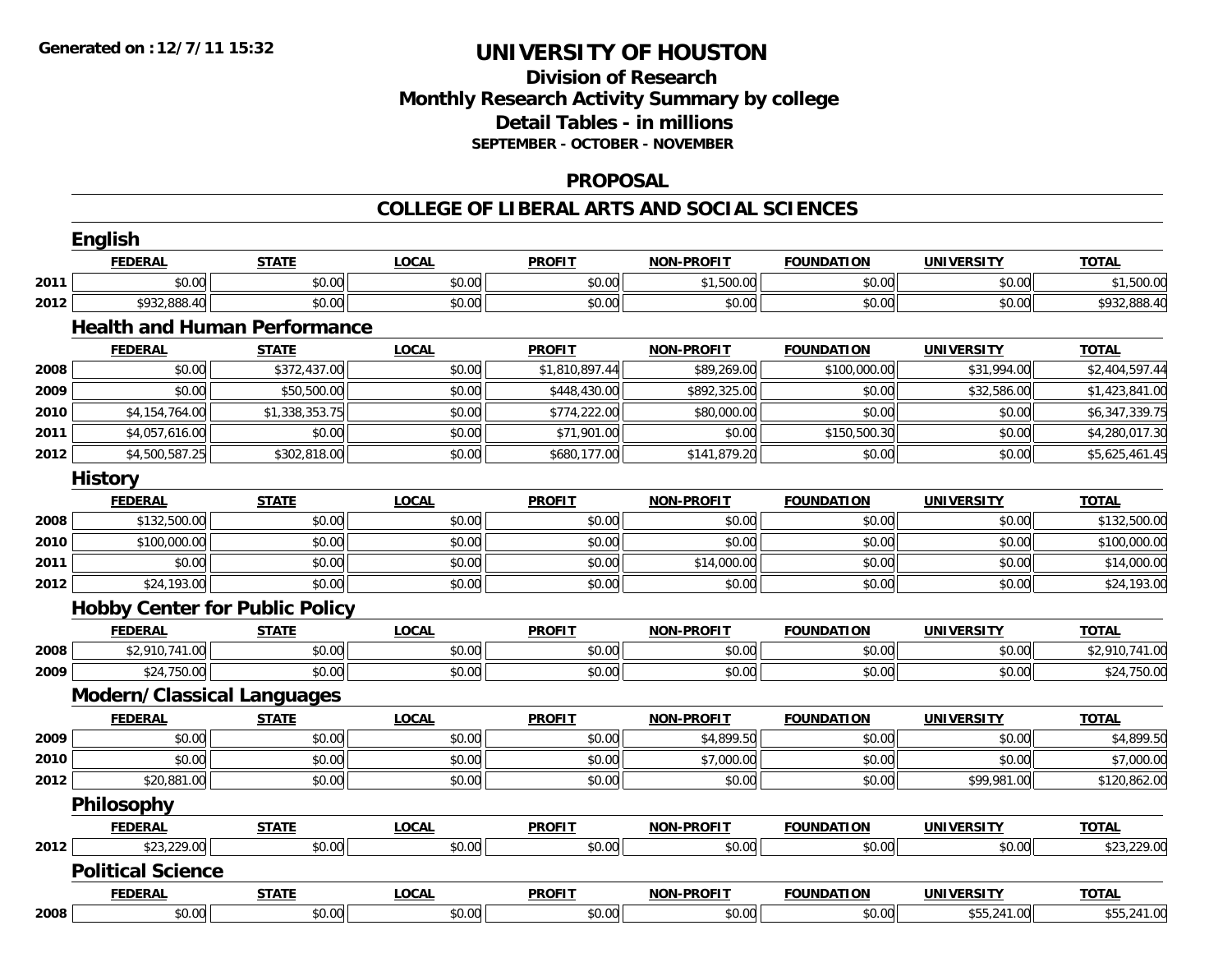# UNIVERSITY OF HOUSTON

## Division of Research
## Monthly Research Activity Summary by college
## Detail Tables - in millions
### SEPTEMBER - OCTOBER - NOVEMBER

Generated on :12/7/11 15:32

## PROPOSAL

## COLLEGE OF LIBERAL ARTS AND SOCIAL SCIENCES

### English

| | FEDERAL | STATE | LOCAL | PROFIT | NON-PROFIT | FOUNDATION | UNIVERSITY | TOTAL |
|---|---|---|---|---|---|---|---|---|
| 2011 | $0.00 | $0.00 | $0.00 | $0.00 | $1,500.00 | $0.00 | $0.00 | $1,500.00 |
| 2012 | $932,888.40 | $0.00 | $0.00 | $0.00 | $0.00 | $0.00 | $0.00 | $932,888.40 |

### Health and Human Performance

| | FEDERAL | STATE | LOCAL | PROFIT | NON-PROFIT | FOUNDATION | UNIVERSITY | TOTAL |
|---|---|---|---|---|---|---|---|---|
| 2008 | $0.00 | $372,437.00 | $0.00 | $1,810,897.44 | $89,269.00 | $100,000.00 | $31,994.00 | $2,404,597.44 |
| 2009 | $0.00 | $50,500.00 | $0.00 | $448,430.00 | $892,325.00 | $0.00 | $32,586.00 | $1,423,841.00 |
| 2010 | $4,154,764.00 | $1,338,353.75 | $0.00 | $774,222.00 | $80,000.00 | $0.00 | $0.00 | $6,347,339.75 |
| 2011 | $4,057,616.00 | $0.00 | $0.00 | $71,901.00 | $0.00 | $150,500.30 | $0.00 | $4,280,017.30 |
| 2012 | $4,500,587.25 | $302,818.00 | $0.00 | $680,177.00 | $141,879.20 | $0.00 | $0.00 | $5,625,461.45 |

### History

| | FEDERAL | STATE | LOCAL | PROFIT | NON-PROFIT | FOUNDATION | UNIVERSITY | TOTAL |
|---|---|---|---|---|---|---|---|---|
| 2008 | $132,500.00 | $0.00 | $0.00 | $0.00 | $0.00 | $0.00 | $0.00 | $132,500.00 |
| 2010 | $100,000.00 | $0.00 | $0.00 | $0.00 | $0.00 | $0.00 | $0.00 | $100,000.00 |
| 2011 | $0.00 | $0.00 | $0.00 | $0.00 | $14,000.00 | $0.00 | $0.00 | $14,000.00 |
| 2012 | $24,193.00 | $0.00 | $0.00 | $0.00 | $0.00 | $0.00 | $0.00 | $24,193.00 |

### Hobby Center for Public Policy

| | FEDERAL | STATE | LOCAL | PROFIT | NON-PROFIT | FOUNDATION | UNIVERSITY | TOTAL |
|---|---|---|---|---|---|---|---|---|
| 2008 | $2,910,741.00 | $0.00 | $0.00 | $0.00 | $0.00 | $0.00 | $0.00 | $2,910,741.00 |
| 2009 | $24,750.00 | $0.00 | $0.00 | $0.00 | $0.00 | $0.00 | $0.00 | $24,750.00 |

### Modern/Classical Languages

| | FEDERAL | STATE | LOCAL | PROFIT | NON-PROFIT | FOUNDATION | UNIVERSITY | TOTAL |
|---|---|---|---|---|---|---|---|---|
| 2009 | $0.00 | $0.00 | $0.00 | $0.00 | $4,899.50 | $0.00 | $0.00 | $4,899.50 |
| 2010 | $0.00 | $0.00 | $0.00 | $0.00 | $7,000.00 | $0.00 | $0.00 | $7,000.00 |
| 2012 | $20,881.00 | $0.00 | $0.00 | $0.00 | $0.00 | $0.00 | $99,981.00 | $120,862.00 |

### Philosophy

| | FEDERAL | STATE | LOCAL | PROFIT | NON-PROFIT | FOUNDATION | UNIVERSITY | TOTAL |
|---|---|---|---|---|---|---|---|---|
| 2012 | $23,229.00 | $0.00 | $0.00 | $0.00 | $0.00 | $0.00 | $0.00 | $23,229.00 |

### Political Science

| | FEDERAL | STATE | LOCAL | PROFIT | NON-PROFIT | FOUNDATION | UNIVERSITY | TOTAL |
|---|---|---|---|---|---|---|---|---|
| 2008 | $0.00 | $0.00 | $0.00 | $0.00 | $0.00 | $0.00 | $55,241.00 | $55,241.00 |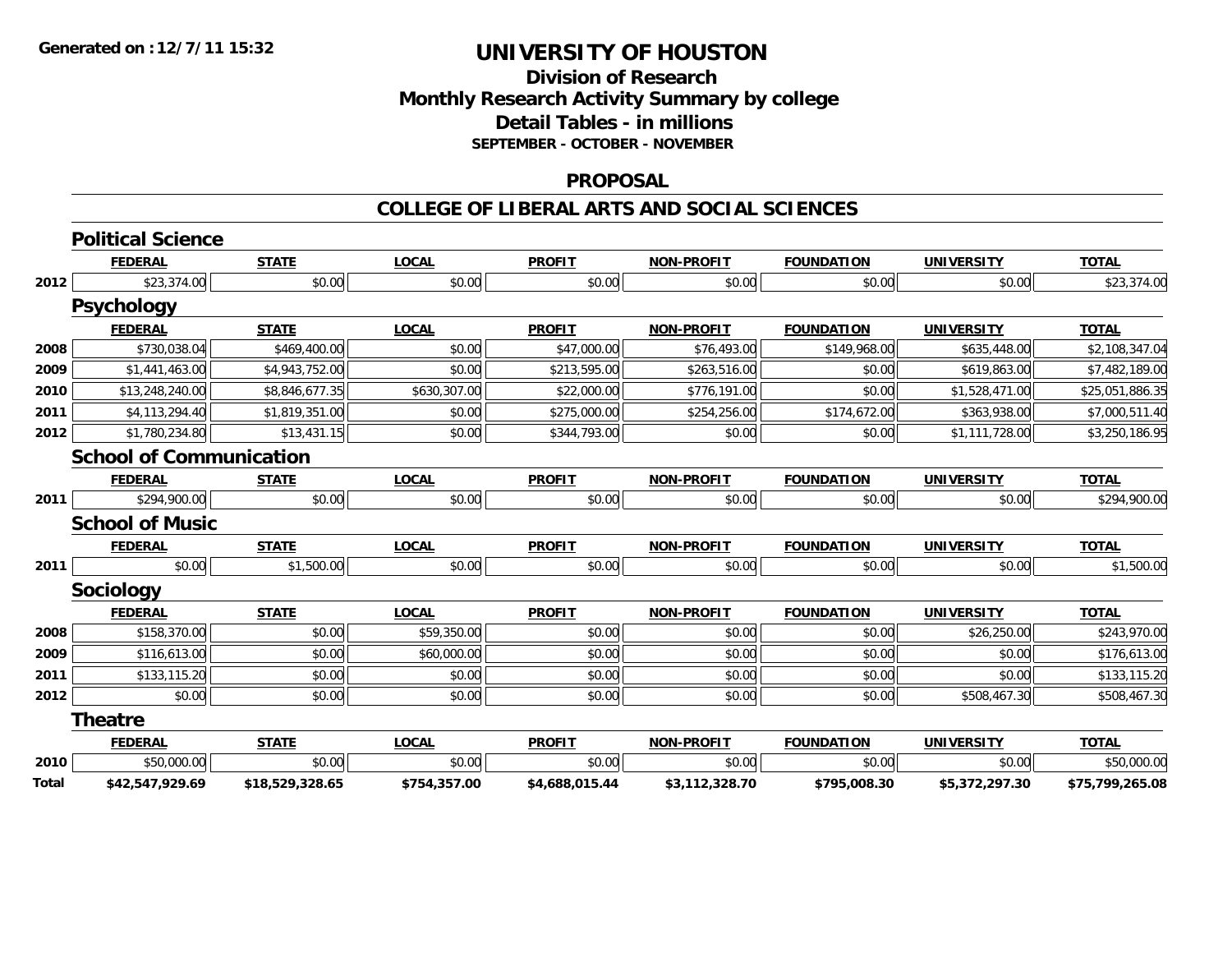# UNIVERSITY OF HOUSTON

## Division of Research
## Monthly Research Activity Summary by college
## Detail Tables - in millions
### SEPTEMBER - OCTOBER - NOVEMBER

## PROPOSAL

## COLLEGE OF LIBERAL ARTS AND SOCIAL SCIENCES

### Political Science

| | FEDERAL | STATE | LOCAL | PROFIT | NON-PROFIT | FOUNDATION | UNIVERSITY | TOTAL |
|---|---|---|---|---|---|---|---|---|
| 2012 | $23,374.00 | $0.00 | $0.00 | $0.00 | $0.00 | $0.00 | $0.00 | $23,374.00 |

### Psychology

| | FEDERAL | STATE | LOCAL | PROFIT | NON-PROFIT | FOUNDATION | UNIVERSITY | TOTAL |
|---|---|---|---|---|---|---|---|---|
| 2008 | $730,038.04 | $469,400.00 | $0.00 | $47,000.00 | $76,493.00 | $149,968.00 | $635,448.00 | $2,108,347.04 |
| 2009 | $1,441,463.00 | $4,943,752.00 | $0.00 | $213,595.00 | $263,516.00 | $0.00 | $619,863.00 | $7,482,189.00 |
| 2010 | $13,248,240.00 | $8,846,677.35 | $630,307.00 | $22,000.00 | $776,191.00 | $0.00 | $1,528,471.00 | $25,051,886.35 |
| 2011 | $4,113,294.40 | $1,819,351.00 | $0.00 | $275,000.00 | $254,256.00 | $174,672.00 | $363,938.00 | $7,000,511.40 |
| 2012 | $1,780,234.80 | $13,431.15 | $0.00 | $344,793.00 | $0.00 | $0.00 | $1,111,728.00 | $3,250,186.95 |

### School of Communication

| | FEDERAL | STATE | LOCAL | PROFIT | NON-PROFIT | FOUNDATION | UNIVERSITY | TOTAL |
|---|---|---|---|---|---|---|---|---|
| 2011 | $294,900.00 | $0.00 | $0.00 | $0.00 | $0.00 | $0.00 | $0.00 | $294,900.00 |

### School of Music

| | FEDERAL | STATE | LOCAL | PROFIT | NON-PROFIT | FOUNDATION | UNIVERSITY | TOTAL |
|---|---|---|---|---|---|---|---|---|
| 2011 | $0.00 | $1,500.00 | $0.00 | $0.00 | $0.00 | $0.00 | $0.00 | $1,500.00 |

### Sociology

| | FEDERAL | STATE | LOCAL | PROFIT | NON-PROFIT | FOUNDATION | UNIVERSITY | TOTAL |
|---|---|---|---|---|---|---|---|---|
| 2008 | $158,370.00 | $0.00 | $59,350.00 | $0.00 | $0.00 | $0.00 | $26,250.00 | $243,970.00 |
| 2009 | $116,613.00 | $0.00 | $60,000.00 | $0.00 | $0.00 | $0.00 | $0.00 | $176,613.00 |
| 2011 | $133,115.20 | $0.00 | $0.00 | $0.00 | $0.00 | $0.00 | $0.00 | $133,115.20 |
| 2012 | $0.00 | $0.00 | $0.00 | $0.00 | $0.00 | $0.00 | $508,467.30 | $508,467.30 |

### Theatre

| | FEDERAL | STATE | LOCAL | PROFIT | NON-PROFIT | FOUNDATION | UNIVERSITY | TOTAL |
|---|---|---|---|---|---|---|---|---|
| 2010 | $50,000.00 | $0.00 | $0.00 | $0.00 | $0.00 | $0.00 | $0.00 | $50,000.00 |
| **Total** | **$42,547,929.69** | **$18,529,328.65** | **$754,357.00** | **$4,688,015.44** | **$3,112,328.70** | **$795,008.30** | **$5,372,297.30** | **$75,799,265.08** |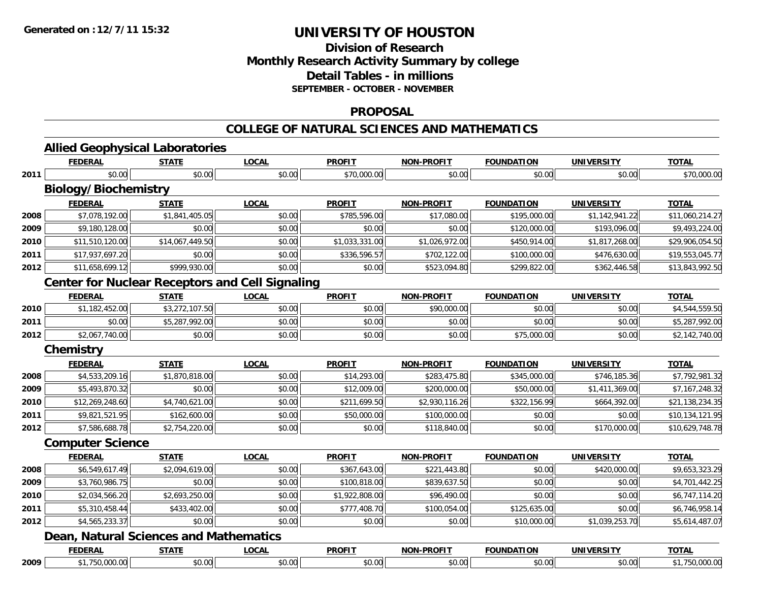Generated on :12/7/11 15:32

# UNIVERSITY OF HOUSTON

## Division of Research
## Monthly Research Activity Summary by college
## Detail Tables - in millions
### SEPTEMBER - OCTOBER - NOVEMBER

## PROPOSAL

## COLLEGE OF NATURAL SCIENCES AND MATHEMATICS

### Allied Geophysical Laboratories

| | FEDERAL | STATE | LOCAL | PROFIT | NON-PROFIT | FOUNDATION | UNIVERSITY | TOTAL |
|---|---|---|---|---|---|---|---|---|
| 2011 | $0.00 | $0.00 | $0.00 | $70,000.00 | $0.00 | $0.00 | $0.00 | $70,000.00 |

### Biology/Biochemistry

| | FEDERAL | STATE | LOCAL | PROFIT | NON-PROFIT | FOUNDATION | UNIVERSITY | TOTAL |
|---|---|---|---|---|---|---|---|---|
| 2008 | $7,078,192.00 | $1,841,405.05 | $0.00 | $785,596.00 | $17,080.00 | $195,000.00 | $1,142,941.22 | $11,060,214.27 |
| 2009 | $9,180,128.00 | $0.00 | $0.00 | $0.00 | $0.00 | $120,000.00 | $193,096.00 | $9,493,224.00 |
| 2010 | $11,510,120.00 | $14,067,449.50 | $0.00 | $1,033,331.00 | $1,026,972.00 | $450,914.00 | $1,817,268.00 | $29,906,054.50 |
| 2011 | $17,937,697.20 | $0.00 | $0.00 | $336,596.57 | $702,122.00 | $100,000.00 | $476,630.00 | $19,553,045.77 |
| 2012 | $11,658,699.12 | $999,930.00 | $0.00 | $0.00 | $523,094.80 | $299,822.00 | $362,446.58 | $13,843,992.50 |

### Center for Nuclear Receptors and Cell Signaling

| | FEDERAL | STATE | LOCAL | PROFIT | NON-PROFIT | FOUNDATION | UNIVERSITY | TOTAL |
|---|---|---|---|---|---|---|---|---|
| 2010 | $1,182,452.00 | $3,272,107.50 | $0.00 | $0.00 | $90,000.00 | $0.00 | $0.00 | $4,544,559.50 |
| 2011 | $0.00 | $5,287,992.00 | $0.00 | $0.00 | $0.00 | $0.00 | $0.00 | $5,287,992.00 |
| 2012 | $2,067,740.00 | $0.00 | $0.00 | $0.00 | $0.00 | $75,000.00 | $0.00 | $2,142,740.00 |

### Chemistry

| | FEDERAL | STATE | LOCAL | PROFIT | NON-PROFIT | FOUNDATION | UNIVERSITY | TOTAL |
|---|---|---|---|---|---|---|---|---|
| 2008 | $4,533,209.16 | $1,870,818.00 | $0.00 | $14,293.00 | $283,475.80 | $345,000.00 | $746,185.36 | $7,792,981.32 |
| 2009 | $5,493,870.32 | $0.00 | $0.00 | $12,009.00 | $200,000.00 | $50,000.00 | $1,411,369.00 | $7,167,248.32 |
| 2010 | $12,269,248.60 | $4,740,621.00 | $0.00 | $211,699.50 | $2,930,116.26 | $322,156.99 | $664,392.00 | $21,138,234.35 |
| 2011 | $9,821,521.95 | $162,600.00 | $0.00 | $50,000.00 | $100,000.00 | $0.00 | $0.00 | $10,134,121.95 |
| 2012 | $7,586,688.78 | $2,754,220.00 | $0.00 | $0.00 | $118,840.00 | $0.00 | $170,000.00 | $10,629,748.78 |

### Computer Science

| | FEDERAL | STATE | LOCAL | PROFIT | NON-PROFIT | FOUNDATION | UNIVERSITY | TOTAL |
|---|---|---|---|---|---|---|---|---|
| 2008 | $6,549,617.49 | $2,094,619.00 | $0.00 | $367,643.00 | $221,443.80 | $0.00 | $420,000.00 | $9,653,323.29 |
| 2009 | $3,760,986.75 | $0.00 | $0.00 | $100,818.00 | $839,637.50 | $0.00 | $0.00 | $4,701,442.25 |
| 2010 | $2,034,566.20 | $2,693,250.00 | $0.00 | $1,922,808.00 | $96,490.00 | $0.00 | $0.00 | $6,747,114.20 |
| 2011 | $5,310,458.44 | $433,402.00 | $0.00 | $777,408.70 | $100,054.00 | $125,635.00 | $0.00 | $6,746,958.14 |
| 2012 | $4,565,233.37 | $0.00 | $0.00 | $0.00 | $0.00 | $10,000.00 | $1,039,253.70 | $5,614,487.07 |

### Dean, Natural Sciences and Mathematics

| | FEDERAL | STATE | LOCAL | PROFIT | NON-PROFIT | FOUNDATION | UNIVERSITY | TOTAL |
|---|---|---|---|---|---|---|---|---|
| 2009 | $1,750,000.00 | $0.00 | $0.00 | $0.00 | $0.00 | $0.00 | $0.00 | $1,750,000.00 |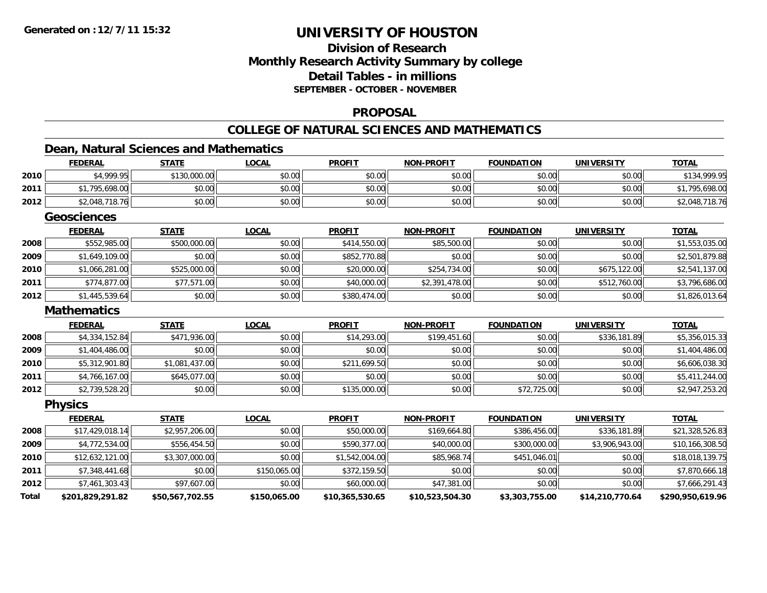**Generated on :12/7/11 15:32**

# UNIVERSITY OF HOUSTON

## Division of Research
## Monthly Research Activity Summary by college
## Detail Tables - in millions
### SEPTEMBER - OCTOBER - NOVEMBER

## PROPOSAL

## COLLEGE OF NATURAL SCIENCES AND MATHEMATICS

### Dean, Natural Sciences and Mathematics

| | FEDERAL | STATE | LOCAL | PROFIT | NON-PROFIT | FOUNDATION | UNIVERSITY | TOTAL |
|---|---|---|---|---|---|---|---|---|
| 2010 | $4,999.95 | $130,000.00 | $0.00 | $0.00 | $0.00 | $0.00 | $0.00 | $134,999.95 |
| 2011 | $1,795,698.00 | $0.00 | $0.00 | $0.00 | $0.00 | $0.00 | $0.00 | $1,795,698.00 |
| 2012 | $2,048,718.76 | $0.00 | $0.00 | $0.00 | $0.00 | $0.00 | $0.00 | $2,048,718.76 |

### Geosciences

| | FEDERAL | STATE | LOCAL | PROFIT | NON-PROFIT | FOUNDATION | UNIVERSITY | TOTAL |
|---|---|---|---|---|---|---|---|---|
| 2008 | $552,985.00 | $500,000.00 | $0.00 | $414,550.00 | $85,500.00 | $0.00 | $0.00 | $1,553,035.00 |
| 2009 | $1,649,109.00 | $0.00 | $0.00 | $852,770.88 | $0.00 | $0.00 | $0.00 | $2,501,879.88 |
| 2010 | $1,066,281.00 | $525,000.00 | $0.00 | $20,000.00 | $254,734.00 | $0.00 | $675,122.00 | $2,541,137.00 |
| 2011 | $774,877.00 | $77,571.00 | $0.00 | $40,000.00 | $2,391,478.00 | $0.00 | $512,760.00 | $3,796,686.00 |
| 2012 | $1,445,539.64 | $0.00 | $0.00 | $380,474.00 | $0.00 | $0.00 | $0.00 | $1,826,013.64 |

### Mathematics

| | FEDERAL | STATE | LOCAL | PROFIT | NON-PROFIT | FOUNDATION | UNIVERSITY | TOTAL |
|---|---|---|---|---|---|---|---|---|
| 2008 | $4,334,152.84 | $471,936.00 | $0.00 | $14,293.00 | $199,451.60 | $0.00 | $336,181.89 | $5,356,015.33 |
| 2009 | $1,404,486.00 | $0.00 | $0.00 | $0.00 | $0.00 | $0.00 | $0.00 | $1,404,486.00 |
| 2010 | $5,312,901.80 | $1,081,437.00 | $0.00 | $211,699.50 | $0.00 | $0.00 | $0.00 | $6,606,038.30 |
| 2011 | $4,766,167.00 | $645,077.00 | $0.00 | $0.00 | $0.00 | $0.00 | $0.00 | $5,411,244.00 |
| 2012 | $2,739,528.20 | $0.00 | $0.00 | $135,000.00 | $0.00 | $72,725.00 | $0.00 | $2,947,253.20 |

### Physics

| | FEDERAL | STATE | LOCAL | PROFIT | NON-PROFIT | FOUNDATION | UNIVERSITY | TOTAL |
|---|---|---|---|---|---|---|---|---|
| 2008 | $17,429,018.14 | $2,957,206.00 | $0.00 | $50,000.00 | $169,664.80 | $386,456.00 | $336,181.89 | $21,328,526.83 |
| 2009 | $4,772,534.00 | $556,454.50 | $0.00 | $590,377.00 | $40,000.00 | $300,000.00 | $3,906,943.00 | $10,166,308.50 |
| 2010 | $12,632,121.00 | $3,307,000.00 | $0.00 | $1,542,004.00 | $85,968.74 | $451,046.01 | $0.00 | $18,018,139.75 |
| 2011 | $7,348,441.68 | $0.00 | $150,065.00 | $372,159.50 | $0.00 | $0.00 | $0.00 | $7,870,666.18 |
| 2012 | $7,461,303.43 | $97,607.00 | $0.00 | $60,000.00 | $47,381.00 | $0.00 | $0.00 | $7,666,291.43 |
| **Total** | **$201,829,291.82** | **$50,567,702.55** | **$150,065.00** | **$10,365,530.65** | **$10,523,504.30** | **$3,303,755.00** | **$14,210,770.64** | **$290,950,619.96** |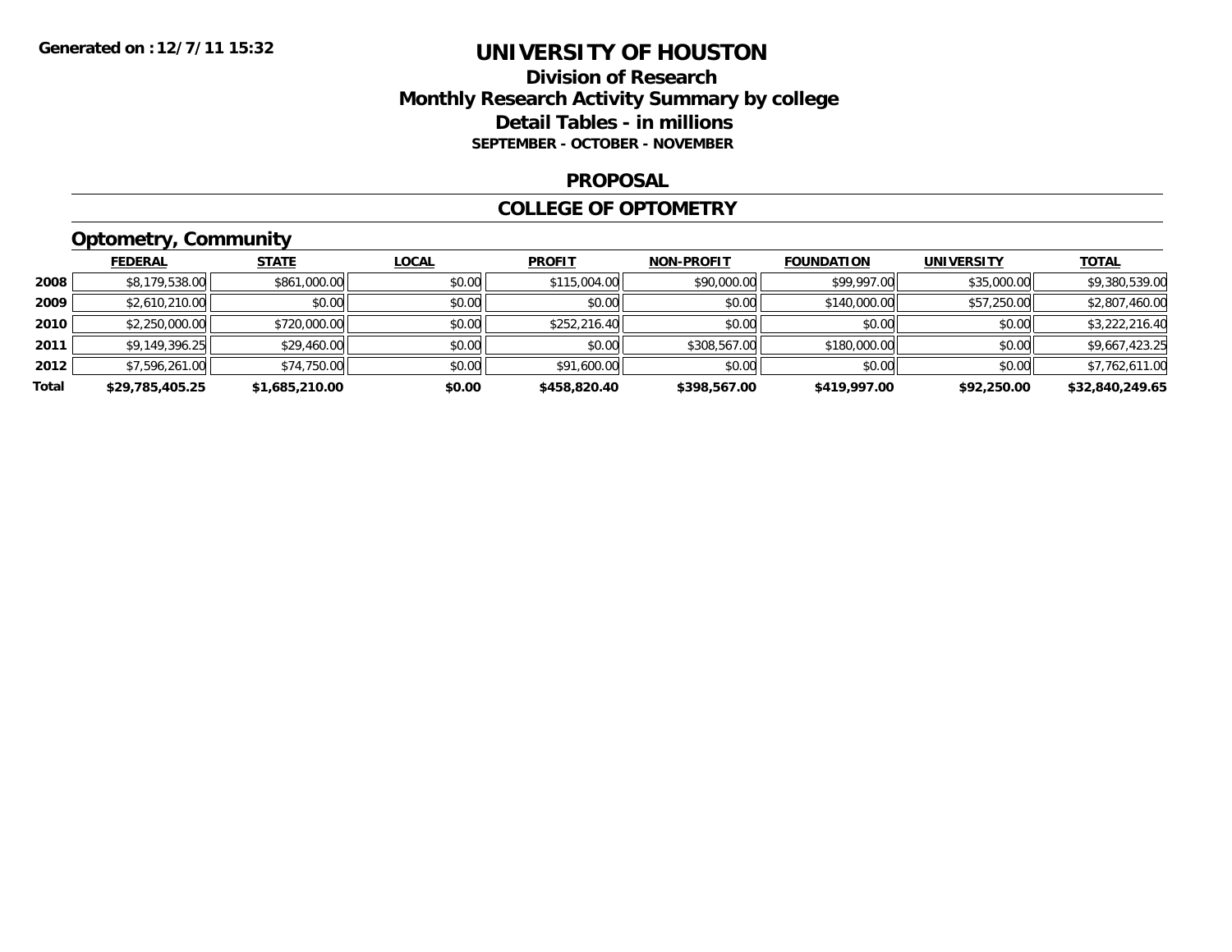Generated on :12/7/11 15:32

# UNIVERSITY OF HOUSTON

## Division of Research
## Monthly Research Activity Summary by college
## Detail Tables - in millions
**SEPTEMBER - OCTOBER - NOVEMBER**

## PROPOSAL

## COLLEGE OF OPTOMETRY

### Optometry, Community

| | FEDERAL | STATE | LOCAL | PROFIT | NON-PROFIT | FOUNDATION | UNIVERSITY | TOTAL |
|---|---|---|---|---|---|---|---|---|
| 2008 | $8,179,538.00 | $861,000.00 | $0.00 | $115,004.00 | $90,000.00 | $99,997.00 | $35,000.00 | $9,380,539.00 |
| 2009 | $2,610,210.00 | $0.00 | $0.00 | $0.00 | $0.00 | $140,000.00 | $57,250.00 | $2,807,460.00 |
| 2010 | $2,250,000.00 | $720,000.00 | $0.00 | $252,216.40 | $0.00 | $0.00 | $0.00 | $3,222,216.40 |
| 2011 | $9,149,396.25 | $29,460.00 | $0.00 | $0.00 | $308,567.00 | $180,000.00 | $0.00 | $9,667,423.25 |
| 2012 | $7,596,261.00 | $74,750.00 | $0.00 | $91,600.00 | $0.00 | $0.00 | $0.00 | $7,762,611.00 |
| **Total** | **$29,785,405.25** | **$1,685,210.00** | **$0.00** | **$458,820.40** | **$398,567.00** | **$419,997.00** | **$92,250.00** | **$32,840,249.65** |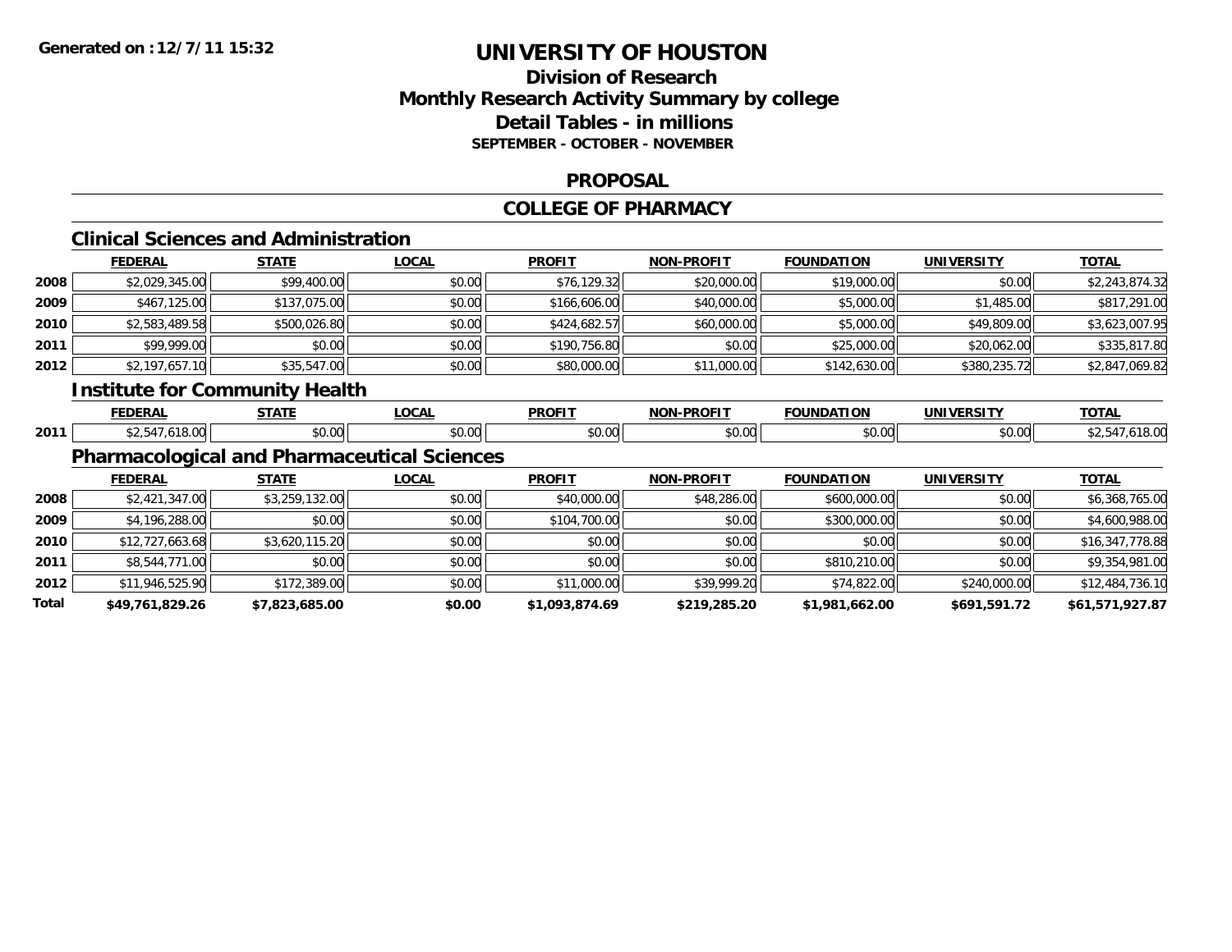**Generated on :12/7/11 15:32**

# UNIVERSITY OF HOUSTON

## Division of Research
## Monthly Research Activity Summary by college
## Detail Tables - in millions
### SEPTEMBER - OCTOBER - NOVEMBER

## PROPOSAL

## COLLEGE OF PHARMACY

### Clinical Sciences and Administration

| | FEDERAL | STATE | LOCAL | PROFIT | NON-PROFIT | FOUNDATION | UNIVERSITY | TOTAL |
|---|---|---|---|---|---|---|---|---|
| 2008 | $2,029,345.00 | $99,400.00 | $0.00 | $76,129.32 | $20,000.00 | $19,000.00 | $0.00 | $2,243,874.32 |
| 2009 | $467,125.00 | $137,075.00 | $0.00 | $166,606.00 | $40,000.00 | $5,000.00 | $1,485.00 | $817,291.00 |
| 2010 | $2,583,489.58 | $500,026.80 | $0.00 | $424,682.57 | $60,000.00 | $5,000.00 | $49,809.00 | $3,623,007.95 |
| 2011 | $99,999.00 | $0.00 | $0.00 | $190,756.80 | $0.00 | $25,000.00 | $20,062.00 | $335,817.80 |
| 2012 | $2,197,657.10 | $35,547.00 | $0.00 | $80,000.00 | $11,000.00 | $142,630.00 | $380,235.72 | $2,847,069.82 |

### Institute for Community Health

| | FEDERAL | STATE | LOCAL | PROFIT | NON-PROFIT | FOUNDATION | UNIVERSITY | TOTAL |
|---|---|---|---|---|---|---|---|---|
| 2011 | $2,547,618.00 | $0.00 | $0.00 | $0.00 | $0.00 | $0.00 | $0.00 | $2,547,618.00 |

### Pharmacological and Pharmaceutical Sciences

| | FEDERAL | STATE | LOCAL | PROFIT | NON-PROFIT | FOUNDATION | UNIVERSITY | TOTAL |
|---|---|---|---|---|---|---|---|---|
| 2008 | $2,421,347.00 | $3,259,132.00 | $0.00 | $40,000.00 | $48,286.00 | $600,000.00 | $0.00 | $6,368,765.00 |
| 2009 | $4,196,288.00 | $0.00 | $0.00 | $104,700.00 | $0.00 | $300,000.00 | $0.00 | $4,600,988.00 |
| 2010 | $12,727,663.68 | $3,620,115.20 | $0.00 | $0.00 | $0.00 | $0.00 | $0.00 | $16,347,778.88 |
| 2011 | $8,544,771.00 | $0.00 | $0.00 | $0.00 | $0.00 | $810,210.00 | $0.00 | $9,354,981.00 |
| 2012 | $11,946,525.90 | $172,389.00 | $0.00 | $11,000.00 | $39,999.20 | $74,822.00 | $240,000.00 | $12,484,736.10 |
| **Total** | **$49,761,829.26** | **$7,823,685.00** | **$0.00** | **$1,093,874.69** | **$219,285.20** | **$1,981,662.00** | **$691,591.72** | **$61,571,927.87** |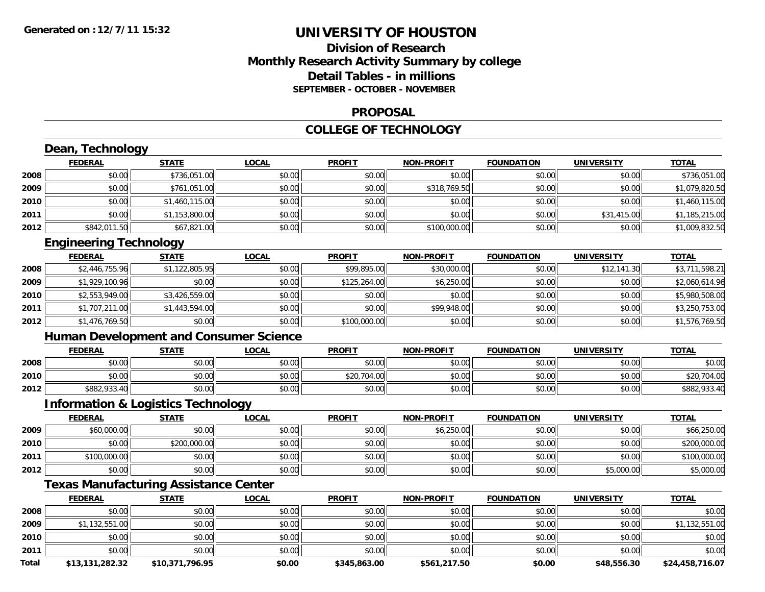Generated on :12/7/11 15:32

# UNIVERSITY OF HOUSTON

## Division of Research
## Monthly Research Activity Summary by college
## Detail Tables - in millions
### SEPTEMBER - OCTOBER - NOVEMBER

## PROPOSAL

## COLLEGE OF TECHNOLOGY

### Dean, Technology

| | FEDERAL | STATE | LOCAL | PROFIT | NON-PROFIT | FOUNDATION | UNIVERSITY | TOTAL |
|---|---|---|---|---|---|---|---|---|
| 2008 | $0.00 | $736,051.00 | $0.00 | $0.00 | $0.00 | $0.00 | $0.00 | $736,051.00 |
| 2009 | $0.00 | $761,051.00 | $0.00 | $0.00 | $318,769.50 | $0.00 | $0.00 | $1,079,820.50 |
| 2010 | $0.00 | $1,460,115.00 | $0.00 | $0.00 | $0.00 | $0.00 | $0.00 | $1,460,115.00 |
| 2011 | $0.00 | $1,153,800.00 | $0.00 | $0.00 | $0.00 | $0.00 | $31,415.00 | $1,185,215.00 |
| 2012 | $842,011.50 | $67,821.00 | $0.00 | $0.00 | $100,000.00 | $0.00 | $0.00 | $1,009,832.50 |

### Engineering Technology

| | FEDERAL | STATE | LOCAL | PROFIT | NON-PROFIT | FOUNDATION | UNIVERSITY | TOTAL |
|---|---|---|---|---|---|---|---|---|
| 2008 | $2,446,755.96 | $1,122,805.95 | $0.00 | $99,895.00 | $30,000.00 | $0.00 | $12,141.30 | $3,711,598.21 |
| 2009 | $1,929,100.96 | $0.00 | $0.00 | $125,264.00 | $6,250.00 | $0.00 | $0.00 | $2,060,614.96 |
| 2010 | $2,553,949.00 | $3,426,559.00 | $0.00 | $0.00 | $0.00 | $0.00 | $0.00 | $5,980,508.00 |
| 2011 | $1,707,211.00 | $1,443,594.00 | $0.00 | $0.00 | $99,948.00 | $0.00 | $0.00 | $3,250,753.00 |
| 2012 | $1,476,769.50 | $0.00 | $0.00 | $100,000.00 | $0.00 | $0.00 | $0.00 | $1,576,769.50 |

### Human Development and Consumer Science

| | FEDERAL | STATE | LOCAL | PROFIT | NON-PROFIT | FOUNDATION | UNIVERSITY | TOTAL |
|---|---|---|---|---|---|---|---|---|
| 2008 | $0.00 | $0.00 | $0.00 | $0.00 | $0.00 | $0.00 | $0.00 | $0.00 |
| 2010 | $0.00 | $0.00 | $0.00 | $20,704.00 | $0.00 | $0.00 | $0.00 | $20,704.00 |
| 2012 | $882,933.40 | $0.00 | $0.00 | $0.00 | $0.00 | $0.00 | $0.00 | $882,933.40 |

### Information & Logistics Technology

| | FEDERAL | STATE | LOCAL | PROFIT | NON-PROFIT | FOUNDATION | UNIVERSITY | TOTAL |
|---|---|---|---|---|---|---|---|---|
| 2009 | $60,000.00 | $0.00 | $0.00 | $0.00 | $6,250.00 | $0.00 | $0.00 | $66,250.00 |
| 2010 | $0.00 | $200,000.00 | $0.00 | $0.00 | $0.00 | $0.00 | $0.00 | $200,000.00 |
| 2011 | $100,000.00 | $0.00 | $0.00 | $0.00 | $0.00 | $0.00 | $0.00 | $100,000.00 |
| 2012 | $0.00 | $0.00 | $0.00 | $0.00 | $0.00 | $0.00 | $5,000.00 | $5,000.00 |

### Texas Manufacturing Assistance Center

| | FEDERAL | STATE | LOCAL | PROFIT | NON-PROFIT | FOUNDATION | UNIVERSITY | TOTAL |
|---|---|---|---|---|---|---|---|---|
| 2008 | $0.00 | $0.00 | $0.00 | $0.00 | $0.00 | $0.00 | $0.00 | $0.00 |
| 2009 | $1,132,551.00 | $0.00 | $0.00 | $0.00 | $0.00 | $0.00 | $0.00 | $1,132,551.00 |
| 2010 | $0.00 | $0.00 | $0.00 | $0.00 | $0.00 | $0.00 | $0.00 | $0.00 |
| 2011 | $0.00 | $0.00 | $0.00 | $0.00 | $0.00 | $0.00 | $0.00 | $0.00 |
| **Total** | **$13,131,282.32** | **$10,371,796.95** | **$0.00** | **$345,863.00** | **$561,217.50** | **$0.00** | **$48,556.30** | **$24,458,716.07** |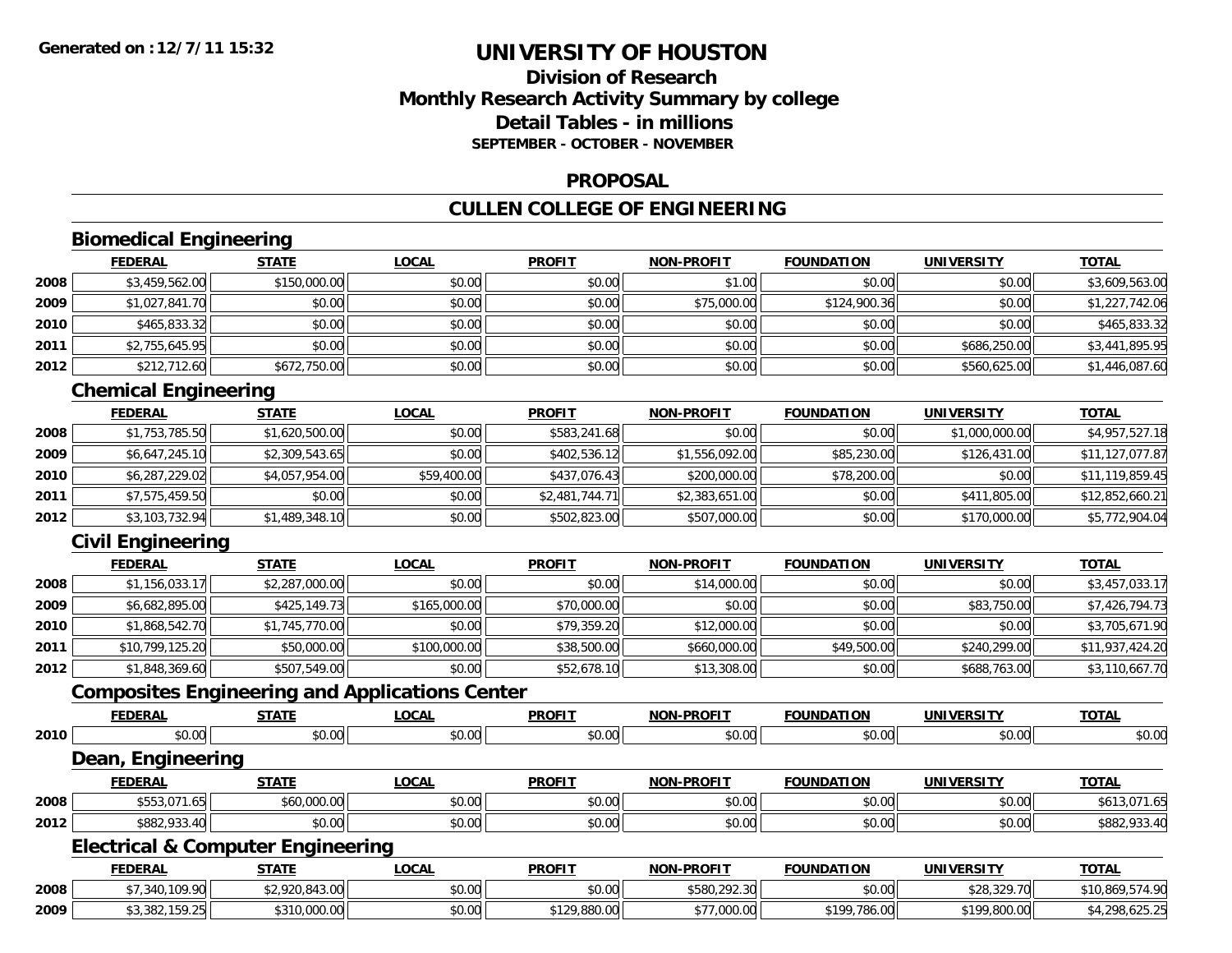# UNIVERSITY OF HOUSTON

## Division of Research
## Monthly Research Activity Summary by college
## Detail Tables - in millions
### SEPTEMBER - OCTOBER - NOVEMBER

Generated on : 12/7/11 15:32

## PROPOSAL

## CULLEN COLLEGE OF ENGINEERING

### Biomedical Engineering

| | FEDERAL | STATE | LOCAL | PROFIT | NON-PROFIT | FOUNDATION | UNIVERSITY | TOTAL |
|---|---|---|---|---|---|---|---|---|
| 2008 | $3,459,562.00 | $150,000.00 | $0.00 | $0.00 | $1.00 | $0.00 | $0.00 | $3,609,563.00 |
| 2009 | $1,027,841.70 | $0.00 | $0.00 | $0.00 | $75,000.00 | $124,900.36 | $0.00 | $1,227,742.06 |
| 2010 | $465,833.32 | $0.00 | $0.00 | $0.00 | $0.00 | $0.00 | $0.00 | $465,833.32 |
| 2011 | $2,755,645.95 | $0.00 | $0.00 | $0.00 | $0.00 | $0.00 | $686,250.00 | $3,441,895.95 |
| 2012 | $212,712.60 | $672,750.00 | $0.00 | $0.00 | $0.00 | $0.00 | $560,625.00 | $1,446,087.60 |

### Chemical Engineering

| | FEDERAL | STATE | LOCAL | PROFIT | NON-PROFIT | FOUNDATION | UNIVERSITY | TOTAL |
|---|---|---|---|---|---|---|---|---|
| 2008 | $1,753,785.50 | $1,620,500.00 | $0.00 | $583,241.68 | $0.00 | $0.00 | $1,000,000.00 | $4,957,527.18 |
| 2009 | $6,647,245.10 | $2,309,543.65 | $0.00 | $402,536.12 | $1,556,092.00 | $85,230.00 | $126,431.00 | $11,127,077.87 |
| 2010 | $6,287,229.02 | $4,057,954.00 | $59,400.00 | $437,076.43 | $200,000.00 | $78,200.00 | $0.00 | $11,119,859.45 |
| 2011 | $7,575,459.50 | $0.00 | $0.00 | $2,481,744.71 | $2,383,651.00 | $0.00 | $411,805.00 | $12,852,660.21 |
| 2012 | $3,103,732.94 | $1,489,348.10 | $0.00 | $502,823.00 | $507,000.00 | $0.00 | $170,000.00 | $5,772,904.04 |

### Civil Engineering

| | FEDERAL | STATE | LOCAL | PROFIT | NON-PROFIT | FOUNDATION | UNIVERSITY | TOTAL |
|---|---|---|---|---|---|---|---|---|
| 2008 | $1,156,033.17 | $2,287,000.00 | $0.00 | $0.00 | $14,000.00 | $0.00 | $0.00 | $3,457,033.17 |
| 2009 | $6,682,895.00 | $425,149.73 | $165,000.00 | $70,000.00 | $0.00 | $0.00 | $83,750.00 | $7,426,794.73 |
| 2010 | $1,868,542.70 | $1,745,770.00 | $0.00 | $79,359.20 | $12,000.00 | $0.00 | $0.00 | $3,705,671.90 |
| 2011 | $10,799,125.20 | $50,000.00 | $100,000.00 | $38,500.00 | $660,000.00 | $49,500.00 | $240,299.00 | $11,937,424.20 |
| 2012 | $1,848,369.60 | $507,549.00 | $0.00 | $52,678.10 | $13,308.00 | $0.00 | $688,763.00 | $3,110,667.70 |

### Composites Engineering and Applications Center

| | FEDERAL | STATE | LOCAL | PROFIT | NON-PROFIT | FOUNDATION | UNIVERSITY | TOTAL |
|---|---|---|---|---|---|---|---|---|
| 2010 | $0.00 | $0.00 | $0.00 | $0.00 | $0.00 | $0.00 | $0.00 | $0.00 |

### Dean, Engineering

| | FEDERAL | STATE | LOCAL | PROFIT | NON-PROFIT | FOUNDATION | UNIVERSITY | TOTAL |
|---|---|---|---|---|---|---|---|---|
| 2008 | $553,071.65 | $60,000.00 | $0.00 | $0.00 | $0.00 | $0.00 | $0.00 | $613,071.65 |
| 2012 | $882,933.40 | $0.00 | $0.00 | $0.00 | $0.00 | $0.00 | $0.00 | $882,933.40 |

### Electrical & Computer Engineering

| | FEDERAL | STATE | LOCAL | PROFIT | NON-PROFIT | FOUNDATION | UNIVERSITY | TOTAL |
|---|---|---|---|---|---|---|---|---|
| 2008 | $7,340,109.90 | $2,920,843.00 | $0.00 | $0.00 | $580,292.30 | $0.00 | $28,329.70 | $10,869,574.90 |
| 2009 | $3,382,159.25 | $310,000.00 | $0.00 | $129,880.00 | $77,000.00 | $199,786.00 | $199,800.00 | $4,298,625.25 |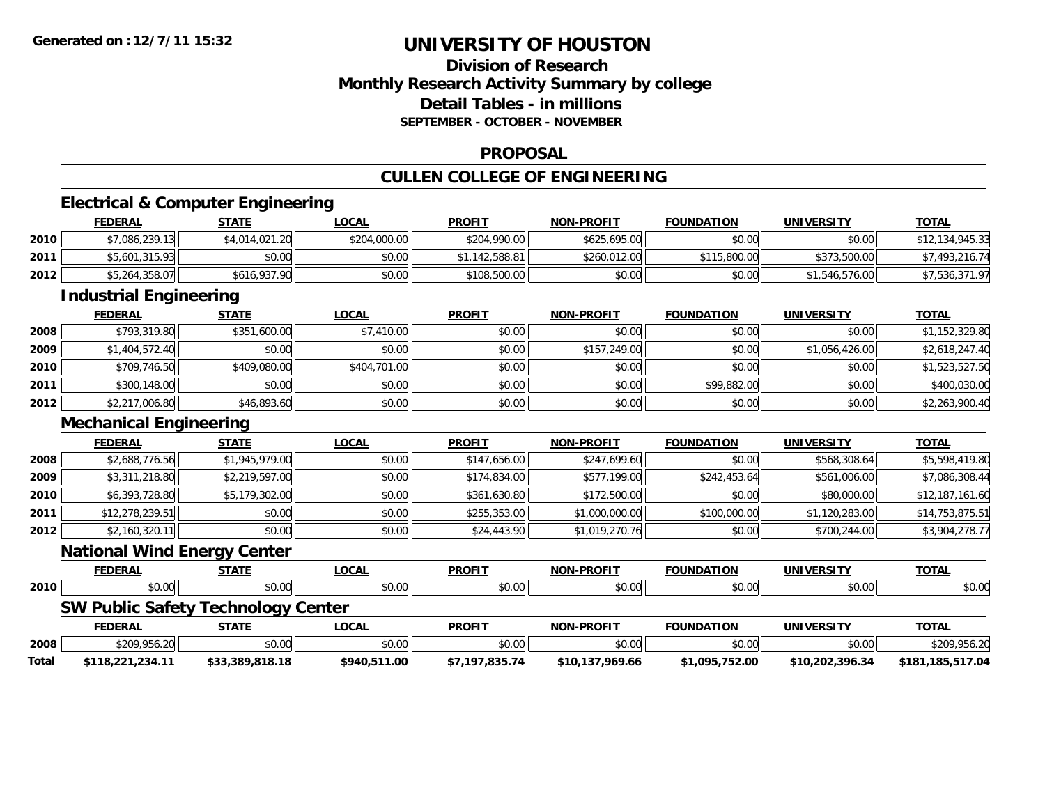**Generated on :12/7/11 15:32**

# UNIVERSITY OF HOUSTON

## Division of Research
## Monthly Research Activity Summary by college
## Detail Tables - in millions
### SEPTEMBER - OCTOBER - NOVEMBER

## PROPOSAL

## CULLEN COLLEGE OF ENGINEERING

### Electrical & Computer Engineering

| | FEDERAL | STATE | LOCAL | PROFIT | NON-PROFIT | FOUNDATION | UNIVERSITY | TOTAL |
|---|---|---|---|---|---|---|---|---|
| 2010 | $7,086,239.13 | $4,014,021.20 | $204,000.00 | $204,990.00 | $625,695.00 | $0.00 | $0.00 | $12,134,945.33 |
| 2011 | $5,601,315.93 | $0.00 | $0.00 | $1,142,588.81 | $260,012.00 | $115,800.00 | $373,500.00 | $7,493,216.74 |
| 2012 | $5,264,358.07 | $616,937.90 | $0.00 | $108,500.00 | $0.00 | $0.00 | $1,546,576.00 | $7,536,371.97 |

### Industrial Engineering

| | FEDERAL | STATE | LOCAL | PROFIT | NON-PROFIT | FOUNDATION | UNIVERSITY | TOTAL |
|---|---|---|---|---|---|---|---|---|
| 2008 | $793,319.80 | $351,600.00 | $7,410.00 | $0.00 | $0.00 | $0.00 | $0.00 | $1,152,329.80 |
| 2009 | $1,404,572.40 | $0.00 | $0.00 | $0.00 | $157,249.00 | $0.00 | $1,056,426.00 | $2,618,247.40 |
| 2010 | $709,746.50 | $409,080.00 | $404,701.00 | $0.00 | $0.00 | $0.00 | $0.00 | $1,523,527.50 |
| 2011 | $300,148.00 | $0.00 | $0.00 | $0.00 | $0.00 | $99,882.00 | $0.00 | $400,030.00 |
| 2012 | $2,217,006.80 | $46,893.60 | $0.00 | $0.00 | $0.00 | $0.00 | $0.00 | $2,263,900.40 |

### Mechanical Engineering

| | FEDERAL | STATE | LOCAL | PROFIT | NON-PROFIT | FOUNDATION | UNIVERSITY | TOTAL |
|---|---|---|---|---|---|---|---|---|
| 2008 | $2,688,776.56 | $1,945,979.00 | $0.00 | $147,656.00 | $247,699.60 | $0.00 | $568,308.64 | $5,598,419.80 |
| 2009 | $3,311,218.80 | $2,219,597.00 | $0.00 | $174,834.00 | $577,199.00 | $242,453.64 | $561,006.00 | $7,086,308.44 |
| 2010 | $6,393,728.80 | $5,179,302.00 | $0.00 | $361,630.80 | $172,500.00 | $0.00 | $80,000.00 | $12,187,161.60 |
| 2011 | $12,278,239.51 | $0.00 | $0.00 | $255,353.00 | $1,000,000.00 | $100,000.00 | $1,120,283.00 | $14,753,875.51 |
| 2012 | $2,160,320.11 | $0.00 | $0.00 | $24,443.90 | $1,019,270.76 | $0.00 | $700,244.00 | $3,904,278.77 |

### National Wind Energy Center

| | FEDERAL | STATE | LOCAL | PROFIT | NON-PROFIT | FOUNDATION | UNIVERSITY | TOTAL |
|---|---|---|---|---|---|---|---|---|
| 2010 | $0.00 | $0.00 | $0.00 | $0.00 | $0.00 | $0.00 | $0.00 | $0.00 |

### SW Public Safety Technology Center

| | FEDERAL | STATE | LOCAL | PROFIT | NON-PROFIT | FOUNDATION | UNIVERSITY | TOTAL |
|---|---|---|---|---|---|---|---|---|
| 2008 | $209,956.20 | $0.00 | $0.00 | $0.00 | $0.00 | $0.00 | $0.00 | $209,956.20 |
| **Total** | **$118,221,234.11** | **$33,389,818.18** | **$940,511.00** | **$7,197,835.74** | **$10,137,969.66** | **$1,095,752.00** | **$10,202,396.34** | **$181,185,517.04** |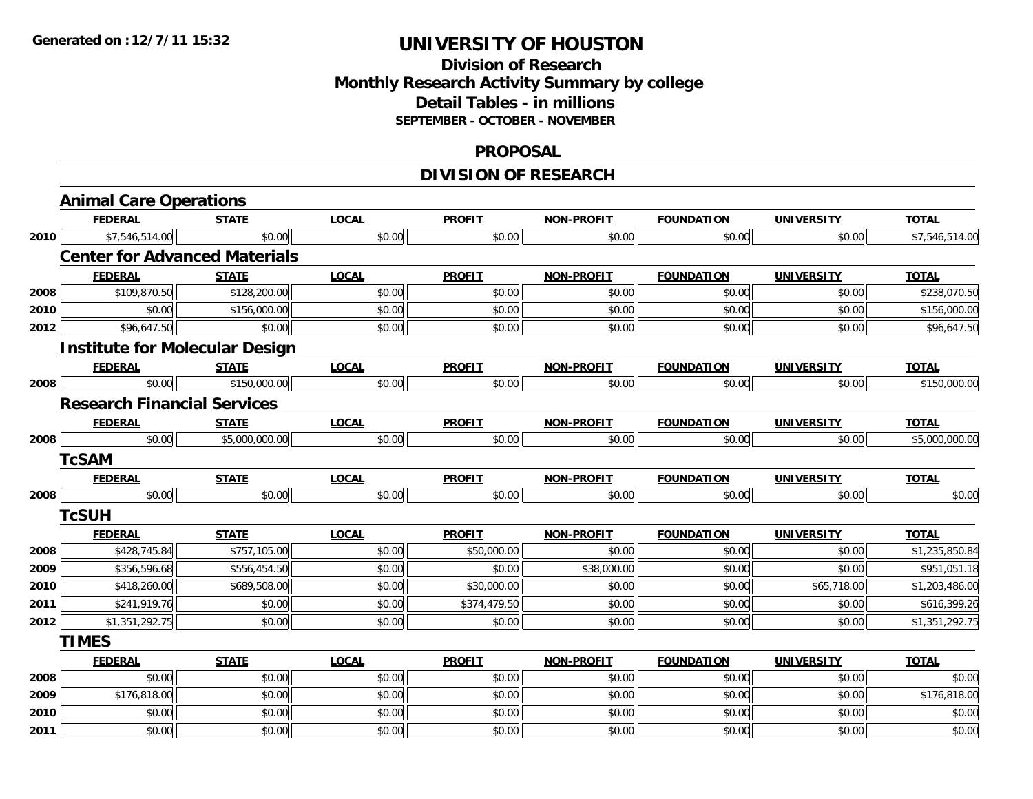Generated on :12/7/11 15:32

# UNIVERSITY OF HOUSTON

## Division of Research
## Monthly Research Activity Summary by college
## Detail Tables - in millions
### SEPTEMBER - OCTOBER - NOVEMBER

## PROPOSAL

## DIVISION OF RESEARCH

### Animal Care Operations

| | FEDERAL | STATE | LOCAL | PROFIT | NON-PROFIT | FOUNDATION | UNIVERSITY | TOTAL |
|---|---|---|---|---|---|---|---|---|
| 2010 | $7,546,514.00 | $0.00 | $0.00 | $0.00 | $0.00 | $0.00 | $0.00 | $7,546,514.00 |

### Center for Advanced Materials

| | FEDERAL | STATE | LOCAL | PROFIT | NON-PROFIT | FOUNDATION | UNIVERSITY | TOTAL |
|---|---|---|---|---|---|---|---|---|
| 2008 | $109,870.50 | $128,200.00 | $0.00 | $0.00 | $0.00 | $0.00 | $0.00 | $238,070.50 |
| 2010 | $0.00 | $156,000.00 | $0.00 | $0.00 | $0.00 | $0.00 | $0.00 | $156,000.00 |
| 2012 | $96,647.50 | $0.00 | $0.00 | $0.00 | $0.00 | $0.00 | $0.00 | $96,647.50 |

### Institute for Molecular Design

| | FEDERAL | STATE | LOCAL | PROFIT | NON-PROFIT | FOUNDATION | UNIVERSITY | TOTAL |
|---|---|---|---|---|---|---|---|---|
| 2008 | $0.00 | $150,000.00 | $0.00 | $0.00 | $0.00 | $0.00 | $0.00 | $150,000.00 |

### Research Financial Services

| | FEDERAL | STATE | LOCAL | PROFIT | NON-PROFIT | FOUNDATION | UNIVERSITY | TOTAL |
|---|---|---|---|---|---|---|---|---|
| 2008 | $0.00 | $5,000,000.00 | $0.00 | $0.00 | $0.00 | $0.00 | $0.00 | $5,000,000.00 |

### TcSAM

| | FEDERAL | STATE | LOCAL | PROFIT | NON-PROFIT | FOUNDATION | UNIVERSITY | TOTAL |
|---|---|---|---|---|---|---|---|---|
| 2008 | $0.00 | $0.00 | $0.00 | $0.00 | $0.00 | $0.00 | $0.00 | $0.00 |

### TcSUH

| | FEDERAL | STATE | LOCAL | PROFIT | NON-PROFIT | FOUNDATION | UNIVERSITY | TOTAL |
|---|---|---|---|---|---|---|---|---|
| 2008 | $428,745.84 | $757,105.00 | $0.00 | $50,000.00 | $0.00 | $0.00 | $0.00 | $1,235,850.84 |
| 2009 | $356,596.68 | $556,454.50 | $0.00 | $0.00 | $38,000.00 | $0.00 | $0.00 | $951,051.18 |
| 2010 | $418,260.00 | $689,508.00 | $0.00 | $30,000.00 | $0.00 | $0.00 | $65,718.00 | $1,203,486.00 |
| 2011 | $241,919.76 | $0.00 | $0.00 | $374,479.50 | $0.00 | $0.00 | $0.00 | $616,399.26 |
| 2012 | $1,351,292.75 | $0.00 | $0.00 | $0.00 | $0.00 | $0.00 | $0.00 | $1,351,292.75 |

### TIMES

| | FEDERAL | STATE | LOCAL | PROFIT | NON-PROFIT | FOUNDATION | UNIVERSITY | TOTAL |
|---|---|---|---|---|---|---|---|---|
| 2008 | $0.00 | $0.00 | $0.00 | $0.00 | $0.00 | $0.00 | $0.00 | $0.00 |
| 2009 | $176,818.00 | $0.00 | $0.00 | $0.00 | $0.00 | $0.00 | $0.00 | $176,818.00 |
| 2010 | $0.00 | $0.00 | $0.00 | $0.00 | $0.00 | $0.00 | $0.00 | $0.00 |
| 2011 | $0.00 | $0.00 | $0.00 | $0.00 | $0.00 | $0.00 | $0.00 | $0.00 |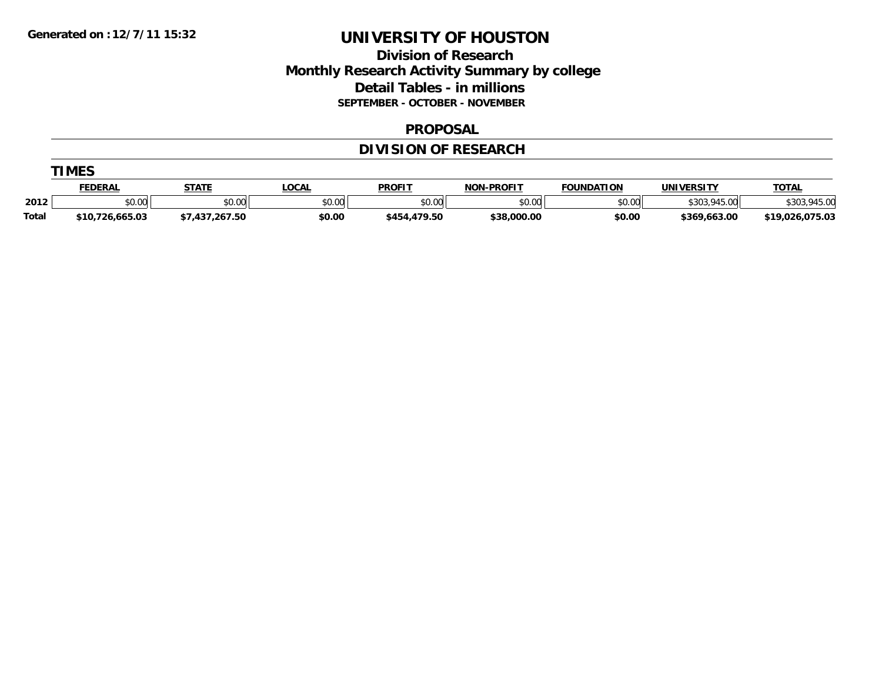Generated on :12/7/11 15:32

# UNIVERSITY OF HOUSTON

## Division of Research
## Monthly Research Activity Summary by college
## Detail Tables - in millions

**SEPTEMBER - OCTOBER - NOVEMBER**

### PROPOSAL

### DIVISION OF RESEARCH

#### TIMES

| | FEDERAL | STATE | LOCAL | PROFIT | NON-PROFIT | FOUNDATION | UNIVERSITY | TOTAL |
|---|---|---|---|---|---|---|---|---|
| 2012 | $0.00 | $0.00 | $0.00 | $0.00 | $0.00 | $0.00 | $303,945.00 | $303,945.00 |
| **Total** | **$10,726,665.03** | **$7,437,267.50** | **$0.00** | **$454,479.50** | **$38,000.00** | **$0.00** | **$369,663.00** | **$19,026,075.03** |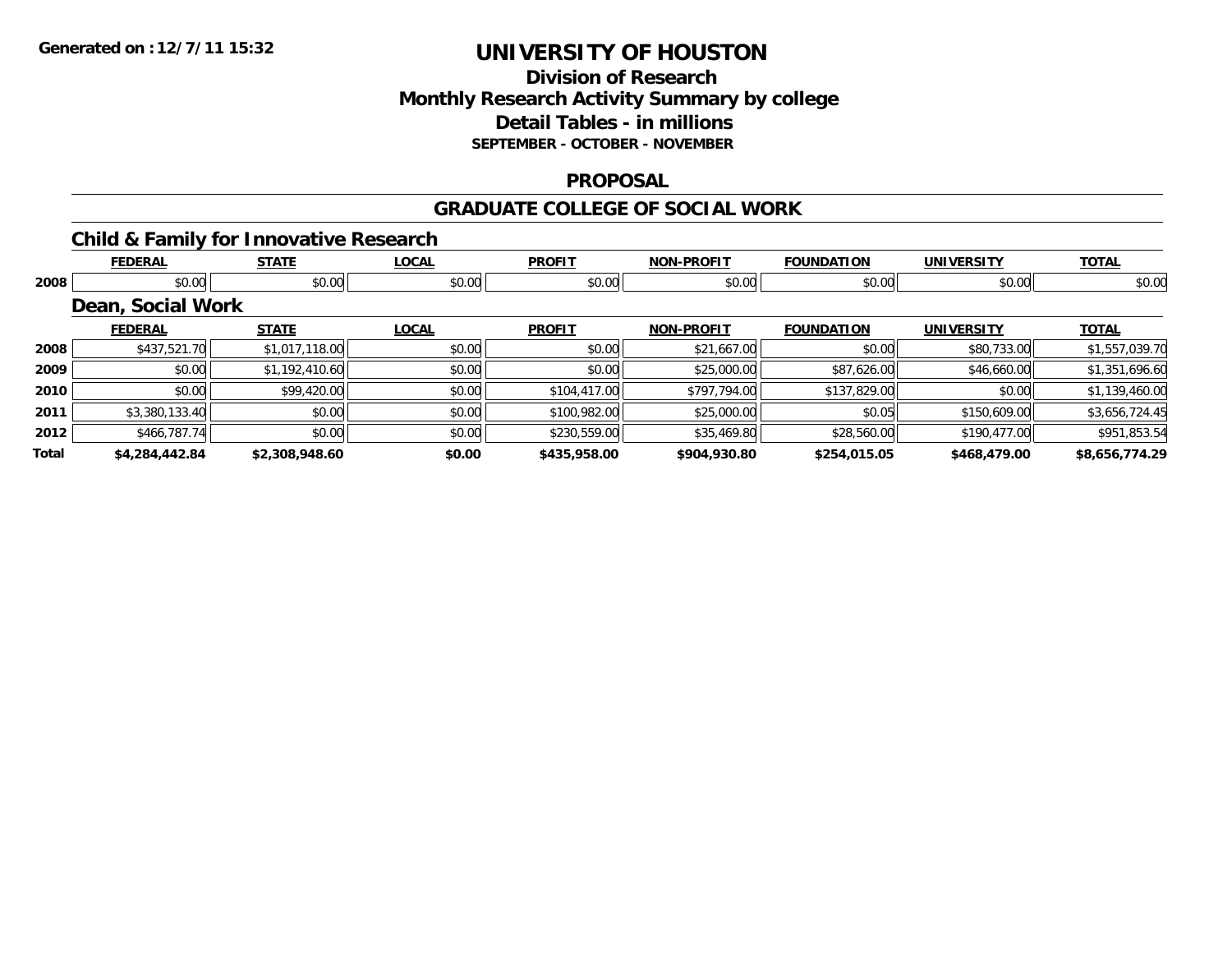Generated on :12/7/11 15:32

# UNIVERSITY OF HOUSTON

## Division of Research
## Monthly Research Activity Summary by college
## Detail Tables - in millions
### SEPTEMBER - OCTOBER - NOVEMBER

## PROPOSAL

## GRADUATE COLLEGE OF SOCIAL WORK

### Child & Family for Innovative Research

| | FEDERAL | STATE | LOCAL | PROFIT | NON-PROFIT | FOUNDATION | UNIVERSITY | TOTAL |
|---|---|---|---|---|---|---|---|---|
| 2008 | $0.00 | $0.00 | $0.00 | $0.00 | $0.00 | $0.00 | $0.00 | $0.00 |

### Dean, Social Work

| | FEDERAL | STATE | LOCAL | PROFIT | NON-PROFIT | FOUNDATION | UNIVERSITY | TOTAL |
|---|---|---|---|---|---|---|---|---|
| 2008 | $437,521.70 | $1,017,118.00 | $0.00 | $0.00 | $21,667.00 | $0.00 | $80,733.00 | $1,557,039.70 |
| 2009 | $0.00 | $1,192,410.60 | $0.00 | $0.00 | $25,000.00 | $87,626.00 | $46,660.00 | $1,351,696.60 |
| 2010 | $0.00 | $99,420.00 | $0.00 | $104,417.00 | $797,794.00 | $137,829.00 | $0.00 | $1,139,460.00 |
| 2011 | $3,380,133.40 | $0.00 | $0.00 | $100,982.00 | $25,000.00 | $0.05 | $150,609.00 | $3,656,724.45 |
| 2012 | $466,787.74 | $0.00 | $0.00 | $230,559.00 | $35,469.80 | $28,560.00 | $190,477.00 | $951,853.54 |
| **Total** | **$4,284,442.84** | **$2,308,948.60** | **$0.00** | **$435,958.00** | **$904,930.80** | **$254,015.05** | **$468,479.00** | **$8,656,774.29** |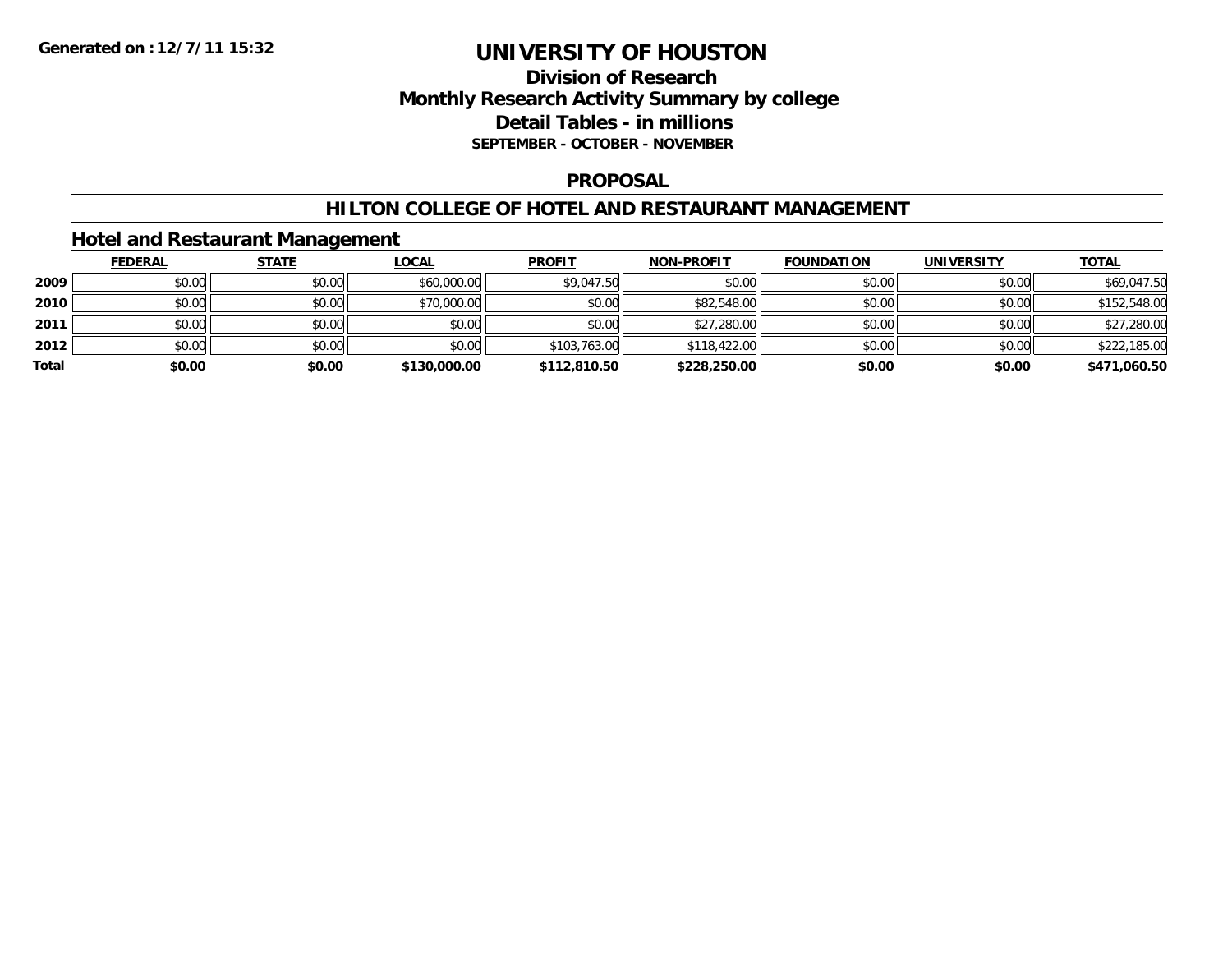**Generated on :12/7/11 15:32**

# UNIVERSITY OF HOUSTON

## Division of Research
## Monthly Research Activity Summary by college
## Detail Tables - in millions
### SEPTEMBER - OCTOBER - NOVEMBER

## PROPOSAL

## HILTON COLLEGE OF HOTEL AND RESTAURANT MANAGEMENT

### Hotel and Restaurant Management

| | FEDERAL | STATE | LOCAL | PROFIT | NON-PROFIT | FOUNDATION | UNIVERSITY | TOTAL |
|---|---|---|---|---|---|---|---|---|
| 2009 | $0.00 | $0.00 | $60,000.00 | $9,047.50 | $0.00 | $0.00 | $0.00 | $69,047.50 |
| 2010 | $0.00 | $0.00 | $70,000.00 | $0.00 | $82,548.00 | $0.00 | $0.00 | $152,548.00 |
| 2011 | $0.00 | $0.00 | $0.00 | $0.00 | $27,280.00 | $0.00 | $0.00 | $27,280.00 |
| 2012 | $0.00 | $0.00 | $0.00 | $103,763.00 | $118,422.00 | $0.00 | $0.00 | $222,185.00 |
| **Total** | **$0.00** | **$0.00** | **$130,000.00** | **$112,810.50** | **$228,250.00** | **$0.00** | **$0.00** | **$471,060.50** |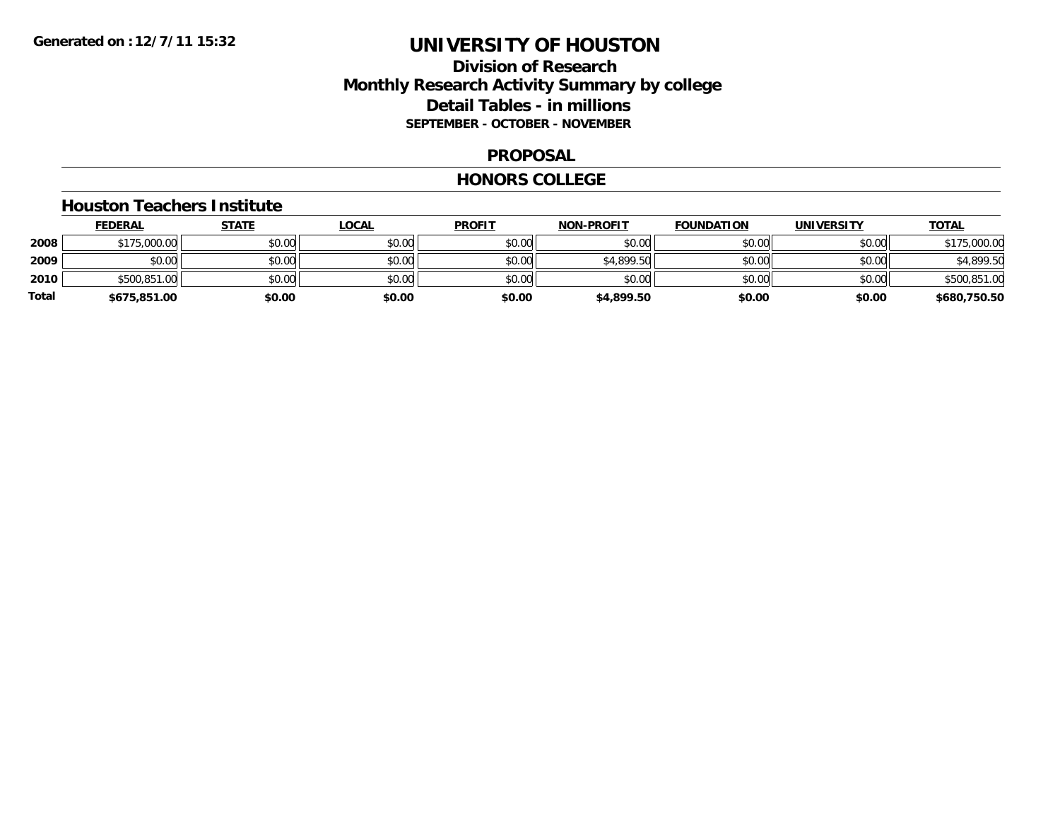# UNIVERSITY OF HOUSTON

## Division of Research
## Monthly Research Activity Summary by college
## Detail Tables - in millions
### SEPTEMBER - OCTOBER - NOVEMBER

Generated on : 12/7/11 15:32

## PROPOSAL

## HONORS COLLEGE

### Houston Teachers Institute

| | FEDERAL | STATE | LOCAL | PROFIT | NON-PROFIT | FOUNDATION | UNIVERSITY | TOTAL |
|---|---|---|---|---|---|---|---|---|
| 2008 | $175,000.00 | $0.00 | $0.00 | $0.00 | $0.00 | $0.00 | $0.00 | $175,000.00 |
| 2009 | $0.00 | $0.00 | $0.00 | $0.00 | $4,899.50 | $0.00 | $0.00 | $4,899.50 |
| 2010 | $500,851.00 | $0.00 | $0.00 | $0.00 | $0.00 | $0.00 | $0.00 | $500,851.00 |
| **Total** | **$675,851.00** | **$0.00** | **$0.00** | **$0.00** | **$4,899.50** | **$0.00** | **$0.00** | **$680,750.50** |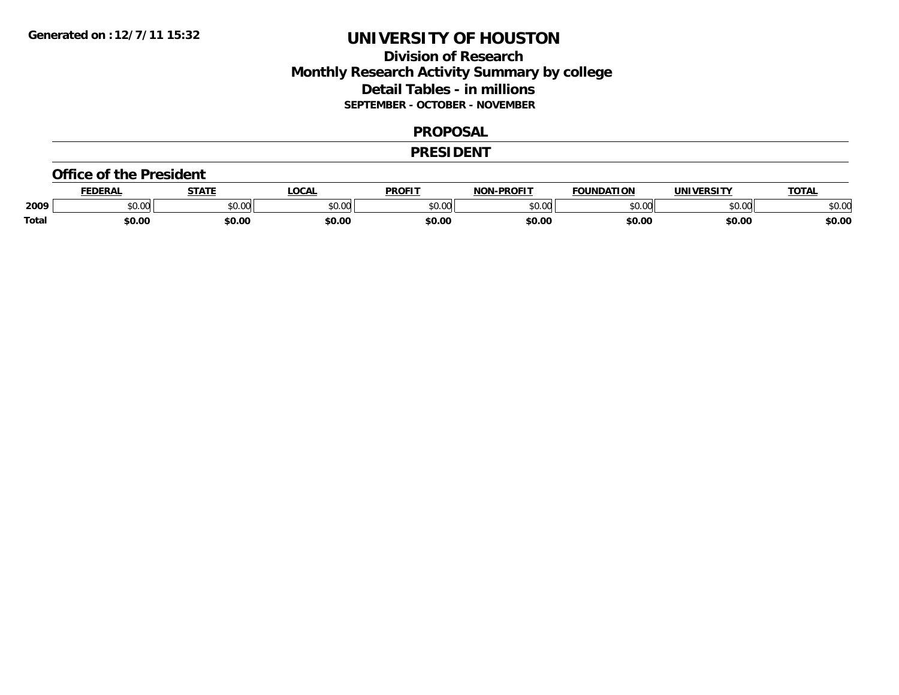# UNIVERSITY OF HOUSTON

## Division of Research
## Monthly Research Activity Summary by college
## Detail Tables - in millions
### SEPTEMBER - OCTOBER - NOVEMBER

**Generated on : 12/7/11 15:32**

## PROPOSAL

## PRESIDENT

### Office of the President

| | FEDERAL | STATE | LOCAL | PROFIT | NON-PROFIT | FOUNDATION | UNIVERSITY | TOTAL |
|---|---|---|---|---|---|---|---|---|
| 2009 | $0.00 | $0.00 | $0.00 | $0.00 | $0.00 | $0.00 | $0.00 | $0.00 |
| **Total** | **$0.00** | **$0.00** | **$0.00** | **$0.00** | **$0.00** | **$0.00** | **$0.00** | **$0.00** |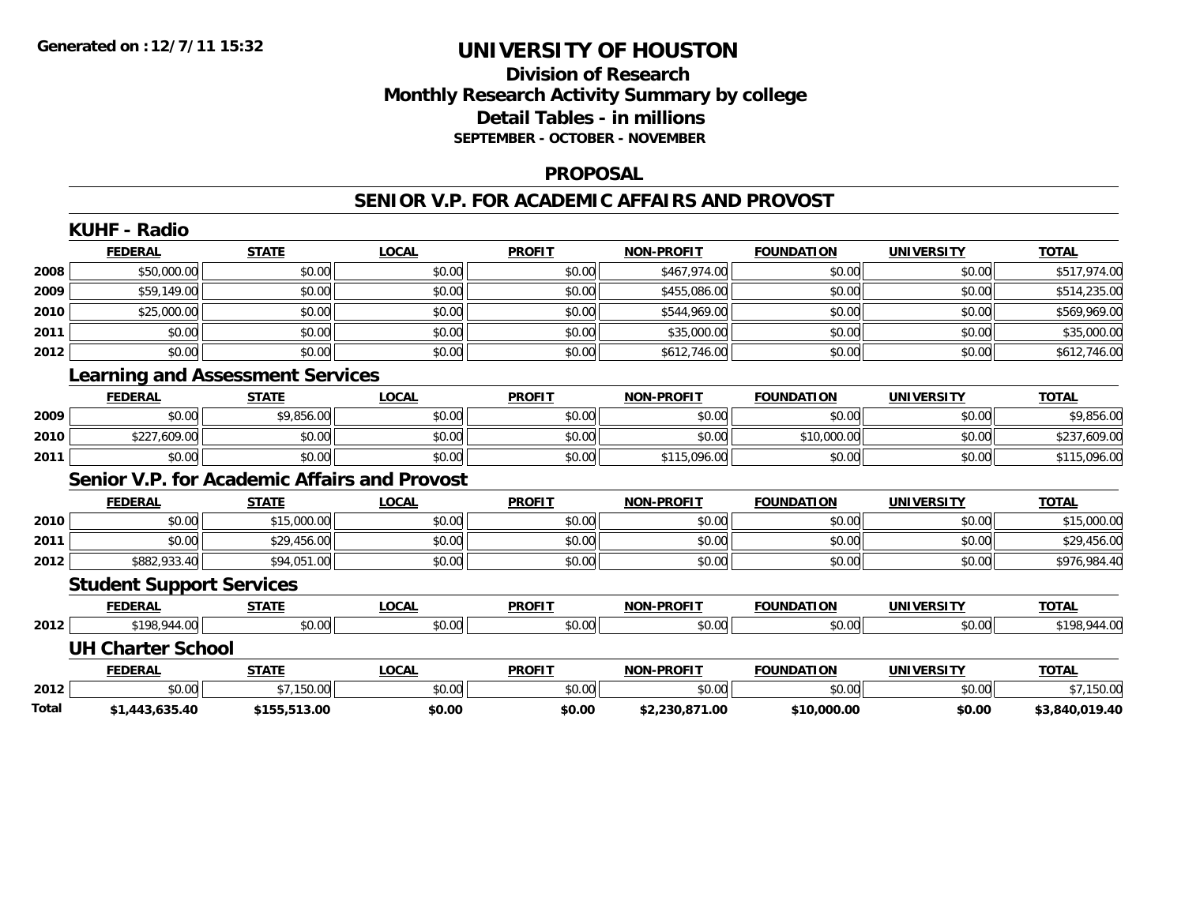**Generated on :12/7/11 15:32**

# UNIVERSITY OF HOUSTON

## Division of Research
## Monthly Research Activity Summary by college
## Detail Tables - in millions
### SEPTEMBER - OCTOBER - NOVEMBER

## PROPOSAL

## SENIOR V.P. FOR ACADEMIC AFFAIRS AND PROVOST

### KUHF - Radio

| | FEDERAL | STATE | LOCAL | PROFIT | NON-PROFIT | FOUNDATION | UNIVERSITY | TOTAL |
|---|---|---|---|---|---|---|---|---|
| 2008 | $50,000.00 | $0.00 | $0.00 | $0.00 | $467,974.00 | $0.00 | $0.00 | $517,974.00 |
| 2009 | $59,149.00 | $0.00 | $0.00 | $0.00 | $455,086.00 | $0.00 | $0.00 | $514,235.00 |
| 2010 | $25,000.00 | $0.00 | $0.00 | $0.00 | $544,969.00 | $0.00 | $0.00 | $569,969.00 |
| 2011 | $0.00 | $0.00 | $0.00 | $0.00 | $35,000.00 | $0.00 | $0.00 | $35,000.00 |
| 2012 | $0.00 | $0.00 | $0.00 | $0.00 | $612,746.00 | $0.00 | $0.00 | $612,746.00 |

### Learning and Assessment Services

| | FEDERAL | STATE | LOCAL | PROFIT | NON-PROFIT | FOUNDATION | UNIVERSITY | TOTAL |
|---|---|---|---|---|---|---|---|---|
| 2009 | $0.00 | $9,856.00 | $0.00 | $0.00 | $0.00 | $0.00 | $0.00 | $9,856.00 |
| 2010 | $227,609.00 | $0.00 | $0.00 | $0.00 | $0.00 | $10,000.00 | $0.00 | $237,609.00 |
| 2011 | $0.00 | $0.00 | $0.00 | $0.00 | $115,096.00 | $0.00 | $0.00 | $115,096.00 |

### Senior V.P. for Academic Affairs and Provost

| | FEDERAL | STATE | LOCAL | PROFIT | NON-PROFIT | FOUNDATION | UNIVERSITY | TOTAL |
|---|---|---|---|---|---|---|---|---|
| 2010 | $0.00 | $15,000.00 | $0.00 | $0.00 | $0.00 | $0.00 | $0.00 | $15,000.00 |
| 2011 | $0.00 | $29,456.00 | $0.00 | $0.00 | $0.00 | $0.00 | $0.00 | $29,456.00 |
| 2012 | $882,933.40 | $94,051.00 | $0.00 | $0.00 | $0.00 | $0.00 | $0.00 | $976,984.40 |

### Student Support Services

| | FEDERAL | STATE | LOCAL | PROFIT | NON-PROFIT | FOUNDATION | UNIVERSITY | TOTAL |
|---|---|---|---|---|---|---|---|---|
| 2012 | $198,944.00 | $0.00 | $0.00 | $0.00 | $0.00 | $0.00 | $0.00 | $198,944.00 |

### UH Charter School

| | FEDERAL | STATE | LOCAL | PROFIT | NON-PROFIT | FOUNDATION | UNIVERSITY | TOTAL |
|---|---|---|---|---|---|---|---|---|
| 2012 | $0.00 | $7,150.00 | $0.00 | $0.00 | $0.00 | $0.00 | $0.00 | $7,150.00 |
| **Total** | **$1,443,635.40** | **$155,513.00** | **$0.00** | **$0.00** | **$2,230,871.00** | **$10,000.00** | **$0.00** | **$3,840,019.40** |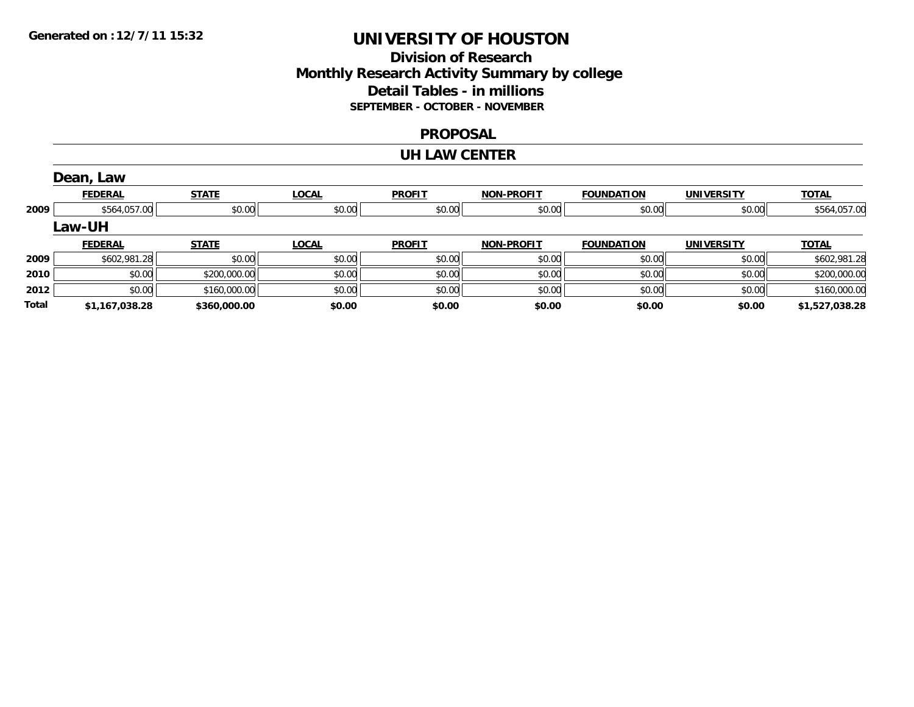Generated on :12/7/11 15:32

# UNIVERSITY OF HOUSTON

## Division of Research
## Monthly Research Activity Summary by college
## Detail Tables - in millions
### SEPTEMBER - OCTOBER - NOVEMBER

## PROPOSAL

## UH LAW CENTER

### Dean, Law

| | FEDERAL | STATE | LOCAL | PROFIT | NON-PROFIT | FOUNDATION | UNIVERSITY | TOTAL |
|---|---|---|---|---|---|---|---|---|
| 2009 | $564,057.00 | $0.00 | $0.00 | $0.00 | $0.00 | $0.00 | $0.00 | $564,057.00 |

### Law-UH

| | FEDERAL | STATE | LOCAL | PROFIT | NON-PROFIT | FOUNDATION | UNIVERSITY | TOTAL |
|---|---|---|---|---|---|---|---|---|
| 2009 | $602,981.28 | $0.00 | $0.00 | $0.00 | $0.00 | $0.00 | $0.00 | $602,981.28 |
| 2010 | $0.00 | $200,000.00 | $0.00 | $0.00 | $0.00 | $0.00 | $0.00 | $200,000.00 |
| 2012 | $0.00 | $160,000.00 | $0.00 | $0.00 | $0.00 | $0.00 | $0.00 | $160,000.00 |
| **Total** | **$1,167,038.28** | **$360,000.00** | **$0.00** | **$0.00** | **$0.00** | **$0.00** | **$0.00** | **$1,527,038.28** |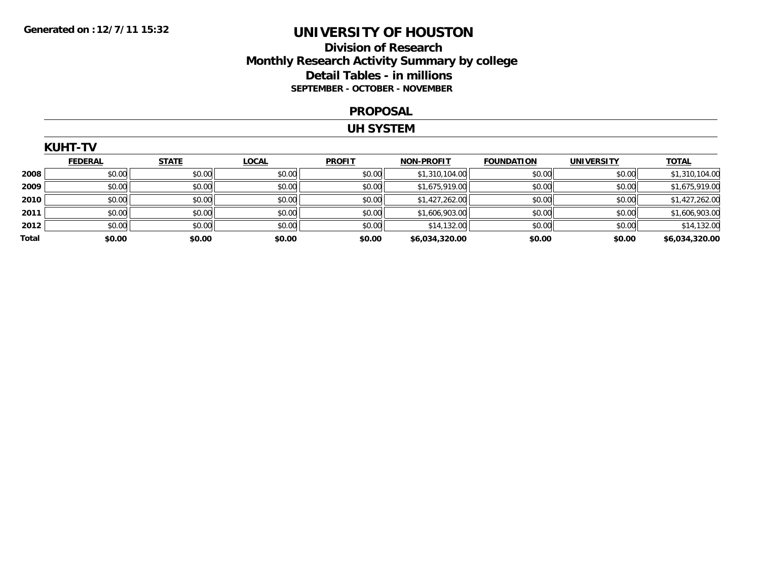**Generated on :12/7/11 15:32**

# UNIVERSITY OF HOUSTON

## Division of Research
## Monthly Research Activity Summary by college
## Detail Tables - in millions
**SEPTEMBER - OCTOBER - NOVEMBER**

## PROPOSAL

## UH SYSTEM

### KUHT-TV

| | FEDERAL | STATE | LOCAL | PROFIT | NON-PROFIT | FOUNDATION | UNIVERSITY | TOTAL |
|---|---|---|---|---|---|---|---|---|
| 2008 | $0.00 | $0.00 | $0.00 | $0.00 | $1,310,104.00 | $0.00 | $0.00 | $1,310,104.00 |
| 2009 | $0.00 | $0.00 | $0.00 | $0.00 | $1,675,919.00 | $0.00 | $0.00 | $1,675,919.00 |
| 2010 | $0.00 | $0.00 | $0.00 | $0.00 | $1,427,262.00 | $0.00 | $0.00 | $1,427,262.00 |
| 2011 | $0.00 | $0.00 | $0.00 | $0.00 | $1,606,903.00 | $0.00 | $0.00 | $1,606,903.00 |
| 2012 | $0.00 | $0.00 | $0.00 | $0.00 | $14,132.00 | $0.00 | $0.00 | $14,132.00 |
| **Total** | **$0.00** | **$0.00** | **$0.00** | **$0.00** | **$6,034,320.00** | **$0.00** | **$0.00** | **$6,034,320.00** |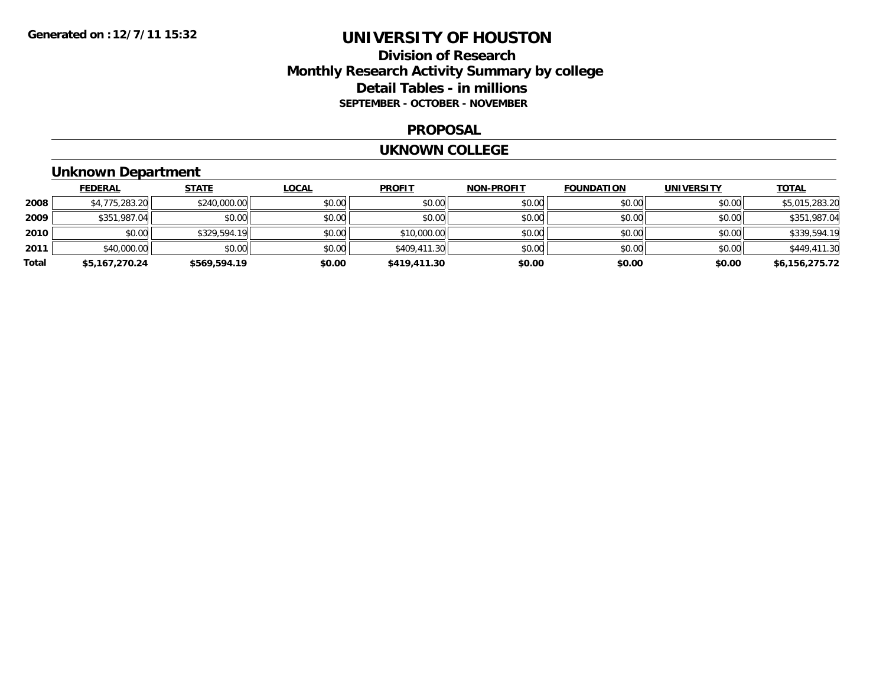Generated on :12/7/11 15:32

# UNIVERSITY OF HOUSTON

## Division of Research
## Monthly Research Activity Summary by college
## Detail Tables - in millions
### SEPTEMBER - OCTOBER - NOVEMBER

## PROPOSAL

## UKNOWN COLLEGE

### Unknown Department

| | FEDERAL | STATE | LOCAL | PROFIT | NON-PROFIT | FOUNDATION | UNIVERSITY | TOTAL |
|---|---|---|---|---|---|---|---|---|
| 2008 | $4,775,283.20 | $240,000.00 | $0.00 | $0.00 | $0.00 | $0.00 | $0.00 | $5,015,283.20 |
| 2009 | $351,987.04 | $0.00 | $0.00 | $0.00 | $0.00 | $0.00 | $0.00 | $351,987.04 |
| 2010 | $0.00 | $329,594.19 | $0.00 | $10,000.00 | $0.00 | $0.00 | $0.00 | $339,594.19 |
| 2011 | $40,000.00 | $0.00 | $0.00 | $409,411.30 | $0.00 | $0.00 | $0.00 | $449,411.30 |
| **Total** | **$5,167,270.24** | **$569,594.19** | **$0.00** | **$419,411.30** | **$0.00** | **$0.00** | **$0.00** | **$6,156,275.72** |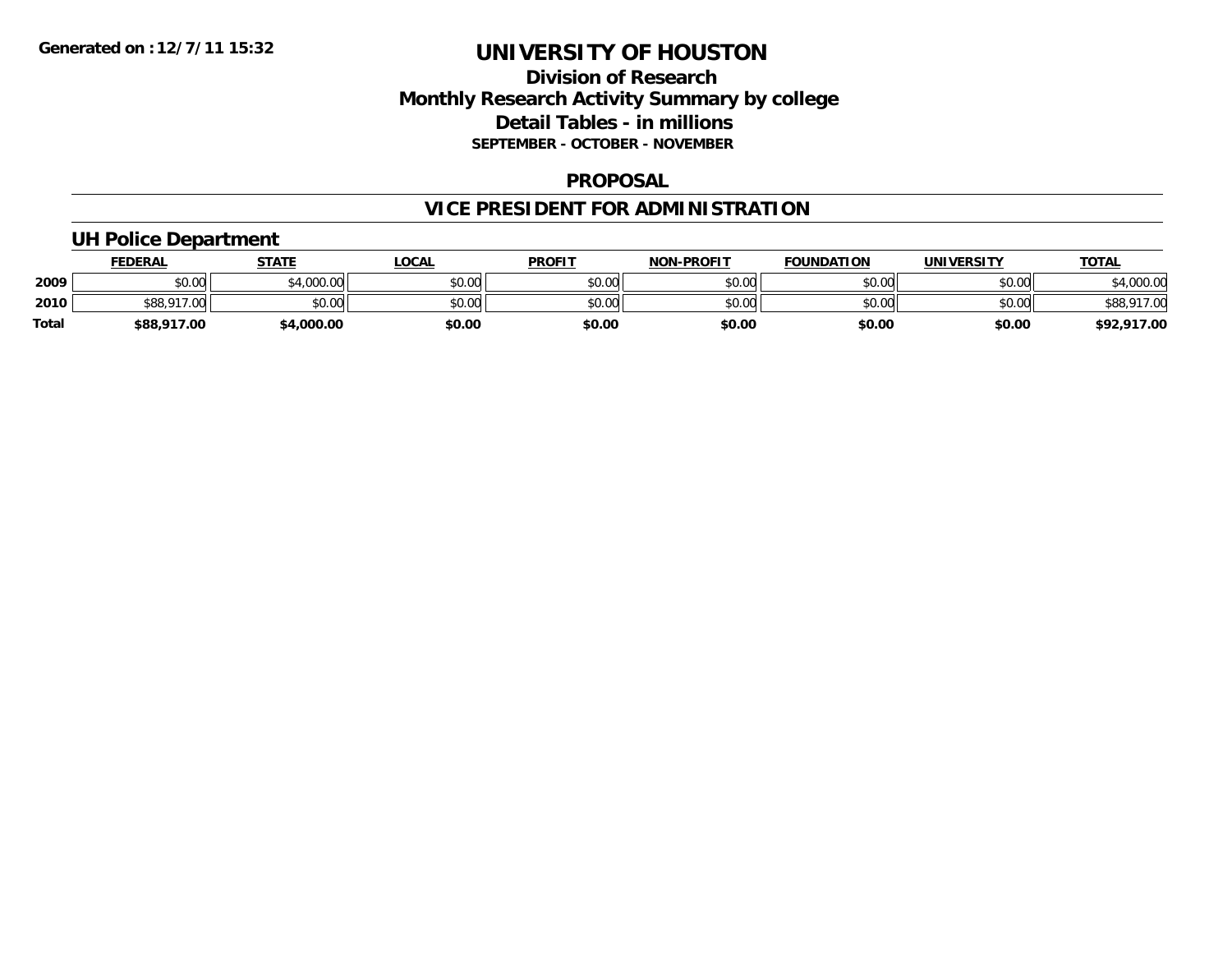**Generated on :12/7/11 15:32**

# UNIVERSITY OF HOUSTON

## Division of Research
## Monthly Research Activity Summary by college
## Detail Tables - in millions
### SEPTEMBER - OCTOBER - NOVEMBER

## PROPOSAL

## VICE PRESIDENT FOR ADMINISTRATION

### UH Police Department

| | FEDERAL | STATE | LOCAL | PROFIT | NON-PROFIT | FOUNDATION | UNIVERSITY | TOTAL |
|---|---|---|---|---|---|---|---|---|
| 2009 | $0.00 | $4,000.00 | $0.00 | $0.00 | $0.00 | $0.00 | $0.00 | $4,000.00 |
| 2010 | $88,917.00 | $0.00 | $0.00 | $0.00 | $0.00 | $0.00 | $0.00 | $88,917.00 |
| **Total** | **$88,917.00** | **$4,000.00** | **$0.00** | **$0.00** | **$0.00** | **$0.00** | **$0.00** | **$92,917.00** |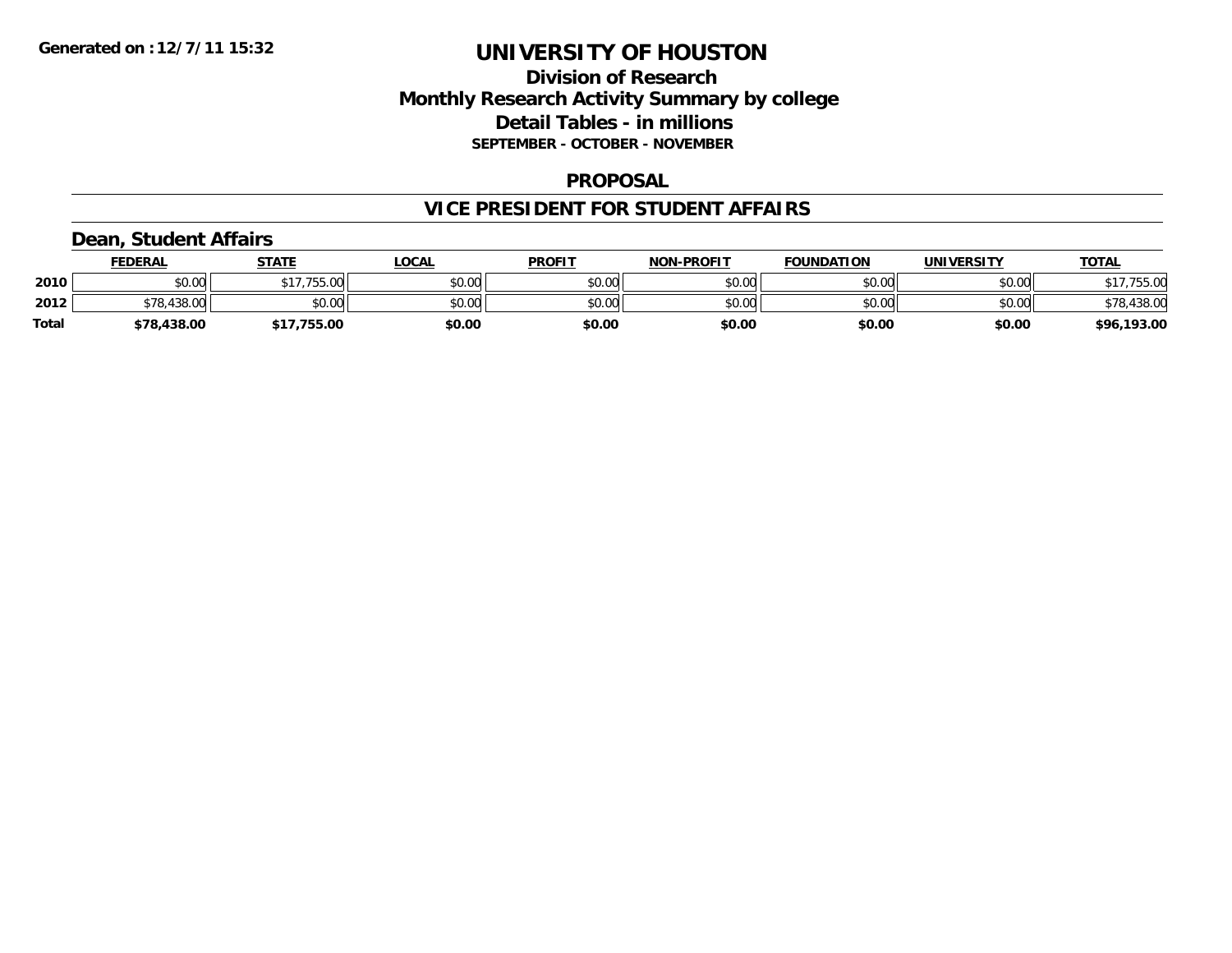**Generated on :12/7/11 15:32**

# UNIVERSITY OF HOUSTON

## Division of Research
## Monthly Research Activity Summary by college
## Detail Tables - in millions
### SEPTEMBER - OCTOBER - NOVEMBER

## PROPOSAL

## VICE PRESIDENT FOR STUDENT AFFAIRS

### Dean, Student Affairs

| | FEDERAL | STATE | LOCAL | PROFIT | NON-PROFIT | FOUNDATION | UNIVERSITY | TOTAL |
|---|---|---|---|---|---|---|---|---|
| 2010 | $0.00 | $17,755.00 | $0.00 | $0.00 | $0.00 | $0.00 | $0.00 | $17,755.00 |
| 2012 | $78,438.00 | $0.00 | $0.00 | $0.00 | $0.00 | $0.00 | $0.00 | $78,438.00 |
| **Total** | **$78,438.00** | **$17,755.00** | **$0.00** | **$0.00** | **$0.00** | **$0.00** | **$0.00** | **$96,193.00** |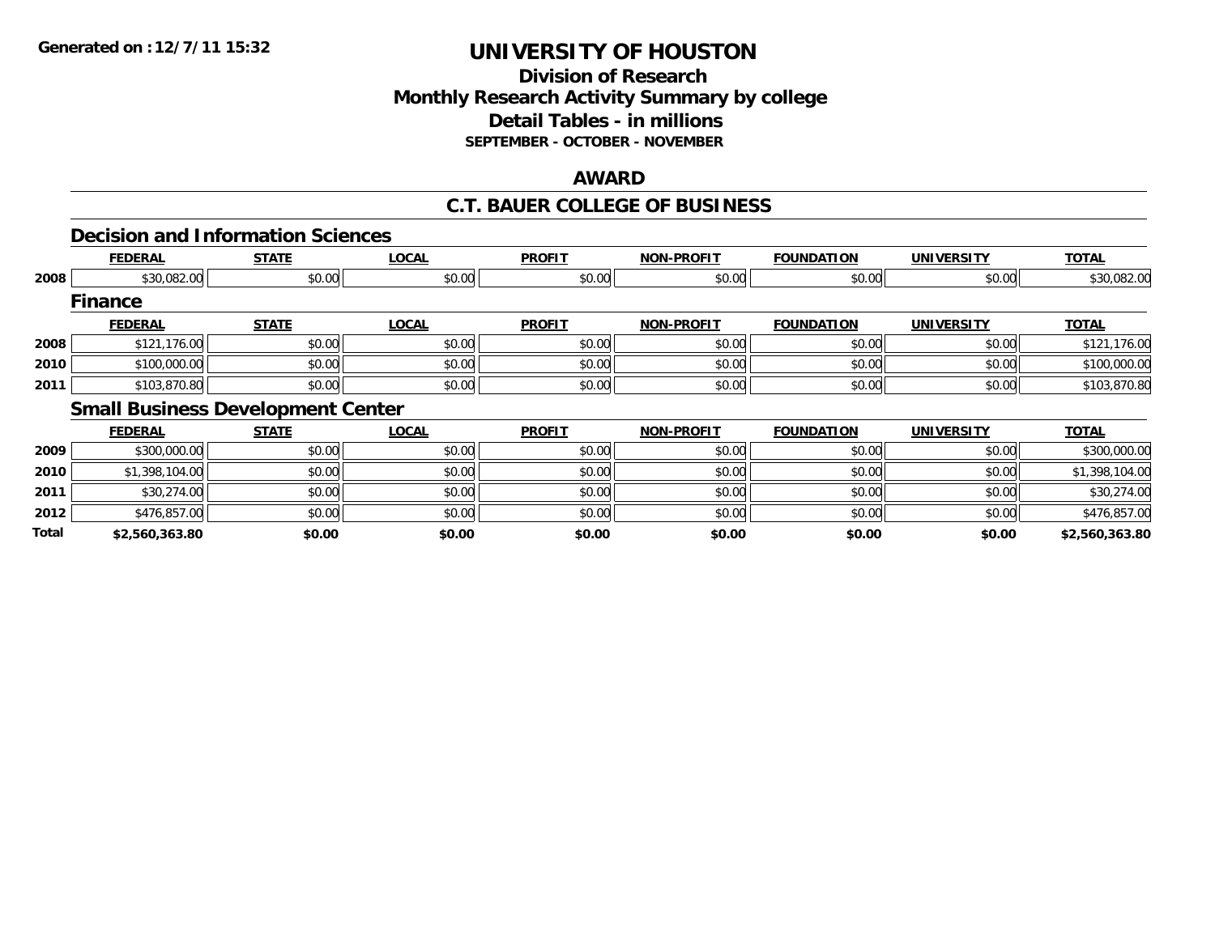**Generated on :12/7/11 15:32**

# UNIVERSITY OF HOUSTON

## Division of Research
## Monthly Research Activity Summary by college
## Detail Tables - in millions
### SEPTEMBER - OCTOBER - NOVEMBER

## AWARD

## C.T. BAUER COLLEGE OF BUSINESS

### Decision and Information Sciences

| | FEDERAL | STATE | LOCAL | PROFIT | NON-PROFIT | FOUNDATION | UNIVERSITY | TOTAL |
|---|---|---|---|---|---|---|---|---|
| 2008 | $30,082.00 | $0.00 | $0.00 | $0.00 | $0.00 | $0.00 | $0.00 | $30,082.00 |

### Finance

| | FEDERAL | STATE | LOCAL | PROFIT | NON-PROFIT | FOUNDATION | UNIVERSITY | TOTAL |
|---|---|---|---|---|---|---|---|---|
| 2008 | $121,176.00 | $0.00 | $0.00 | $0.00 | $0.00 | $0.00 | $0.00 | $121,176.00 |
| 2010 | $100,000.00 | $0.00 | $0.00 | $0.00 | $0.00 | $0.00 | $0.00 | $100,000.00 |
| 2011 | $103,870.80 | $0.00 | $0.00 | $0.00 | $0.00 | $0.00 | $0.00 | $103,870.80 |

### Small Business Development Center

| | FEDERAL | STATE | LOCAL | PROFIT | NON-PROFIT | FOUNDATION | UNIVERSITY | TOTAL |
|---|---|---|---|---|---|---|---|---|
| 2009 | $300,000.00 | $0.00 | $0.00 | $0.00 | $0.00 | $0.00 | $0.00 | $300,000.00 |
| 2010 | $1,398,104.00 | $0.00 | $0.00 | $0.00 | $0.00 | $0.00 | $0.00 | $1,398,104.00 |
| 2011 | $30,274.00 | $0.00 | $0.00 | $0.00 | $0.00 | $0.00 | $0.00 | $30,274.00 |
| 2012 | $476,857.00 | $0.00 | $0.00 | $0.00 | $0.00 | $0.00 | $0.00 | $476,857.00 |
| **Total** | **$2,560,363.80** | **$0.00** | **$0.00** | **$0.00** | **$0.00** | **$0.00** | **$0.00** | **$2,560,363.80** |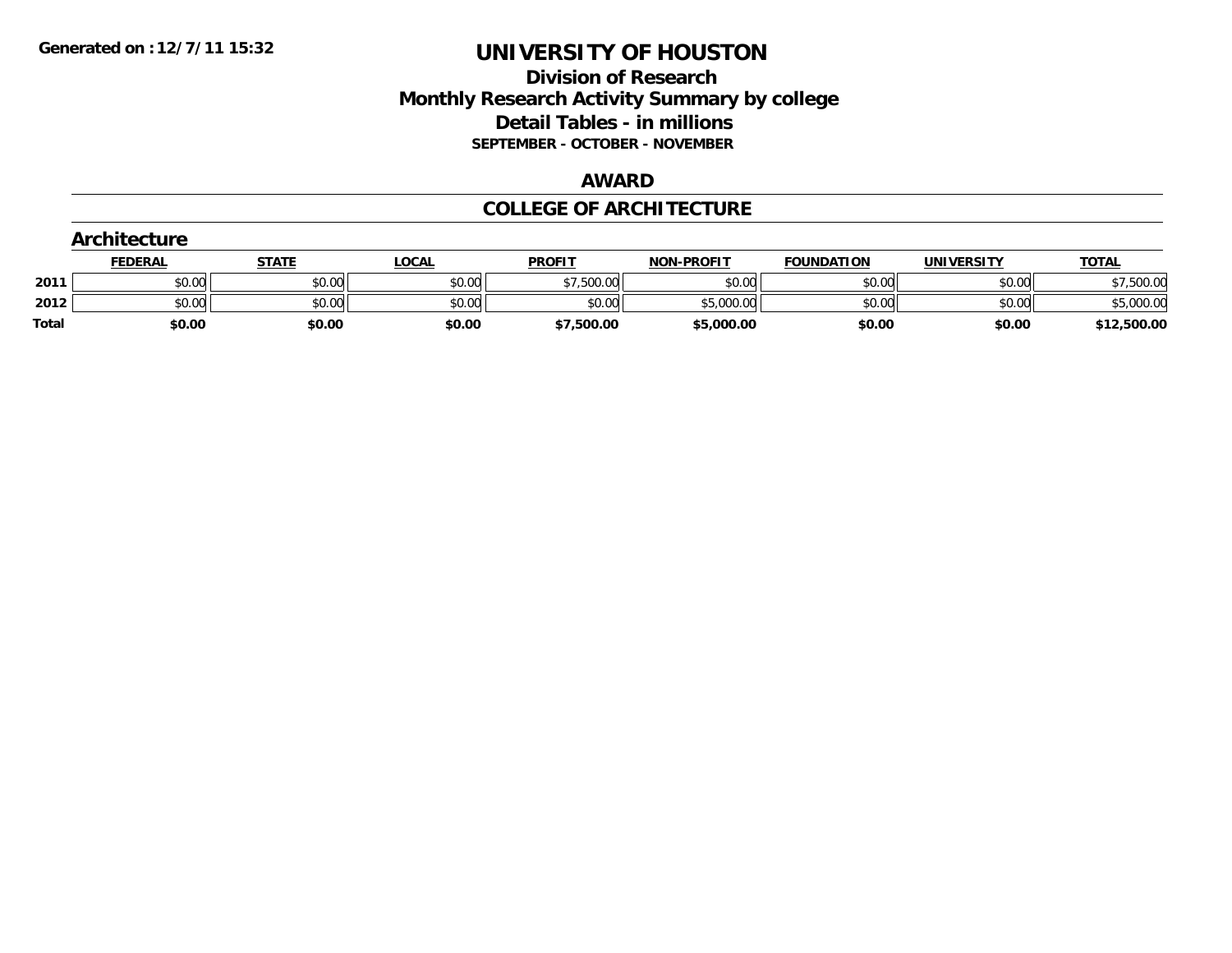Generated on :12/7/11 15:32

# UNIVERSITY OF HOUSTON

## Division of Research
## Monthly Research Activity Summary by college
## Detail Tables - in millions
### SEPTEMBER - OCTOBER - NOVEMBER

## AWARD

## COLLEGE OF ARCHITECTURE

### Architecture

| | FEDERAL | STATE | LOCAL | PROFIT | NON-PROFIT | FOUNDATION | UNIVERSITY | TOTAL |
|---|---|---|---|---|---|---|---|---|
| 2011 | $0.00 | $0.00 | $0.00 | $7,500.00 | $0.00 | $0.00 | $0.00 | $7,500.00 |
| 2012 | $0.00 | $0.00 | $0.00 | $0.00 | $5,000.00 | $0.00 | $0.00 | $5,000.00 |
| **Total** | **$0.00** | **$0.00** | **$0.00** | **$7,500.00** | **$5,000.00** | **$0.00** | **$0.00** | **$12,500.00** |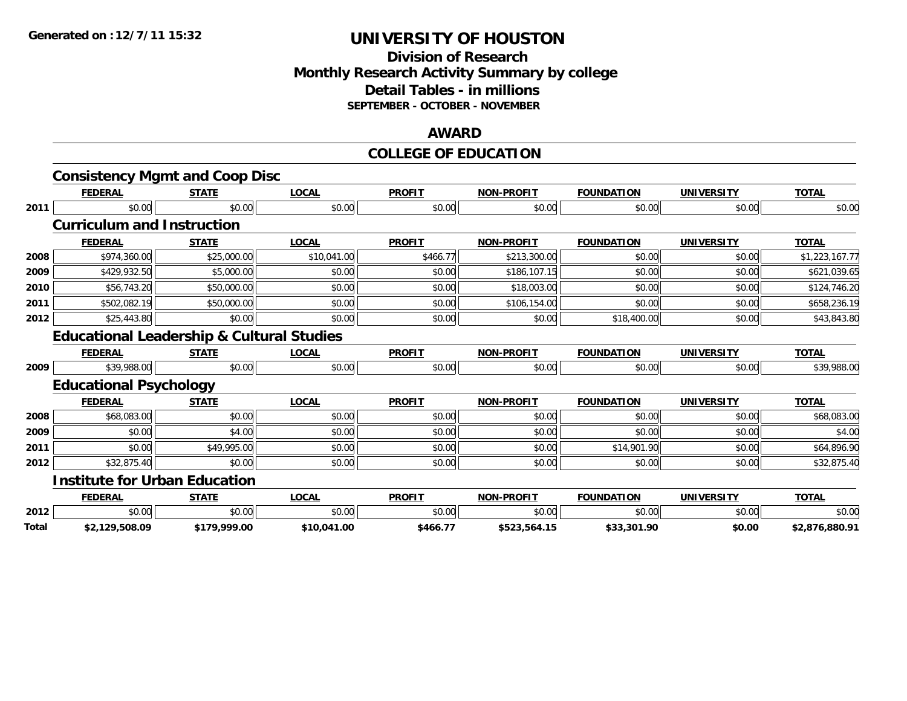**Generated on :12/7/11 15:32**

# UNIVERSITY OF HOUSTON

## Division of Research
## Monthly Research Activity Summary by college
## Detail Tables - in millions
### SEPTEMBER - OCTOBER - NOVEMBER

## AWARD

## COLLEGE OF EDUCATION

### Consistency Mgmt and Coop Disc

| | FEDERAL | STATE | LOCAL | PROFIT | NON-PROFIT | FOUNDATION | UNIVERSITY | TOTAL |
|---|---|---|---|---|---|---|---|---|
| 2011 | $0.00 | $0.00 | $0.00 | $0.00 | $0.00 | $0.00 | $0.00 | $0.00 |

### Curriculum and Instruction

| | FEDERAL | STATE | LOCAL | PROFIT | NON-PROFIT | FOUNDATION | UNIVERSITY | TOTAL |
|---|---|---|---|---|---|---|---|---|
| 2008 | $974,360.00 | $25,000.00 | $10,041.00 | $466.77 | $213,300.00 | $0.00 | $0.00 | $1,223,167.77 |
| 2009 | $429,932.50 | $5,000.00 | $0.00 | $0.00 | $186,107.15 | $0.00 | $0.00 | $621,039.65 |
| 2010 | $56,743.20 | $50,000.00 | $0.00 | $0.00 | $18,003.00 | $0.00 | $0.00 | $124,746.20 |
| 2011 | $502,082.19 | $50,000.00 | $0.00 | $0.00 | $106,154.00 | $0.00 | $0.00 | $658,236.19 |
| 2012 | $25,443.80 | $0.00 | $0.00 | $0.00 | $0.00 | $18,400.00 | $0.00 | $43,843.80 |

### Educational Leadership & Cultural Studies

| | FEDERAL | STATE | LOCAL | PROFIT | NON-PROFIT | FOUNDATION | UNIVERSITY | TOTAL |
|---|---|---|---|---|---|---|---|---|
| 2009 | $39,988.00 | $0.00 | $0.00 | $0.00 | $0.00 | $0.00 | $0.00 | $39,988.00 |

### Educational Psychology

| | FEDERAL | STATE | LOCAL | PROFIT | NON-PROFIT | FOUNDATION | UNIVERSITY | TOTAL |
|---|---|---|---|---|---|---|---|---|
| 2008 | $68,083.00 | $0.00 | $0.00 | $0.00 | $0.00 | $0.00 | $0.00 | $68,083.00 |
| 2009 | $0.00 | $4.00 | $0.00 | $0.00 | $0.00 | $0.00 | $0.00 | $4.00 |
| 2011 | $0.00 | $49,995.00 | $0.00 | $0.00 | $0.00 | $14,901.90 | $0.00 | $64,896.90 |
| 2012 | $32,875.40 | $0.00 | $0.00 | $0.00 | $0.00 | $0.00 | $0.00 | $32,875.40 |

### Institute for Urban Education

| | FEDERAL | STATE | LOCAL | PROFIT | NON-PROFIT | FOUNDATION | UNIVERSITY | TOTAL |
|---|---|---|---|---|---|---|---|---|
| 2012 | $0.00 | $0.00 | $0.00 | $0.00 | $0.00 | $0.00 | $0.00 | $0.00 |
| **Total** | **$2,129,508.09** | **$179,999.00** | **$10,041.00** | **$466.77** | **$523,564.15** | **$33,301.90** | **$0.00** | **$2,876,880.91** |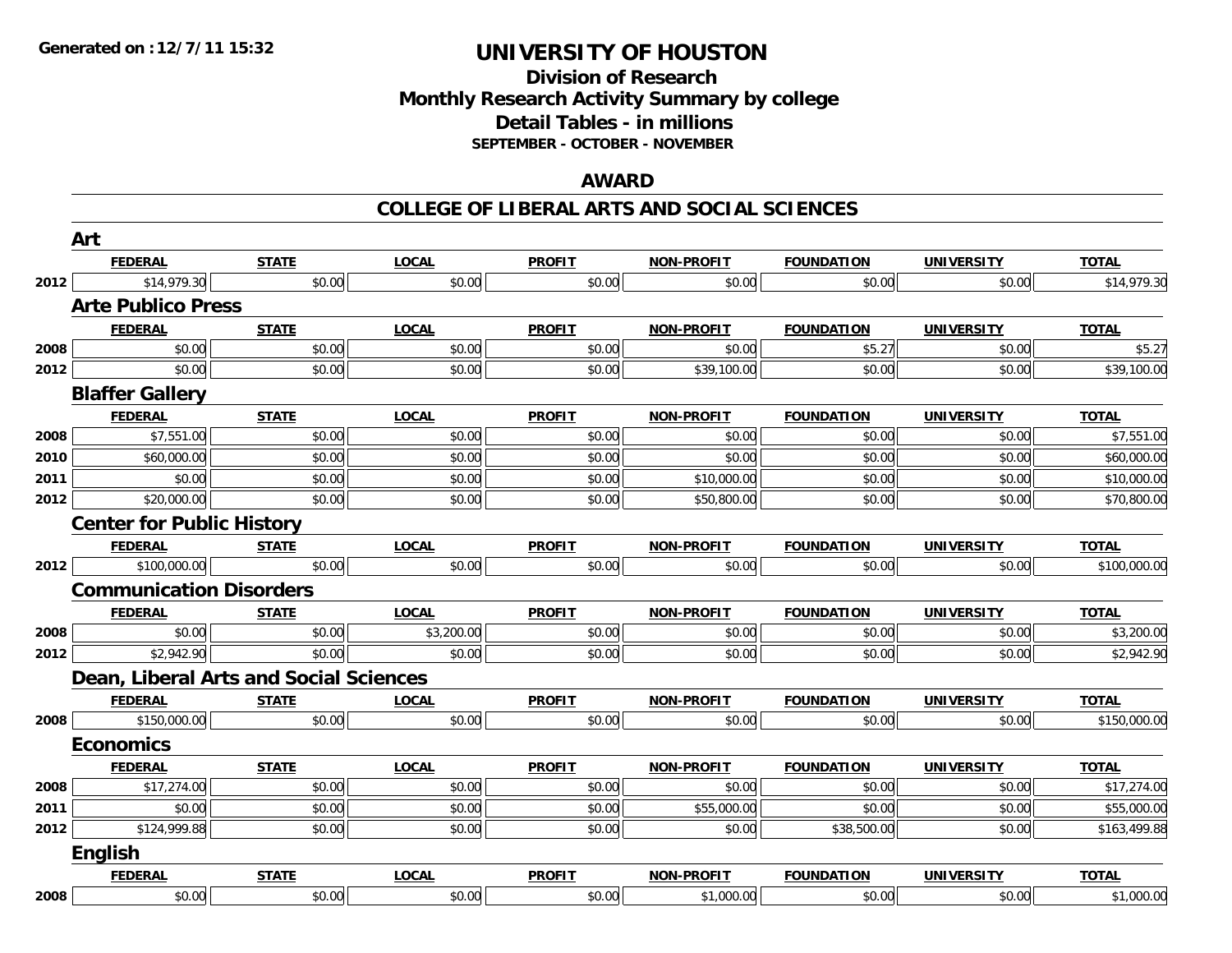**Generated on :12/7/11 15:32**

# UNIVERSITY OF HOUSTON

## Division of Research
## Monthly Research Activity Summary by college
## Detail Tables - in millions
### SEPTEMBER - OCTOBER - NOVEMBER

## AWARD

## COLLEGE OF LIBERAL ARTS AND SOCIAL SCIENCES

### Art

| | FEDERAL | STATE | LOCAL | PROFIT | NON-PROFIT | FOUNDATION | UNIVERSITY | TOTAL |
|---|---|---|---|---|---|---|---|---|
| 2012 | $14,979.30 | $0.00 | $0.00 | $0.00 | $0.00 | $0.00 | $0.00 | $14,979.30 |

### Arte Publico Press

| | FEDERAL | STATE | LOCAL | PROFIT | NON-PROFIT | FOUNDATION | UNIVERSITY | TOTAL |
|---|---|---|---|---|---|---|---|---|
| 2008 | $0.00 | $0.00 | $0.00 | $0.00 | $0.00 | $5.27 | $0.00 | $5.27 |
| 2012 | $0.00 | $0.00 | $0.00 | $0.00 | $39,100.00 | $0.00 | $0.00 | $39,100.00 |

### Blaffer Gallery

| | FEDERAL | STATE | LOCAL | PROFIT | NON-PROFIT | FOUNDATION | UNIVERSITY | TOTAL |
|---|---|---|---|---|---|---|---|---|
| 2008 | $7,551.00 | $0.00 | $0.00 | $0.00 | $0.00 | $0.00 | $0.00 | $7,551.00 |
| 2010 | $60,000.00 | $0.00 | $0.00 | $0.00 | $0.00 | $0.00 | $0.00 | $60,000.00 |
| 2011 | $0.00 | $0.00 | $0.00 | $0.00 | $10,000.00 | $0.00 | $0.00 | $10,000.00 |
| 2012 | $20,000.00 | $0.00 | $0.00 | $0.00 | $50,800.00 | $0.00 | $0.00 | $70,800.00 |

### Center for Public History

| | FEDERAL | STATE | LOCAL | PROFIT | NON-PROFIT | FOUNDATION | UNIVERSITY | TOTAL |
|---|---|---|---|---|---|---|---|---|
| 2012 | $100,000.00 | $0.00 | $0.00 | $0.00 | $0.00 | $0.00 | $0.00 | $100,000.00 |

### Communication Disorders

| | FEDERAL | STATE | LOCAL | PROFIT | NON-PROFIT | FOUNDATION | UNIVERSITY | TOTAL |
|---|---|---|---|---|---|---|---|---|
| 2008 | $0.00 | $0.00 | $3,200.00 | $0.00 | $0.00 | $0.00 | $0.00 | $3,200.00 |
| 2012 | $2,942.90 | $0.00 | $0.00 | $0.00 | $0.00 | $0.00 | $0.00 | $2,942.90 |

### Dean, Liberal Arts and Social Sciences

| | FEDERAL | STATE | LOCAL | PROFIT | NON-PROFIT | FOUNDATION | UNIVERSITY | TOTAL |
|---|---|---|---|---|---|---|---|---|
| 2008 | $150,000.00 | $0.00 | $0.00 | $0.00 | $0.00 | $0.00 | $0.00 | $150,000.00 |

### Economics

| | FEDERAL | STATE | LOCAL | PROFIT | NON-PROFIT | FOUNDATION | UNIVERSITY | TOTAL |
|---|---|---|---|---|---|---|---|---|
| 2008 | $17,274.00 | $0.00 | $0.00 | $0.00 | $0.00 | $0.00 | $0.00 | $17,274.00 |
| 2011 | $0.00 | $0.00 | $0.00 | $0.00 | $55,000.00 | $0.00 | $0.00 | $55,000.00 |
| 2012 | $124,999.88 | $0.00 | $0.00 | $0.00 | $0.00 | $38,500.00 | $0.00 | $163,499.88 |

### English

| | FEDERAL | STATE | LOCAL | PROFIT | NON-PROFIT | FOUNDATION | UNIVERSITY | TOTAL |
|---|---|---|---|---|---|---|---|---|
| 2008 | $0.00 | $0.00 | $0.00 | $0.00 | $1,000.00 | $0.00 | $0.00 | $1,000.00 |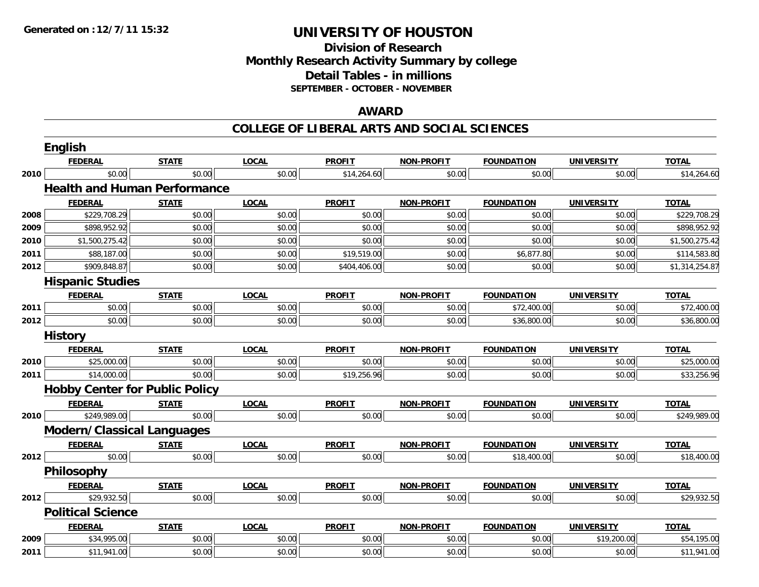**Generated on :12/7/11 15:32**

# UNIVERSITY OF HOUSTON

## Division of Research
## Monthly Research Activity Summary by college
## Detail Tables - in millions
### SEPTEMBER - OCTOBER - NOVEMBER

## AWARD

## COLLEGE OF LIBERAL ARTS AND SOCIAL SCIENCES

### English

| | FEDERAL | STATE | LOCAL | PROFIT | NON-PROFIT | FOUNDATION | UNIVERSITY | TOTAL |
|---|---|---|---|---|---|---|---|---|
| 2010 | $0.00 | $0.00 | $0.00 | $14,264.60 | $0.00 | $0.00 | $0.00 | $14,264.60 |

### Health and Human Performance

| | FEDERAL | STATE | LOCAL | PROFIT | NON-PROFIT | FOUNDATION | UNIVERSITY | TOTAL |
|---|---|---|---|---|---|---|---|---|
| 2008 | $229,708.29 | $0.00 | $0.00 | $0.00 | $0.00 | $0.00 | $0.00 | $229,708.29 |
| 2009 | $898,952.92 | $0.00 | $0.00 | $0.00 | $0.00 | $0.00 | $0.00 | $898,952.92 |
| 2010 | $1,500,275.42 | $0.00 | $0.00 | $0.00 | $0.00 | $0.00 | $0.00 | $1,500,275.42 |
| 2011 | $88,187.00 | $0.00 | $0.00 | $19,519.00 | $0.00 | $6,877.80 | $0.00 | $114,583.80 |
| 2012 | $909,848.87 | $0.00 | $0.00 | $404,406.00 | $0.00 | $0.00 | $0.00 | $1,314,254.87 |

### Hispanic Studies

| | FEDERAL | STATE | LOCAL | PROFIT | NON-PROFIT | FOUNDATION | UNIVERSITY | TOTAL |
|---|---|---|---|---|---|---|---|---|
| 2011 | $0.00 | $0.00 | $0.00 | $0.00 | $0.00 | $72,400.00 | $0.00 | $72,400.00 |
| 2012 | $0.00 | $0.00 | $0.00 | $0.00 | $0.00 | $36,800.00 | $0.00 | $36,800.00 |

### History

| | FEDERAL | STATE | LOCAL | PROFIT | NON-PROFIT | FOUNDATION | UNIVERSITY | TOTAL |
|---|---|---|---|---|---|---|---|---|
| 2010 | $25,000.00 | $0.00 | $0.00 | $0.00 | $0.00 | $0.00 | $0.00 | $25,000.00 |
| 2011 | $14,000.00 | $0.00 | $0.00 | $19,256.96 | $0.00 | $0.00 | $0.00 | $33,256.96 |

### Hobby Center for Public Policy

| | FEDERAL | STATE | LOCAL | PROFIT | NON-PROFIT | FOUNDATION | UNIVERSITY | TOTAL |
|---|---|---|---|---|---|---|---|---|
| 2010 | $249,989.00 | $0.00 | $0.00 | $0.00 | $0.00 | $0.00 | $0.00 | $249,989.00 |

### Modern/Classical Languages

| | FEDERAL | STATE | LOCAL | PROFIT | NON-PROFIT | FOUNDATION | UNIVERSITY | TOTAL |
|---|---|---|---|---|---|---|---|---|
| 2012 | $0.00 | $0.00 | $0.00 | $0.00 | $0.00 | $18,400.00 | $0.00 | $18,400.00 |

### Philosophy

| | FEDERAL | STATE | LOCAL | PROFIT | NON-PROFIT | FOUNDATION | UNIVERSITY | TOTAL |
|---|---|---|---|---|---|---|---|---|
| 2012 | $29,932.50 | $0.00 | $0.00 | $0.00 | $0.00 | $0.00 | $0.00 | $29,932.50 |

### Political Science

| | FEDERAL | STATE | LOCAL | PROFIT | NON-PROFIT | FOUNDATION | UNIVERSITY | TOTAL |
|---|---|---|---|---|---|---|---|---|
| 2009 | $34,995.00 | $0.00 | $0.00 | $0.00 | $0.00 | $0.00 | $19,200.00 | $54,195.00 |
| 2011 | $11,941.00 | $0.00 | $0.00 | $0.00 | $0.00 | $0.00 | $0.00 | $11,941.00 |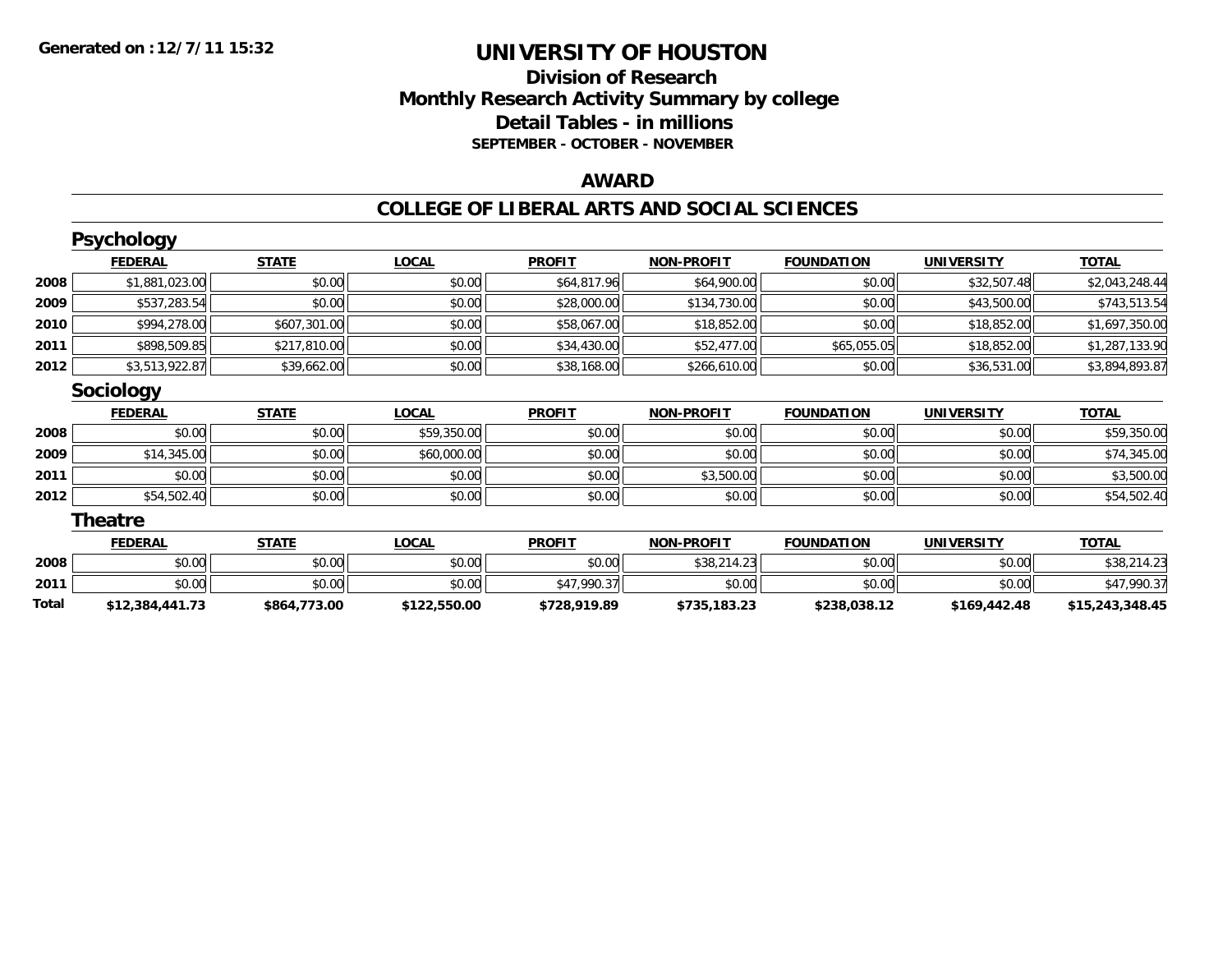**Generated on :12/7/11 15:32**

# UNIVERSITY OF HOUSTON

## Division of Research
## Monthly Research Activity Summary by college
## Detail Tables - in millions
### SEPTEMBER - OCTOBER - NOVEMBER

## AWARD

## COLLEGE OF LIBERAL ARTS AND SOCIAL SCIENCES

### Psychology

| | FEDERAL | STATE | LOCAL | PROFIT | NON-PROFIT | FOUNDATION | UNIVERSITY | TOTAL |
|---|---|---|---|---|---|---|---|---|
| 2008 | $1,881,023.00 | $0.00 | $0.00 | $64,817.96 | $64,900.00 | $0.00 | $32,507.48 | $2,043,248.44 |
| 2009 | $537,283.54 | $0.00 | $0.00 | $28,000.00 | $134,730.00 | $0.00 | $43,500.00 | $743,513.54 |
| 2010 | $994,278.00 | $607,301.00 | $0.00 | $58,067.00 | $18,852.00 | $0.00 | $18,852.00 | $1,697,350.00 |
| 2011 | $898,509.85 | $217,810.00 | $0.00 | $34,430.00 | $52,477.00 | $65,055.05 | $18,852.00 | $1,287,133.90 |
| 2012 | $3,513,922.87 | $39,662.00 | $0.00 | $38,168.00 | $266,610.00 | $0.00 | $36,531.00 | $3,894,893.87 |

### Sociology

| | FEDERAL | STATE | LOCAL | PROFIT | NON-PROFIT | FOUNDATION | UNIVERSITY | TOTAL |
|---|---|---|---|---|---|---|---|---|
| 2008 | $0.00 | $0.00 | $59,350.00 | $0.00 | $0.00 | $0.00 | $0.00 | $59,350.00 |
| 2009 | $14,345.00 | $0.00 | $60,000.00 | $0.00 | $0.00 | $0.00 | $0.00 | $74,345.00 |
| 2011 | $0.00 | $0.00 | $0.00 | $0.00 | $3,500.00 | $0.00 | $0.00 | $3,500.00 |
| 2012 | $54,502.40 | $0.00 | $0.00 | $0.00 | $0.00 | $0.00 | $0.00 | $54,502.40 |

### Theatre

| | FEDERAL | STATE | LOCAL | PROFIT | NON-PROFIT | FOUNDATION | UNIVERSITY | TOTAL |
|---|---|---|---|---|---|---|---|---|
| 2008 | $0.00 | $0.00 | $0.00 | $0.00 | $38,214.23 | $0.00 | $0.00 | $38,214.23 |
| 2011 | $0.00 | $0.00 | $0.00 | $47,990.37 | $0.00 | $0.00 | $0.00 | $47,990.37 |
| **Total** | **$12,384,441.73** | **$864,773.00** | **$122,550.00** | **$728,919.89** | **$735,183.23** | **$238,038.12** | **$169,442.48** | **$15,243,348.45** |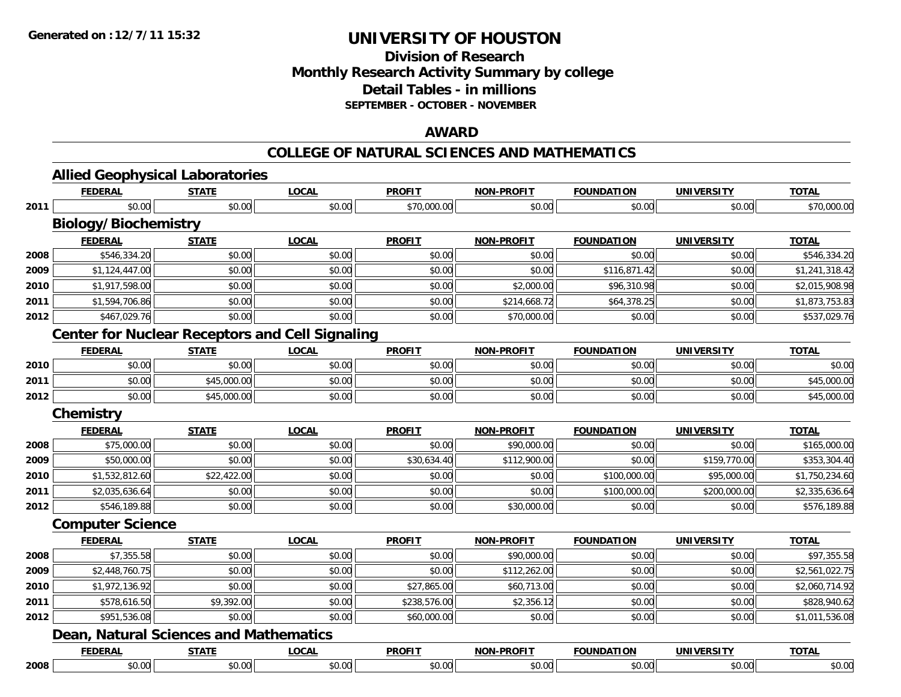# UNIVERSITY OF HOUSTON

## Division of Research
## Monthly Research Activity Summary by college
## Detail Tables - in millions
### SEPTEMBER - OCTOBER - NOVEMBER

## AWARD

## COLLEGE OF NATURAL SCIENCES AND MATHEMATICS

### Allied Geophysical Laboratories

| | FEDERAL | STATE | LOCAL | PROFIT | NON-PROFIT | FOUNDATION | UNIVERSITY | TOTAL |
|---|---|---|---|---|---|---|---|---|
| 2011 | $0.00 | $0.00 | $0.00 | $70,000.00 | $0.00 | $0.00 | $0.00 | $70,000.00 |

### Biology/Biochemistry

| | FEDERAL | STATE | LOCAL | PROFIT | NON-PROFIT | FOUNDATION | UNIVERSITY | TOTAL |
|---|---|---|---|---|---|---|---|---|
| 2008 | $546,334.20 | $0.00 | $0.00 | $0.00 | $0.00 | $0.00 | $0.00 | $546,334.20 |
| 2009 | $1,124,447.00 | $0.00 | $0.00 | $0.00 | $0.00 | $116,871.42 | $0.00 | $1,241,318.42 |
| 2010 | $1,917,598.00 | $0.00 | $0.00 | $0.00 | $2,000.00 | $96,310.98 | $0.00 | $2,015,908.98 |
| 2011 | $1,594,706.86 | $0.00 | $0.00 | $0.00 | $214,668.72 | $64,378.25 | $0.00 | $1,873,753.83 |
| 2012 | $467,029.76 | $0.00 | $0.00 | $0.00 | $70,000.00 | $0.00 | $0.00 | $537,029.76 |

### Center for Nuclear Receptors and Cell Signaling

| | FEDERAL | STATE | LOCAL | PROFIT | NON-PROFIT | FOUNDATION | UNIVERSITY | TOTAL |
|---|---|---|---|---|---|---|---|---|
| 2010 | $0.00 | $0.00 | $0.00 | $0.00 | $0.00 | $0.00 | $0.00 | $0.00 |
| 2011 | $0.00 | $45,000.00 | $0.00 | $0.00 | $0.00 | $0.00 | $0.00 | $45,000.00 |
| 2012 | $0.00 | $45,000.00 | $0.00 | $0.00 | $0.00 | $0.00 | $0.00 | $45,000.00 |

### Chemistry

| | FEDERAL | STATE | LOCAL | PROFIT | NON-PROFIT | FOUNDATION | UNIVERSITY | TOTAL |
|---|---|---|---|---|---|---|---|---|
| 2008 | $75,000.00 | $0.00 | $0.00 | $0.00 | $90,000.00 | $0.00 | $0.00 | $165,000.00 |
| 2009 | $50,000.00 | $0.00 | $0.00 | $30,634.40 | $112,900.00 | $0.00 | $159,770.00 | $353,304.40 |
| 2010 | $1,532,812.60 | $22,422.00 | $0.00 | $0.00 | $0.00 | $100,000.00 | $95,000.00 | $1,750,234.60 |
| 2011 | $2,035,636.64 | $0.00 | $0.00 | $0.00 | $0.00 | $100,000.00 | $200,000.00 | $2,335,636.64 |
| 2012 | $546,189.88 | $0.00 | $0.00 | $0.00 | $30,000.00 | $0.00 | $0.00 | $576,189.88 |

### Computer Science

| | FEDERAL | STATE | LOCAL | PROFIT | NON-PROFIT | FOUNDATION | UNIVERSITY | TOTAL |
|---|---|---|---|---|---|---|---|---|
| 2008 | $7,355.58 | $0.00 | $0.00 | $0.00 | $90,000.00 | $0.00 | $0.00 | $97,355.58 |
| 2009 | $2,448,760.75 | $0.00 | $0.00 | $0.00 | $112,262.00 | $0.00 | $0.00 | $2,561,022.75 |
| 2010 | $1,972,136.92 | $0.00 | $0.00 | $27,865.00 | $60,713.00 | $0.00 | $0.00 | $2,060,714.92 |
| 2011 | $578,616.50 | $9,392.00 | $0.00 | $238,576.00 | $2,356.12 | $0.00 | $0.00 | $828,940.62 |
| 2012 | $951,536.08 | $0.00 | $0.00 | $60,000.00 | $0.00 | $0.00 | $0.00 | $1,011,536.08 |

### Dean, Natural Sciences and Mathematics

| | FEDERAL | STATE | LOCAL | PROFIT | NON-PROFIT | FOUNDATION | UNIVERSITY | TOTAL |
|---|---|---|---|---|---|---|---|---|
| 2008 | $0.00 | $0.00 | $0.00 | $0.00 | $0.00 | $0.00 | $0.00 | $0.00 |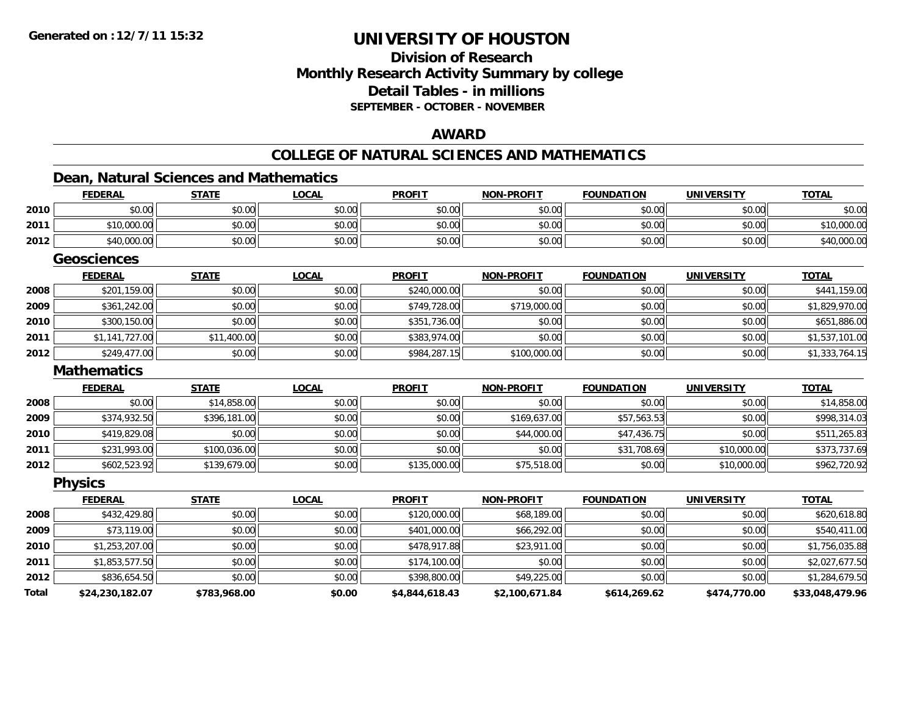**Generated on :12/7/11 15:32**

# UNIVERSITY OF HOUSTON

## Division of Research
## Monthly Research Activity Summary by college
## Detail Tables - in millions
### SEPTEMBER - OCTOBER - NOVEMBER

## AWARD

## COLLEGE OF NATURAL SCIENCES AND MATHEMATICS

### Dean, Natural Sciences and Mathematics

| | FEDERAL | STATE | LOCAL | PROFIT | NON-PROFIT | FOUNDATION | UNIVERSITY | TOTAL |
|---|---|---|---|---|---|---|---|---|
| 2010 | $0.00 | $0.00 | $0.00 | $0.00 | $0.00 | $0.00 | $0.00 | $0.00 |
| 2011 | $10,000.00 | $0.00 | $0.00 | $0.00 | $0.00 | $0.00 | $0.00 | $10,000.00 |
| 2012 | $40,000.00 | $0.00 | $0.00 | $0.00 | $0.00 | $0.00 | $0.00 | $40,000.00 |

### Geosciences

| | FEDERAL | STATE | LOCAL | PROFIT | NON-PROFIT | FOUNDATION | UNIVERSITY | TOTAL |
|---|---|---|---|---|---|---|---|---|
| 2008 | $201,159.00 | $0.00 | $0.00 | $240,000.00 | $0.00 | $0.00 | $0.00 | $441,159.00 |
| 2009 | $361,242.00 | $0.00 | $0.00 | $749,728.00 | $719,000.00 | $0.00 | $0.00 | $1,829,970.00 |
| 2010 | $300,150.00 | $0.00 | $0.00 | $351,736.00 | $0.00 | $0.00 | $0.00 | $651,886.00 |
| 2011 | $1,141,727.00 | $11,400.00 | $0.00 | $383,974.00 | $0.00 | $0.00 | $0.00 | $1,537,101.00 |
| 2012 | $249,477.00 | $0.00 | $0.00 | $984,287.15 | $100,000.00 | $0.00 | $0.00 | $1,333,764.15 |

### Mathematics

| | FEDERAL | STATE | LOCAL | PROFIT | NON-PROFIT | FOUNDATION | UNIVERSITY | TOTAL |
|---|---|---|---|---|---|---|---|---|
| 2008 | $0.00 | $14,858.00 | $0.00 | $0.00 | $0.00 | $0.00 | $0.00 | $14,858.00 |
| 2009 | $374,932.50 | $396,181.00 | $0.00 | $0.00 | $169,637.00 | $57,563.53 | $0.00 | $998,314.03 |
| 2010 | $419,829.08 | $0.00 | $0.00 | $0.00 | $44,000.00 | $47,436.75 | $0.00 | $511,265.83 |
| 2011 | $231,993.00 | $100,036.00 | $0.00 | $0.00 | $0.00 | $31,708.69 | $10,000.00 | $373,737.69 |
| 2012 | $602,523.92 | $139,679.00 | $0.00 | $135,000.00 | $75,518.00 | $0.00 | $10,000.00 | $962,720.92 |

### Physics

| | FEDERAL | STATE | LOCAL | PROFIT | NON-PROFIT | FOUNDATION | UNIVERSITY | TOTAL |
|---|---|---|---|---|---|---|---|---|
| 2008 | $432,429.80 | $0.00 | $0.00 | $120,000.00 | $68,189.00 | $0.00 | $0.00 | $620,618.80 |
| 2009 | $73,119.00 | $0.00 | $0.00 | $401,000.00 | $66,292.00 | $0.00 | $0.00 | $540,411.00 |
| 2010 | $1,253,207.00 | $0.00 | $0.00 | $478,917.88 | $23,911.00 | $0.00 | $0.00 | $1,756,035.88 |
| 2011 | $1,853,577.50 | $0.00 | $0.00 | $174,100.00 | $0.00 | $0.00 | $0.00 | $2,027,677.50 |
| 2012 | $836,654.50 | $0.00 | $0.00 | $398,800.00 | $49,225.00 | $0.00 | $0.00 | $1,284,679.50 |
| **Total** | **$24,230,182.07** | **$783,968.00** | **$0.00** | **$4,844,618.43** | **$2,100,671.84** | **$614,269.62** | **$474,770.00** | **$33,048,479.96** |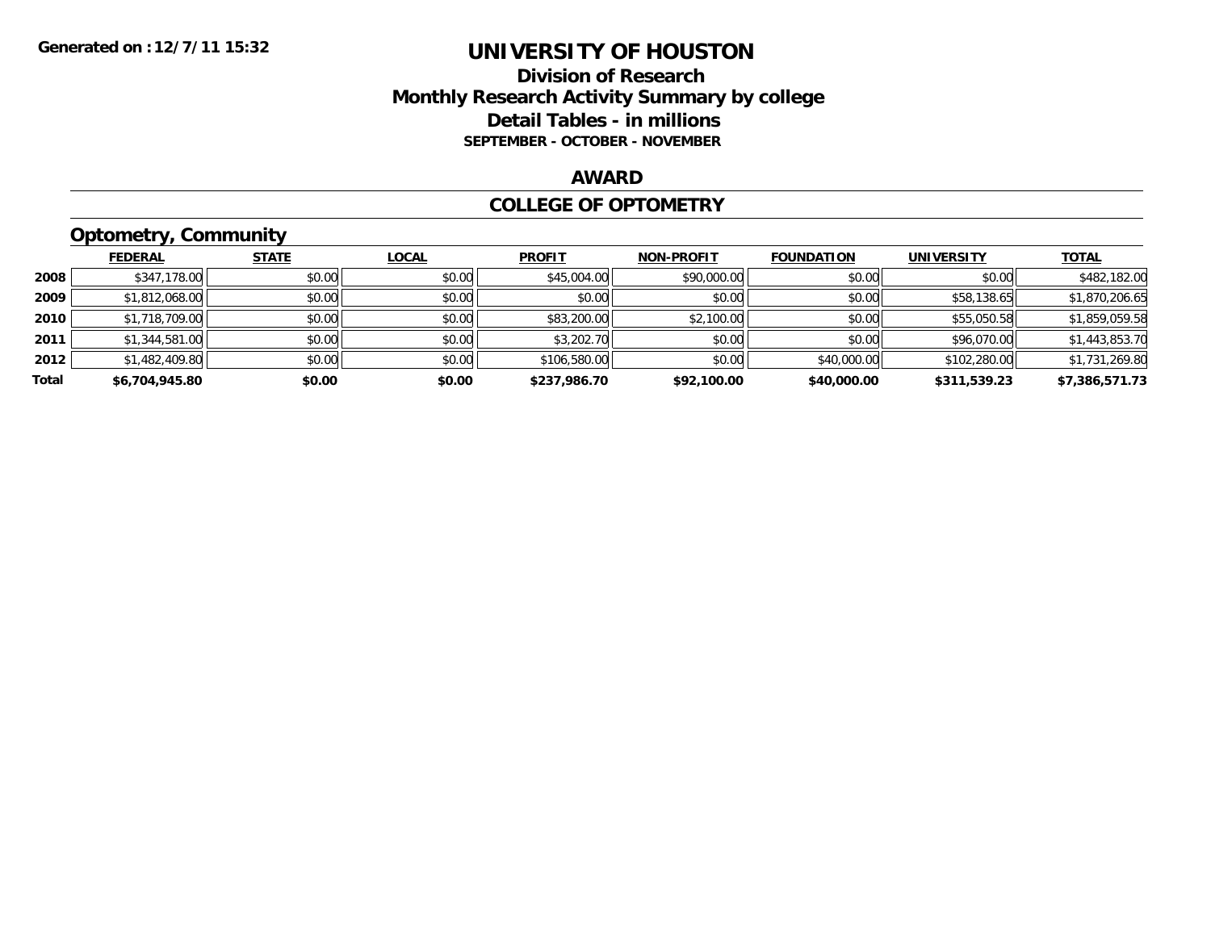Generated on :12/7/11 15:32

# UNIVERSITY OF HOUSTON

## Division of Research
## Monthly Research Activity Summary by college
## Detail Tables - in millions
### SEPTEMBER - OCTOBER - NOVEMBER

## AWARD

## COLLEGE OF OPTOMETRY

### Optometry, Community

| | FEDERAL | STATE | LOCAL | PROFIT | NON-PROFIT | FOUNDATION | UNIVERSITY | TOTAL |
|---|---|---|---|---|---|---|---|---|
| 2008 | $347,178.00 | $0.00 | $0.00 | $45,004.00 | $90,000.00 | $0.00 | $0.00 | $482,182.00 |
| 2009 | $1,812,068.00 | $0.00 | $0.00 | $0.00 | $0.00 | $0.00 | $58,138.65 | $1,870,206.65 |
| 2010 | $1,718,709.00 | $0.00 | $0.00 | $83,200.00 | $2,100.00 | $0.00 | $55,050.58 | $1,859,059.58 |
| 2011 | $1,344,581.00 | $0.00 | $0.00 | $3,202.70 | $0.00 | $0.00 | $96,070.00 | $1,443,853.70 |
| 2012 | $1,482,409.80 | $0.00 | $0.00 | $106,580.00 | $0.00 | $40,000.00 | $102,280.00 | $1,731,269.80 |
| **Total** | **$6,704,945.80** | **$0.00** | **$0.00** | **$237,986.70** | **$92,100.00** | **$40,000.00** | **$311,539.23** | **$7,386,571.73** |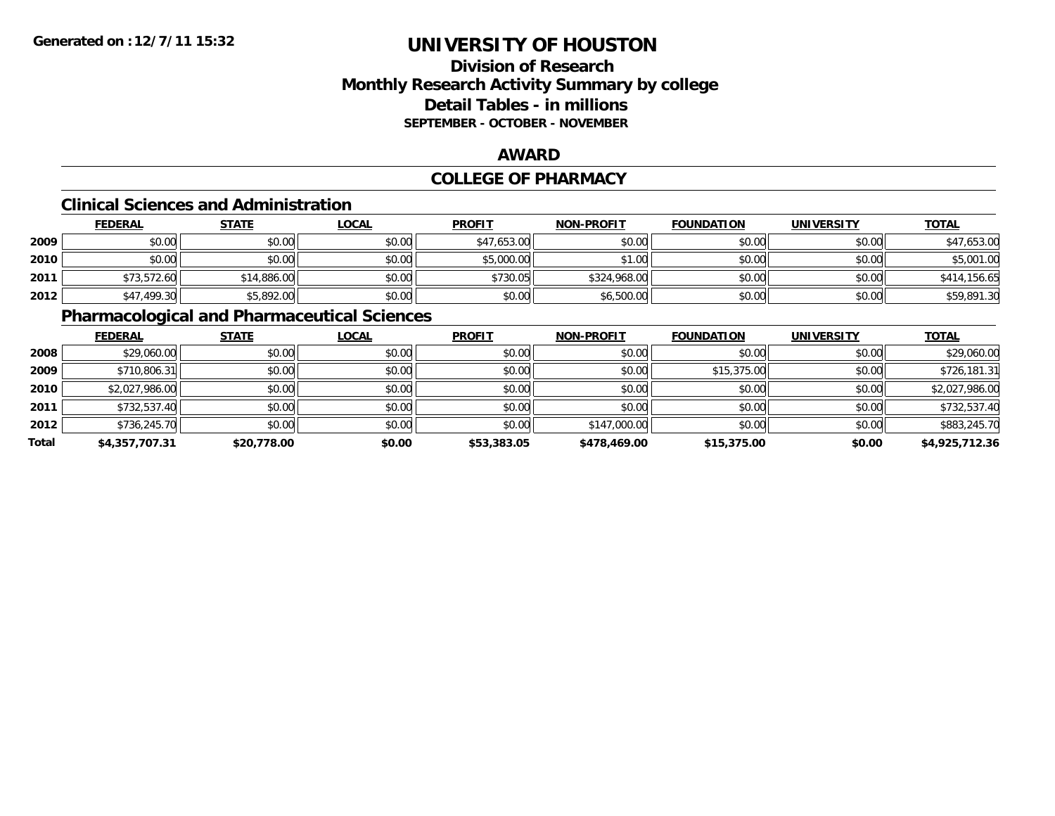**Generated on :12/7/11 15:32**

# UNIVERSITY OF HOUSTON

## Division of Research
## Monthly Research Activity Summary by college
## Detail Tables - in millions
### SEPTEMBER - OCTOBER - NOVEMBER

## AWARD

## COLLEGE OF PHARMACY

### Clinical Sciences and Administration

| | FEDERAL | STATE | LOCAL | PROFIT | NON-PROFIT | FOUNDATION | UNIVERSITY | TOTAL |
|---|---|---|---|---|---|---|---|---|
| 2009 | $0.00 | $0.00 | $0.00 | $47,653.00 | $0.00 | $0.00 | $0.00 | $47,653.00 |
| 2010 | $0.00 | $0.00 | $0.00 | $5,000.00 | $1.00 | $0.00 | $0.00 | $5,001.00 |
| 2011 | $73,572.60 | $14,886.00 | $0.00 | $730.05 | $324,968.00 | $0.00 | $0.00 | $414,156.65 |
| 2012 | $47,499.30 | $5,892.00 | $0.00 | $0.00 | $6,500.00 | $0.00 | $0.00 | $59,891.30 |

### Pharmacological and Pharmaceutical Sciences

| | FEDERAL | STATE | LOCAL | PROFIT | NON-PROFIT | FOUNDATION | UNIVERSITY | TOTAL |
|---|---|---|---|---|---|---|---|---|
| 2008 | $29,060.00 | $0.00 | $0.00 | $0.00 | $0.00 | $0.00 | $0.00 | $29,060.00 |
| 2009 | $710,806.31 | $0.00 | $0.00 | $0.00 | $0.00 | $15,375.00 | $0.00 | $726,181.31 |
| 2010 | $2,027,986.00 | $0.00 | $0.00 | $0.00 | $0.00 | $0.00 | $0.00 | $2,027,986.00 |
| 2011 | $732,537.40 | $0.00 | $0.00 | $0.00 | $0.00 | $0.00 | $0.00 | $732,537.40 |
| 2012 | $736,245.70 | $0.00 | $0.00 | $0.00 | $147,000.00 | $0.00 | $0.00 | $883,245.70 |
| **Total** | **$4,357,707.31** | **$20,778.00** | **$0.00** | **$53,383.05** | **$478,469.00** | **$15,375.00** | **$0.00** | **$4,925,712.36** |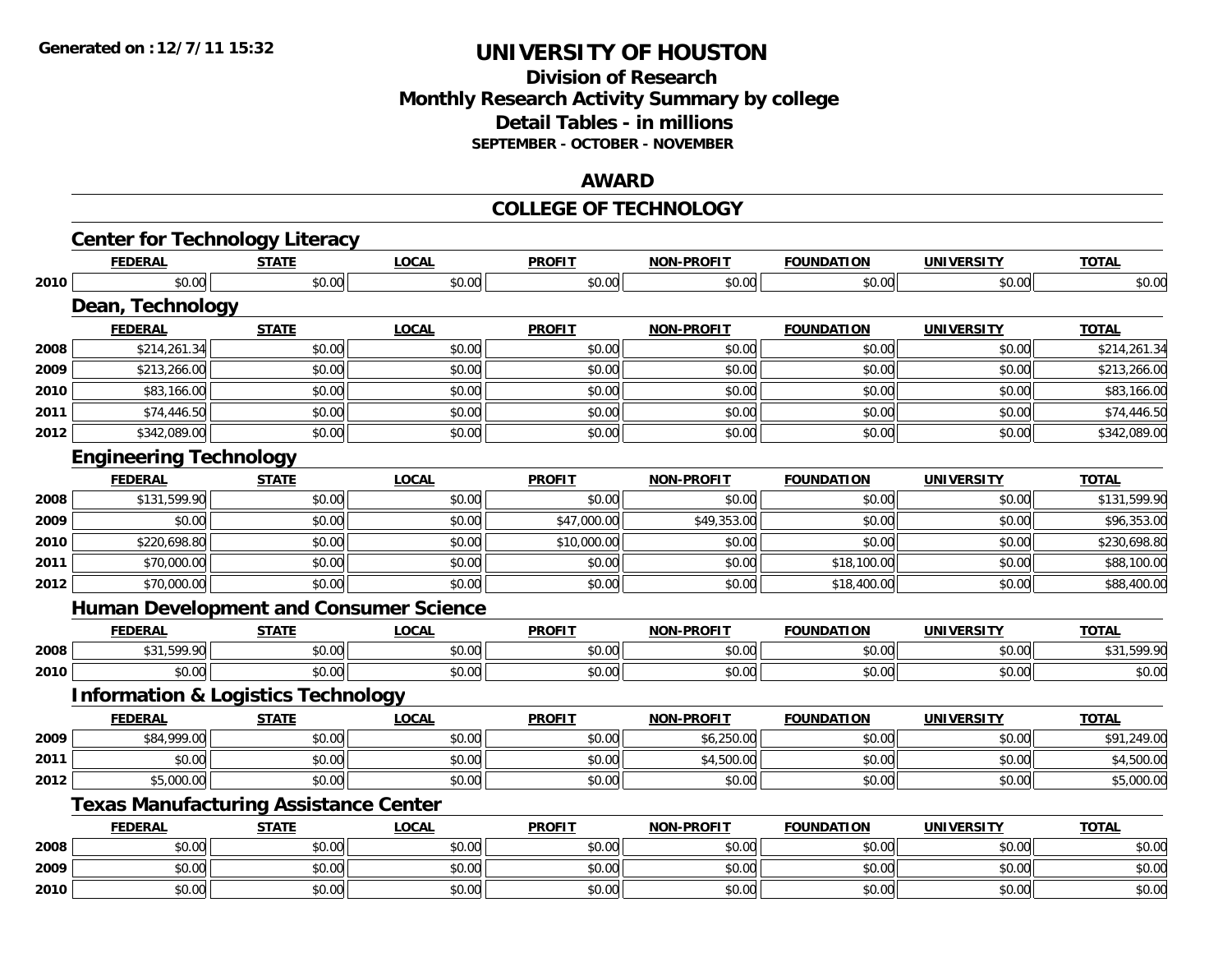**Generated on :12/7/11 15:32**

# UNIVERSITY OF HOUSTON

## Division of Research
## Monthly Research Activity Summary by college
## Detail Tables - in millions
### SEPTEMBER - OCTOBER - NOVEMBER

## AWARD

## COLLEGE OF TECHNOLOGY

### Center for Technology Literacy

| | FEDERAL | STATE | LOCAL | PROFIT | NON-PROFIT | FOUNDATION | UNIVERSITY | TOTAL |
|---|---|---|---|---|---|---|---|---|
| 2010 | $0.00 | $0.00 | $0.00 | $0.00 | $0.00 | $0.00 | $0.00 | $0.00 |

### Dean, Technology

| | FEDERAL | STATE | LOCAL | PROFIT | NON-PROFIT | FOUNDATION | UNIVERSITY | TOTAL |
|---|---|---|---|---|---|---|---|---|
| 2008 | $214,261.34 | $0.00 | $0.00 | $0.00 | $0.00 | $0.00 | $0.00 | $214,261.34 |
| 2009 | $213,266.00 | $0.00 | $0.00 | $0.00 | $0.00 | $0.00 | $0.00 | $213,266.00 |
| 2010 | $83,166.00 | $0.00 | $0.00 | $0.00 | $0.00 | $0.00 | $0.00 | $83,166.00 |
| 2011 | $74,446.50 | $0.00 | $0.00 | $0.00 | $0.00 | $0.00 | $0.00 | $74,446.50 |
| 2012 | $342,089.00 | $0.00 | $0.00 | $0.00 | $0.00 | $0.00 | $0.00 | $342,089.00 |

### Engineering Technology

| | FEDERAL | STATE | LOCAL | PROFIT | NON-PROFIT | FOUNDATION | UNIVERSITY | TOTAL |
|---|---|---|---|---|---|---|---|---|
| 2008 | $131,599.90 | $0.00 | $0.00 | $0.00 | $0.00 | $0.00 | $0.00 | $131,599.90 |
| 2009 | $0.00 | $0.00 | $0.00 | $47,000.00 | $49,353.00 | $0.00 | $0.00 | $96,353.00 |
| 2010 | $220,698.80 | $0.00 | $0.00 | $10,000.00 | $0.00 | $0.00 | $0.00 | $230,698.80 |
| 2011 | $70,000.00 | $0.00 | $0.00 | $0.00 | $0.00 | $18,100.00 | $0.00 | $88,100.00 |
| 2012 | $70,000.00 | $0.00 | $0.00 | $0.00 | $0.00 | $18,400.00 | $0.00 | $88,400.00 |

### Human Development and Consumer Science

| | FEDERAL | STATE | LOCAL | PROFIT | NON-PROFIT | FOUNDATION | UNIVERSITY | TOTAL |
|---|---|---|---|---|---|---|---|---|
| 2008 | $31,599.90 | $0.00 | $0.00 | $0.00 | $0.00 | $0.00 | $0.00 | $31,599.90 |
| 2010 | $0.00 | $0.00 | $0.00 | $0.00 | $0.00 | $0.00 | $0.00 | $0.00 |

### Information & Logistics Technology

| | FEDERAL | STATE | LOCAL | PROFIT | NON-PROFIT | FOUNDATION | UNIVERSITY | TOTAL |
|---|---|---|---|---|---|---|---|---|
| 2009 | $84,999.00 | $0.00 | $0.00 | $0.00 | $6,250.00 | $0.00 | $0.00 | $91,249.00 |
| 2011 | $0.00 | $0.00 | $0.00 | $0.00 | $4,500.00 | $0.00 | $0.00 | $4,500.00 |
| 2012 | $5,000.00 | $0.00 | $0.00 | $0.00 | $0.00 | $0.00 | $0.00 | $5,000.00 |

### Texas Manufacturing Assistance Center

| | FEDERAL | STATE | LOCAL | PROFIT | NON-PROFIT | FOUNDATION | UNIVERSITY | TOTAL |
|---|---|---|---|---|---|---|---|---|
| 2008 | $0.00 | $0.00 | $0.00 | $0.00 | $0.00 | $0.00 | $0.00 | $0.00 |
| 2009 | $0.00 | $0.00 | $0.00 | $0.00 | $0.00 | $0.00 | $0.00 | $0.00 |
| 2010 | $0.00 | $0.00 | $0.00 | $0.00 | $0.00 | $0.00 | $0.00 | $0.00 |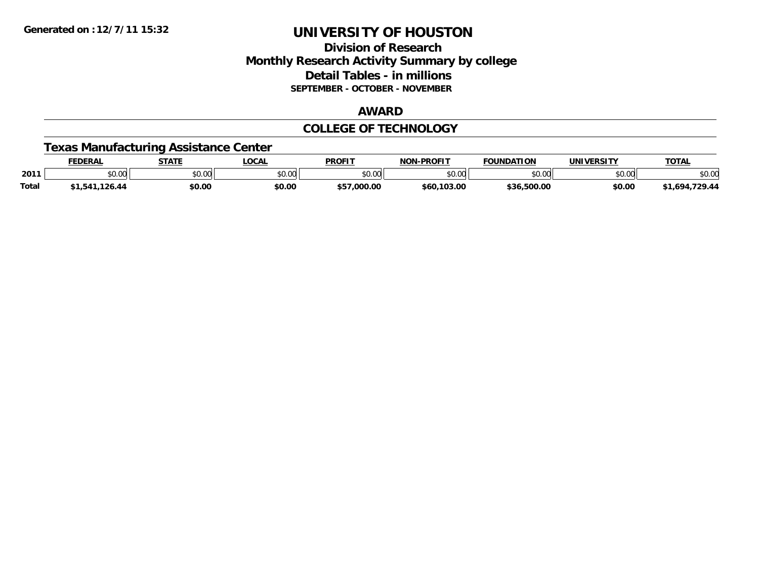Generated on :12/7/11 15:32

# UNIVERSITY OF HOUSTON

## Division of Research
## Monthly Research Activity Summary by college
## Detail Tables - in millions
### SEPTEMBER - OCTOBER - NOVEMBER

## AWARD

## COLLEGE OF TECHNOLOGY

### Texas Manufacturing Assistance Center

| | FEDERAL | STATE | LOCAL | PROFIT | NON-PROFIT | FOUNDATION | UNIVERSITY | TOTAL |
|---|---|---|---|---|---|---|---|---|
| 2011 | $0.00 | $0.00 | $0.00 | $0.00 | $0.00 | $0.00 | $0.00 | $0.00 |
| **Total** | **$1,541,126.44** | **$0.00** | **$0.00** | **$57,000.00** | **$60,103.00** | **$36,500.00** | **$0.00** | **$1,694,729.44** |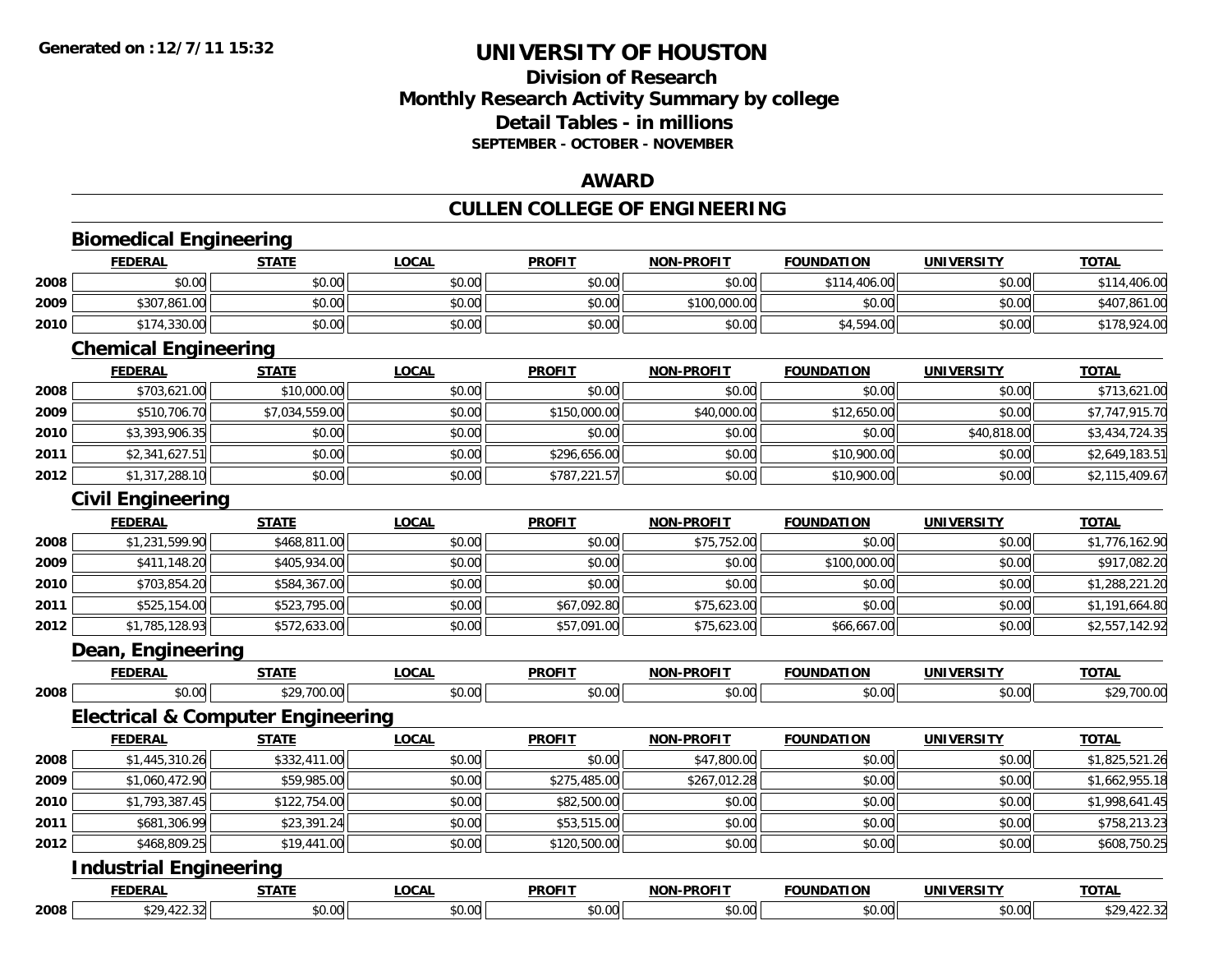**Generated on :12/7/11 15:32**

# UNIVERSITY OF HOUSTON

## Division of Research
## Monthly Research Activity Summary by college
## Detail Tables - in millions
### SEPTEMBER - OCTOBER - NOVEMBER

## AWARD

## CULLEN COLLEGE OF ENGINEERING

### Biomedical Engineering

| | FEDERAL | STATE | LOCAL | PROFIT | NON-PROFIT | FOUNDATION | UNIVERSITY | TOTAL |
|---|---|---|---|---|---|---|---|---|
| 2008 | $0.00 | $0.00 | $0.00 | $0.00 | $0.00 | $114,406.00 | $0.00 | $114,406.00 |
| 2009 | $307,861.00 | $0.00 | $0.00 | $0.00 | $100,000.00 | $0.00 | $0.00 | $407,861.00 |
| 2010 | $174,330.00 | $0.00 | $0.00 | $0.00 | $0.00 | $4,594.00 | $0.00 | $178,924.00 |

### Chemical Engineering

| | FEDERAL | STATE | LOCAL | PROFIT | NON-PROFIT | FOUNDATION | UNIVERSITY | TOTAL |
|---|---|---|---|---|---|---|---|---|
| 2008 | $703,621.00 | $10,000.00 | $0.00 | $0.00 | $0.00 | $0.00 | $0.00 | $713,621.00 |
| 2009 | $510,706.70 | $7,034,559.00 | $0.00 | $150,000.00 | $40,000.00 | $12,650.00 | $0.00 | $7,747,915.70 |
| 2010 | $3,393,906.35 | $0.00 | $0.00 | $0.00 | $0.00 | $0.00 | $40,818.00 | $3,434,724.35 |
| 2011 | $2,341,627.51 | $0.00 | $0.00 | $296,656.00 | $0.00 | $10,900.00 | $0.00 | $2,649,183.51 |
| 2012 | $1,317,288.10 | $0.00 | $0.00 | $787,221.57 | $0.00 | $10,900.00 | $0.00 | $2,115,409.67 |

### Civil Engineering

| | FEDERAL | STATE | LOCAL | PROFIT | NON-PROFIT | FOUNDATION | UNIVERSITY | TOTAL |
|---|---|---|---|---|---|---|---|---|
| 2008 | $1,231,599.90 | $468,811.00 | $0.00 | $0.00 | $75,752.00 | $0.00 | $0.00 | $1,776,162.90 |
| 2009 | $411,148.20 | $405,934.00 | $0.00 | $0.00 | $0.00 | $100,000.00 | $0.00 | $917,082.20 |
| 2010 | $703,854.20 | $584,367.00 | $0.00 | $0.00 | $0.00 | $0.00 | $0.00 | $1,288,221.20 |
| 2011 | $525,154.00 | $523,795.00 | $0.00 | $67,092.80 | $75,623.00 | $0.00 | $0.00 | $1,191,664.80 |
| 2012 | $1,785,128.93 | $572,633.00 | $0.00 | $57,091.00 | $75,623.00 | $66,667.00 | $0.00 | $2,557,142.92 |

### Dean, Engineering

| | FEDERAL | STATE | LOCAL | PROFIT | NON-PROFIT | FOUNDATION | UNIVERSITY | TOTAL |
|---|---|---|---|---|---|---|---|---|
| 2008 | $0.00 | $29,700.00 | $0.00 | $0.00 | $0.00 | $0.00 | $0.00 | $29,700.00 |

### Electrical & Computer Engineering

| | FEDERAL | STATE | LOCAL | PROFIT | NON-PROFIT | FOUNDATION | UNIVERSITY | TOTAL |
|---|---|---|---|---|---|---|---|---|
| 2008 | $1,445,310.26 | $332,411.00 | $0.00 | $0.00 | $47,800.00 | $0.00 | $0.00 | $1,825,521.26 |
| 2009 | $1,060,472.90 | $59,985.00 | $0.00 | $275,485.00 | $267,012.28 | $0.00 | $0.00 | $1,662,955.18 |
| 2010 | $1,793,387.45 | $122,754.00 | $0.00 | $82,500.00 | $0.00 | $0.00 | $0.00 | $1,998,641.45 |
| 2011 | $681,306.99 | $23,391.24 | $0.00 | $53,515.00 | $0.00 | $0.00 | $0.00 | $758,213.23 |
| 2012 | $468,809.25 | $19,441.00 | $0.00 | $120,500.00 | $0.00 | $0.00 | $0.00 | $608,750.25 |

### Industrial Engineering

| | FEDERAL | STATE | LOCAL | PROFIT | NON-PROFIT | FOUNDATION | UNIVERSITY | TOTAL |
|---|---|---|---|---|---|---|---|---|
| 2008 | $29,422.32 | $0.00 | $0.00 | $0.00 | $0.00 | $0.00 | $0.00 | $29,422.32 |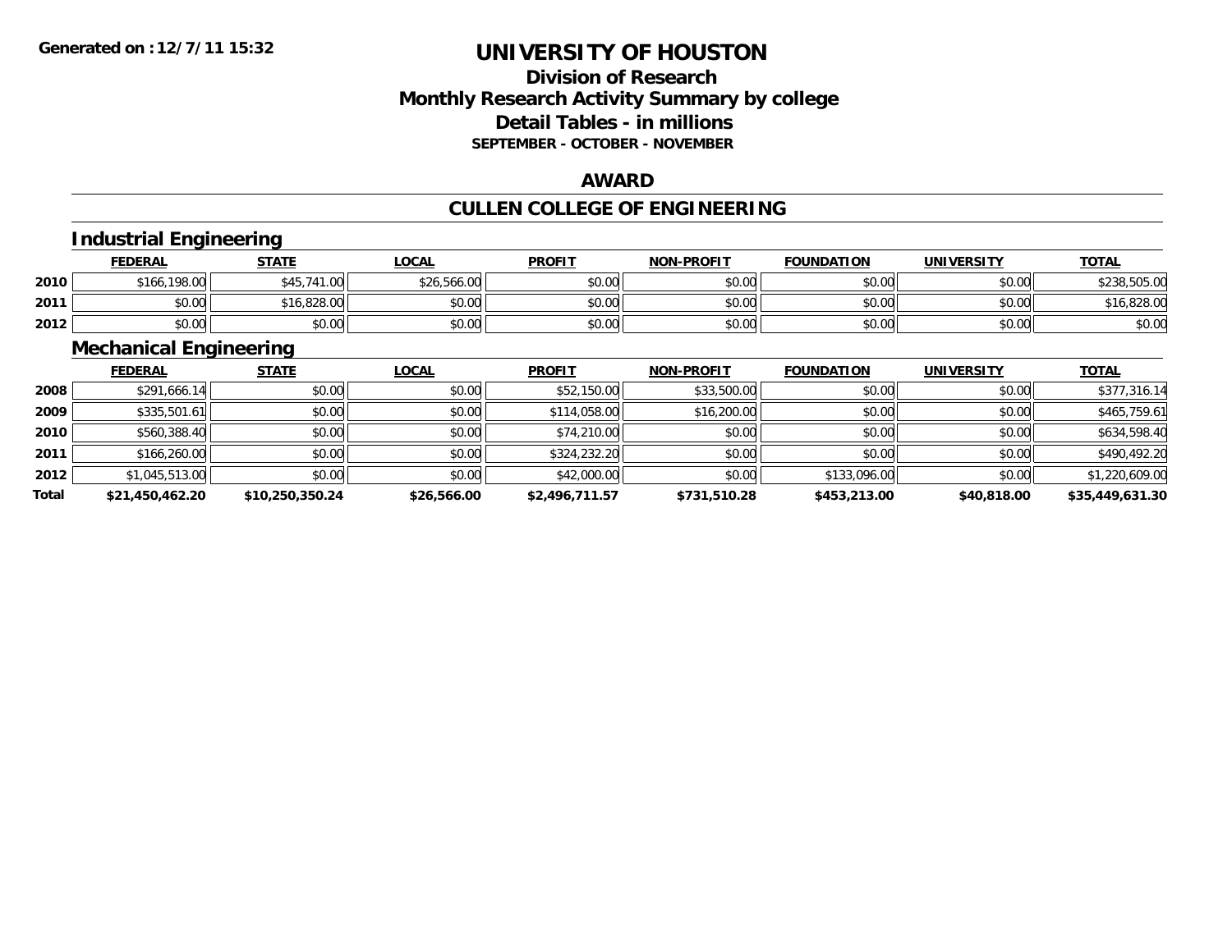**Generated on :12/7/11 15:32**

# UNIVERSITY OF HOUSTON

## Division of Research
## Monthly Research Activity Summary by college
## Detail Tables - in millions
### SEPTEMBER - OCTOBER - NOVEMBER

## AWARD

## CULLEN COLLEGE OF ENGINEERING

### Industrial Engineering

| | FEDERAL | STATE | LOCAL | PROFIT | NON-PROFIT | FOUNDATION | UNIVERSITY | TOTAL |
|---|---|---|---|---|---|---|---|---|
| 2010 | $166,198.00 | $45,741.00 | $26,566.00 | $0.00 | $0.00 | $0.00 | $0.00 | $238,505.00 |
| 2011 | $0.00 | $16,828.00 | $0.00 | $0.00 | $0.00 | $0.00 | $0.00 | $16,828.00 |
| 2012 | $0.00 | $0.00 | $0.00 | $0.00 | $0.00 | $0.00 | $0.00 | $0.00 |

### Mechanical Engineering

| | FEDERAL | STATE | LOCAL | PROFIT | NON-PROFIT | FOUNDATION | UNIVERSITY | TOTAL |
|---|---|---|---|---|---|---|---|---|
| 2008 | $291,666.14 | $0.00 | $0.00 | $52,150.00 | $33,500.00 | $0.00 | $0.00 | $377,316.14 |
| 2009 | $335,501.61 | $0.00 | $0.00 | $114,058.00 | $16,200.00 | $0.00 | $0.00 | $465,759.61 |
| 2010 | $560,388.40 | $0.00 | $0.00 | $74,210.00 | $0.00 | $0.00 | $0.00 | $634,598.40 |
| 2011 | $166,260.00 | $0.00 | $0.00 | $324,232.20 | $0.00 | $0.00 | $0.00 | $490,492.20 |
| 2012 | $1,045,513.00 | $0.00 | $0.00 | $42,000.00 | $0.00 | $133,096.00 | $0.00 | $1,220,609.00 |
| **Total** | **$21,450,462.20** | **$10,250,350.24** | **$26,566.00** | **$2,496,711.57** | **$731,510.28** | **$453,213.00** | **$40,818.00** | **$35,449,631.30** |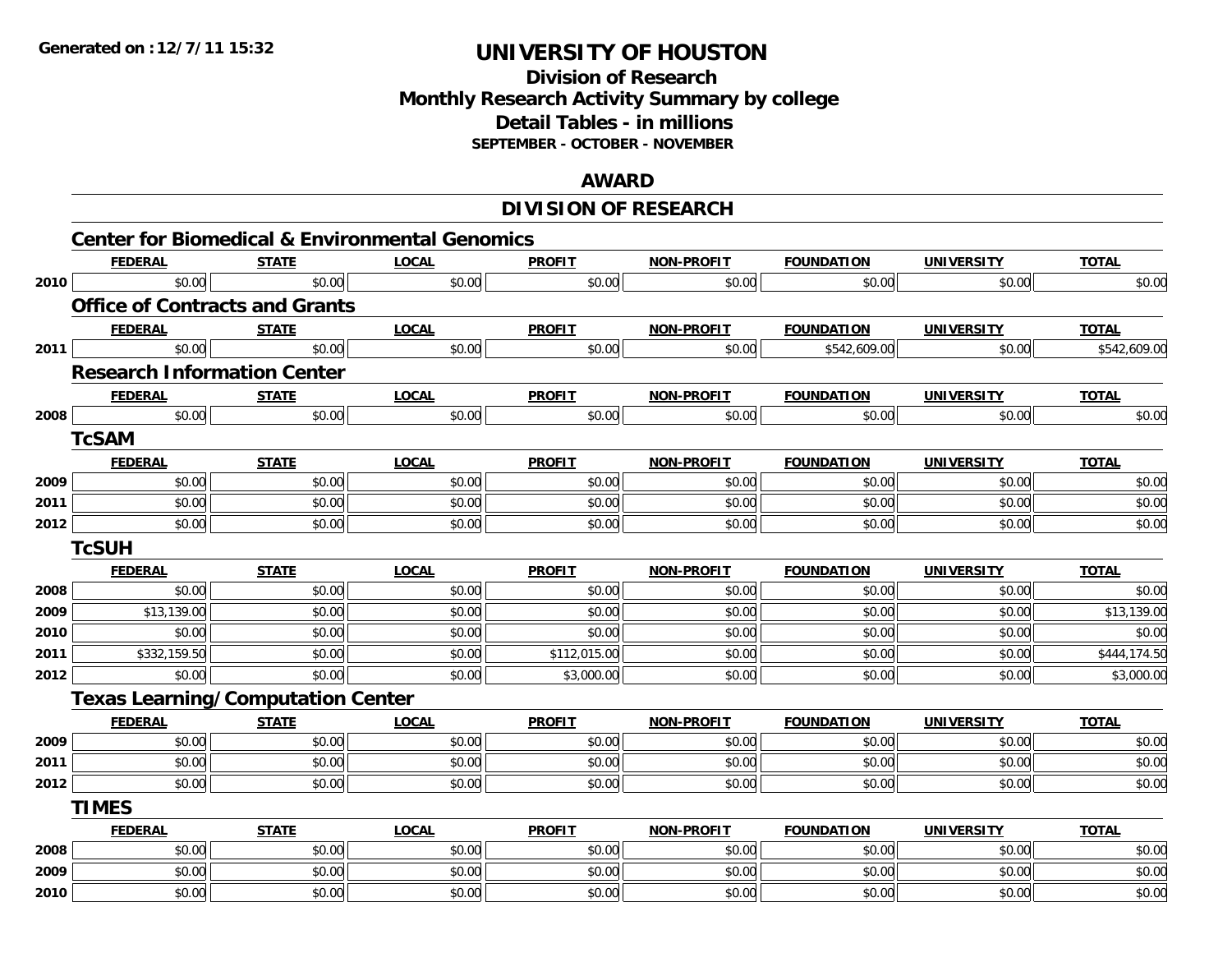# UNIVERSITY OF HOUSTON

## Division of Research
## Monthly Research Activity Summary by college
## Detail Tables - in millions
### SEPTEMBER - OCTOBER - NOVEMBER

**Generated on : 12/7/11 15:32**

## AWARD

## DIVISION OF RESEARCH

### Center for Biomedical & Environmental Genomics

| | FEDERAL | STATE | LOCAL | PROFIT | NON-PROFIT | FOUNDATION | UNIVERSITY | TOTAL |
|---|---|---|---|---|---|---|---|---|
| 2010 | $0.00 | $0.00 | $0.00 | $0.00 | $0.00 | $0.00 | $0.00 | $0.00 |

### Office of Contracts and Grants

| | FEDERAL | STATE | LOCAL | PROFIT | NON-PROFIT | FOUNDATION | UNIVERSITY | TOTAL |
|---|---|---|---|---|---|---|---|---|
| 2011 | $0.00 | $0.00 | $0.00 | $0.00 | $0.00 | $542,609.00 | $0.00 | $542,609.00 |

### Research Information Center

| | FEDERAL | STATE | LOCAL | PROFIT | NON-PROFIT | FOUNDATION | UNIVERSITY | TOTAL |
|---|---|---|---|---|---|---|---|---|
| 2008 | $0.00 | $0.00 | $0.00 | $0.00 | $0.00 | $0.00 | $0.00 | $0.00 |

### TcSAM

| | FEDERAL | STATE | LOCAL | PROFIT | NON-PROFIT | FOUNDATION | UNIVERSITY | TOTAL |
|---|---|---|---|---|---|---|---|---|
| 2009 | $0.00 | $0.00 | $0.00 | $0.00 | $0.00 | $0.00 | $0.00 | $0.00 |
| 2011 | $0.00 | $0.00 | $0.00 | $0.00 | $0.00 | $0.00 | $0.00 | $0.00 |
| 2012 | $0.00 | $0.00 | $0.00 | $0.00 | $0.00 | $0.00 | $0.00 | $0.00 |

### TcSUH

| | FEDERAL | STATE | LOCAL | PROFIT | NON-PROFIT | FOUNDATION | UNIVERSITY | TOTAL |
|---|---|---|---|---|---|---|---|---|
| 2008 | $0.00 | $0.00 | $0.00 | $0.00 | $0.00 | $0.00 | $0.00 | $0.00 |
| 2009 | $13,139.00 | $0.00 | $0.00 | $0.00 | $0.00 | $0.00 | $0.00 | $13,139.00 |
| 2010 | $0.00 | $0.00 | $0.00 | $0.00 | $0.00 | $0.00 | $0.00 | $0.00 |
| 2011 | $332,159.50 | $0.00 | $0.00 | $112,015.00 | $0.00 | $0.00 | $0.00 | $444,174.50 |
| 2012 | $0.00 | $0.00 | $0.00 | $3,000.00 | $0.00 | $0.00 | $0.00 | $3,000.00 |

### Texas Learning/Computation Center

| | FEDERAL | STATE | LOCAL | PROFIT | NON-PROFIT | FOUNDATION | UNIVERSITY | TOTAL |
|---|---|---|---|---|---|---|---|---|
| 2009 | $0.00 | $0.00 | $0.00 | $0.00 | $0.00 | $0.00 | $0.00 | $0.00 |
| 2011 | $0.00 | $0.00 | $0.00 | $0.00 | $0.00 | $0.00 | $0.00 | $0.00 |
| 2012 | $0.00 | $0.00 | $0.00 | $0.00 | $0.00 | $0.00 | $0.00 | $0.00 |

### TIMES

| | FEDERAL | STATE | LOCAL | PROFIT | NON-PROFIT | FOUNDATION | UNIVERSITY | TOTAL |
|---|---|---|---|---|---|---|---|---|
| 2008 | $0.00 | $0.00 | $0.00 | $0.00 | $0.00 | $0.00 | $0.00 | $0.00 |
| 2009 | $0.00 | $0.00 | $0.00 | $0.00 | $0.00 | $0.00 | $0.00 | $0.00 |
| 2010 | $0.00 | $0.00 | $0.00 | $0.00 | $0.00 | $0.00 | $0.00 | $0.00 |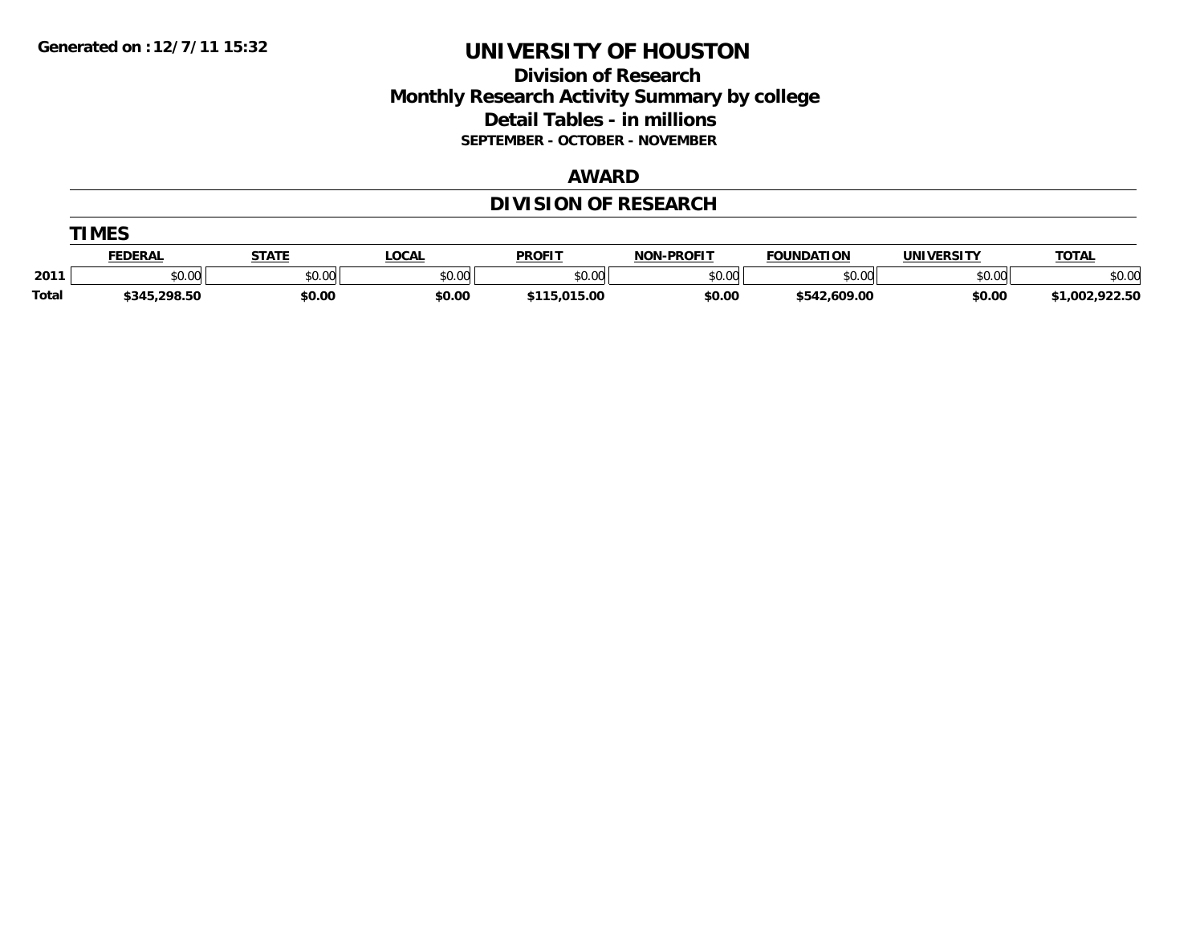Generated on :12/7/11 15:32

# UNIVERSITY OF HOUSTON

## Division of Research
## Monthly Research Activity Summary by college
## Detail Tables - in millions
### SEPTEMBER - OCTOBER - NOVEMBER

## AWARD

## DIVISION OF RESEARCH

### TIMES

| | FEDERAL | STATE | LOCAL | PROFIT | NON-PROFIT | FOUNDATION | UNIVERSITY | TOTAL |
|---|---|---|---|---|---|---|---|---|
| 2011 | $0.00 | $0.00 | $0.00 | $0.00 | $0.00 | $0.00 | $0.00 | $0.00 |
| **Total** | **$345,298.50** | **$0.00** | **$0.00** | **$115,015.00** | **$0.00** | **$542,609.00** | **$0.00** | **$1,002,922.50** |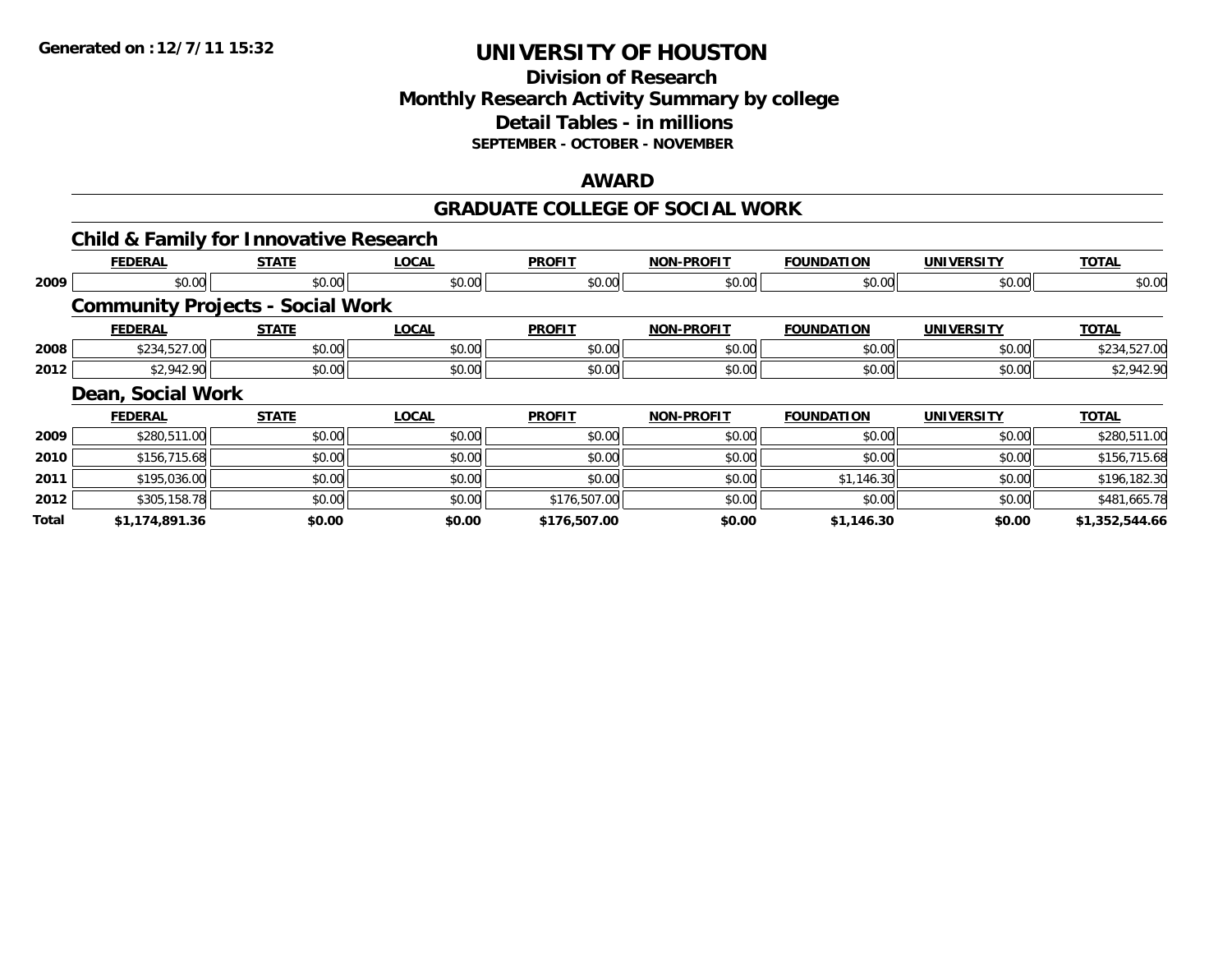**Generated on :12/7/11 15:32**

# UNIVERSITY OF HOUSTON

## Division of Research
## Monthly Research Activity Summary by college
## Detail Tables - in millions
### SEPTEMBER - OCTOBER - NOVEMBER

## AWARD

## GRADUATE COLLEGE OF SOCIAL WORK

### Child & Family for Innovative Research

| | FEDERAL | STATE | LOCAL | PROFIT | NON-PROFIT | FOUNDATION | UNIVERSITY | TOTAL |
|---|---|---|---|---|---|---|---|---|
| 2009 | $0.00 | $0.00 | $0.00 | $0.00 | $0.00 | $0.00 | $0.00 | $0.00 |

### Community Projects - Social Work

| | FEDERAL | STATE | LOCAL | PROFIT | NON-PROFIT | FOUNDATION | UNIVERSITY | TOTAL |
|---|---|---|---|---|---|---|---|---|
| 2008 | $234,527.00 | $0.00 | $0.00 | $0.00 | $0.00 | $0.00 | $0.00 | $234,527.00 |
| 2012 | $2,942.90 | $0.00 | $0.00 | $0.00 | $0.00 | $0.00 | $0.00 | $2,942.90 |

### Dean, Social Work

| | FEDERAL | STATE | LOCAL | PROFIT | NON-PROFIT | FOUNDATION | UNIVERSITY | TOTAL |
|---|---|---|---|---|---|---|---|---|
| 2009 | $280,511.00 | $0.00 | $0.00 | $0.00 | $0.00 | $0.00 | $0.00 | $280,511.00 |
| 2010 | $156,715.68 | $0.00 | $0.00 | $0.00 | $0.00 | $0.00 | $0.00 | $156,715.68 |
| 2011 | $195,036.00 | $0.00 | $0.00 | $0.00 | $0.00 | $1,146.30 | $0.00 | $196,182.30 |
| 2012 | $305,158.78 | $0.00 | $0.00 | $176,507.00 | $0.00 | $0.00 | $0.00 | $481,665.78 |
| **Total** | **$1,174,891.36** | **$0.00** | **$0.00** | **$176,507.00** | **$0.00** | **$1,146.30** | **$0.00** | **$1,352,544.66** |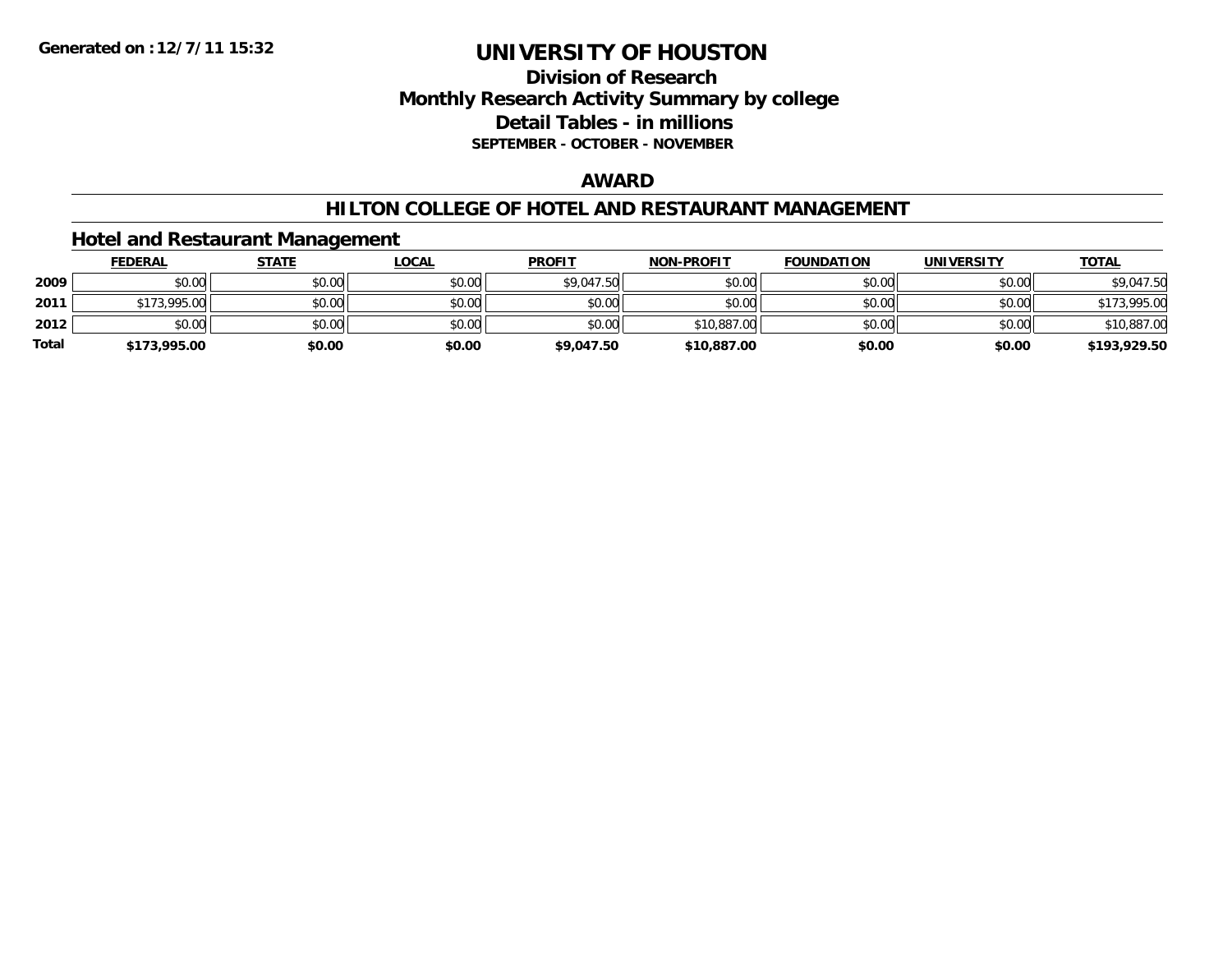**Generated on :12/7/11 15:32**

# UNIVERSITY OF HOUSTON

## Division of Research
## Monthly Research Activity Summary by college
## Detail Tables - in millions
### SEPTEMBER - OCTOBER - NOVEMBER

## AWARD

## HILTON COLLEGE OF HOTEL AND RESTAURANT MANAGEMENT

### Hotel and Restaurant Management

| | FEDERAL | STATE | LOCAL | PROFIT | NON-PROFIT | FOUNDATION | UNIVERSITY | TOTAL |
|---|---|---|---|---|---|---|---|---|
| **2009** | $0.00 | $0.00 | $0.00 | $9,047.50 | $0.00 | $0.00 | $0.00 | $9,047.50 |
| **2011** | $173,995.00 | $0.00 | $0.00 | $0.00 | $0.00 | $0.00 | $0.00 | $173,995.00 |
| **2012** | $0.00 | $0.00 | $0.00 | $0.00 | $10,887.00 | $0.00 | $0.00 | $10,887.00 |
| **Total** | **$173,995.00** | **$0.00** | **$0.00** | **$9,047.50** | **$10,887.00** | **$0.00** | **$0.00** | **$193,929.50** |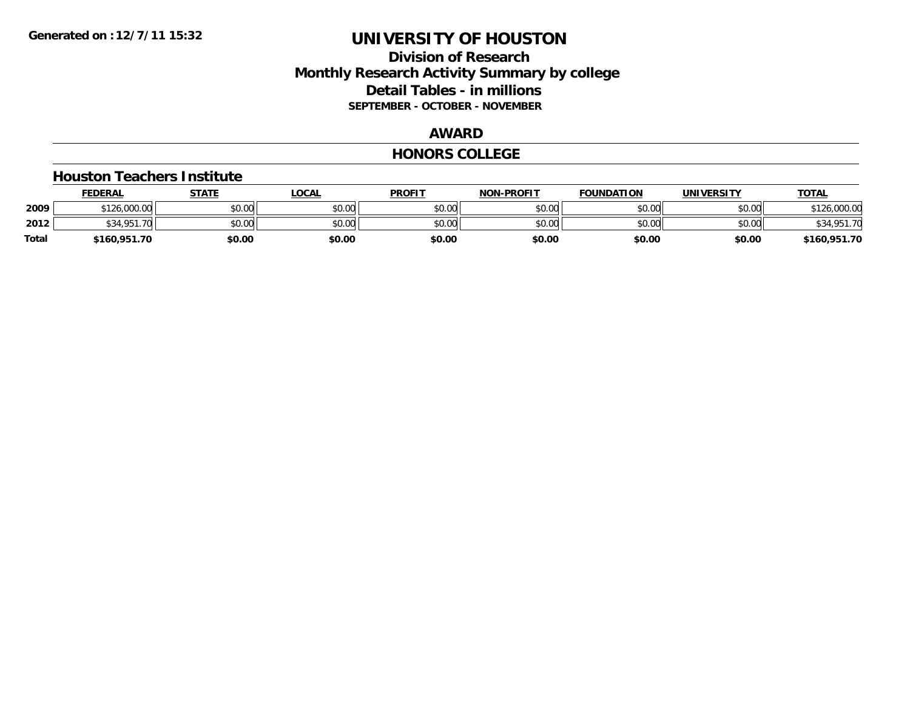# UNIVERSITY OF HOUSTON

## Division of Research
## Monthly Research Activity Summary by college
## Detail Tables - in millions
### SEPTEMBER - OCTOBER - NOVEMBER

Generated on : 12/7/11 15:32

## AWARD

## HONORS COLLEGE

### Houston Teachers Institute

| | FEDERAL | STATE | LOCAL | PROFIT | NON-PROFIT | FOUNDATION | UNIVERSITY | TOTAL |
|---|---|---|---|---|---|---|---|---|
| 2009 | $126,000.00 | $0.00 | $0.00 | $0.00 | $0.00 | $0.00 | $0.00 | $126,000.00 |
| 2012 | $34,951.70 | $0.00 | $0.00 | $0.00 | $0.00 | $0.00 | $0.00 | $34,951.70 |
| **Total** | **$160,951.70** | **$0.00** | **$0.00** | **$0.00** | **$0.00** | **$0.00** | **$0.00** | **$160,951.70** |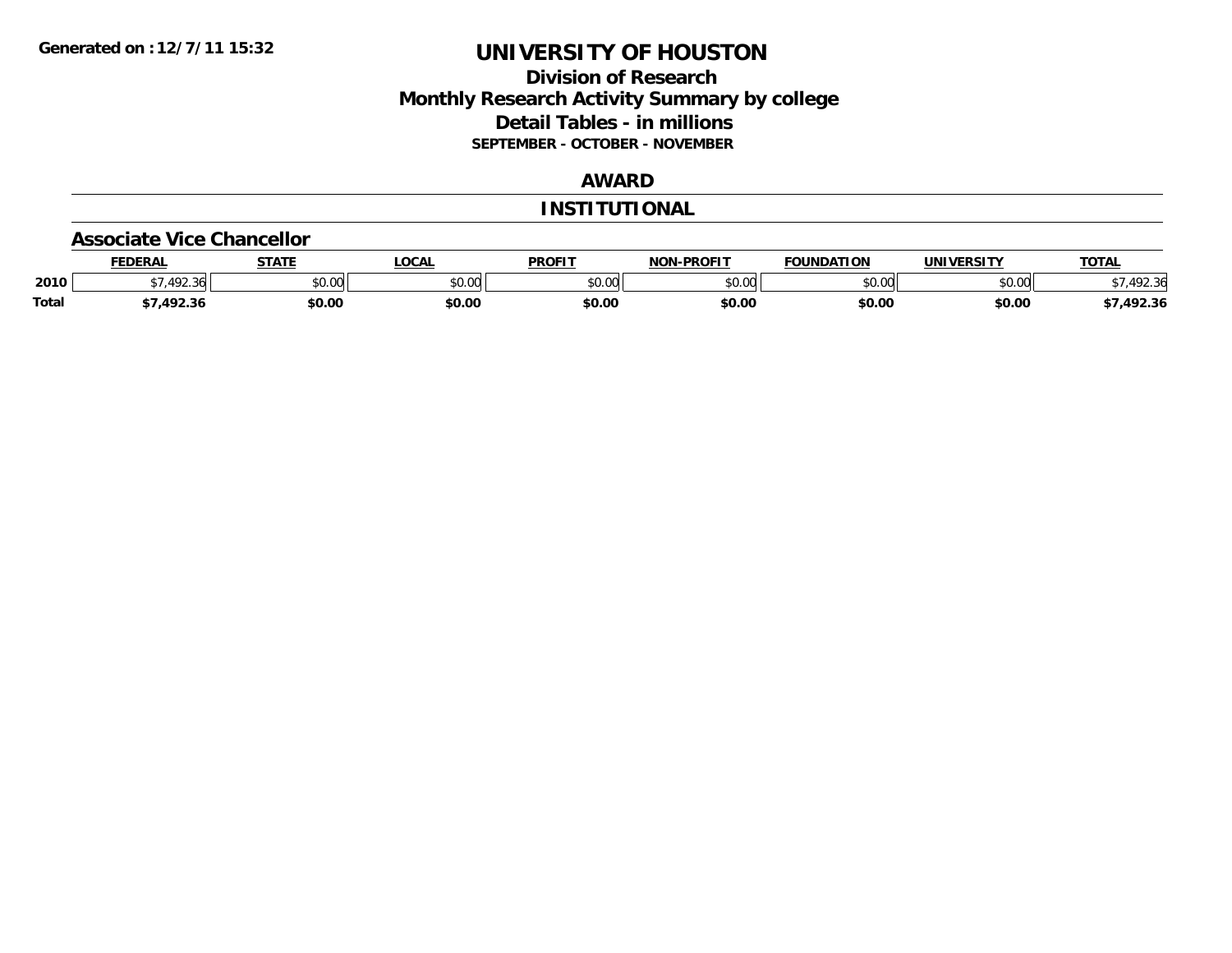**Generated on :12/7/11 15:32**

# UNIVERSITY OF HOUSTON

## Division of Research
## Monthly Research Activity Summary by college
## Detail Tables - in millions
### SEPTEMBER - OCTOBER - NOVEMBER

## AWARD

## INSTITUTIONAL

### Associate Vice Chancellor

| | FEDERAL | STATE | LOCAL | PROFIT | NON-PROFIT | FOUNDATION | UNIVERSITY | TOTAL |
|---|---|---|---|---|---|---|---|---|
| 2010 | $7,492.36 | $0.00 | $0.00 | $0.00 | $0.00 | $0.00 | $0.00 | $7,492.36 |
| **Total** | **$7,492.36** | **$0.00** | **$0.00** | **$0.00** | **$0.00** | **$0.00** | **$0.00** | **$7,492.36** |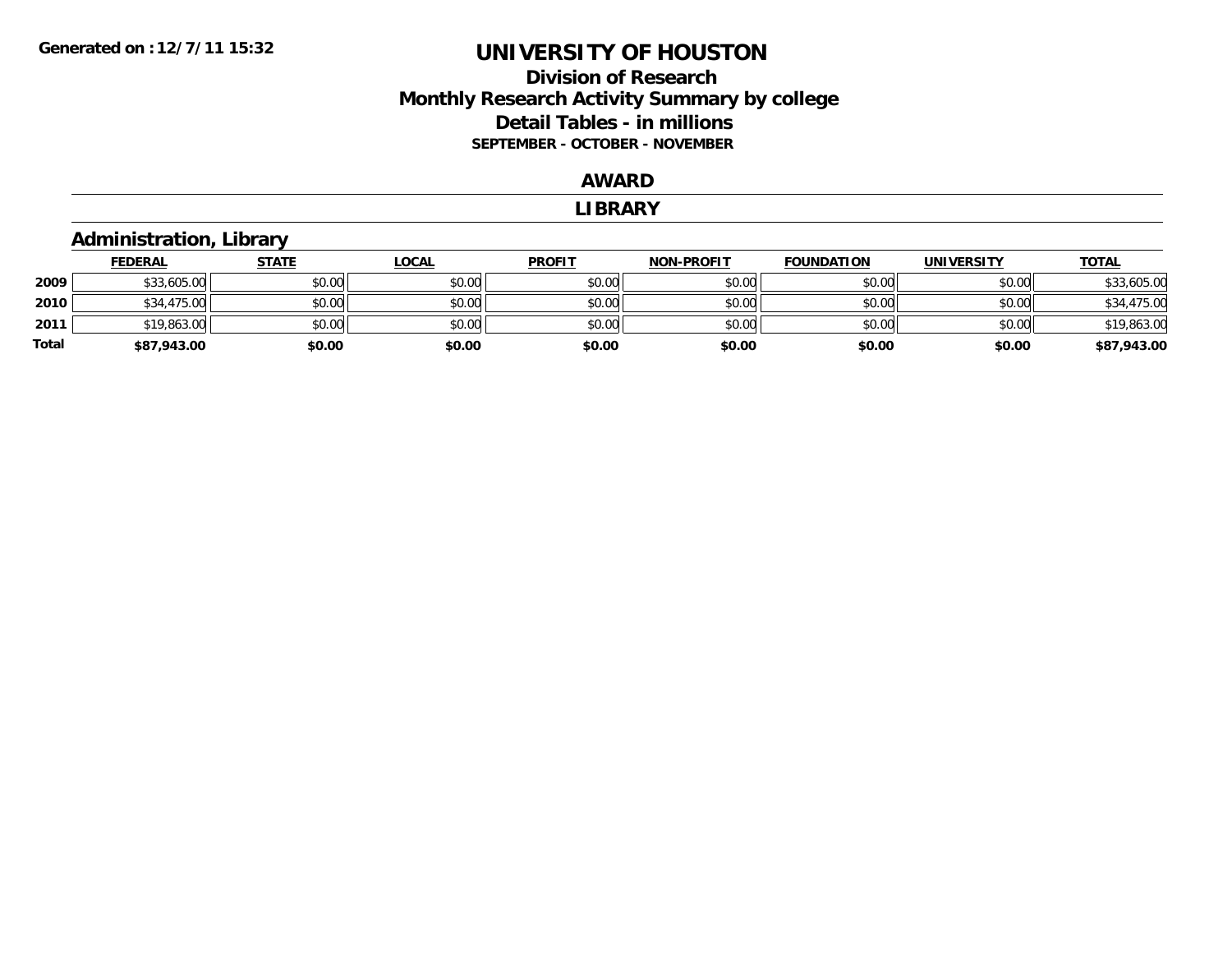# UNIVERSITY OF HOUSTON

## Division of Research
## Monthly Research Activity Summary by college
## Detail Tables - in millions
### SEPTEMBER - OCTOBER - NOVEMBER

Generated on : 12/7/11 15:32

## AWARD

## LIBRARY

### Administration, Library

| | FEDERAL | STATE | LOCAL | PROFIT | NON-PROFIT | FOUNDATION | UNIVERSITY | TOTAL |
|---|---|---|---|---|---|---|---|---|
| 2009 | $33,605.00 | $0.00 | $0.00 | $0.00 | $0.00 | $0.00 | $0.00 | $33,605.00 |
| 2010 | $34,475.00 | $0.00 | $0.00 | $0.00 | $0.00 | $0.00 | $0.00 | $34,475.00 |
| 2011 | $19,863.00 | $0.00 | $0.00 | $0.00 | $0.00 | $0.00 | $0.00 | $19,863.00 |
| **Total** | **$87,943.00** | **$0.00** | **$0.00** | **$0.00** | **$0.00** | **$0.00** | **$0.00** | **$87,943.00** |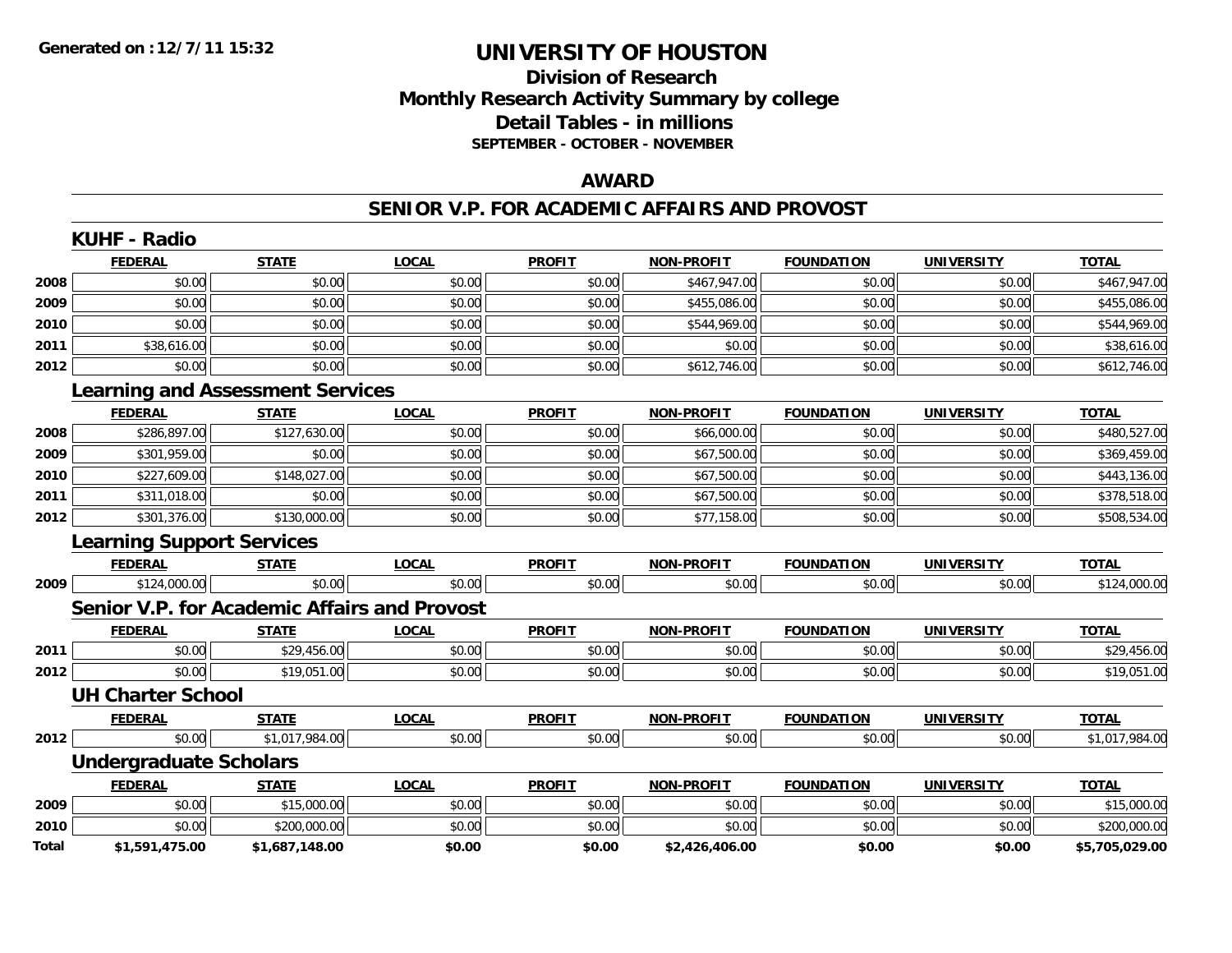Generated on :12/7/11 15:32

# UNIVERSITY OF HOUSTON

## Division of Research
## Monthly Research Activity Summary by college
## Detail Tables - in millions
### SEPTEMBER - OCTOBER - NOVEMBER

## AWARD

## SENIOR V.P. FOR ACADEMIC AFFAIRS AND PROVOST

### KUHF - Radio

| | FEDERAL | STATE | LOCAL | PROFIT | NON-PROFIT | FOUNDATION | UNIVERSITY | TOTAL |
|---|---|---|---|---|---|---|---|---|
| 2008 | $0.00 | $0.00 | $0.00 | $0.00 | $467,947.00 | $0.00 | $0.00 | $467,947.00 |
| 2009 | $0.00 | $0.00 | $0.00 | $0.00 | $455,086.00 | $0.00 | $0.00 | $455,086.00 |
| 2010 | $0.00 | $0.00 | $0.00 | $0.00 | $544,969.00 | $0.00 | $0.00 | $544,969.00 |
| 2011 | $38,616.00 | $0.00 | $0.00 | $0.00 | $0.00 | $0.00 | $0.00 | $38,616.00 |
| 2012 | $0.00 | $0.00 | $0.00 | $0.00 | $612,746.00 | $0.00 | $0.00 | $612,746.00 |

### Learning and Assessment Services

| | FEDERAL | STATE | LOCAL | PROFIT | NON-PROFIT | FOUNDATION | UNIVERSITY | TOTAL |
|---|---|---|---|---|---|---|---|---|
| 2008 | $286,897.00 | $127,630.00 | $0.00 | $0.00 | $66,000.00 | $0.00 | $0.00 | $480,527.00 |
| 2009 | $301,959.00 | $0.00 | $0.00 | $0.00 | $67,500.00 | $0.00 | $0.00 | $369,459.00 |
| 2010 | $227,609.00 | $148,027.00 | $0.00 | $0.00 | $67,500.00 | $0.00 | $0.00 | $443,136.00 |
| 2011 | $311,018.00 | $0.00 | $0.00 | $0.00 | $67,500.00 | $0.00 | $0.00 | $378,518.00 |
| 2012 | $301,376.00 | $130,000.00 | $0.00 | $0.00 | $77,158.00 | $0.00 | $0.00 | $508,534.00 |

### Learning Support Services

| | FEDERAL | STATE | LOCAL | PROFIT | NON-PROFIT | FOUNDATION | UNIVERSITY | TOTAL |
|---|---|---|---|---|---|---|---|---|
| 2009 | $124,000.00 | $0.00 | $0.00 | $0.00 | $0.00 | $0.00 | $0.00 | $124,000.00 |

### Senior V.P. for Academic Affairs and Provost

| | FEDERAL | STATE | LOCAL | PROFIT | NON-PROFIT | FOUNDATION | UNIVERSITY | TOTAL |
|---|---|---|---|---|---|---|---|---|
| 2011 | $0.00 | $29,456.00 | $0.00 | $0.00 | $0.00 | $0.00 | $0.00 | $29,456.00 |
| 2012 | $0.00 | $19,051.00 | $0.00 | $0.00 | $0.00 | $0.00 | $0.00 | $19,051.00 |

### UH Charter School

| | FEDERAL | STATE | LOCAL | PROFIT | NON-PROFIT | FOUNDATION | UNIVERSITY | TOTAL |
|---|---|---|---|---|---|---|---|---|
| 2012 | $0.00 | $1,017,984.00 | $0.00 | $0.00 | $0.00 | $0.00 | $0.00 | $1,017,984.00 |

### Undergraduate Scholars

| | FEDERAL | STATE | LOCAL | PROFIT | NON-PROFIT | FOUNDATION | UNIVERSITY | TOTAL |
|---|---|---|---|---|---|---|---|---|
| 2009 | $0.00 | $15,000.00 | $0.00 | $0.00 | $0.00 | $0.00 | $0.00 | $15,000.00 |
| 2010 | $0.00 | $200,000.00 | $0.00 | $0.00 | $0.00 | $0.00 | $0.00 | $200,000.00 |
| **Total** | **$1,591,475.00** | **$1,687,148.00** | **$0.00** | **$0.00** | **$2,426,406.00** | **$0.00** | **$0.00** | **$5,705,029.00** |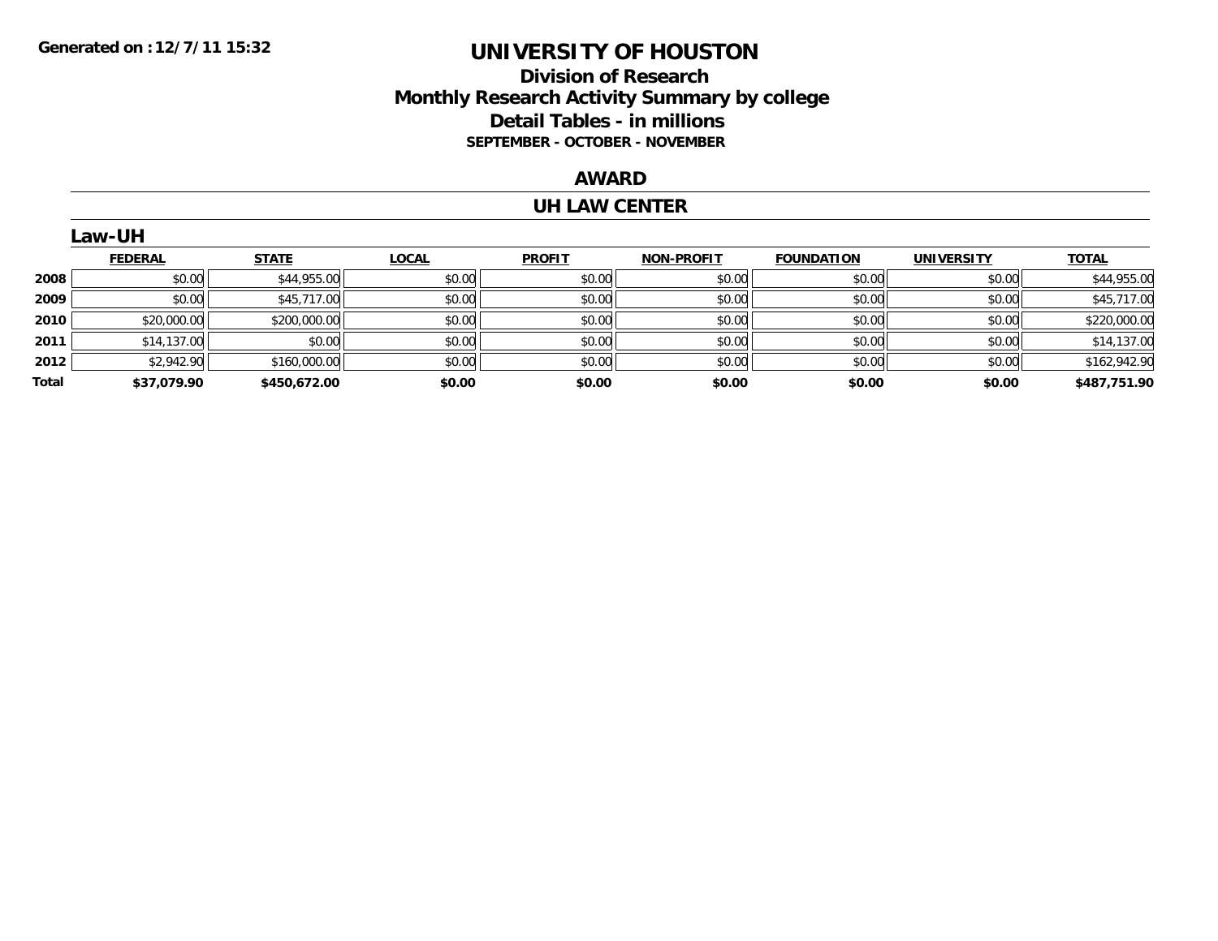**Generated on :12/7/11 15:32**

# UNIVERSITY OF HOUSTON

## Division of Research
## Monthly Research Activity Summary by college
## Detail Tables - in millions
### SEPTEMBER - OCTOBER - NOVEMBER

## AWARD

## UH LAW CENTER

### Law-UH

| | FEDERAL | STATE | LOCAL | PROFIT | NON-PROFIT | FOUNDATION | UNIVERSITY | TOTAL |
|---|---|---|---|---|---|---|---|---|
| 2008 | $0.00 | $44,955.00 | $0.00 | $0.00 | $0.00 | $0.00 | $0.00 | $44,955.00 |
| 2009 | $0.00 | $45,717.00 | $0.00 | $0.00 | $0.00 | $0.00 | $0.00 | $45,717.00 |
| 2010 | $20,000.00 | $200,000.00 | $0.00 | $0.00 | $0.00 | $0.00 | $0.00 | $220,000.00 |
| 2011 | $14,137.00 | $0.00 | $0.00 | $0.00 | $0.00 | $0.00 | $0.00 | $14,137.00 |
| 2012 | $2,942.90 | $160,000.00 | $0.00 | $0.00 | $0.00 | $0.00 | $0.00 | $162,942.90 |
| **Total** | **$37,079.90** | **$450,672.00** | **$0.00** | **$0.00** | **$0.00** | **$0.00** | **$0.00** | **$487,751.90** |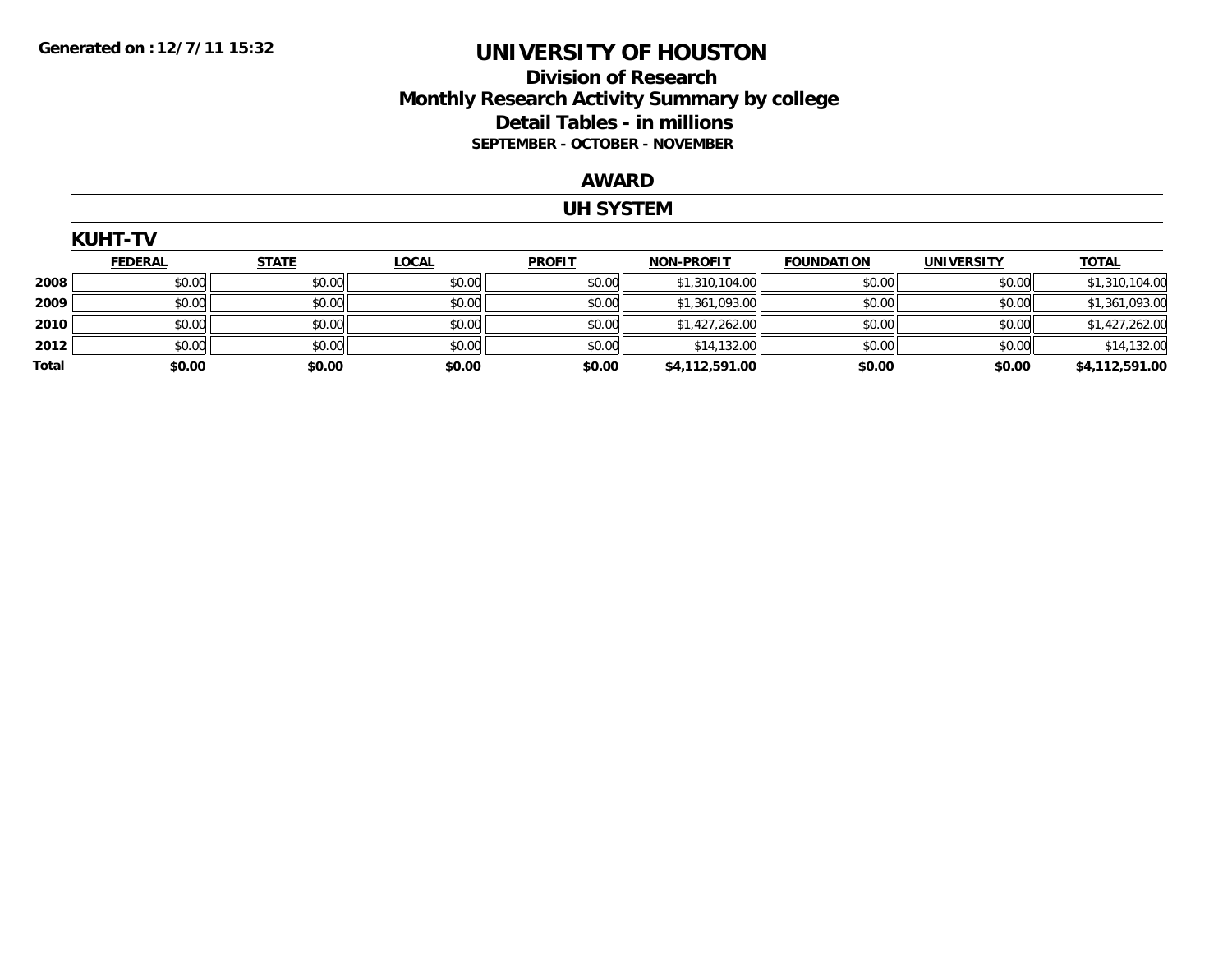Generated on :12/7/11 15:32

# UNIVERSITY OF HOUSTON

## Division of Research
## Monthly Research Activity Summary by college
## Detail Tables - in millions
### SEPTEMBER - OCTOBER - NOVEMBER

## AWARD

## UH SYSTEM

### KUHT-TV

| | FEDERAL | STATE | LOCAL | PROFIT | NON-PROFIT | FOUNDATION | UNIVERSITY | TOTAL |
|---|---|---|---|---|---|---|---|---|
| 2008 | $0.00 | $0.00 | $0.00 | $0.00 | $1,310,104.00 | $0.00 | $0.00 | $1,310,104.00 |
| 2009 | $0.00 | $0.00 | $0.00 | $0.00 | $1,361,093.00 | $0.00 | $0.00 | $1,361,093.00 |
| 2010 | $0.00 | $0.00 | $0.00 | $0.00 | $1,427,262.00 | $0.00 | $0.00 | $1,427,262.00 |
| 2012 | $0.00 | $0.00 | $0.00 | $0.00 | $14,132.00 | $0.00 | $0.00 | $14,132.00 |
| **Total** | **$0.00** | **$0.00** | **$0.00** | **$0.00** | **$4,112,591.00** | **$0.00** | **$0.00** | **$4,112,591.00** |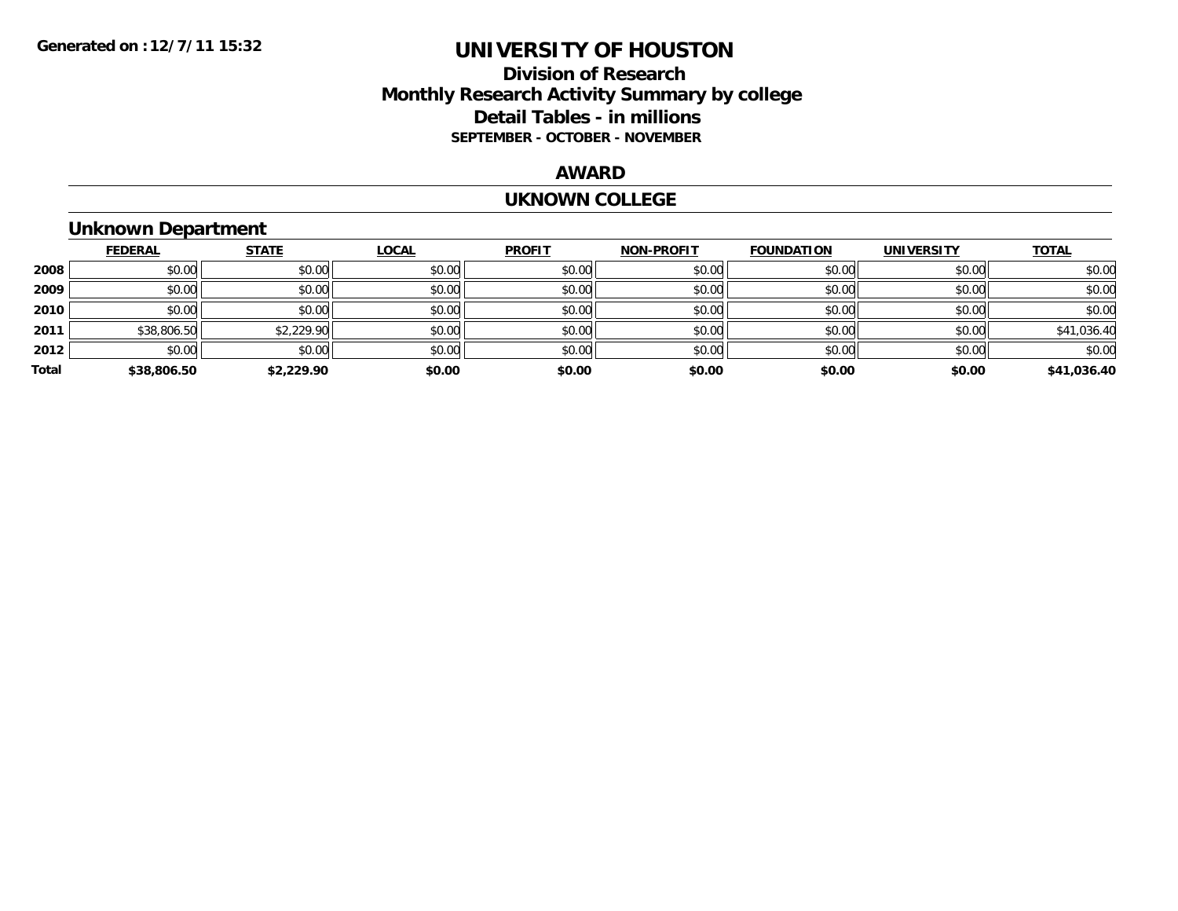Generated on :12/7/11 15:32

# UNIVERSITY OF HOUSTON

## Division of Research
## Monthly Research Activity Summary by college
## Detail Tables - in millions
### SEPTEMBER - OCTOBER - NOVEMBER

## AWARD

## UKNOWN COLLEGE

### Unknown Department

| | FEDERAL | STATE | LOCAL | PROFIT | NON-PROFIT | FOUNDATION | UNIVERSITY | TOTAL |
|---|---|---|---|---|---|---|---|---|
| 2008 | $0.00 | $0.00 | $0.00 | $0.00 | $0.00 | $0.00 | $0.00 | $0.00 |
| 2009 | $0.00 | $0.00 | $0.00 | $0.00 | $0.00 | $0.00 | $0.00 | $0.00 |
| 2010 | $0.00 | $0.00 | $0.00 | $0.00 | $0.00 | $0.00 | $0.00 | $0.00 |
| 2011 | $38,806.50 | $2,229.90 | $0.00 | $0.00 | $0.00 | $0.00 | $0.00 | $41,036.40 |
| 2012 | $0.00 | $0.00 | $0.00 | $0.00 | $0.00 | $0.00 | $0.00 | $0.00 |
| **Total** | **$38,806.50** | **$2,229.90** | **$0.00** | **$0.00** | **$0.00** | **$0.00** | **$0.00** | **$41,036.40** |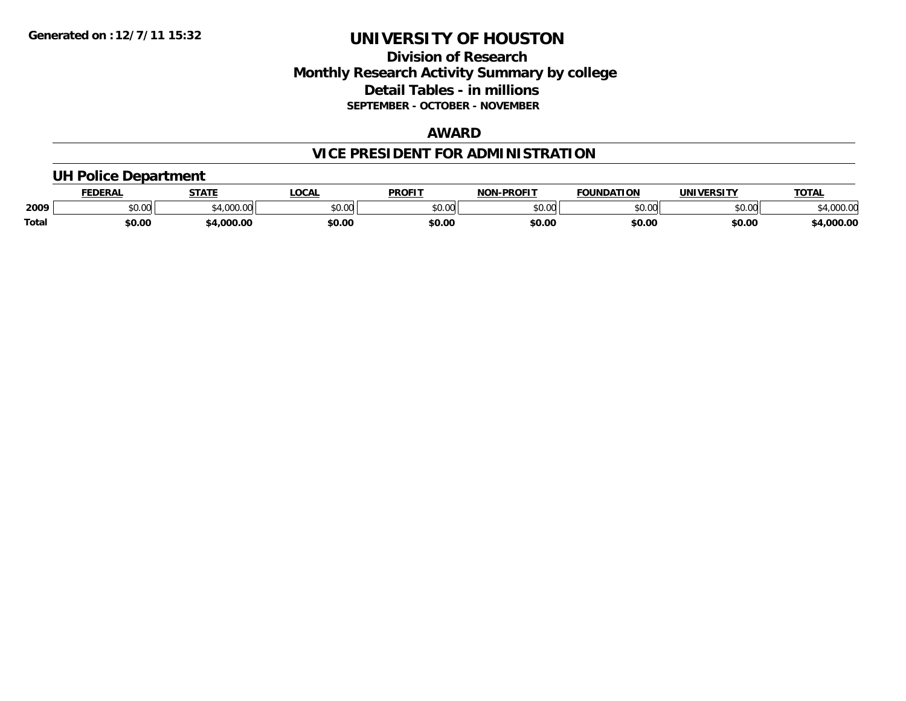**Generated on :12/7/11 15:32**

# UNIVERSITY OF HOUSTON

## Division of Research
## Monthly Research Activity Summary by college
## Detail Tables - in millions
### SEPTEMBER - OCTOBER - NOVEMBER

## AWARD

## VICE PRESIDENT FOR ADMINISTRATION

### UH Police Department

| | FEDERAL | STATE | LOCAL | PROFIT | NON-PROFIT | FOUNDATION | UNIVERSITY | TOTAL |
|---|---|---|---|---|---|---|---|---|
| 2009 | $0.00 | $4,000.00 | $0.00 | $0.00 | $0.00 | $0.00 | $0.00 | $4,000.00 |
| **Total** | **$0.00** | **$4,000.00** | **$0.00** | **$0.00** | **$0.00** | **$0.00** | **$0.00** | **$4,000.00** |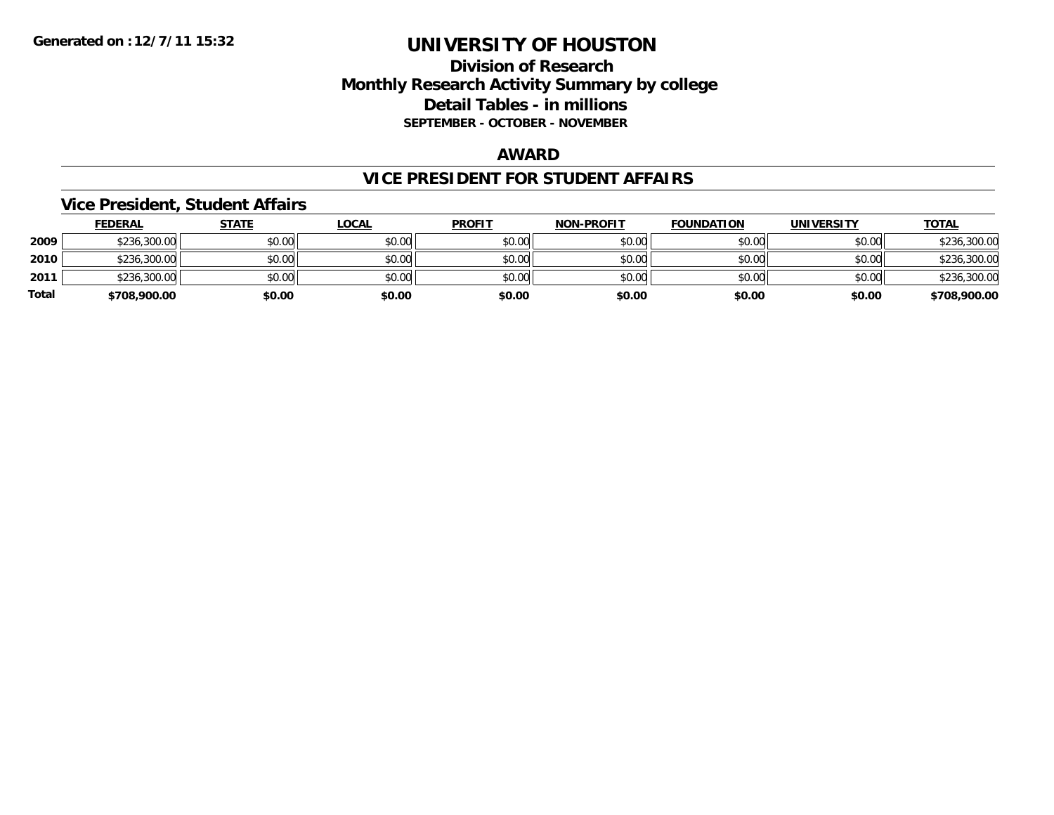Generated on :12/7/11 15:32

# UNIVERSITY OF HOUSTON

## Division of Research
## Monthly Research Activity Summary by college
## Detail Tables - in millions
**SEPTEMBER - OCTOBER - NOVEMBER**

## AWARD

## VICE PRESIDENT FOR STUDENT AFFAIRS

### Vice President, Student Affairs

| | FEDERAL | STATE | LOCAL | PROFIT | NON-PROFIT | FOUNDATION | UNIVERSITY | TOTAL |
|---|---|---|---|---|---|---|---|---|
| **2009** | $236,300.00 | $0.00 | $0.00 | $0.00 | $0.00 | $0.00 | $0.00 | $236,300.00 |
| **2010** | $236,300.00 | $0.00 | $0.00 | $0.00 | $0.00 | $0.00 | $0.00 | $236,300.00 |
| **2011** | $236,300.00 | $0.00 | $0.00 | $0.00 | $0.00 | $0.00 | $0.00 | $236,300.00 |
| **Total** | **$708,900.00** | **$0.00** | **$0.00** | **$0.00** | **$0.00** | **$0.00** | **$0.00** | **$708,900.00** |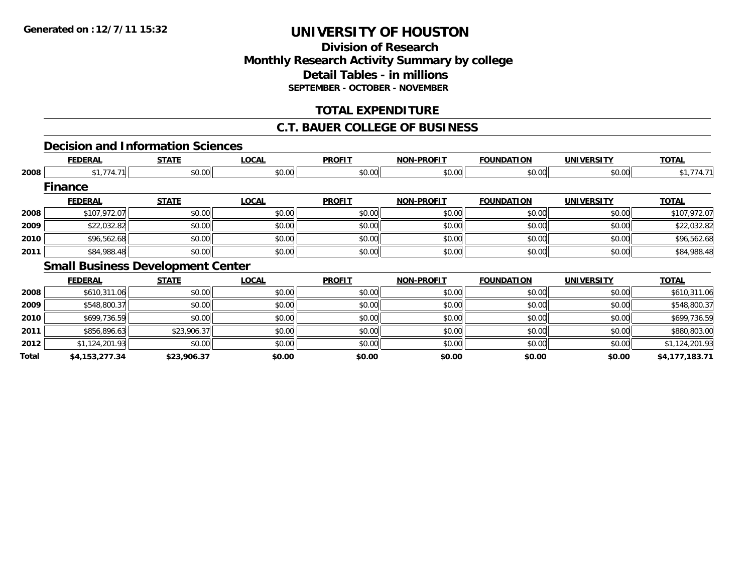**Generated on :12/7/11 15:32**

# UNIVERSITY OF HOUSTON

## Division of Research
## Monthly Research Activity Summary by college
## Detail Tables - in millions
**SEPTEMBER - OCTOBER - NOVEMBER**

## TOTAL EXPENDITURE

## C.T. BAUER COLLEGE OF BUSINESS

### Decision and Information Sciences

| | FEDERAL | STATE | LOCAL | PROFIT | NON-PROFIT | FOUNDATION | UNIVERSITY | TOTAL |
|---|---|---|---|---|---|---|---|---|
| 2008 | $1,774.71 | $0.00 | $0.00 | $0.00 | $0.00 | $0.00 | $0.00 | $1,774.71 |

### Finance

| | FEDERAL | STATE | LOCAL | PROFIT | NON-PROFIT | FOUNDATION | UNIVERSITY | TOTAL |
|---|---|---|---|---|---|---|---|---|
| 2008 | $107,972.07 | $0.00 | $0.00 | $0.00 | $0.00 | $0.00 | $0.00 | $107,972.07 |
| 2009 | $22,032.82 | $0.00 | $0.00 | $0.00 | $0.00 | $0.00 | $0.00 | $22,032.82 |
| 2010 | $96,562.68 | $0.00 | $0.00 | $0.00 | $0.00 | $0.00 | $0.00 | $96,562.68 |
| 2011 | $84,988.48 | $0.00 | $0.00 | $0.00 | $0.00 | $0.00 | $0.00 | $84,988.48 |

### Small Business Development Center

| | FEDERAL | STATE | LOCAL | PROFIT | NON-PROFIT | FOUNDATION | UNIVERSITY | TOTAL |
|---|---|---|---|---|---|---|---|---|
| 2008 | $610,311.06 | $0.00 | $0.00 | $0.00 | $0.00 | $0.00 | $0.00 | $610,311.06 |
| 2009 | $548,800.37 | $0.00 | $0.00 | $0.00 | $0.00 | $0.00 | $0.00 | $548,800.37 |
| 2010 | $699,736.59 | $0.00 | $0.00 | $0.00 | $0.00 | $0.00 | $0.00 | $699,736.59 |
| 2011 | $856,896.63 | $23,906.37 | $0.00 | $0.00 | $0.00 | $0.00 | $0.00 | $880,803.00 |
| 2012 | $1,124,201.93 | $0.00 | $0.00 | $0.00 | $0.00 | $0.00 | $0.00 | $1,124,201.93 |
| **Total** | **$4,153,277.34** | **$23,906.37** | **$0.00** | **$0.00** | **$0.00** | **$0.00** | **$0.00** | **$4,177,183.71** |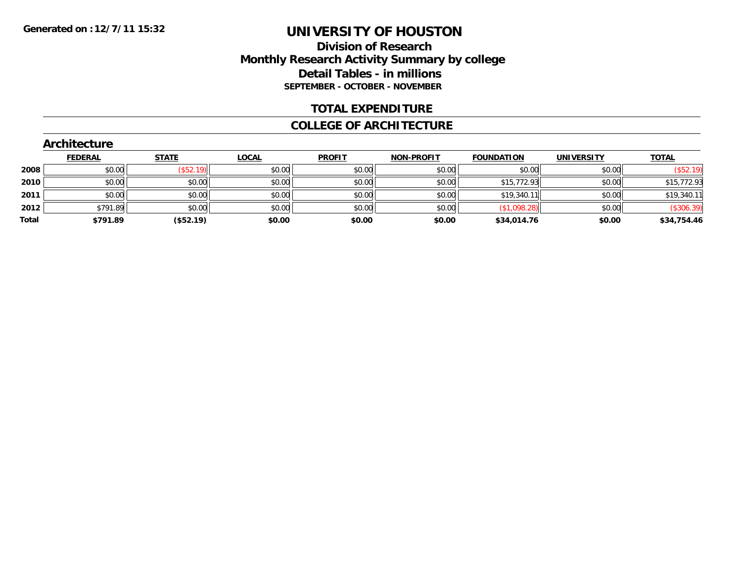**Generated on :12/7/11 15:32**

# UNIVERSITY OF HOUSTON

## Division of Research
## Monthly Research Activity Summary by college
## Detail Tables - in millions
### SEPTEMBER - OCTOBER - NOVEMBER

## TOTAL EXPENDITURE

## COLLEGE OF ARCHITECTURE

### Architecture

| | FEDERAL | STATE | LOCAL | PROFIT | NON-PROFIT | FOUNDATION | UNIVERSITY | TOTAL |
|---|---|---|---|---|---|---|---|---|
| 2008 | $0.00 | ($52.19) | $0.00 | $0.00 | $0.00 | $0.00 | $0.00 | ($52.19) |
| 2010 | $0.00 | $0.00 | $0.00 | $0.00 | $0.00 | $15,772.93 | $0.00 | $15,772.93 |
| 2011 | $0.00 | $0.00 | $0.00 | $0.00 | $0.00 | $19,340.11 | $0.00 | $19,340.11 |
| 2012 | $791.89 | $0.00 | $0.00 | $0.00 | $0.00 | ($1,098.28) | $0.00 | ($306.39) |
| **Total** | **$791.89** | **($52.19)** | **$0.00** | **$0.00** | **$0.00** | **$34,014.76** | **$0.00** | **$34,754.46** |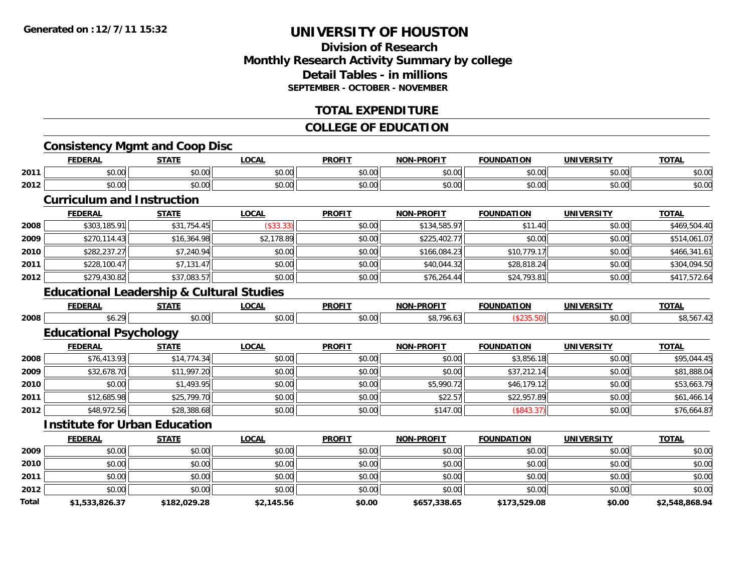**Generated on :12/7/11 15:32**

# UNIVERSITY OF HOUSTON

## Division of Research
## Monthly Research Activity Summary by college
## Detail Tables - in millions
### SEPTEMBER - OCTOBER - NOVEMBER

## TOTAL EXPENDITURE

## COLLEGE OF EDUCATION

### Consistency Mgmt and Coop Disc

| | FEDERAL | STATE | LOCAL | PROFIT | NON-PROFIT | FOUNDATION | UNIVERSITY | TOTAL |
|---|---|---|---|---|---|---|---|---|
| 2011 | $0.00 | $0.00 | $0.00 | $0.00 | $0.00 | $0.00 | $0.00 | $0.00 |
| 2012 | $0.00 | $0.00 | $0.00 | $0.00 | $0.00 | $0.00 | $0.00 | $0.00 |

### Curriculum and Instruction

| | FEDERAL | STATE | LOCAL | PROFIT | NON-PROFIT | FOUNDATION | UNIVERSITY | TOTAL |
|---|---|---|---|---|---|---|---|---|
| 2008 | $303,185.91 | $31,754.45 | ($33.33) | $0.00 | $134,585.97 | $11.40 | $0.00 | $469,504.40 |
| 2009 | $270,114.43 | $16,364.98 | $2,178.89 | $0.00 | $225,402.77 | $0.00 | $0.00 | $514,061.07 |
| 2010 | $282,237.27 | $7,240.94 | $0.00 | $0.00 | $166,084.23 | $10,779.17 | $0.00 | $466,341.61 |
| 2011 | $228,100.47 | $7,131.47 | $0.00 | $0.00 | $40,044.32 | $28,818.24 | $0.00 | $304,094.50 |
| 2012 | $279,430.82 | $37,083.57 | $0.00 | $0.00 | $76,264.44 | $24,793.81 | $0.00 | $417,572.64 |

### Educational Leadership & Cultural Studies

| | FEDERAL | STATE | LOCAL | PROFIT | NON-PROFIT | FOUNDATION | UNIVERSITY | TOTAL |
|---|---|---|---|---|---|---|---|---|
| 2008 | $6.29 | $0.00 | $0.00 | $0.00 | $8,796.63 | ($235.50) | $0.00 | $8,567.42 |

### Educational Psychology

| | FEDERAL | STATE | LOCAL | PROFIT | NON-PROFIT | FOUNDATION | UNIVERSITY | TOTAL |
|---|---|---|---|---|---|---|---|---|
| 2008 | $76,413.93 | $14,774.34 | $0.00 | $0.00 | $0.00 | $3,856.18 | $0.00 | $95,044.45 |
| 2009 | $32,678.70 | $11,997.20 | $0.00 | $0.00 | $0.00 | $37,212.14 | $0.00 | $81,888.04 |
| 2010 | $0.00 | $1,493.95 | $0.00 | $0.00 | $5,990.72 | $46,179.12 | $0.00 | $53,663.79 |
| 2011 | $12,685.98 | $25,799.70 | $0.00 | $0.00 | $22.57 | $22,957.89 | $0.00 | $61,466.14 |
| 2012 | $48,972.56 | $28,388.68 | $0.00 | $0.00 | $147.00 | ($843.37) | $0.00 | $76,664.87 |

### Institute for Urban Education

| | FEDERAL | STATE | LOCAL | PROFIT | NON-PROFIT | FOUNDATION | UNIVERSITY | TOTAL |
|---|---|---|---|---|---|---|---|---|
| 2009 | $0.00 | $0.00 | $0.00 | $0.00 | $0.00 | $0.00 | $0.00 | $0.00 |
| 2010 | $0.00 | $0.00 | $0.00 | $0.00 | $0.00 | $0.00 | $0.00 | $0.00 |
| 2011 | $0.00 | $0.00 | $0.00 | $0.00 | $0.00 | $0.00 | $0.00 | $0.00 |
| 2012 | $0.00 | $0.00 | $0.00 | $0.00 | $0.00 | $0.00 | $0.00 | $0.00 |
| **Total** | **$1,533,826.37** | **$182,029.28** | **$2,145.56** | **$0.00** | **$657,338.65** | **$173,529.08** | **$0.00** | **$2,548,868.94** |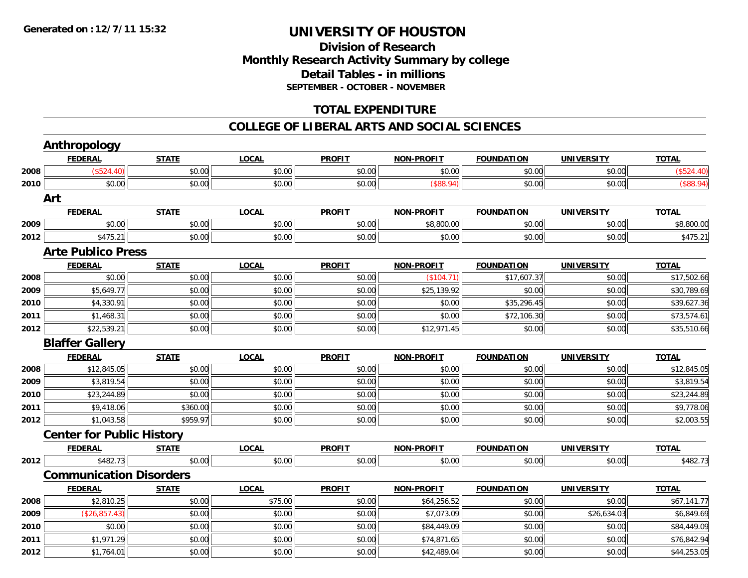Generated on :12/7/11 15:32

# UNIVERSITY OF HOUSTON

## Division of Research
## Monthly Research Activity Summary by college
## Detail Tables - in millions
### SEPTEMBER - OCTOBER - NOVEMBER

## TOTAL EXPENDITURE

## COLLEGE OF LIBERAL ARTS AND SOCIAL SCIENCES

### Anthropology

| | FEDERAL | STATE | LOCAL | PROFIT | NON-PROFIT | FOUNDATION | UNIVERSITY | TOTAL |
|---|---|---|---|---|---|---|---|---|
| 2008 | ($524.40) | $0.00 | $0.00 | $0.00 | $0.00 | $0.00 | $0.00 | ($524.40) |
| 2010 | $0.00 | $0.00 | $0.00 | $0.00 | ($88.94) | $0.00 | $0.00 | ($88.94) |

### Art

| | FEDERAL | STATE | LOCAL | PROFIT | NON-PROFIT | FOUNDATION | UNIVERSITY | TOTAL |
|---|---|---|---|---|---|---|---|---|
| 2009 | $0.00 | $0.00 | $0.00 | $0.00 | $8,800.00 | $0.00 | $0.00 | $8,800.00 |
| 2012 | $475.21 | $0.00 | $0.00 | $0.00 | $0.00 | $0.00 | $0.00 | $475.21 |

### Arte Publico Press

| | FEDERAL | STATE | LOCAL | PROFIT | NON-PROFIT | FOUNDATION | UNIVERSITY | TOTAL |
|---|---|---|---|---|---|---|---|---|
| 2008 | $0.00 | $0.00 | $0.00 | $0.00 | ($104.71) | $17,607.37 | $0.00 | $17,502.66 |
| 2009 | $5,649.77 | $0.00 | $0.00 | $0.00 | $25,139.92 | $0.00 | $0.00 | $30,789.69 |
| 2010 | $4,330.91 | $0.00 | $0.00 | $0.00 | $0.00 | $35,296.45 | $0.00 | $39,627.36 |
| 2011 | $1,468.31 | $0.00 | $0.00 | $0.00 | $0.00 | $72,106.30 | $0.00 | $73,574.61 |
| 2012 | $22,539.21 | $0.00 | $0.00 | $0.00 | $12,971.45 | $0.00 | $0.00 | $35,510.66 |

### Blaffer Gallery

| | FEDERAL | STATE | LOCAL | PROFIT | NON-PROFIT | FOUNDATION | UNIVERSITY | TOTAL |
|---|---|---|---|---|---|---|---|---|
| 2008 | $12,845.05 | $0.00 | $0.00 | $0.00 | $0.00 | $0.00 | $0.00 | $12,845.05 |
| 2009 | $3,819.54 | $0.00 | $0.00 | $0.00 | $0.00 | $0.00 | $0.00 | $3,819.54 |
| 2010 | $23,244.89 | $0.00 | $0.00 | $0.00 | $0.00 | $0.00 | $0.00 | $23,244.89 |
| 2011 | $9,418.06 | $360.00 | $0.00 | $0.00 | $0.00 | $0.00 | $0.00 | $9,778.06 |
| 2012 | $1,043.58 | $959.97 | $0.00 | $0.00 | $0.00 | $0.00 | $0.00 | $2,003.55 |

### Center for Public History

| | FEDERAL | STATE | LOCAL | PROFIT | NON-PROFIT | FOUNDATION | UNIVERSITY | TOTAL |
|---|---|---|---|---|---|---|---|---|
| 2012 | $482.73 | $0.00 | $0.00 | $0.00 | $0.00 | $0.00 | $0.00 | $482.73 |

### Communication Disorders

| | FEDERAL | STATE | LOCAL | PROFIT | NON-PROFIT | FOUNDATION | UNIVERSITY | TOTAL |
|---|---|---|---|---|---|---|---|---|
| 2008 | $2,810.25 | $0.00 | $75.00 | $0.00 | $64,256.52 | $0.00 | $0.00 | $67,141.77 |
| 2009 | ($26,857.43) | $0.00 | $0.00 | $0.00 | $7,073.09 | $0.00 | $26,634.03 | $6,849.69 |
| 2010 | $0.00 | $0.00 | $0.00 | $0.00 | $84,449.09 | $0.00 | $0.00 | $84,449.09 |
| 2011 | $1,971.29 | $0.00 | $0.00 | $0.00 | $74,871.65 | $0.00 | $0.00 | $76,842.94 |
| 2012 | $1,764.01 | $0.00 | $0.00 | $0.00 | $42,489.04 | $0.00 | $0.00 | $44,253.05 |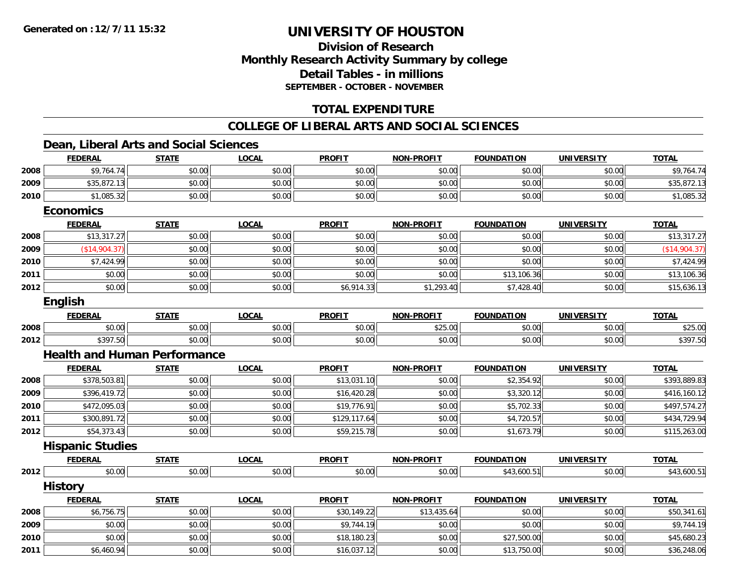**Generated on :12/7/11 15:32**

# UNIVERSITY OF HOUSTON

## Division of Research
## Monthly Research Activity Summary by college
## Detail Tables - in millions
### SEPTEMBER - OCTOBER - NOVEMBER

## TOTAL EXPENDITURE

## COLLEGE OF LIBERAL ARTS AND SOCIAL SCIENCES

### Dean, Liberal Arts and Social Sciences

| | FEDERAL | STATE | LOCAL | PROFIT | NON-PROFIT | FOUNDATION | UNIVERSITY | TOTAL |
|---|---|---|---|---|---|---|---|---|
| 2008 | $9,764.74 | $0.00 | $0.00 | $0.00 | $0.00 | $0.00 | $0.00 | $9,764.74 |
| 2009 | $35,872.13 | $0.00 | $0.00 | $0.00 | $0.00 | $0.00 | $0.00 | $35,872.13 |
| 2010 | $1,085.32 | $0.00 | $0.00 | $0.00 | $0.00 | $0.00 | $0.00 | $1,085.32 |

### Economics

| | FEDERAL | STATE | LOCAL | PROFIT | NON-PROFIT | FOUNDATION | UNIVERSITY | TOTAL |
|---|---|---|---|---|---|---|---|---|
| 2008 | $13,317.27 | $0.00 | $0.00 | $0.00 | $0.00 | $0.00 | $0.00 | $13,317.27 |
| 2009 | ($14,904.37) | $0.00 | $0.00 | $0.00 | $0.00 | $0.00 | $0.00 | ($14,904.37) |
| 2010 | $7,424.99 | $0.00 | $0.00 | $0.00 | $0.00 | $0.00 | $0.00 | $7,424.99 |
| 2011 | $0.00 | $0.00 | $0.00 | $0.00 | $0.00 | $13,106.36 | $0.00 | $13,106.36 |
| 2012 | $0.00 | $0.00 | $0.00 | $6,914.33 | $1,293.40 | $7,428.40 | $0.00 | $15,636.13 |

### English

| | FEDERAL | STATE | LOCAL | PROFIT | NON-PROFIT | FOUNDATION | UNIVERSITY | TOTAL |
|---|---|---|---|---|---|---|---|---|
| 2008 | $0.00 | $0.00 | $0.00 | $0.00 | $25.00 | $0.00 | $0.00 | $25.00 |
| 2012 | $397.50 | $0.00 | $0.00 | $0.00 | $0.00 | $0.00 | $0.00 | $397.50 |

### Health and Human Performance

| | FEDERAL | STATE | LOCAL | PROFIT | NON-PROFIT | FOUNDATION | UNIVERSITY | TOTAL |
|---|---|---|---|---|---|---|---|---|
| 2008 | $378,503.81 | $0.00 | $0.00 | $13,031.10 | $0.00 | $2,354.92 | $0.00 | $393,889.83 |
| 2009 | $396,419.72 | $0.00 | $0.00 | $16,420.28 | $0.00 | $3,320.12 | $0.00 | $416,160.12 |
| 2010 | $472,095.03 | $0.00 | $0.00 | $19,776.91 | $0.00 | $5,702.33 | $0.00 | $497,574.27 |
| 2011 | $300,891.72 | $0.00 | $0.00 | $129,117.64 | $0.00 | $4,720.57 | $0.00 | $434,729.94 |
| 2012 | $54,373.43 | $0.00 | $0.00 | $59,215.78 | $0.00 | $1,673.79 | $0.00 | $115,263.00 |

### Hispanic Studies

| | FEDERAL | STATE | LOCAL | PROFIT | NON-PROFIT | FOUNDATION | UNIVERSITY | TOTAL |
|---|---|---|---|---|---|---|---|---|
| 2012 | $0.00 | $0.00 | $0.00 | $0.00 | $0.00 | $43,600.51 | $0.00 | $43,600.51 |

### History

| | FEDERAL | STATE | LOCAL | PROFIT | NON-PROFIT | FOUNDATION | UNIVERSITY | TOTAL |
|---|---|---|---|---|---|---|---|---|
| 2008 | $6,756.75 | $0.00 | $0.00 | $30,149.22 | $13,435.64 | $0.00 | $0.00 | $50,341.61 |
| 2009 | $0.00 | $0.00 | $0.00 | $9,744.19 | $0.00 | $0.00 | $0.00 | $9,744.19 |
| 2010 | $0.00 | $0.00 | $0.00 | $18,180.23 | $0.00 | $27,500.00 | $0.00 | $45,680.23 |
| 2011 | $6,460.94 | $0.00 | $0.00 | $16,037.12 | $0.00 | $13,750.00 | $0.00 | $36,248.06 |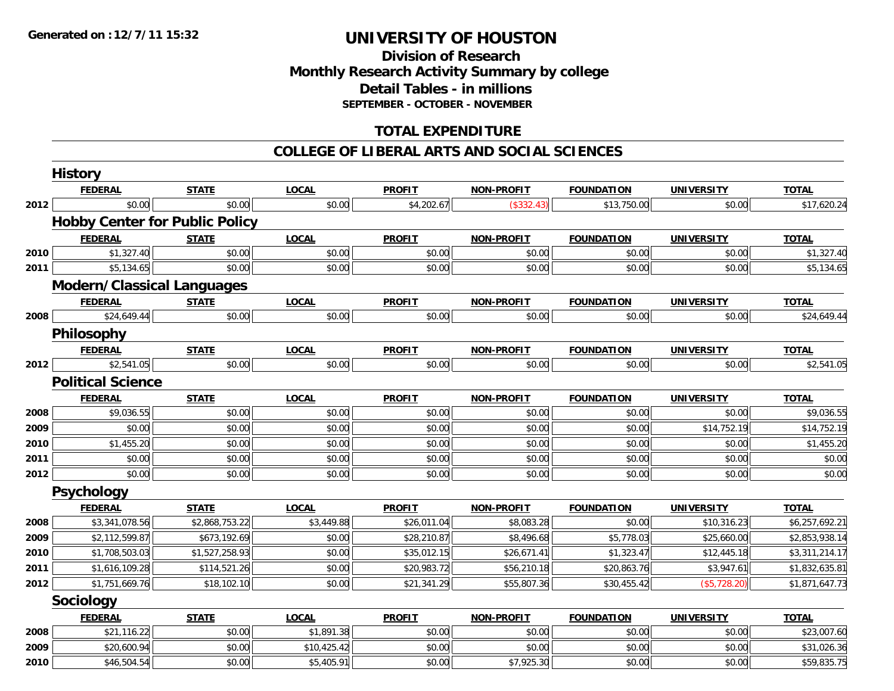Generated on :12/7/11 15:32

# UNIVERSITY OF HOUSTON

## Division of Research
## Monthly Research Activity Summary by college
## Detail Tables - in millions
### SEPTEMBER - OCTOBER - NOVEMBER

## TOTAL EXPENDITURE

## COLLEGE OF LIBERAL ARTS AND SOCIAL SCIENCES

### History

| | FEDERAL | STATE | LOCAL | PROFIT | NON-PROFIT | FOUNDATION | UNIVERSITY | TOTAL |
|---|---|---|---|---|---|---|---|---|
| 2012 | $0.00 | $0.00 | $0.00 | $4,202.67 | ($332.43) | $13,750.00 | $0.00 | $17,620.24 |

### Hobby Center for Public Policy

| | FEDERAL | STATE | LOCAL | PROFIT | NON-PROFIT | FOUNDATION | UNIVERSITY | TOTAL |
|---|---|---|---|---|---|---|---|---|
| 2010 | $1,327.40 | $0.00 | $0.00 | $0.00 | $0.00 | $0.00 | $0.00 | $1,327.40 |
| 2011 | $5,134.65 | $0.00 | $0.00 | $0.00 | $0.00 | $0.00 | $0.00 | $5,134.65 |

### Modern/Classical Languages

| | FEDERAL | STATE | LOCAL | PROFIT | NON-PROFIT | FOUNDATION | UNIVERSITY | TOTAL |
|---|---|---|---|---|---|---|---|---|
| 2008 | $24,649.44 | $0.00 | $0.00 | $0.00 | $0.00 | $0.00 | $0.00 | $24,649.44 |

### Philosophy

| | FEDERAL | STATE | LOCAL | PROFIT | NON-PROFIT | FOUNDATION | UNIVERSITY | TOTAL |
|---|---|---|---|---|---|---|---|---|
| 2012 | $2,541.05 | $0.00 | $0.00 | $0.00 | $0.00 | $0.00 | $0.00 | $2,541.05 |

### Political Science

| | FEDERAL | STATE | LOCAL | PROFIT | NON-PROFIT | FOUNDATION | UNIVERSITY | TOTAL |
|---|---|---|---|---|---|---|---|---|
| 2008 | $9,036.55 | $0.00 | $0.00 | $0.00 | $0.00 | $0.00 | $0.00 | $9,036.55 |
| 2009 | $0.00 | $0.00 | $0.00 | $0.00 | $0.00 | $0.00 | $14,752.19 | $14,752.19 |
| 2010 | $1,455.20 | $0.00 | $0.00 | $0.00 | $0.00 | $0.00 | $0.00 | $1,455.20 |
| 2011 | $0.00 | $0.00 | $0.00 | $0.00 | $0.00 | $0.00 | $0.00 | $0.00 |
| 2012 | $0.00 | $0.00 | $0.00 | $0.00 | $0.00 | $0.00 | $0.00 | $0.00 |

### Psychology

| | FEDERAL | STATE | LOCAL | PROFIT | NON-PROFIT | FOUNDATION | UNIVERSITY | TOTAL |
|---|---|---|---|---|---|---|---|---|
| 2008 | $3,341,078.56 | $2,868,753.22 | $3,449.88 | $26,011.04 | $8,083.28 | $0.00 | $10,316.23 | $6,257,692.21 |
| 2009 | $2,112,599.87 | $673,192.69 | $0.00 | $28,210.87 | $8,496.68 | $5,778.03 | $25,660.00 | $2,853,938.14 |
| 2010 | $1,708,503.03 | $1,527,258.93 | $0.00 | $35,012.15 | $26,671.41 | $1,323.47 | $12,445.18 | $3,311,214.17 |
| 2011 | $1,616,109.28 | $114,521.26 | $0.00 | $20,983.72 | $56,210.18 | $20,863.76 | $3,947.61 | $1,832,635.81 |
| 2012 | $1,751,669.76 | $18,102.10 | $0.00 | $21,341.29 | $55,807.36 | $30,455.42 | ($5,728.20) | $1,871,647.73 |

### Sociology

| | FEDERAL | STATE | LOCAL | PROFIT | NON-PROFIT | FOUNDATION | UNIVERSITY | TOTAL |
|---|---|---|---|---|---|---|---|---|
| 2008 | $21,116.22 | $0.00 | $1,891.38 | $0.00 | $0.00 | $0.00 | $0.00 | $23,007.60 |
| 2009 | $20,600.94 | $0.00 | $10,425.42 | $0.00 | $0.00 | $0.00 | $0.00 | $31,026.36 |
| 2010 | $46,504.54 | $0.00 | $5,405.91 | $0.00 | $7,925.30 | $0.00 | $0.00 | $59,835.75 |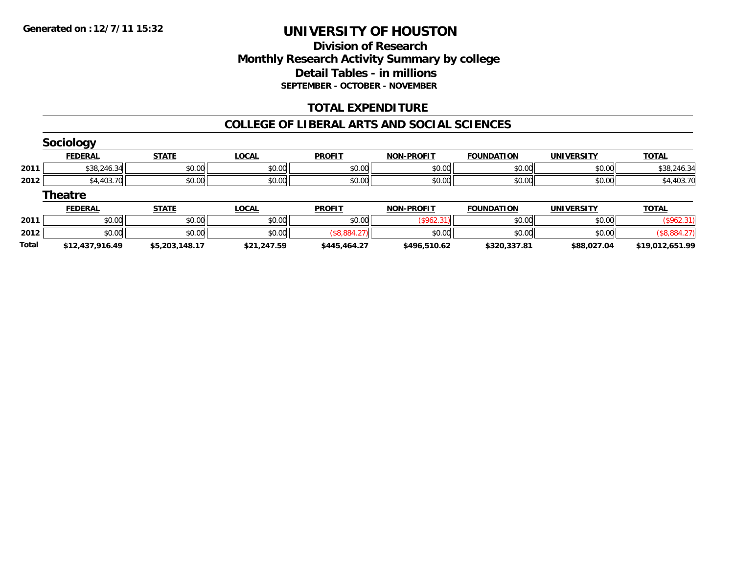Generated on :12/7/11 15:32

# UNIVERSITY OF HOUSTON

## Division of Research
## Monthly Research Activity Summary by college
## Detail Tables - in millions
### SEPTEMBER - OCTOBER - NOVEMBER

## TOTAL EXPENDITURE

## COLLEGE OF LIBERAL ARTS AND SOCIAL SCIENCES

### Sociology

| | FEDERAL | STATE | LOCAL | PROFIT | NON-PROFIT | FOUNDATION | UNIVERSITY | TOTAL |
|---|---|---|---|---|---|---|---|---|
| 2011 | $38,246.34 | $0.00 | $0.00 | $0.00 | $0.00 | $0.00 | $0.00 | $38,246.34 |
| 2012 | $4,403.70 | $0.00 | $0.00 | $0.00 | $0.00 | $0.00 | $0.00 | $4,403.70 |

### Theatre

| | FEDERAL | STATE | LOCAL | PROFIT | NON-PROFIT | FOUNDATION | UNIVERSITY | TOTAL |
|---|---|---|---|---|---|---|---|---|
| 2011 | $0.00 | $0.00 | $0.00 | $0.00 | ($962.31) | $0.00 | $0.00 | ($962.31) |
| 2012 | $0.00 | $0.00 | $0.00 | ($8,884.27) | $0.00 | $0.00 | $0.00 | ($8,884.27) |
| **Total** | **$12,437,916.49** | **$5,203,148.17** | **$21,247.59** | **$445,464.27** | **$496,510.62** | **$320,337.81** | **$88,027.04** | **$19,012,651.99** |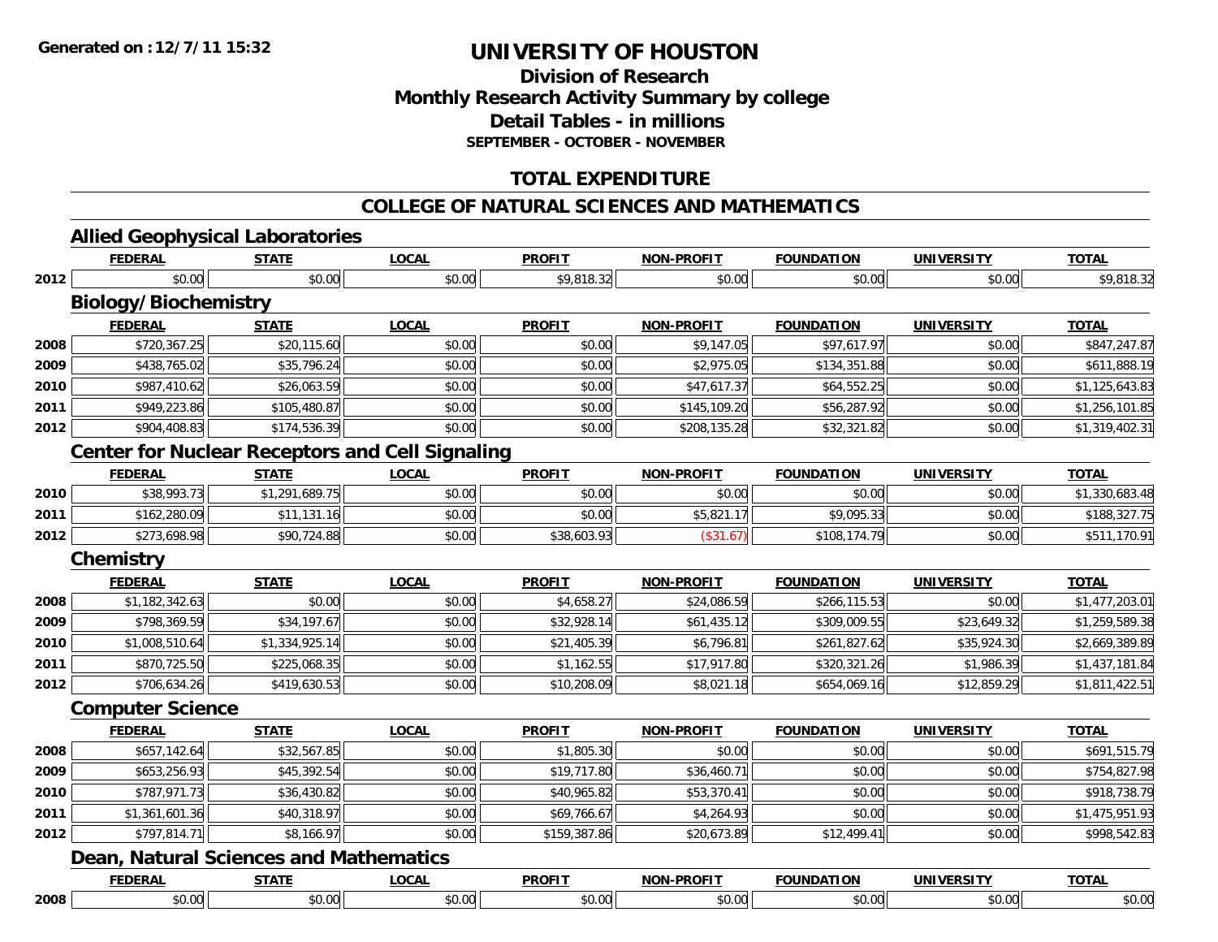**Generated on :12/7/11 15:32**

# UNIVERSITY OF HOUSTON

## Division of Research
## Monthly Research Activity Summary by college
## Detail Tables - in millions
### SEPTEMBER - OCTOBER - NOVEMBER

## TOTAL EXPENDITURE

## COLLEGE OF NATURAL SCIENCES AND MATHEMATICS

### Allied Geophysical Laboratories

| | FEDERAL | STATE | LOCAL | PROFIT | NON-PROFIT | FOUNDATION | UNIVERSITY | TOTAL |
|---|---|---|---|---|---|---|---|---|
| 2012 | $0.00 | $0.00 | $0.00 | $9,818.32 | $0.00 | $0.00 | $0.00 | $9,818.32 |

### Biology/Biochemistry

| | FEDERAL | STATE | LOCAL | PROFIT | NON-PROFIT | FOUNDATION | UNIVERSITY | TOTAL |
|---|---|---|---|---|---|---|---|---|
| 2008 | $720,367.25 | $20,115.60 | $0.00 | $0.00 | $9,147.05 | $97,617.97 | $0.00 | $847,247.87 |
| 2009 | $438,765.02 | $35,796.24 | $0.00 | $0.00 | $2,975.05 | $134,351.88 | $0.00 | $611,888.19 |
| 2010 | $987,410.62 | $26,063.59 | $0.00 | $0.00 | $47,617.37 | $64,552.25 | $0.00 | $1,125,643.83 |
| 2011 | $949,223.86 | $105,480.87 | $0.00 | $0.00 | $145,109.20 | $56,287.92 | $0.00 | $1,256,101.85 |
| 2012 | $904,408.83 | $174,536.39 | $0.00 | $0.00 | $208,135.28 | $32,321.82 | $0.00 | $1,319,402.31 |

### Center for Nuclear Receptors and Cell Signaling

| | FEDERAL | STATE | LOCAL | PROFIT | NON-PROFIT | FOUNDATION | UNIVERSITY | TOTAL |
|---|---|---|---|---|---|---|---|---|
| 2010 | $38,993.73 | $1,291,689.75 | $0.00 | $0.00 | $0.00 | $0.00 | $0.00 | $1,330,683.48 |
| 2011 | $162,280.09 | $11,131.16 | $0.00 | $0.00 | $5,821.17 | $9,095.33 | $0.00 | $188,327.75 |
| 2012 | $273,698.98 | $90,724.88 | $0.00 | $38,603.93 | ($31.67) | $108,174.79 | $0.00 | $511,170.91 |

### Chemistry

| | FEDERAL | STATE | LOCAL | PROFIT | NON-PROFIT | FOUNDATION | UNIVERSITY | TOTAL |
|---|---|---|---|---|---|---|---|---|
| 2008 | $1,182,342.63 | $0.00 | $0.00 | $4,658.27 | $24,086.59 | $266,115.53 | $0.00 | $1,477,203.01 |
| 2009 | $798,369.59 | $34,197.67 | $0.00 | $32,928.14 | $61,435.12 | $309,009.55 | $23,649.32 | $1,259,589.38 |
| 2010 | $1,008,510.64 | $1,334,925.14 | $0.00 | $21,405.39 | $6,796.81 | $261,827.62 | $35,924.30 | $2,669,389.89 |
| 2011 | $870,725.50 | $225,068.35 | $0.00 | $1,162.55 | $17,917.80 | $320,321.26 | $1,986.39 | $1,437,181.84 |
| 2012 | $706,634.26 | $419,630.53 | $0.00 | $10,208.09 | $8,021.18 | $654,069.16 | $12,859.29 | $1,811,422.51 |

### Computer Science

| | FEDERAL | STATE | LOCAL | PROFIT | NON-PROFIT | FOUNDATION | UNIVERSITY | TOTAL |
|---|---|---|---|---|---|---|---|---|
| 2008 | $657,142.64 | $32,567.85 | $0.00 | $1,805.30 | $0.00 | $0.00 | $0.00 | $691,515.79 |
| 2009 | $653,256.93 | $45,392.54 | $0.00 | $19,717.80 | $36,460.71 | $0.00 | $0.00 | $754,827.98 |
| 2010 | $787,971.73 | $36,430.82 | $0.00 | $40,965.82 | $53,370.41 | $0.00 | $0.00 | $918,738.79 |
| 2011 | $1,361,601.36 | $40,318.97 | $0.00 | $69,766.67 | $4,264.93 | $0.00 | $0.00 | $1,475,951.93 |
| 2012 | $797,814.71 | $8,166.97 | $0.00 | $159,387.86 | $20,673.89 | $12,499.41 | $0.00 | $998,542.83 |

### Dean, Natural Sciences and Mathematics

| | FEDERAL | STATE | LOCAL | PROFIT | NON-PROFIT | FOUNDATION | UNIVERSITY | TOTAL |
|---|---|---|---|---|---|---|---|---|
| 2008 | $0.00 | $0.00 | $0.00 | $0.00 | $0.00 | $0.00 | $0.00 | $0.00 |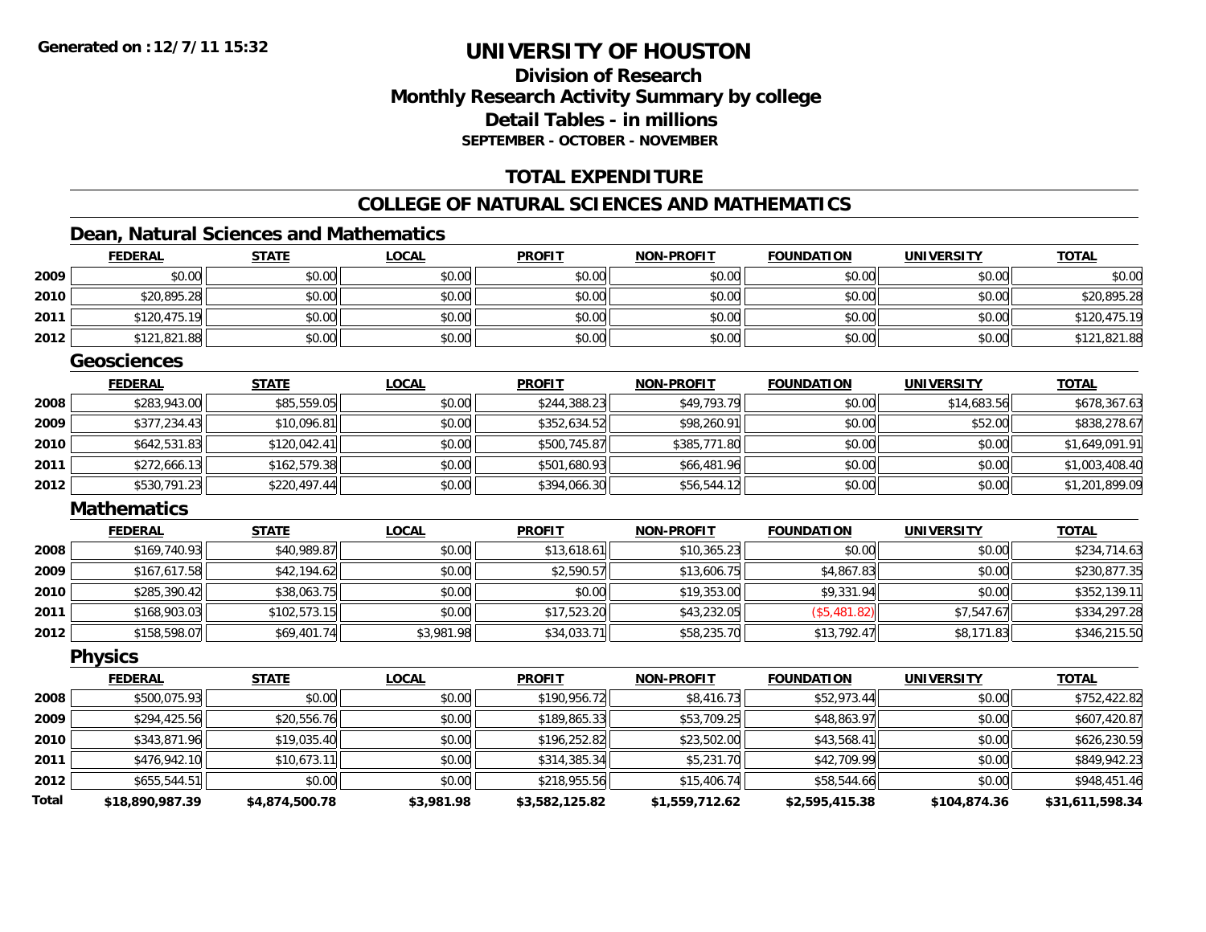**Generated on :12/7/11 15:32**

# UNIVERSITY OF HOUSTON

## Division of Research
## Monthly Research Activity Summary by college
## Detail Tables - in millions
### SEPTEMBER - OCTOBER - NOVEMBER

## TOTAL EXPENDITURE

## COLLEGE OF NATURAL SCIENCES AND MATHEMATICS

### Dean, Natural Sciences and Mathematics

| | FEDERAL | STATE | LOCAL | PROFIT | NON-PROFIT | FOUNDATION | UNIVERSITY | TOTAL |
|---|---|---|---|---|---|---|---|---|
| 2009 | $0.00 | $0.00 | $0.00 | $0.00 | $0.00 | $0.00 | $0.00 | $0.00 |
| 2010 | $20,895.28 | $0.00 | $0.00 | $0.00 | $0.00 | $0.00 | $0.00 | $20,895.28 |
| 2011 | $120,475.19 | $0.00 | $0.00 | $0.00 | $0.00 | $0.00 | $0.00 | $120,475.19 |
| 2012 | $121,821.88 | $0.00 | $0.00 | $0.00 | $0.00 | $0.00 | $0.00 | $121,821.88 |

### Geosciences

| | FEDERAL | STATE | LOCAL | PROFIT | NON-PROFIT | FOUNDATION | UNIVERSITY | TOTAL |
|---|---|---|---|---|---|---|---|---|
| 2008 | $283,943.00 | $85,559.05 | $0.00 | $244,388.23 | $49,793.79 | $0.00 | $14,683.56 | $678,367.63 |
| 2009 | $377,234.43 | $10,096.81 | $0.00 | $352,634.52 | $98,260.91 | $0.00 | $52.00 | $838,278.67 |
| 2010 | $642,531.83 | $120,042.41 | $0.00 | $500,745.87 | $385,771.80 | $0.00 | $0.00 | $1,649,091.91 |
| 2011 | $272,666.13 | $162,579.38 | $0.00 | $501,680.93 | $66,481.96 | $0.00 | $0.00 | $1,003,408.40 |
| 2012 | $530,791.23 | $220,497.44 | $0.00 | $394,066.30 | $56,544.12 | $0.00 | $0.00 | $1,201,899.09 |

### Mathematics

| | FEDERAL | STATE | LOCAL | PROFIT | NON-PROFIT | FOUNDATION | UNIVERSITY | TOTAL |
|---|---|---|---|---|---|---|---|---|
| 2008 | $169,740.93 | $40,989.87 | $0.00 | $13,618.61 | $10,365.23 | $0.00 | $0.00 | $234,714.63 |
| 2009 | $167,617.58 | $42,194.62 | $0.00 | $2,590.57 | $13,606.75 | $4,867.83 | $0.00 | $230,877.35 |
| 2010 | $285,390.42 | $38,063.75 | $0.00 | $0.00 | $19,353.00 | $9,331.94 | $0.00 | $352,139.11 |
| 2011 | $168,903.03 | $102,573.15 | $0.00 | $17,523.20 | $43,232.05 | ($5,481.82) | $7,547.67 | $334,297.28 |
| 2012 | $158,598.07 | $69,401.74 | $3,981.98 | $34,033.71 | $58,235.70 | $13,792.47 | $8,171.83 | $346,215.50 |

### Physics

| | FEDERAL | STATE | LOCAL | PROFIT | NON-PROFIT | FOUNDATION | UNIVERSITY | TOTAL |
|---|---|---|---|---|---|---|---|---|
| 2008 | $500,075.93 | $0.00 | $0.00 | $190,956.72 | $8,416.73 | $52,973.44 | $0.00 | $752,422.82 |
| 2009 | $294,425.56 | $20,556.76 | $0.00 | $189,865.33 | $53,709.25 | $48,863.97 | $0.00 | $607,420.87 |
| 2010 | $343,871.96 | $19,035.40 | $0.00 | $196,252.82 | $23,502.00 | $43,568.41 | $0.00 | $626,230.59 |
| 2011 | $476,942.10 | $10,673.11 | $0.00 | $314,385.34 | $5,231.70 | $42,709.99 | $0.00 | $849,942.23 |
| 2012 | $655,544.51 | $0.00 | $0.00 | $218,955.56 | $15,406.74 | $58,544.66 | $0.00 | $948,451.46 |
| **Total** | **$18,890,987.39** | **$4,874,500.78** | **$3,981.98** | **$3,582,125.82** | **$1,559,712.62** | **$2,595,415.38** | **$104,874.36** | **$31,611,598.34** |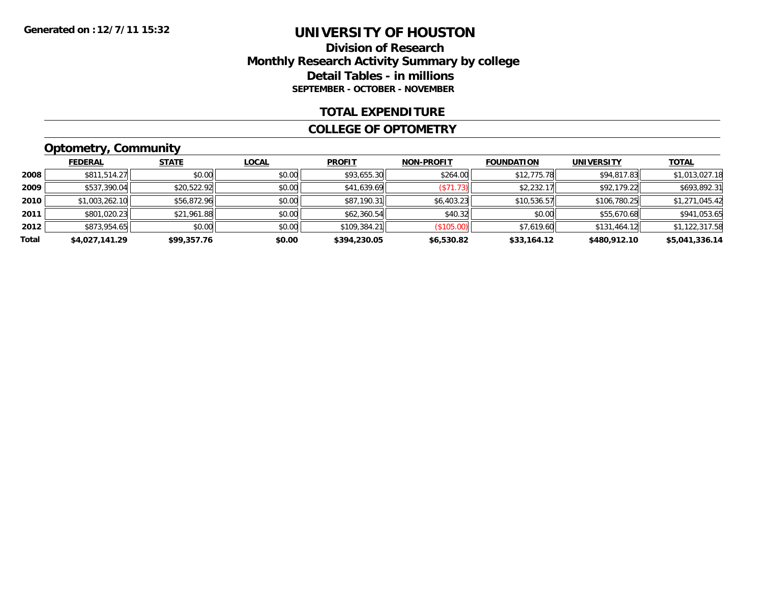Generated on :12/7/11 15:32

# UNIVERSITY OF HOUSTON

## Division of Research
## Monthly Research Activity Summary by college
## Detail Tables - in millions
**SEPTEMBER - OCTOBER - NOVEMBER**

## TOTAL EXPENDITURE

## COLLEGE OF OPTOMETRY

### Optometry, Community

| | FEDERAL | STATE | LOCAL | PROFIT | NON-PROFIT | FOUNDATION | UNIVERSITY | TOTAL |
|---|---|---|---|---|---|---|---|---|
| **2008** | $811,514.27 | $0.00 | $0.00 | $93,655.30 | $264.00 | $12,775.78 | $94,817.83 | $1,013,027.18 |
| **2009** | $537,390.04 | $20,522.92 | $0.00 | $41,639.69 | ($71.73) | $2,232.17 | $92,179.22 | $693,892.31 |
| **2010** | $1,003,262.10 | $56,872.96 | $0.00 | $87,190.31 | $6,403.23 | $10,536.57 | $106,780.25 | $1,271,045.42 |
| **2011** | $801,020.23 | $21,961.88 | $0.00 | $62,360.54 | $40.32 | $0.00 | $55,670.68 | $941,053.65 |
| **2012** | $873,954.65 | $0.00 | $0.00 | $109,384.21 | ($105.00) | $7,619.60 | $131,464.12 | $1,122,317.58 |
| **Total** | **$4,027,141.29** | **$99,357.76** | **$0.00** | **$394,230.05** | **$6,530.82** | **$33,164.12** | **$480,912.10** | **$5,041,336.14** |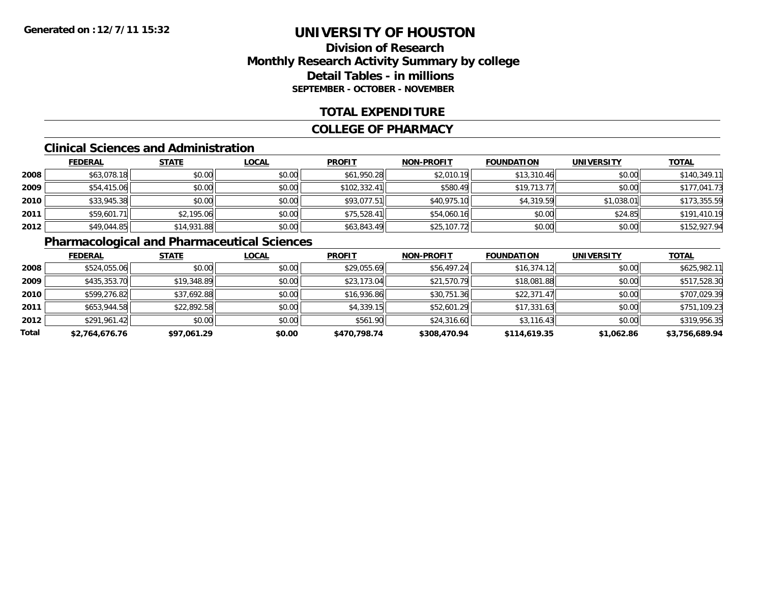**Generated on :12/7/11 15:32**

# UNIVERSITY OF HOUSTON

## Division of Research
## Monthly Research Activity Summary by college
## Detail Tables - in millions
### SEPTEMBER - OCTOBER - NOVEMBER

## TOTAL EXPENDITURE

## COLLEGE OF PHARMACY

### Clinical Sciences and Administration

| | FEDERAL | STATE | LOCAL | PROFIT | NON-PROFIT | FOUNDATION | UNIVERSITY | TOTAL |
|---|---|---|---|---|---|---|---|---|
| 2008 | $63,078.18 | $0.00 | $0.00 | $61,950.28 | $2,010.19 | $13,310.46 | $0.00 | $140,349.11 |
| 2009 | $54,415.06 | $0.00 | $0.00 | $102,332.41 | $580.49 | $19,713.77 | $0.00 | $177,041.73 |
| 2010 | $33,945.38 | $0.00 | $0.00 | $93,077.51 | $40,975.10 | $4,319.59 | $1,038.01 | $173,355.59 |
| 2011 | $59,601.71 | $2,195.06 | $0.00 | $75,528.41 | $54,060.16 | $0.00 | $24.85 | $191,410.19 |
| 2012 | $49,044.85 | $14,931.88 | $0.00 | $63,843.49 | $25,107.72 | $0.00 | $0.00 | $152,927.94 |

### Pharmacological and Pharmaceutical Sciences

| | FEDERAL | STATE | LOCAL | PROFIT | NON-PROFIT | FOUNDATION | UNIVERSITY | TOTAL |
|---|---|---|---|---|---|---|---|---|
| 2008 | $524,055.06 | $0.00 | $0.00 | $29,055.69 | $56,497.24 | $16,374.12 | $0.00 | $625,982.11 |
| 2009 | $435,353.70 | $19,348.89 | $0.00 | $23,173.04 | $21,570.79 | $18,081.88 | $0.00 | $517,528.30 |
| 2010 | $599,276.82 | $37,692.88 | $0.00 | $16,936.86 | $30,751.36 | $22,371.47 | $0.00 | $707,029.39 |
| 2011 | $653,944.58 | $22,892.58 | $0.00 | $4,339.15 | $52,601.29 | $17,331.63 | $0.00 | $751,109.23 |
| 2012 | $291,961.42 | $0.00 | $0.00 | $561.90 | $24,316.60 | $3,116.43 | $0.00 | $319,956.35 |
| **Total** | **$2,764,676.76** | **$97,061.29** | **$0.00** | **$470,798.74** | **$308,470.94** | **$114,619.35** | **$1,062.86** | **$3,756,689.94** |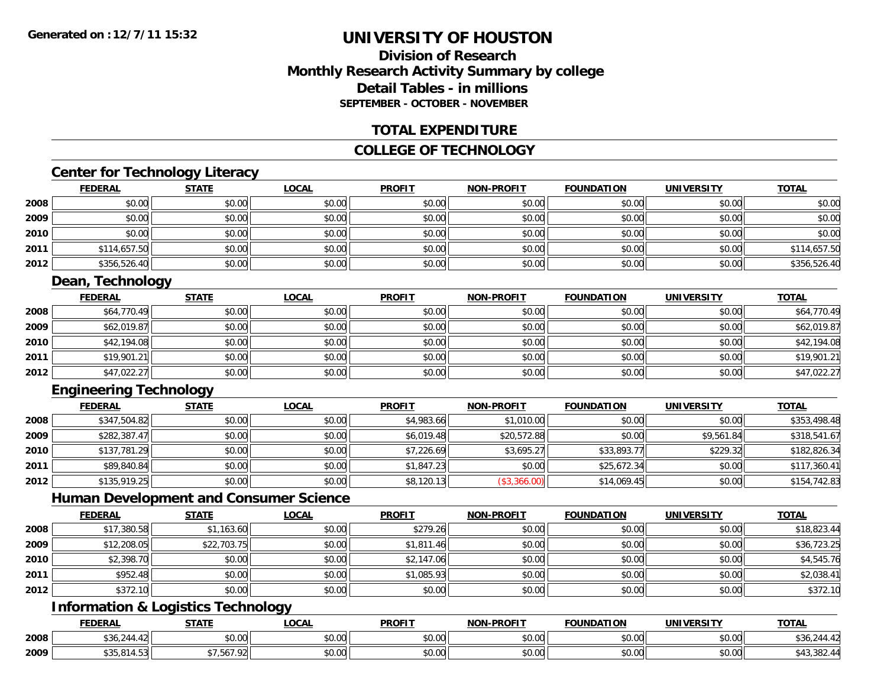**Generated on :12/7/11 15:32**

# UNIVERSITY OF HOUSTON

## Division of Research
## Monthly Research Activity Summary by college
## Detail Tables - in millions
### SEPTEMBER - OCTOBER - NOVEMBER

## TOTAL EXPENDITURE

## COLLEGE OF TECHNOLOGY

### Center for Technology Literacy

| | FEDERAL | STATE | LOCAL | PROFIT | NON-PROFIT | FOUNDATION | UNIVERSITY | TOTAL |
|---|---|---|---|---|---|---|---|---|
| 2008 | $0.00 | $0.00 | $0.00 | $0.00 | $0.00 | $0.00 | $0.00 | $0.00 |
| 2009 | $0.00 | $0.00 | $0.00 | $0.00 | $0.00 | $0.00 | $0.00 | $0.00 |
| 2010 | $0.00 | $0.00 | $0.00 | $0.00 | $0.00 | $0.00 | $0.00 | $0.00 |
| 2011 | $114,657.50 | $0.00 | $0.00 | $0.00 | $0.00 | $0.00 | $0.00 | $114,657.50 |
| 2012 | $356,526.40 | $0.00 | $0.00 | $0.00 | $0.00 | $0.00 | $0.00 | $356,526.40 |

### Dean, Technology

| | FEDERAL | STATE | LOCAL | PROFIT | NON-PROFIT | FOUNDATION | UNIVERSITY | TOTAL |
|---|---|---|---|---|---|---|---|---|
| 2008 | $64,770.49 | $0.00 | $0.00 | $0.00 | $0.00 | $0.00 | $0.00 | $64,770.49 |
| 2009 | $62,019.87 | $0.00 | $0.00 | $0.00 | $0.00 | $0.00 | $0.00 | $62,019.87 |
| 2010 | $42,194.08 | $0.00 | $0.00 | $0.00 | $0.00 | $0.00 | $0.00 | $42,194.08 |
| 2011 | $19,901.21 | $0.00 | $0.00 | $0.00 | $0.00 | $0.00 | $0.00 | $19,901.21 |
| 2012 | $47,022.27 | $0.00 | $0.00 | $0.00 | $0.00 | $0.00 | $0.00 | $47,022.27 |

### Engineering Technology

| | FEDERAL | STATE | LOCAL | PROFIT | NON-PROFIT | FOUNDATION | UNIVERSITY | TOTAL |
|---|---|---|---|---|---|---|---|---|
| 2008 | $347,504.82 | $0.00 | $0.00 | $4,983.66 | $1,010.00 | $0.00 | $0.00 | $353,498.48 |
| 2009 | $282,387.47 | $0.00 | $0.00 | $6,019.48 | $20,572.88 | $0.00 | $9,561.84 | $318,541.67 |
| 2010 | $137,781.29 | $0.00 | $0.00 | $7,226.69 | $3,695.27 | $33,893.77 | $229.32 | $182,826.34 |
| 2011 | $89,840.84 | $0.00 | $0.00 | $1,847.23 | $0.00 | $25,672.34 | $0.00 | $117,360.41 |
| 2012 | $135,919.25 | $0.00 | $0.00 | $8,120.13 | ($3,366.00) | $14,069.45 | $0.00 | $154,742.83 |

### Human Development and Consumer Science

| | FEDERAL | STATE | LOCAL | PROFIT | NON-PROFIT | FOUNDATION | UNIVERSITY | TOTAL |
|---|---|---|---|---|---|---|---|---|
| 2008 | $17,380.58 | $1,163.60 | $0.00 | $279.26 | $0.00 | $0.00 | $0.00 | $18,823.44 |
| 2009 | $12,208.05 | $22,703.75 | $0.00 | $1,811.46 | $0.00 | $0.00 | $0.00 | $36,723.25 |
| 2010 | $2,398.70 | $0.00 | $0.00 | $2,147.06 | $0.00 | $0.00 | $0.00 | $4,545.76 |
| 2011 | $952.48 | $0.00 | $0.00 | $1,085.93 | $0.00 | $0.00 | $0.00 | $2,038.41 |
| 2012 | $372.10 | $0.00 | $0.00 | $0.00 | $0.00 | $0.00 | $0.00 | $372.10 |

### Information & Logistics Technology

| | FEDERAL | STATE | LOCAL | PROFIT | NON-PROFIT | FOUNDATION | UNIVERSITY | TOTAL |
|---|---|---|---|---|---|---|---|---|
| 2008 | $36,244.42 | $0.00 | $0.00 | $0.00 | $0.00 | $0.00 | $0.00 | $36,244.42 |
| 2009 | $35,814.53 | $7,567.92 | $0.00 | $0.00 | $0.00 | $0.00 | $0.00 | $43,382.44 |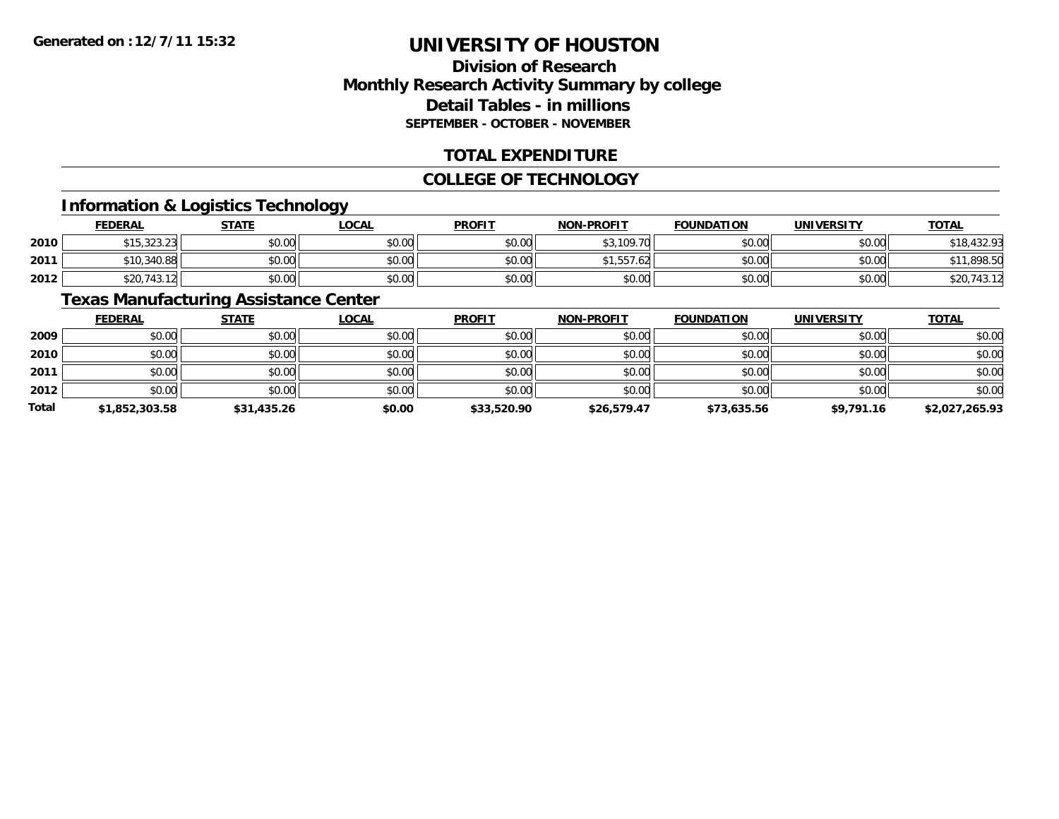**Generated on :12/7/11 15:32**

# UNIVERSITY OF HOUSTON

## Division of Research
## Monthly Research Activity Summary by college
## Detail Tables - in millions
### SEPTEMBER - OCTOBER - NOVEMBER

## TOTAL EXPENDITURE

## COLLEGE OF TECHNOLOGY

### Information & Logistics Technology

| | FEDERAL | STATE | LOCAL | PROFIT | NON-PROFIT | FOUNDATION | UNIVERSITY | TOTAL |
|---|---|---|---|---|---|---|---|---|
| 2010 | $15,323.23 | $0.00 | $0.00 | $0.00 | $3,109.70 | $0.00 | $0.00 | $18,432.93 |
| 2011 | $10,340.88 | $0.00 | $0.00 | $0.00 | $1,557.62 | $0.00 | $0.00 | $11,898.50 |
| 2012 | $20,743.12 | $0.00 | $0.00 | $0.00 | $0.00 | $0.00 | $0.00 | $20,743.12 |

### Texas Manufacturing Assistance Center

| | FEDERAL | STATE | LOCAL | PROFIT | NON-PROFIT | FOUNDATION | UNIVERSITY | TOTAL |
|---|---|---|---|---|---|---|---|---|
| 2009 | $0.00 | $0.00 | $0.00 | $0.00 | $0.00 | $0.00 | $0.00 | $0.00 |
| 2010 | $0.00 | $0.00 | $0.00 | $0.00 | $0.00 | $0.00 | $0.00 | $0.00 |
| 2011 | $0.00 | $0.00 | $0.00 | $0.00 | $0.00 | $0.00 | $0.00 | $0.00 |
| 2012 | $0.00 | $0.00 | $0.00 | $0.00 | $0.00 | $0.00 | $0.00 | $0.00 |
| **Total** | **$1,852,303.58** | **$31,435.26** | **$0.00** | **$33,520.90** | **$26,579.47** | **$73,635.56** | **$9,791.16** | **$2,027,265.93** |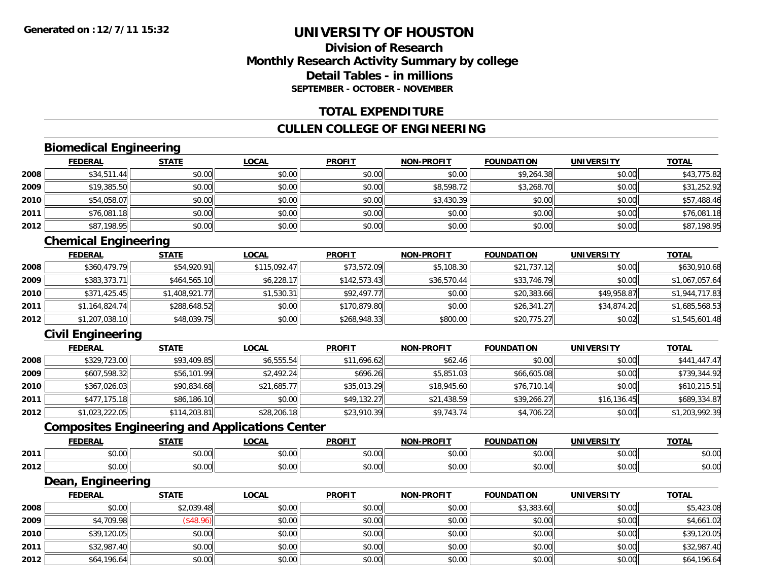**Generated on : 12/7/11 15:32**

# UNIVERSITY OF HOUSTON

## Division of Research
## Monthly Research Activity Summary by college
## Detail Tables - in millions
### SEPTEMBER - OCTOBER - NOVEMBER

## TOTAL EXPENDITURE

## CULLEN COLLEGE OF ENGINEERING

### Biomedical Engineering

| | FEDERAL | STATE | LOCAL | PROFIT | NON-PROFIT | FOUNDATION | UNIVERSITY | TOTAL |
|---|---|---|---|---|---|---|---|---|
| 2008 | $34,511.44 | $0.00 | $0.00 | $0.00 | $0.00 | $9,264.38 | $0.00 | $43,775.82 |
| 2009 | $19,385.50 | $0.00 | $0.00 | $0.00 | $8,598.72 | $3,268.70 | $0.00 | $31,252.92 |
| 2010 | $54,058.07 | $0.00 | $0.00 | $0.00 | $3,430.39 | $0.00 | $0.00 | $57,488.46 |
| 2011 | $76,081.18 | $0.00 | $0.00 | $0.00 | $0.00 | $0.00 | $0.00 | $76,081.18 |
| 2012 | $87,198.95 | $0.00 | $0.00 | $0.00 | $0.00 | $0.00 | $0.00 | $87,198.95 |

### Chemical Engineering

| | FEDERAL | STATE | LOCAL | PROFIT | NON-PROFIT | FOUNDATION | UNIVERSITY | TOTAL |
|---|---|---|---|---|---|---|---|---|
| 2008 | $360,479.79 | $54,920.91 | $115,092.47 | $73,572.09 | $5,108.30 | $21,737.12 | $0.00 | $630,910.68 |
| 2009 | $383,373.71 | $464,565.10 | $6,228.17 | $142,573.43 | $36,570.44 | $33,746.79 | $0.00 | $1,067,057.64 |
| 2010 | $371,425.45 | $1,408,921.77 | $1,530.31 | $92,497.77 | $0.00 | $20,383.66 | $49,958.87 | $1,944,717.83 |
| 2011 | $1,164,824.74 | $288,648.52 | $0.00 | $170,879.80 | $0.00 | $26,341.27 | $34,874.20 | $1,685,568.53 |
| 2012 | $1,207,038.10 | $48,039.75 | $0.00 | $268,948.33 | $800.00 | $20,775.27 | $0.02 | $1,545,601.48 |

### Civil Engineering

| | FEDERAL | STATE | LOCAL | PROFIT | NON-PROFIT | FOUNDATION | UNIVERSITY | TOTAL |
|---|---|---|---|---|---|---|---|---|
| 2008 | $329,723.00 | $93,409.85 | $6,555.54 | $11,696.62 | $62.46 | $0.00 | $0.00 | $441,447.47 |
| 2009 | $607,598.32 | $56,101.99 | $2,492.24 | $696.26 | $5,851.03 | $66,605.08 | $0.00 | $739,344.92 |
| 2010 | $367,026.03 | $90,834.68 | $21,685.77 | $35,013.29 | $18,945.60 | $76,710.14 | $0.00 | $610,215.51 |
| 2011 | $477,175.18 | $86,186.10 | $0.00 | $49,132.27 | $21,438.59 | $39,266.27 | $16,136.45 | $689,334.87 |
| 2012 | $1,023,222.05 | $114,203.81 | $28,206.18 | $23,910.39 | $9,743.74 | $4,706.22 | $0.00 | $1,203,992.39 |

### Composites Engineering and Applications Center

| | FEDERAL | STATE | LOCAL | PROFIT | NON-PROFIT | FOUNDATION | UNIVERSITY | TOTAL |
|---|---|---|---|---|---|---|---|---|
| 2011 | $0.00 | $0.00 | $0.00 | $0.00 | $0.00 | $0.00 | $0.00 | $0.00 |
| 2012 | $0.00 | $0.00 | $0.00 | $0.00 | $0.00 | $0.00 | $0.00 | $0.00 |

### Dean, Engineering

| | FEDERAL | STATE | LOCAL | PROFIT | NON-PROFIT | FOUNDATION | UNIVERSITY | TOTAL |
|---|---|---|---|---|---|---|---|---|
| 2008 | $0.00 | $2,039.48 | $0.00 | $0.00 | $0.00 | $3,383.60 | $0.00 | $5,423.08 |
| 2009 | $4,709.98 | ($48.96) | $0.00 | $0.00 | $0.00 | $0.00 | $0.00 | $4,661.02 |
| 2010 | $39,120.05 | $0.00 | $0.00 | $0.00 | $0.00 | $0.00 | $0.00 | $39,120.05 |
| 2011 | $32,987.40 | $0.00 | $0.00 | $0.00 | $0.00 | $0.00 | $0.00 | $32,987.40 |
| 2012 | $64,196.64 | $0.00 | $0.00 | $0.00 | $0.00 | $0.00 | $0.00 | $64,196.64 |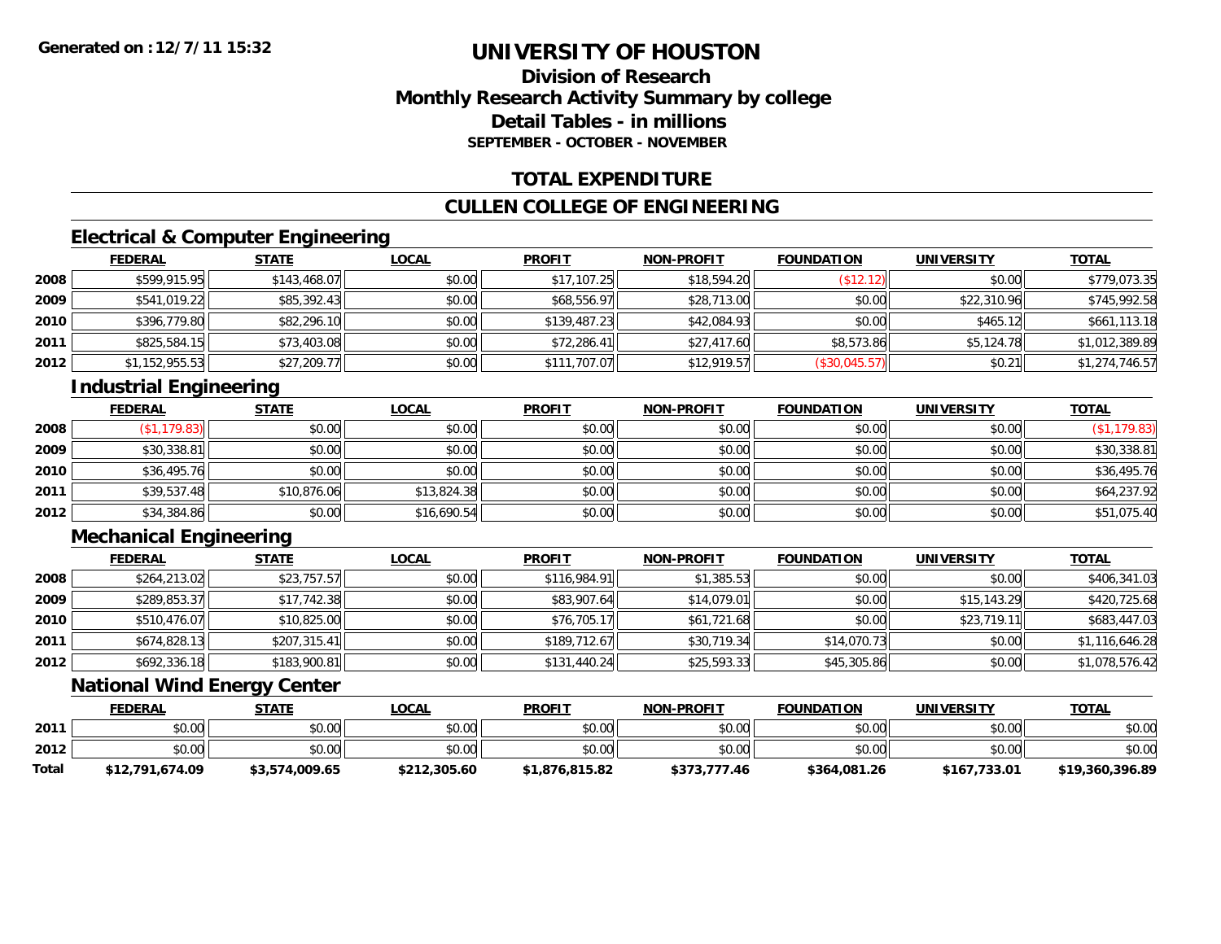**Generated on :12/7/11 15:32**

# UNIVERSITY OF HOUSTON

## Division of Research
## Monthly Research Activity Summary by college
## Detail Tables - in millions
### SEPTEMBER - OCTOBER - NOVEMBER

## TOTAL EXPENDITURE

## CULLEN COLLEGE OF ENGINEERING

### Electrical & Computer Engineering

| | FEDERAL | STATE | LOCAL | PROFIT | NON-PROFIT | FOUNDATION | UNIVERSITY | TOTAL |
|---|---|---|---|---|---|---|---|---|
| 2008 | $599,915.95 | $143,468.07 | $0.00 | $17,107.25 | $18,594.20 | ($12.12) | $0.00 | $779,073.35 |
| 2009 | $541,019.22 | $85,392.43 | $0.00 | $68,556.97 | $28,713.00 | $0.00 | $22,310.96 | $745,992.58 |
| 2010 | $396,779.80 | $82,296.10 | $0.00 | $139,487.23 | $42,084.93 | $0.00 | $465.12 | $661,113.18 |
| 2011 | $825,584.15 | $73,403.08 | $0.00 | $72,286.41 | $27,417.60 | $8,573.86 | $5,124.78 | $1,012,389.89 |
| 2012 | $1,152,955.53 | $27,209.77 | $0.00 | $111,707.07 | $12,919.57 | ($30,045.57) | $0.21 | $1,274,746.57 |

### Industrial Engineering

| | FEDERAL | STATE | LOCAL | PROFIT | NON-PROFIT | FOUNDATION | UNIVERSITY | TOTAL |
|---|---|---|---|---|---|---|---|---|
| 2008 | ($1,179.83) | $0.00 | $0.00 | $0.00 | $0.00 | $0.00 | $0.00 | ($1,179.83) |
| 2009 | $30,338.81 | $0.00 | $0.00 | $0.00 | $0.00 | $0.00 | $0.00 | $30,338.81 |
| 2010 | $36,495.76 | $0.00 | $0.00 | $0.00 | $0.00 | $0.00 | $0.00 | $36,495.76 |
| 2011 | $39,537.48 | $10,876.06 | $13,824.38 | $0.00 | $0.00 | $0.00 | $0.00 | $64,237.92 |
| 2012 | $34,384.86 | $0.00 | $16,690.54 | $0.00 | $0.00 | $0.00 | $0.00 | $51,075.40 |

### Mechanical Engineering

| | FEDERAL | STATE | LOCAL | PROFIT | NON-PROFIT | FOUNDATION | UNIVERSITY | TOTAL |
|---|---|---|---|---|---|---|---|---|
| 2008 | $264,213.02 | $23,757.57 | $0.00 | $116,984.91 | $1,385.53 | $0.00 | $0.00 | $406,341.03 |
| 2009 | $289,853.37 | $17,742.38 | $0.00 | $83,907.64 | $14,079.01 | $0.00 | $15,143.29 | $420,725.68 |
| 2010 | $510,476.07 | $10,825.00 | $0.00 | $76,705.17 | $61,721.68 | $0.00 | $23,719.11 | $683,447.03 |
| 2011 | $674,828.13 | $207,315.41 | $0.00 | $189,712.67 | $30,719.34 | $14,070.73 | $0.00 | $1,116,646.28 |
| 2012 | $692,336.18 | $183,900.81 | $0.00 | $131,440.24 | $25,593.33 | $45,305.86 | $0.00 | $1,078,576.42 |

### National Wind Energy Center

| | FEDERAL | STATE | LOCAL | PROFIT | NON-PROFIT | FOUNDATION | UNIVERSITY | TOTAL |
|---|---|---|---|---|---|---|---|---|
| 2011 | $0.00 | $0.00 | $0.00 | $0.00 | $0.00 | $0.00 | $0.00 | $0.00 |
| 2012 | $0.00 | $0.00 | $0.00 | $0.00 | $0.00 | $0.00 | $0.00 | $0.00 |
| **Total** | **$12,791,674.09** | **$3,574,009.65** | **$212,305.60** | **$1,876,815.82** | **$373,777.46** | **$364,081.26** | **$167,733.01** | **$19,360,396.89** |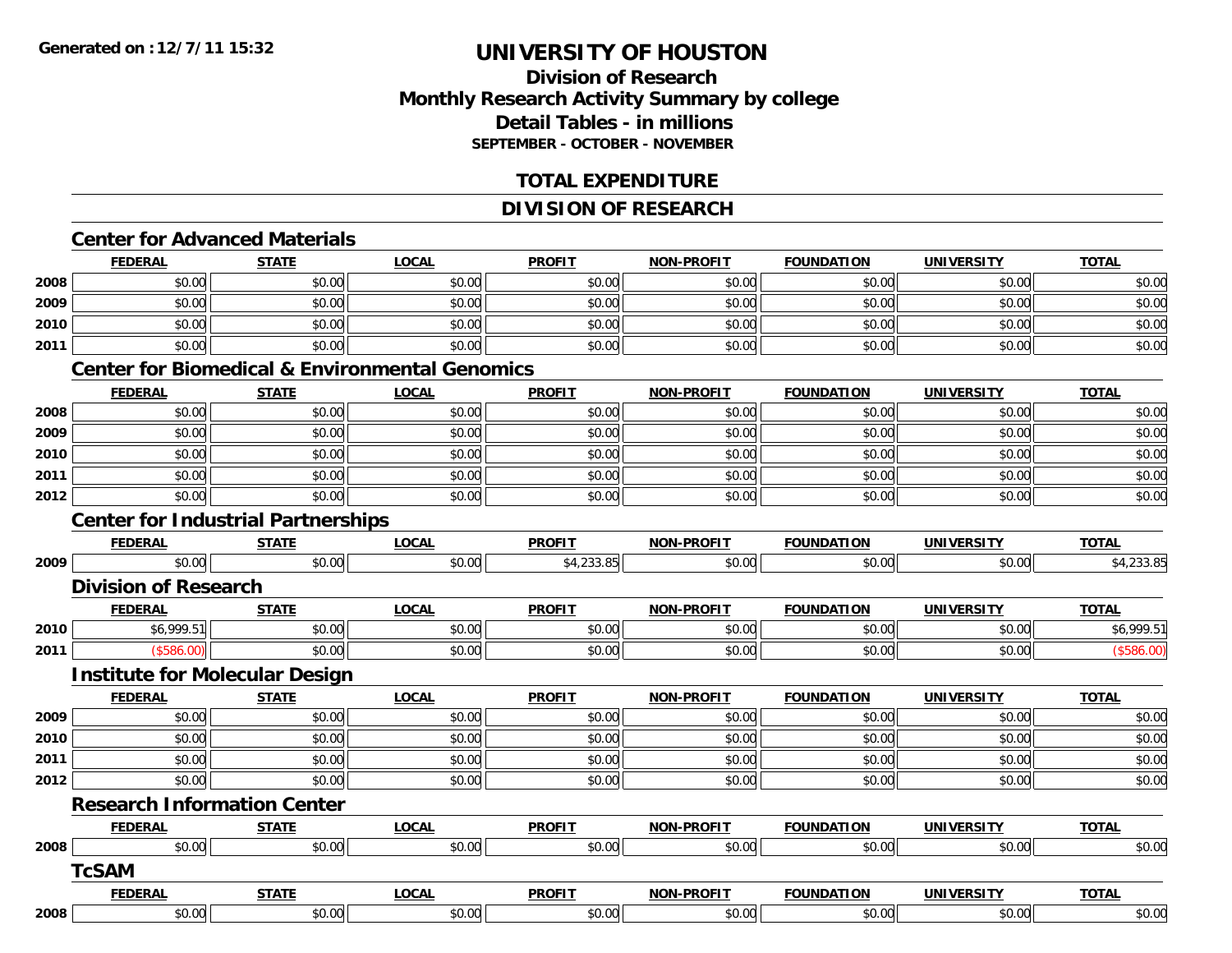Generated on :12/7/11 15:32

# UNIVERSITY OF HOUSTON

## Division of Research
## Monthly Research Activity Summary by college
## Detail Tables - in millions
### SEPTEMBER - OCTOBER - NOVEMBER

## TOTAL EXPENDITURE

## DIVISION OF RESEARCH

### Center for Advanced Materials

| | FEDERAL | STATE | LOCAL | PROFIT | NON-PROFIT | FOUNDATION | UNIVERSITY | TOTAL |
|---|---|---|---|---|---|---|---|---|
| 2008 | $0.00 | $0.00 | $0.00 | $0.00 | $0.00 | $0.00 | $0.00 | $0.00 |
| 2009 | $0.00 | $0.00 | $0.00 | $0.00 | $0.00 | $0.00 | $0.00 | $0.00 |
| 2010 | $0.00 | $0.00 | $0.00 | $0.00 | $0.00 | $0.00 | $0.00 | $0.00 |
| 2011 | $0.00 | $0.00 | $0.00 | $0.00 | $0.00 | $0.00 | $0.00 | $0.00 |

### Center for Biomedical & Environmental Genomics

| | FEDERAL | STATE | LOCAL | PROFIT | NON-PROFIT | FOUNDATION | UNIVERSITY | TOTAL |
|---|---|---|---|---|---|---|---|---|
| 2008 | $0.00 | $0.00 | $0.00 | $0.00 | $0.00 | $0.00 | $0.00 | $0.00 |
| 2009 | $0.00 | $0.00 | $0.00 | $0.00 | $0.00 | $0.00 | $0.00 | $0.00 |
| 2010 | $0.00 | $0.00 | $0.00 | $0.00 | $0.00 | $0.00 | $0.00 | $0.00 |
| 2011 | $0.00 | $0.00 | $0.00 | $0.00 | $0.00 | $0.00 | $0.00 | $0.00 |
| 2012 | $0.00 | $0.00 | $0.00 | $0.00 | $0.00 | $0.00 | $0.00 | $0.00 |

### Center for Industrial Partnerships

| | FEDERAL | STATE | LOCAL | PROFIT | NON-PROFIT | FOUNDATION | UNIVERSITY | TOTAL |
|---|---|---|---|---|---|---|---|---|
| 2009 | $0.00 | $0.00 | $0.00 | $4,233.85 | $0.00 | $0.00 | $0.00 | $4,233.85 |

### Division of Research

| | FEDERAL | STATE | LOCAL | PROFIT | NON-PROFIT | FOUNDATION | UNIVERSITY | TOTAL |
|---|---|---|---|---|---|---|---|---|
| 2010 | $6,999.51 | $0.00 | $0.00 | $0.00 | $0.00 | $0.00 | $0.00 | $6,999.51 |
| 2011 | ($586.00) | $0.00 | $0.00 | $0.00 | $0.00 | $0.00 | $0.00 | ($586.00) |

### Institute for Molecular Design

| | FEDERAL | STATE | LOCAL | PROFIT | NON-PROFIT | FOUNDATION | UNIVERSITY | TOTAL |
|---|---|---|---|---|---|---|---|---|
| 2009 | $0.00 | $0.00 | $0.00 | $0.00 | $0.00 | $0.00 | $0.00 | $0.00 |
| 2010 | $0.00 | $0.00 | $0.00 | $0.00 | $0.00 | $0.00 | $0.00 | $0.00 |
| 2011 | $0.00 | $0.00 | $0.00 | $0.00 | $0.00 | $0.00 | $0.00 | $0.00 |
| 2012 | $0.00 | $0.00 | $0.00 | $0.00 | $0.00 | $0.00 | $0.00 | $0.00 |

### Research Information Center

| | FEDERAL | STATE | LOCAL | PROFIT | NON-PROFIT | FOUNDATION | UNIVERSITY | TOTAL |
|---|---|---|---|---|---|---|---|---|
| 2008 | $0.00 | $0.00 | $0.00 | $0.00 | $0.00 | $0.00 | $0.00 | $0.00 |

### TcSAM

| | FEDERAL | STATE | LOCAL | PROFIT | NON-PROFIT | FOUNDATION | UNIVERSITY | TOTAL |
|---|---|---|---|---|---|---|---|---|
| 2008 | $0.00 | $0.00 | $0.00 | $0.00 | $0.00 | $0.00 | $0.00 | $0.00 |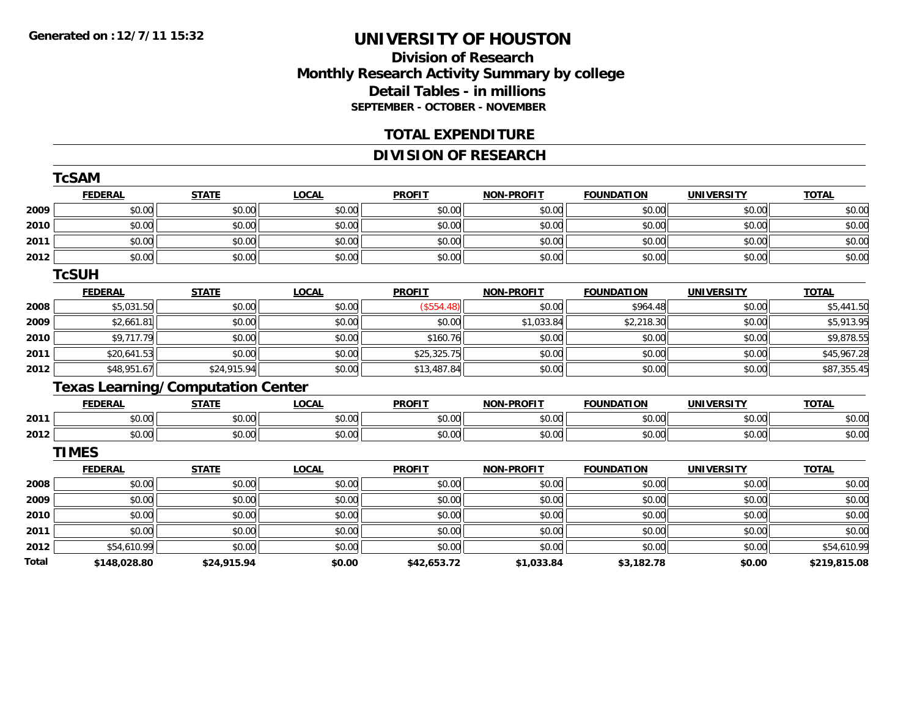**Generated on :12/7/11 15:32**

# UNIVERSITY OF HOUSTON

## Division of Research
## Monthly Research Activity Summary by college
## Detail Tables - in millions
### SEPTEMBER - OCTOBER - NOVEMBER

## TOTAL EXPENDITURE

## DIVISION OF RESEARCH

### TcSAM

| | FEDERAL | STATE | LOCAL | PROFIT | NON-PROFIT | FOUNDATION | UNIVERSITY | TOTAL |
|---|---|---|---|---|---|---|---|---|
| 2009 | $0.00 | $0.00 | $0.00 | $0.00 | $0.00 | $0.00 | $0.00 | $0.00 |
| 2010 | $0.00 | $0.00 | $0.00 | $0.00 | $0.00 | $0.00 | $0.00 | $0.00 |
| 2011 | $0.00 | $0.00 | $0.00 | $0.00 | $0.00 | $0.00 | $0.00 | $0.00 |
| 2012 | $0.00 | $0.00 | $0.00 | $0.00 | $0.00 | $0.00 | $0.00 | $0.00 |

### TcSUH

| | FEDERAL | STATE | LOCAL | PROFIT | NON-PROFIT | FOUNDATION | UNIVERSITY | TOTAL |
|---|---|---|---|---|---|---|---|---|
| 2008 | $5,031.50 | $0.00 | $0.00 | ($554.48) | $0.00 | $964.48 | $0.00 | $5,441.50 |
| 2009 | $2,661.81 | $0.00 | $0.00 | $0.00 | $1,033.84 | $2,218.30 | $0.00 | $5,913.95 |
| 2010 | $9,717.79 | $0.00 | $0.00 | $160.76 | $0.00 | $0.00 | $0.00 | $9,878.55 |
| 2011 | $20,641.53 | $0.00 | $0.00 | $25,325.75 | $0.00 | $0.00 | $0.00 | $45,967.28 |
| 2012 | $48,951.67 | $24,915.94 | $0.00 | $13,487.84 | $0.00 | $0.00 | $0.00 | $87,355.45 |

### Texas Learning/Computation Center

| | FEDERAL | STATE | LOCAL | PROFIT | NON-PROFIT | FOUNDATION | UNIVERSITY | TOTAL |
|---|---|---|---|---|---|---|---|---|
| 2011 | $0.00 | $0.00 | $0.00 | $0.00 | $0.00 | $0.00 | $0.00 | $0.00 |
| 2012 | $0.00 | $0.00 | $0.00 | $0.00 | $0.00 | $0.00 | $0.00 | $0.00 |

### TIMES

| | FEDERAL | STATE | LOCAL | PROFIT | NON-PROFIT | FOUNDATION | UNIVERSITY | TOTAL |
|---|---|---|---|---|---|---|---|---|
| 2008 | $0.00 | $0.00 | $0.00 | $0.00 | $0.00 | $0.00 | $0.00 | $0.00 |
| 2009 | $0.00 | $0.00 | $0.00 | $0.00 | $0.00 | $0.00 | $0.00 | $0.00 |
| 2010 | $0.00 | $0.00 | $0.00 | $0.00 | $0.00 | $0.00 | $0.00 | $0.00 |
| 2011 | $0.00 | $0.00 | $0.00 | $0.00 | $0.00 | $0.00 | $0.00 | $0.00 |
| 2012 | $54,610.99 | $0.00 | $0.00 | $0.00 | $0.00 | $0.00 | $0.00 | $54,610.99 |
| **Total** | **$148,028.80** | **$24,915.94** | **$0.00** | **$42,653.72** | **$1,033.84** | **$3,182.78** | **$0.00** | **$219,815.08** |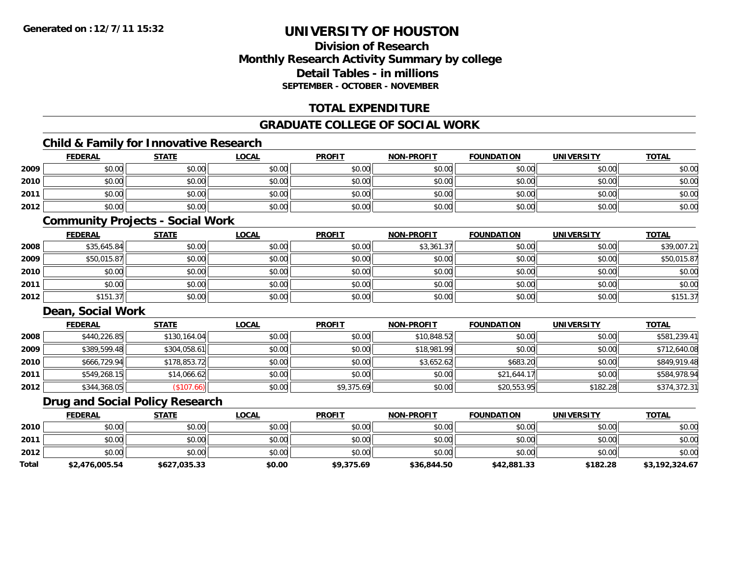**Generated on :12/7/11 15:32**

# UNIVERSITY OF HOUSTON

## Division of Research
## Monthly Research Activity Summary by college
## Detail Tables - in millions
### SEPTEMBER - OCTOBER - NOVEMBER

## TOTAL EXPENDITURE

## GRADUATE COLLEGE OF SOCIAL WORK

### Child & Family for Innovative Research

| | FEDERAL | STATE | LOCAL | PROFIT | NON-PROFIT | FOUNDATION | UNIVERSITY | TOTAL |
|---|---|---|---|---|---|---|---|---|
| 2009 | $0.00 | $0.00 | $0.00 | $0.00 | $0.00 | $0.00 | $0.00 | $0.00 |
| 2010 | $0.00 | $0.00 | $0.00 | $0.00 | $0.00 | $0.00 | $0.00 | $0.00 |
| 2011 | $0.00 | $0.00 | $0.00 | $0.00 | $0.00 | $0.00 | $0.00 | $0.00 |
| 2012 | $0.00 | $0.00 | $0.00 | $0.00 | $0.00 | $0.00 | $0.00 | $0.00 |

### Community Projects - Social Work

| | FEDERAL | STATE | LOCAL | PROFIT | NON-PROFIT | FOUNDATION | UNIVERSITY | TOTAL |
|---|---|---|---|---|---|---|---|---|
| 2008 | $35,645.84 | $0.00 | $0.00 | $0.00 | $3,361.37 | $0.00 | $0.00 | $39,007.21 |
| 2009 | $50,015.87 | $0.00 | $0.00 | $0.00 | $0.00 | $0.00 | $0.00 | $50,015.87 |
| 2010 | $0.00 | $0.00 | $0.00 | $0.00 | $0.00 | $0.00 | $0.00 | $0.00 |
| 2011 | $0.00 | $0.00 | $0.00 | $0.00 | $0.00 | $0.00 | $0.00 | $0.00 |
| 2012 | $151.37 | $0.00 | $0.00 | $0.00 | $0.00 | $0.00 | $0.00 | $151.37 |

### Dean, Social Work

| | FEDERAL | STATE | LOCAL | PROFIT | NON-PROFIT | FOUNDATION | UNIVERSITY | TOTAL |
|---|---|---|---|---|---|---|---|---|
| 2008 | $440,226.85 | $130,164.04 | $0.00 | $0.00 | $10,848.52 | $0.00 | $0.00 | $581,239.41 |
| 2009 | $389,599.48 | $304,058.61 | $0.00 | $0.00 | $18,981.99 | $0.00 | $0.00 | $712,640.08 |
| 2010 | $666,729.94 | $178,853.72 | $0.00 | $0.00 | $3,652.62 | $683.20 | $0.00 | $849,919.48 |
| 2011 | $549,268.15 | $14,066.62 | $0.00 | $0.00 | $0.00 | $21,644.17 | $0.00 | $584,978.94 |
| 2012 | $344,368.05 | ($107.66) | $0.00 | $9,375.69 | $0.00 | $20,553.95 | $182.28 | $374,372.31 |

### Drug and Social Policy Research

| | FEDERAL | STATE | LOCAL | PROFIT | NON-PROFIT | FOUNDATION | UNIVERSITY | TOTAL |
|---|---|---|---|---|---|---|---|---|
| 2010 | $0.00 | $0.00 | $0.00 | $0.00 | $0.00 | $0.00 | $0.00 | $0.00 |
| 2011 | $0.00 | $0.00 | $0.00 | $0.00 | $0.00 | $0.00 | $0.00 | $0.00 |
| 2012 | $0.00 | $0.00 | $0.00 | $0.00 | $0.00 | $0.00 | $0.00 | $0.00 |
| **Total** | **$2,476,005.54** | **$627,035.33** | **$0.00** | **$9,375.69** | **$36,844.50** | **$42,881.33** | **$182.28** | **$3,192,324.67** |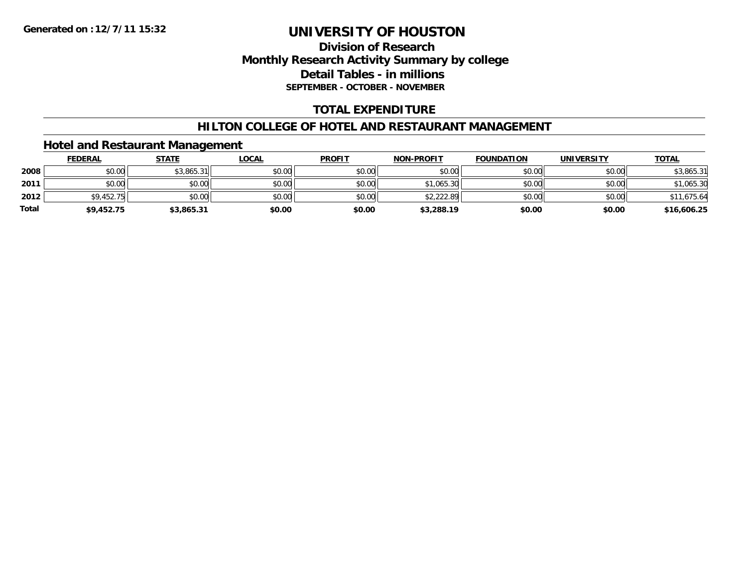**Generated on :12/7/11 15:32**

# UNIVERSITY OF HOUSTON

## Division of Research
## Monthly Research Activity Summary by college
## Detail Tables - in millions
### SEPTEMBER - OCTOBER - NOVEMBER

## TOTAL EXPENDITURE

## HILTON COLLEGE OF HOTEL AND RESTAURANT MANAGEMENT

### Hotel and Restaurant Management

| | FEDERAL | STATE | LOCAL | PROFIT | NON-PROFIT | FOUNDATION | UNIVERSITY | TOTAL |
|---|---|---|---|---|---|---|---|---|
| 2008 | $0.00 | $3,865.31 | $0.00 | $0.00 | $0.00 | $0.00 | $0.00 | $3,865.31 |
| 2011 | $0.00 | $0.00 | $0.00 | $0.00 | $1,065.30 | $0.00 | $0.00 | $1,065.30 |
| 2012 | $9,452.75 | $0.00 | $0.00 | $0.00 | $2,222.89 | $0.00 | $0.00 | $11,675.64 |
| **Total** | **$9,452.75** | **$3,865.31** | **$0.00** | **$0.00** | **$3,288.19** | **$0.00** | **$0.00** | **$16,606.25** |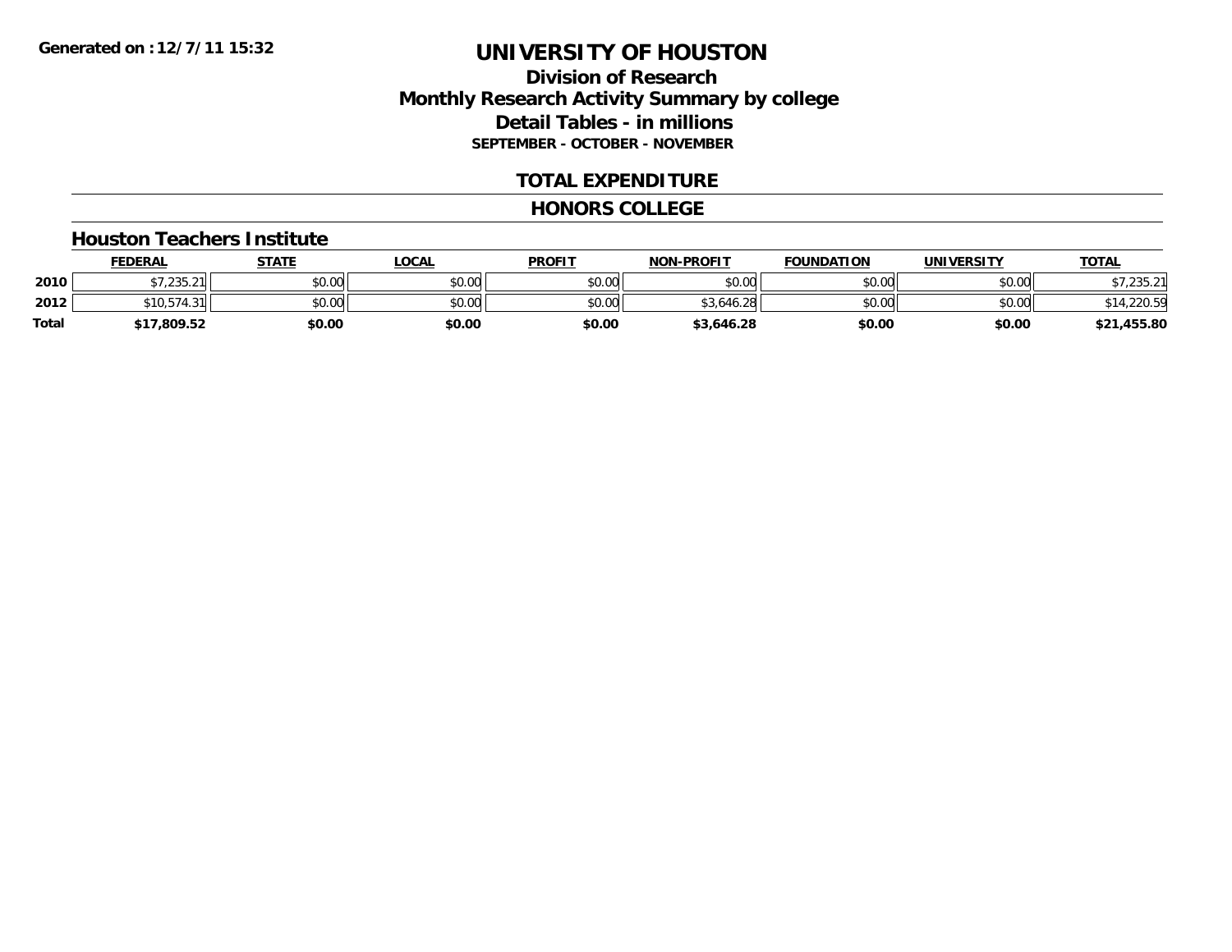**Generated on :12/7/11 15:32**

# UNIVERSITY OF HOUSTON

## Division of Research
## Monthly Research Activity Summary by college
## Detail Tables - in millions
### SEPTEMBER - OCTOBER - NOVEMBER

## TOTAL EXPENDITURE

## HONORS COLLEGE

### Houston Teachers Institute

| | FEDERAL | STATE | LOCAL | PROFIT | NON-PROFIT | FOUNDATION | UNIVERSITY | TOTAL |
|---|---|---|---|---|---|---|---|---|
| 2010 | $7,235.21 | $0.00 | $0.00 | $0.00 | $0.00 | $0.00 | $0.00 | $7,235.21 |
| 2012 | $10,574.31 | $0.00 | $0.00 | $0.00 | $3,646.28 | $0.00 | $0.00 | $14,220.59 |
| **Total** | **$17,809.52** | **$0.00** | **$0.00** | **$0.00** | **$3,646.28** | **$0.00** | **$0.00** | **$21,455.80** |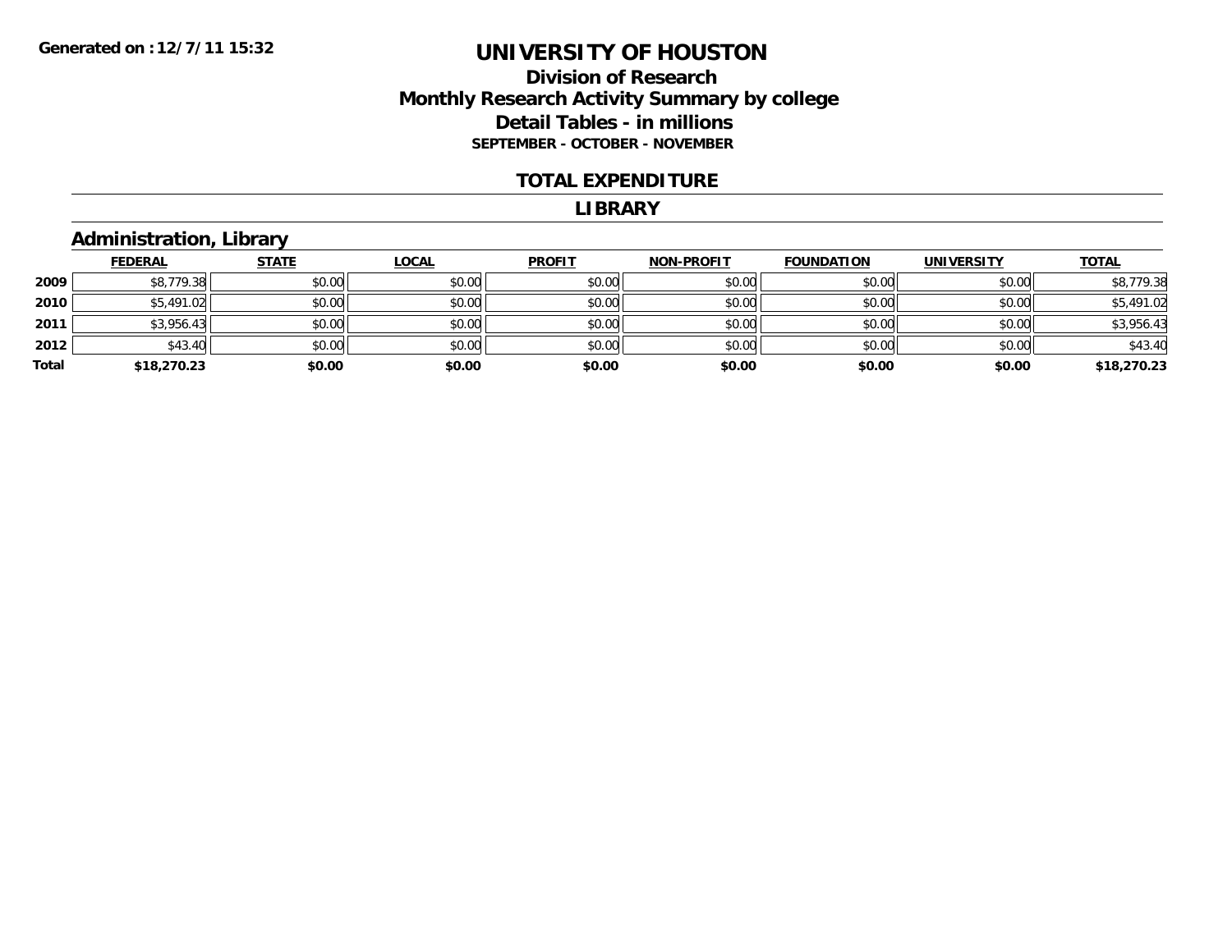# UNIVERSITY OF HOUSTON

## Division of Research
## Monthly Research Activity Summary by college
## Detail Tables - in millions
### SEPTEMBER - OCTOBER - NOVEMBER

Generated on : 12/7/11 15:32

## TOTAL EXPENDITURE

## LIBRARY

### Administration, Library

| | FEDERAL | STATE | LOCAL | PROFIT | NON-PROFIT | FOUNDATION | UNIVERSITY | TOTAL |
|---|---|---|---|---|---|---|---|---|
| 2009 | $8,779.38 | $0.00 | $0.00 | $0.00 | $0.00 | $0.00 | $0.00 | $8,779.38 |
| 2010 | $5,491.02 | $0.00 | $0.00 | $0.00 | $0.00 | $0.00 | $0.00 | $5,491.02 |
| 2011 | $3,956.43 | $0.00 | $0.00 | $0.00 | $0.00 | $0.00 | $0.00 | $3,956.43 |
| 2012 | $43.40 | $0.00 | $0.00 | $0.00 | $0.00 | $0.00 | $0.00 | $43.40 |
| **Total** | **$18,270.23** | **$0.00** | **$0.00** | **$0.00** | **$0.00** | **$0.00** | **$0.00** | **$18,270.23** |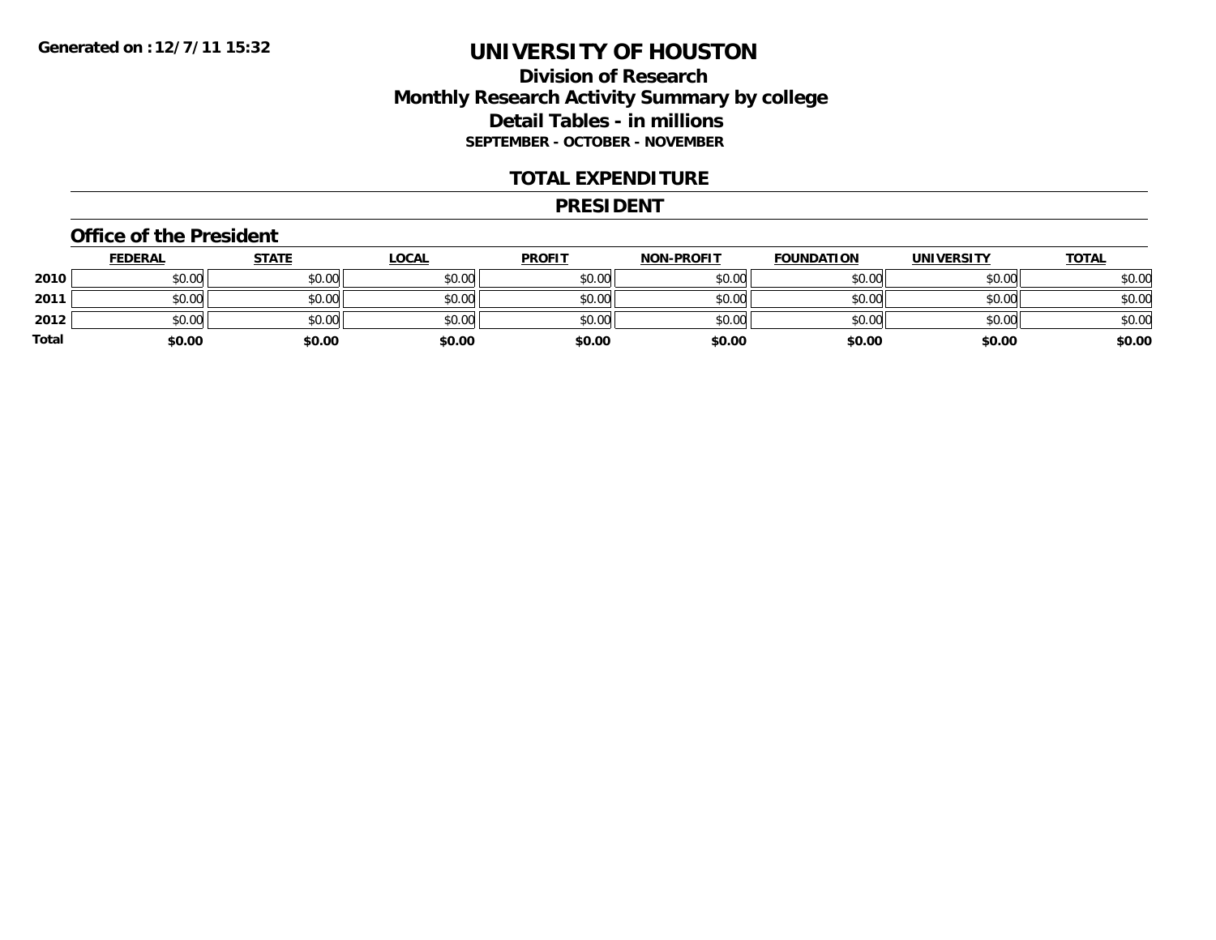Generated on :12/7/11 15:32

# UNIVERSITY OF HOUSTON

## Division of Research
## Monthly Research Activity Summary by college
## Detail Tables - in millions
### SEPTEMBER - OCTOBER - NOVEMBER

## TOTAL EXPENDITURE

## PRESIDENT

### Office of the President

| | FEDERAL | STATE | LOCAL | PROFIT | NON-PROFIT | FOUNDATION | UNIVERSITY | TOTAL |
|---|---|---|---|---|---|---|---|---|
| 2010 | $0.00 | $0.00 | $0.00 | $0.00 | $0.00 | $0.00 | $0.00 | $0.00 |
| 2011 | $0.00 | $0.00 | $0.00 | $0.00 | $0.00 | $0.00 | $0.00 | $0.00 |
| 2012 | $0.00 | $0.00 | $0.00 | $0.00 | $0.00 | $0.00 | $0.00 | $0.00 |
| **Total** | **$0.00** | **$0.00** | **$0.00** | **$0.00** | **$0.00** | **$0.00** | **$0.00** | **$0.00** |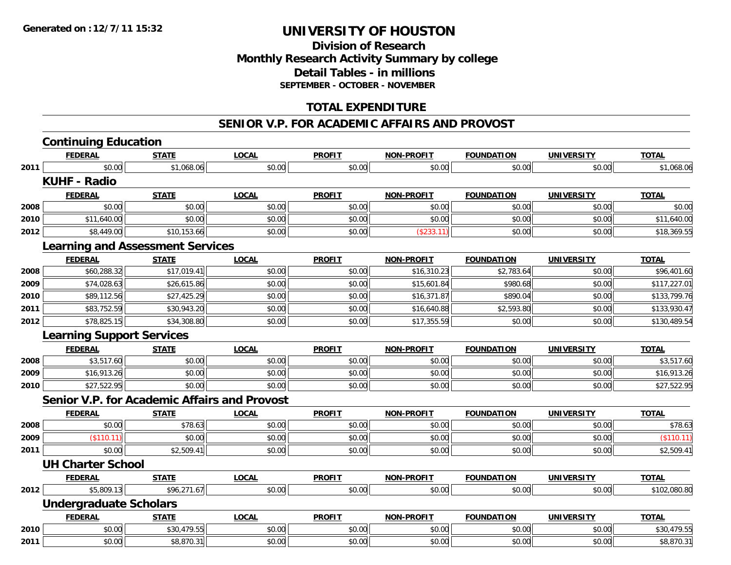Generated on :12/7/11 15:32

# UNIVERSITY OF HOUSTON

## Division of Research
## Monthly Research Activity Summary by college
## Detail Tables - in millions
### SEPTEMBER - OCTOBER - NOVEMBER

## TOTAL EXPENDITURE

## SENIOR V.P. FOR ACADEMIC AFFAIRS AND PROVOST

### Continuing Education

| | FEDERAL | STATE | LOCAL | PROFIT | NON-PROFIT | FOUNDATION | UNIVERSITY | TOTAL |
|---|---|---|---|---|---|---|---|---|
| 2011 | $0.00 | $1,068.06 | $0.00 | $0.00 | $0.00 | $0.00 | $0.00 | $1,068.06 |

### KUHF - Radio

| | FEDERAL | STATE | LOCAL | PROFIT | NON-PROFIT | FOUNDATION | UNIVERSITY | TOTAL |
|---|---|---|---|---|---|---|---|---|
| 2008 | $0.00 | $0.00 | $0.00 | $0.00 | $0.00 | $0.00 | $0.00 | $0.00 |
| 2010 | $11,640.00 | $0.00 | $0.00 | $0.00 | $0.00 | $0.00 | $0.00 | $11,640.00 |
| 2012 | $8,449.00 | $10,153.66 | $0.00 | $0.00 | ($233.11) | $0.00 | $0.00 | $18,369.55 |

### Learning and Assessment Services

| | FEDERAL | STATE | LOCAL | PROFIT | NON-PROFIT | FOUNDATION | UNIVERSITY | TOTAL |
|---|---|---|---|---|---|---|---|---|
| 2008 | $60,288.32 | $17,019.41 | $0.00 | $0.00 | $16,310.23 | $2,783.64 | $0.00 | $96,401.60 |
| 2009 | $74,028.63 | $26,615.86 | $0.00 | $0.00 | $15,601.84 | $980.68 | $0.00 | $117,227.01 |
| 2010 | $89,112.56 | $27,425.29 | $0.00 | $0.00 | $16,371.87 | $890.04 | $0.00 | $133,799.76 |
| 2011 | $83,752.59 | $30,943.20 | $0.00 | $0.00 | $16,640.88 | $2,593.80 | $0.00 | $133,930.47 |
| 2012 | $78,825.15 | $34,308.80 | $0.00 | $0.00 | $17,355.59 | $0.00 | $0.00 | $130,489.54 |

### Learning Support Services

| | FEDERAL | STATE | LOCAL | PROFIT | NON-PROFIT | FOUNDATION | UNIVERSITY | TOTAL |
|---|---|---|---|---|---|---|---|---|
| 2008 | $3,517.60 | $0.00 | $0.00 | $0.00 | $0.00 | $0.00 | $0.00 | $3,517.60 |
| 2009 | $16,913.26 | $0.00 | $0.00 | $0.00 | $0.00 | $0.00 | $0.00 | $16,913.26 |
| 2010 | $27,522.95 | $0.00 | $0.00 | $0.00 | $0.00 | $0.00 | $0.00 | $27,522.95 |

### Senior V.P. for Academic Affairs and Provost

| | FEDERAL | STATE | LOCAL | PROFIT | NON-PROFIT | FOUNDATION | UNIVERSITY | TOTAL |
|---|---|---|---|---|---|---|---|---|
| 2008 | $0.00 | $78.63 | $0.00 | $0.00 | $0.00 | $0.00 | $0.00 | $78.63 |
| 2009 | ($110.11) | $0.00 | $0.00 | $0.00 | $0.00 | $0.00 | $0.00 | ($110.11) |
| 2011 | $0.00 | $2,509.41 | $0.00 | $0.00 | $0.00 | $0.00 | $0.00 | $2,509.41 |

### UH Charter School

| | FEDERAL | STATE | LOCAL | PROFIT | NON-PROFIT | FOUNDATION | UNIVERSITY | TOTAL |
|---|---|---|---|---|---|---|---|---|
| 2012 | $5,809.13 | $96,271.67 | $0.00 | $0.00 | $0.00 | $0.00 | $0.00 | $102,080.80 |

### Undergraduate Scholars

| | FEDERAL | STATE | LOCAL | PROFIT | NON-PROFIT | FOUNDATION | UNIVERSITY | TOTAL |
|---|---|---|---|---|---|---|---|---|
| 2010 | $0.00 | $30,479.55 | $0.00 | $0.00 | $0.00 | $0.00 | $0.00 | $30,479.55 |
| 2011 | $0.00 | $8,870.31 | $0.00 | $0.00 | $0.00 | $0.00 | $0.00 | $8,870.31 |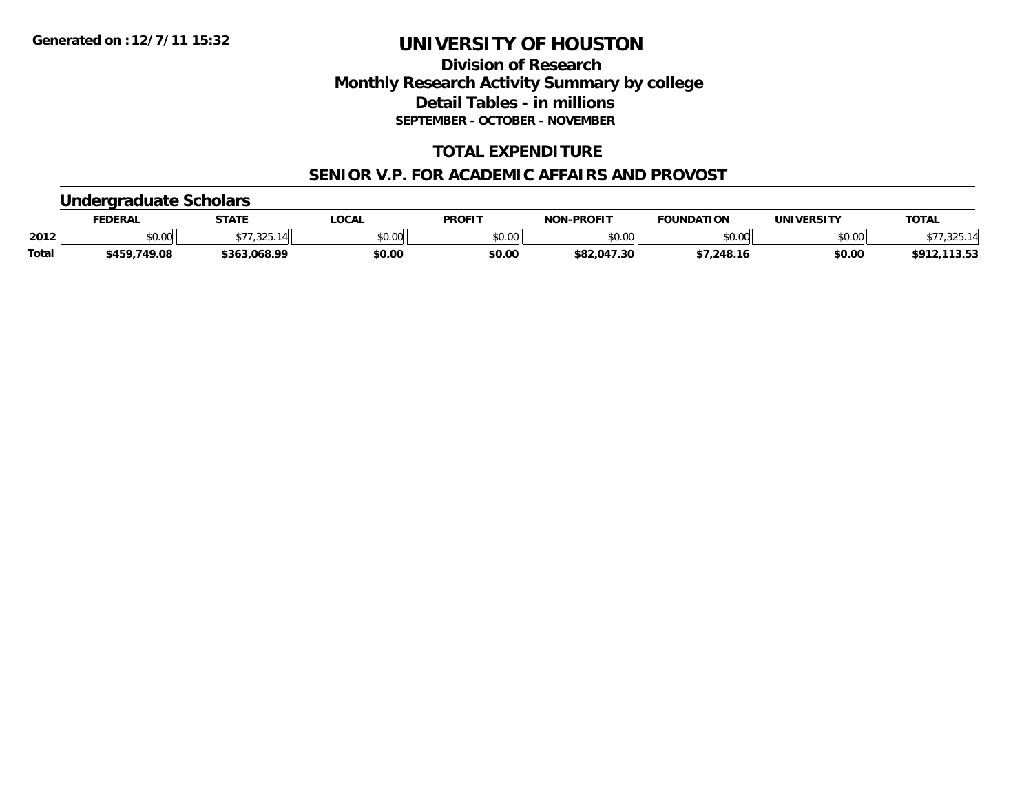**Generated on :12/7/11 15:32**

# UNIVERSITY OF HOUSTON

## Division of Research
## Monthly Research Activity Summary by college
## Detail Tables - in millions
### SEPTEMBER - OCTOBER - NOVEMBER

## TOTAL EXPENDITURE

## SENIOR V.P. FOR ACADEMIC AFFAIRS AND PROVOST

### Undergraduate Scholars

| | FEDERAL | STATE | LOCAL | PROFIT | NON-PROFIT | FOUNDATION | UNIVERSITY | TOTAL |
|---|---|---|---|---|---|---|---|---|
| 2012 | $0.00 | $77,325.14 | $0.00 | $0.00 | $0.00 | $0.00 | $0.00 | $77,325.14 |
| Total | $459,749.08 | $363,068.99 | $0.00 | $0.00 | $82,047.30 | $7,248.16 | $0.00 | $912,113.53 |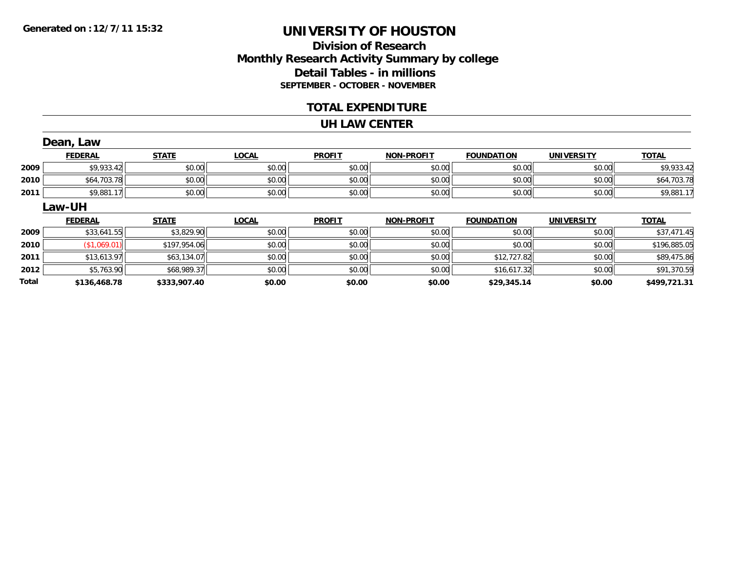Generated on :12/7/11 15:32

# UNIVERSITY OF HOUSTON

## Division of Research
## Monthly Research Activity Summary by college
## Detail Tables - in millions
### SEPTEMBER - OCTOBER - NOVEMBER

## TOTAL EXPENDITURE

## UH LAW CENTER

### Dean, Law

| | FEDERAL | STATE | LOCAL | PROFIT | NON-PROFIT | FOUNDATION | UNIVERSITY | TOTAL |
|---|---|---|---|---|---|---|---|---|
| 2009 | $9,933.42 | $0.00 | $0.00 | $0.00 | $0.00 | $0.00 | $0.00 | $9,933.42 |
| 2010 | $64,703.78 | $0.00 | $0.00 | $0.00 | $0.00 | $0.00 | $0.00 | $64,703.78 |
| 2011 | $9,881.17 | $0.00 | $0.00 | $0.00 | $0.00 | $0.00 | $0.00 | $9,881.17 |

### Law-UH

| | FEDERAL | STATE | LOCAL | PROFIT | NON-PROFIT | FOUNDATION | UNIVERSITY | TOTAL |
|---|---|---|---|---|---|---|---|---|
| 2009 | $33,641.55 | $3,829.90 | $0.00 | $0.00 | $0.00 | $0.00 | $0.00 | $37,471.45 |
| 2010 | ($1,069.01) | $197,954.06 | $0.00 | $0.00 | $0.00 | $0.00 | $0.00 | $196,885.05 |
| 2011 | $13,613.97 | $63,134.07 | $0.00 | $0.00 | $0.00 | $12,727.82 | $0.00 | $89,475.86 |
| 2012 | $5,763.90 | $68,989.37 | $0.00 | $0.00 | $0.00 | $16,617.32 | $0.00 | $91,370.59 |
| **Total** | **$136,468.78** | **$333,907.40** | **$0.00** | **$0.00** | **$0.00** | **$29,345.14** | **$0.00** | **$499,721.31** |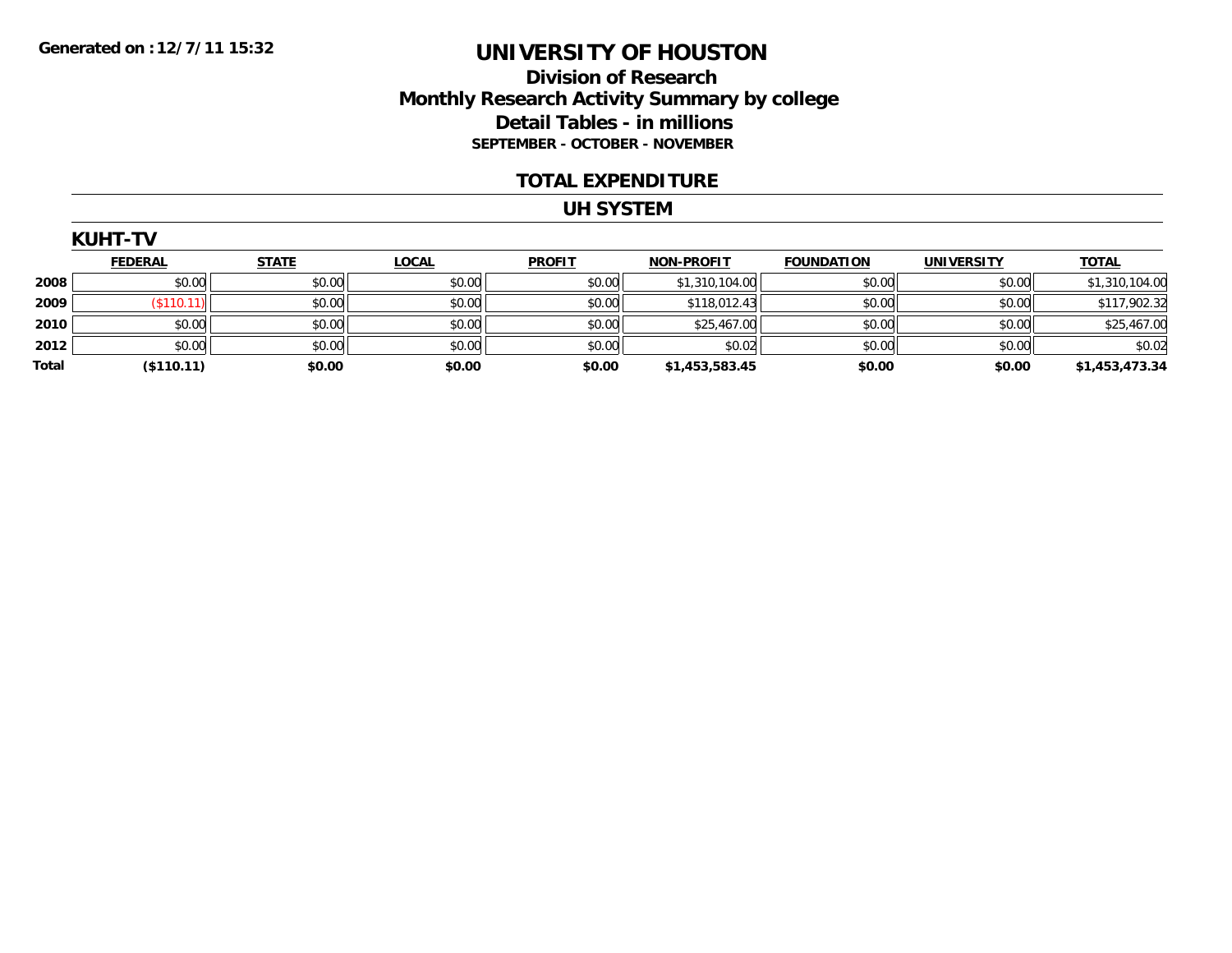Generated on :12/7/11 15:32

# UNIVERSITY OF HOUSTON

## Division of Research
## Monthly Research Activity Summary by college
## Detail Tables - in millions
### SEPTEMBER - OCTOBER - NOVEMBER

## TOTAL EXPENDITURE

## UH SYSTEM

### KUHT-TV

| | FEDERAL | STATE | LOCAL | PROFIT | NON-PROFIT | FOUNDATION | UNIVERSITY | TOTAL |
|---|---|---|---|---|---|---|---|---|
| 2008 | $0.00 | $0.00 | $0.00 | $0.00 | $1,310,104.00 | $0.00 | $0.00 | $1,310,104.00 |
| 2009 | ($110.11) | $0.00 | $0.00 | $0.00 | $118,012.43 | $0.00 | $0.00 | $117,902.32 |
| 2010 | $0.00 | $0.00 | $0.00 | $0.00 | $25,467.00 | $0.00 | $0.00 | $25,467.00 |
| 2012 | $0.00 | $0.00 | $0.00 | $0.00 | $0.02 | $0.00 | $0.00 | $0.02 |
| **Total** | **($110.11)** | **$0.00** | **$0.00** | **$0.00** | **$1,453,583.45** | **$0.00** | **$0.00** | **$1,453,473.34** |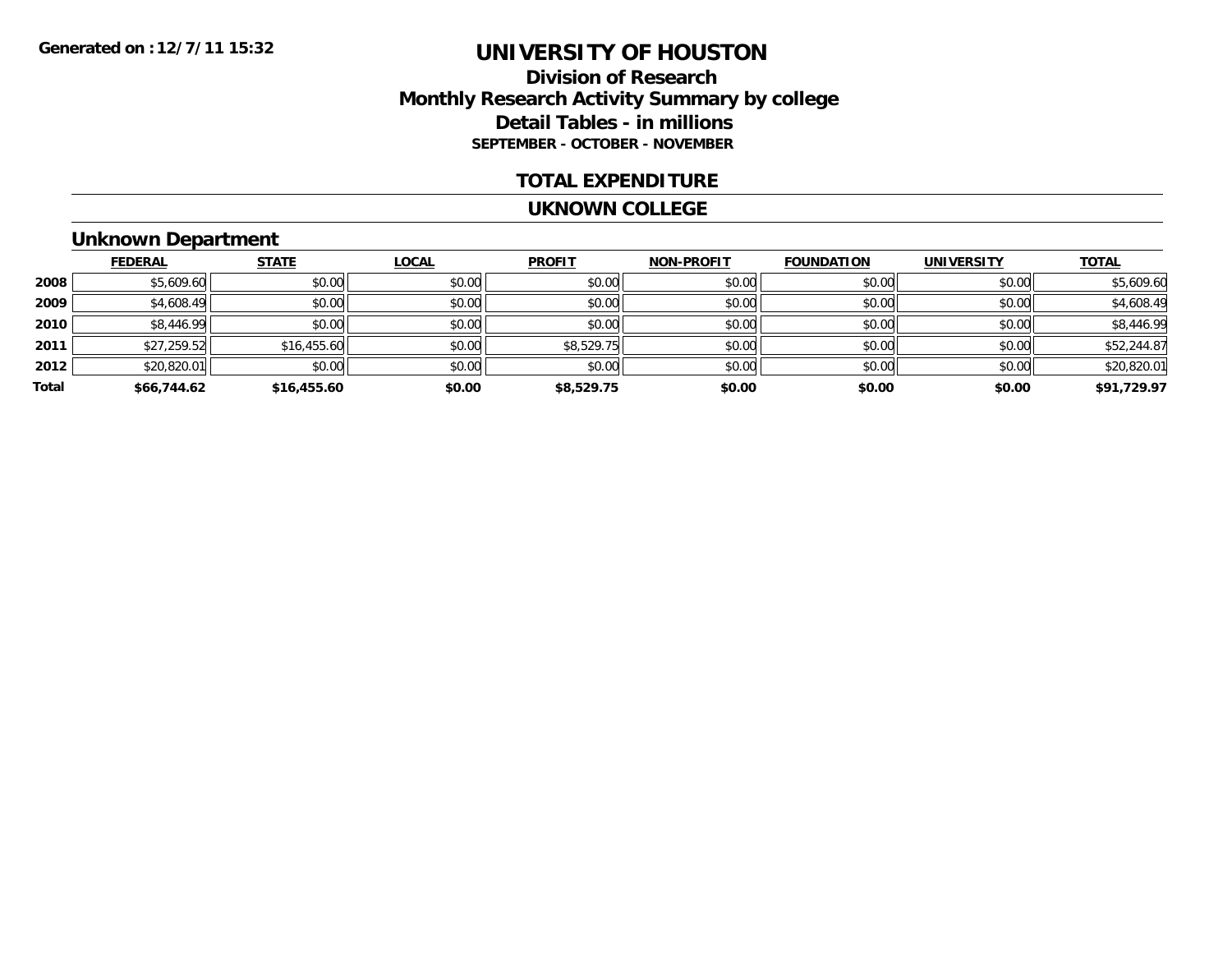Generated on :12/7/11 15:32

# UNIVERSITY OF HOUSTON

## Division of Research
## Monthly Research Activity Summary by college
## Detail Tables - in millions
### SEPTEMBER - OCTOBER - NOVEMBER

## TOTAL EXPENDITURE

## UKNOWN COLLEGE

### Unknown Department

| | FEDERAL | STATE | LOCAL | PROFIT | NON-PROFIT | FOUNDATION | UNIVERSITY | TOTAL |
|---|---|---|---|---|---|---|---|---|
| 2008 | $5,609.60 | $0.00 | $0.00 | $0.00 | $0.00 | $0.00 | $0.00 | $5,609.60 |
| 2009 | $4,608.49 | $0.00 | $0.00 | $0.00 | $0.00 | $0.00 | $0.00 | $4,608.49 |
| 2010 | $8,446.99 | $0.00 | $0.00 | $0.00 | $0.00 | $0.00 | $0.00 | $8,446.99 |
| 2011 | $27,259.52 | $16,455.60 | $0.00 | $8,529.75 | $0.00 | $0.00 | $0.00 | $52,244.87 |
| 2012 | $20,820.01 | $0.00 | $0.00 | $0.00 | $0.00 | $0.00 | $0.00 | $20,820.01 |
| **Total** | **$66,744.62** | **$16,455.60** | **$0.00** | **$8,529.75** | **$0.00** | **$0.00** | **$0.00** | **$91,729.97** |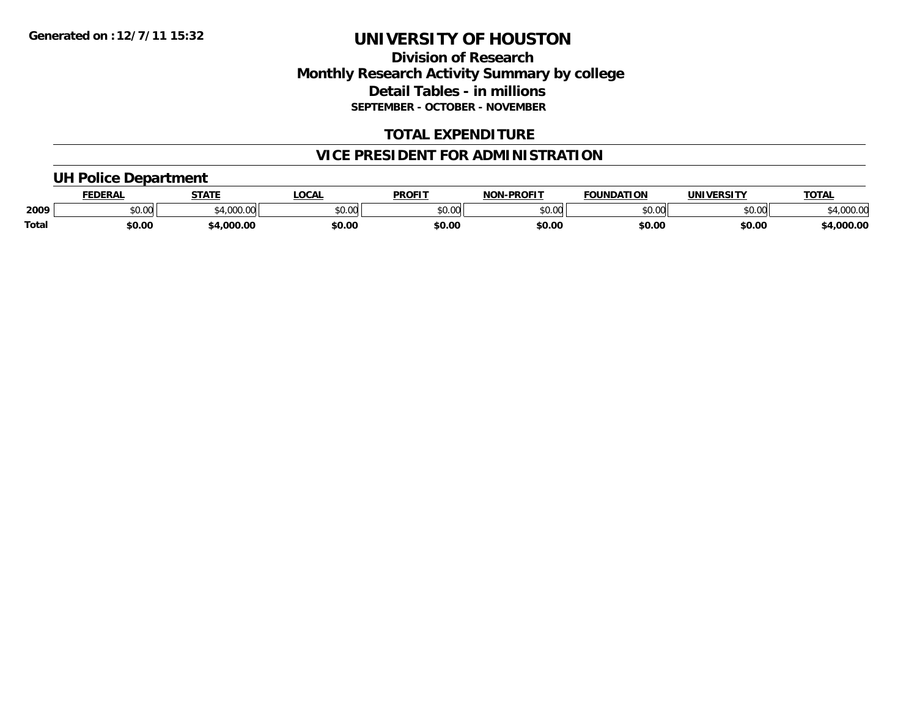Generated on :12/7/11 15:32

# UNIVERSITY OF HOUSTON

## Division of Research
## Monthly Research Activity Summary by college
## Detail Tables - in millions
### SEPTEMBER - OCTOBER - NOVEMBER

## TOTAL EXPENDITURE

## VICE PRESIDENT FOR ADMINISTRATION

### UH Police Department

| | FEDERAL | STATE | LOCAL | PROFIT | NON-PROFIT | FOUNDATION | UNIVERSITY | TOTAL |
|---|---|---|---|---|---|---|---|---|
| 2009 | $0.00 | $4,000.00 | $0.00 | $0.00 | $0.00 | $0.00 | $0.00 | $4,000.00 |
| **Total** | **$0.00** | **$4,000.00** | **$0.00** | **$0.00** | **$0.00** | **$0.00** | **$0.00** | **$4,000.00** |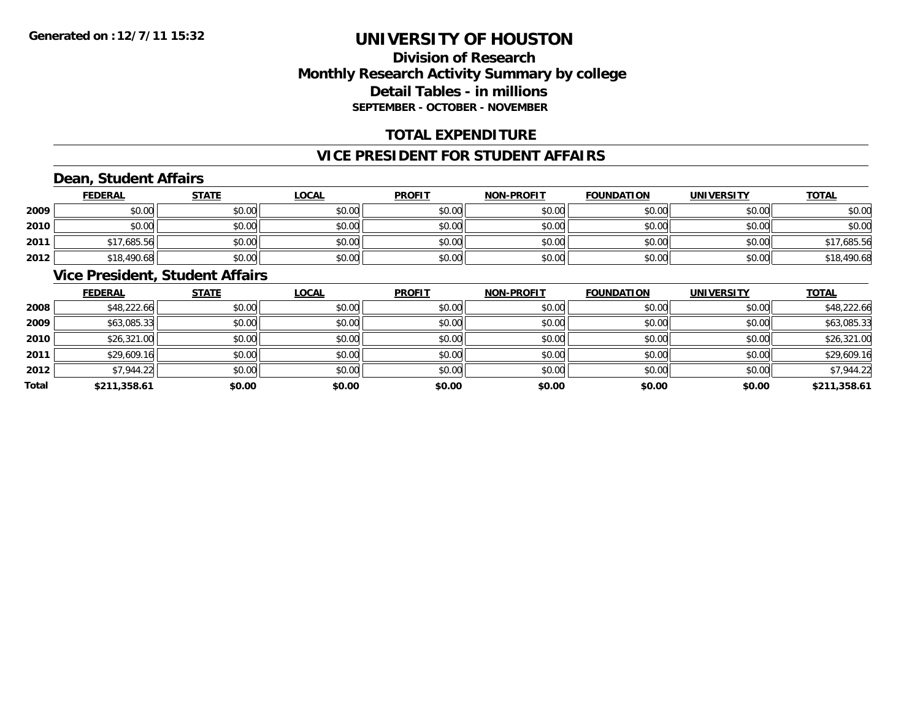**Generated on :12/7/11 15:32**

# UNIVERSITY OF HOUSTON

## Division of Research
## Monthly Research Activity Summary by college
## Detail Tables - in millions
### SEPTEMBER - OCTOBER - NOVEMBER

## TOTAL EXPENDITURE

## VICE PRESIDENT FOR STUDENT AFFAIRS

### Dean, Student Affairs

| | FEDERAL | STATE | LOCAL | PROFIT | NON-PROFIT | FOUNDATION | UNIVERSITY | TOTAL |
|---|---|---|---|---|---|---|---|---|
| 2009 | $0.00 | $0.00 | $0.00 | $0.00 | $0.00 | $0.00 | $0.00 | $0.00 |
| 2010 | $0.00 | $0.00 | $0.00 | $0.00 | $0.00 | $0.00 | $0.00 | $0.00 |
| 2011 | $17,685.56 | $0.00 | $0.00 | $0.00 | $0.00 | $0.00 | $0.00 | $17,685.56 |
| 2012 | $18,490.68 | $0.00 | $0.00 | $0.00 | $0.00 | $0.00 | $0.00 | $18,490.68 |

### Vice President, Student Affairs

| | FEDERAL | STATE | LOCAL | PROFIT | NON-PROFIT | FOUNDATION | UNIVERSITY | TOTAL |
|---|---|---|---|---|---|---|---|---|
| 2008 | $48,222.66 | $0.00 | $0.00 | $0.00 | $0.00 | $0.00 | $0.00 | $48,222.66 |
| 2009 | $63,085.33 | $0.00 | $0.00 | $0.00 | $0.00 | $0.00 | $0.00 | $63,085.33 |
| 2010 | $26,321.00 | $0.00 | $0.00 | $0.00 | $0.00 | $0.00 | $0.00 | $26,321.00 |
| 2011 | $29,609.16 | $0.00 | $0.00 | $0.00 | $0.00 | $0.00 | $0.00 | $29,609.16 |
| 2012 | $7,944.22 | $0.00 | $0.00 | $0.00 | $0.00 | $0.00 | $0.00 | $7,944.22 |
| **Total** | **$211,358.61** | **$0.00** | **$0.00** | **$0.00** | **$0.00** | **$0.00** | **$0.00** | **$211,358.61** |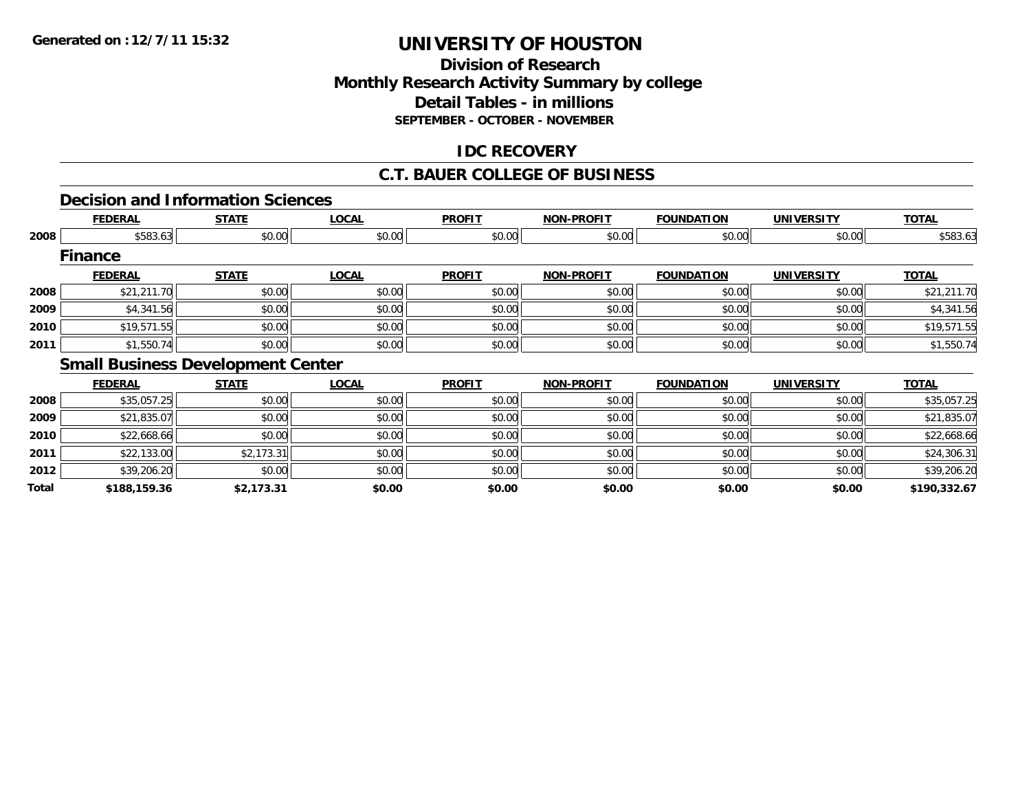**Generated on :12/7/11 15:32**

# UNIVERSITY OF HOUSTON

## Division of Research
## Monthly Research Activity Summary by college
## Detail Tables - in millions
### SEPTEMBER - OCTOBER - NOVEMBER

## IDC RECOVERY

## C.T. BAUER COLLEGE OF BUSINESS

### Decision and Information Sciences

| | FEDERAL | STATE | LOCAL | PROFIT | NON-PROFIT | FOUNDATION | UNIVERSITY | TOTAL |
|---|---|---|---|---|---|---|---|---|
| 2008 | $583.63 | $0.00 | $0.00 | $0.00 | $0.00 | $0.00 | $0.00 | $583.63 |

### Finance

| | FEDERAL | STATE | LOCAL | PROFIT | NON-PROFIT | FOUNDATION | UNIVERSITY | TOTAL |
|---|---|---|---|---|---|---|---|---|
| 2008 | $21,211.70 | $0.00 | $0.00 | $0.00 | $0.00 | $0.00 | $0.00 | $21,211.70 |
| 2009 | $4,341.56 | $0.00 | $0.00 | $0.00 | $0.00 | $0.00 | $0.00 | $4,341.56 |
| 2010 | $19,571.55 | $0.00 | $0.00 | $0.00 | $0.00 | $0.00 | $0.00 | $19,571.55 |
| 2011 | $1,550.74 | $0.00 | $0.00 | $0.00 | $0.00 | $0.00 | $0.00 | $1,550.74 |

### Small Business Development Center

| | FEDERAL | STATE | LOCAL | PROFIT | NON-PROFIT | FOUNDATION | UNIVERSITY | TOTAL |
|---|---|---|---|---|---|---|---|---|
| 2008 | $35,057.25 | $0.00 | $0.00 | $0.00 | $0.00 | $0.00 | $0.00 | $35,057.25 |
| 2009 | $21,835.07 | $0.00 | $0.00 | $0.00 | $0.00 | $0.00 | $0.00 | $21,835.07 |
| 2010 | $22,668.66 | $0.00 | $0.00 | $0.00 | $0.00 | $0.00 | $0.00 | $22,668.66 |
| 2011 | $22,133.00 | $2,173.31 | $0.00 | $0.00 | $0.00 | $0.00 | $0.00 | $24,306.31 |
| 2012 | $39,206.20 | $0.00 | $0.00 | $0.00 | $0.00 | $0.00 | $0.00 | $39,206.20 |
| **Total** | **$188,159.36** | **$2,173.31** | **$0.00** | **$0.00** | **$0.00** | **$0.00** | **$0.00** | **$190,332.67** |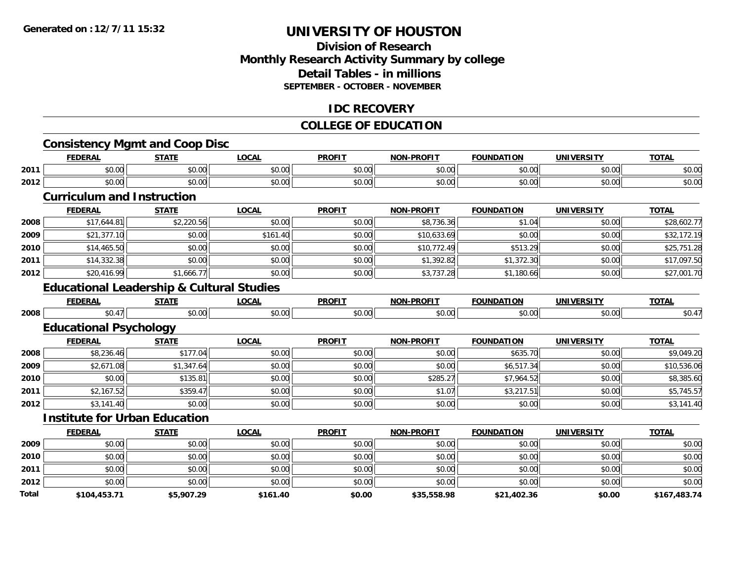**Generated on :12/7/11 15:32**

# UNIVERSITY OF HOUSTON

## Division of Research
## Monthly Research Activity Summary by college
## Detail Tables - in millions
### SEPTEMBER - OCTOBER - NOVEMBER

## IDC RECOVERY

## COLLEGE OF EDUCATION

### Consistency Mgmt and Coop Disc

| | FEDERAL | STATE | LOCAL | PROFIT | NON-PROFIT | FOUNDATION | UNIVERSITY | TOTAL |
|---|---|---|---|---|---|---|---|---|
| 2011 | $0.00 | $0.00 | $0.00 | $0.00 | $0.00 | $0.00 | $0.00 | $0.00 |
| 2012 | $0.00 | $0.00 | $0.00 | $0.00 | $0.00 | $0.00 | $0.00 | $0.00 |

### Curriculum and Instruction

| | FEDERAL | STATE | LOCAL | PROFIT | NON-PROFIT | FOUNDATION | UNIVERSITY | TOTAL |
|---|---|---|---|---|---|---|---|---|
| 2008 | $17,644.81 | $2,220.56 | $0.00 | $0.00 | $8,736.36 | $1.04 | $0.00 | $28,602.77 |
| 2009 | $21,377.10 | $0.00 | $161.40 | $0.00 | $10,633.69 | $0.00 | $0.00 | $32,172.19 |
| 2010 | $14,465.50 | $0.00 | $0.00 | $0.00 | $10,772.49 | $513.29 | $0.00 | $25,751.28 |
| 2011 | $14,332.38 | $0.00 | $0.00 | $0.00 | $1,392.82 | $1,372.30 | $0.00 | $17,097.50 |
| 2012 | $20,416.99 | $1,666.77 | $0.00 | $0.00 | $3,737.28 | $1,180.66 | $0.00 | $27,001.70 |

### Educational Leadership & Cultural Studies

| | FEDERAL | STATE | LOCAL | PROFIT | NON-PROFIT | FOUNDATION | UNIVERSITY | TOTAL |
|---|---|---|---|---|---|---|---|---|
| 2008 | $0.47 | $0.00 | $0.00 | $0.00 | $0.00 | $0.00 | $0.00 | $0.47 |

### Educational Psychology

| | FEDERAL | STATE | LOCAL | PROFIT | NON-PROFIT | FOUNDATION | UNIVERSITY | TOTAL |
|---|---|---|---|---|---|---|---|---|
| 2008 | $8,236.46 | $177.04 | $0.00 | $0.00 | $0.00 | $635.70 | $0.00 | $9,049.20 |
| 2009 | $2,671.08 | $1,347.64 | $0.00 | $0.00 | $0.00 | $6,517.34 | $0.00 | $10,536.06 |
| 2010 | $0.00 | $135.81 | $0.00 | $0.00 | $285.27 | $7,964.52 | $0.00 | $8,385.60 |
| 2011 | $2,167.52 | $359.47 | $0.00 | $0.00 | $1.07 | $3,217.51 | $0.00 | $5,745.57 |
| 2012 | $3,141.40 | $0.00 | $0.00 | $0.00 | $0.00 | $0.00 | $0.00 | $3,141.40 |

### Institute for Urban Education

| | FEDERAL | STATE | LOCAL | PROFIT | NON-PROFIT | FOUNDATION | UNIVERSITY | TOTAL |
|---|---|---|---|---|---|---|---|---|
| 2009 | $0.00 | $0.00 | $0.00 | $0.00 | $0.00 | $0.00 | $0.00 | $0.00 |
| 2010 | $0.00 | $0.00 | $0.00 | $0.00 | $0.00 | $0.00 | $0.00 | $0.00 |
| 2011 | $0.00 | $0.00 | $0.00 | $0.00 | $0.00 | $0.00 | $0.00 | $0.00 |
| 2012 | $0.00 | $0.00 | $0.00 | $0.00 | $0.00 | $0.00 | $0.00 | $0.00 |
| **Total** | **$104,453.71** | **$5,907.29** | **$161.40** | **$0.00** | **$35,558.98** | **$21,402.36** | **$0.00** | **$167,483.74** |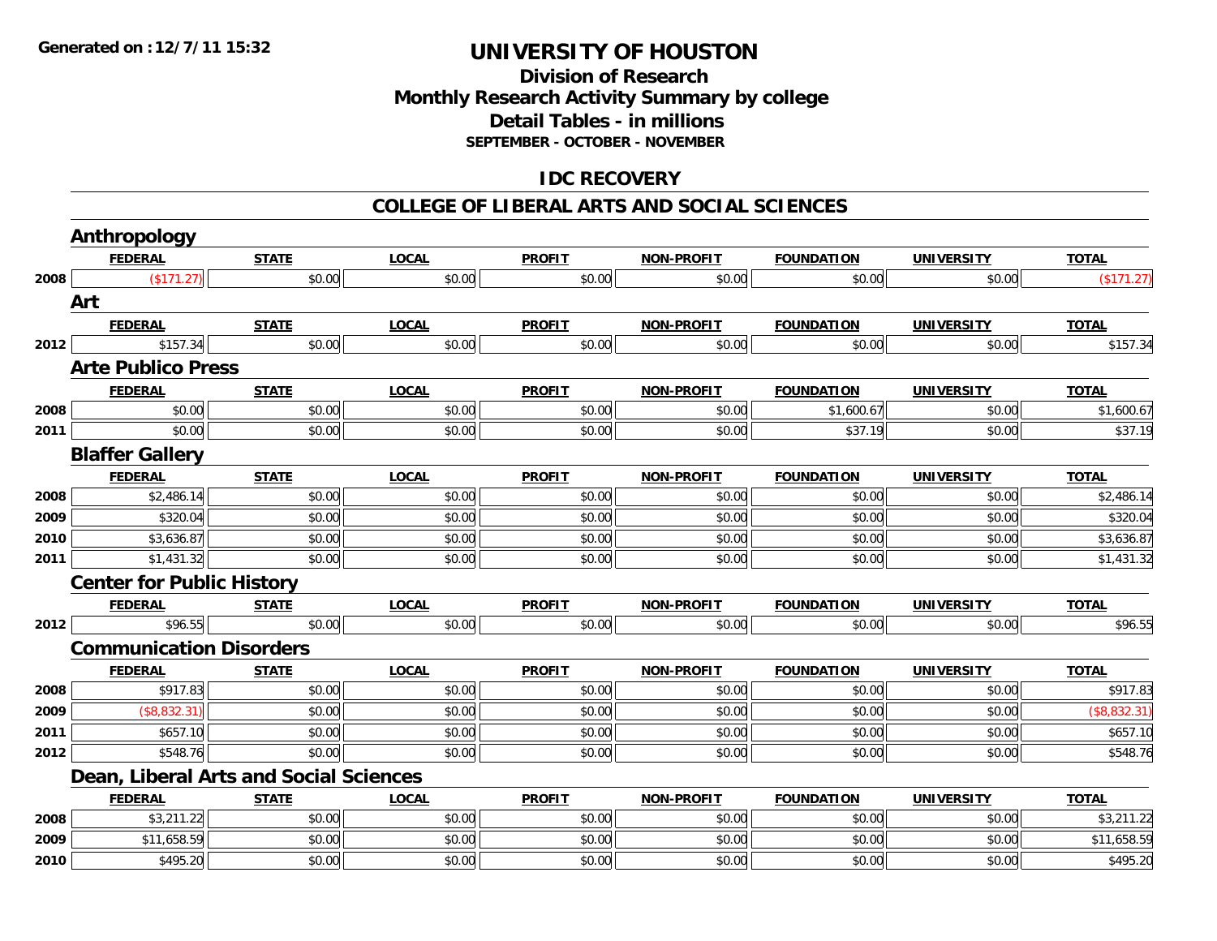Generated on :12/7/11 15:32

# UNIVERSITY OF HOUSTON

## Division of Research
## Monthly Research Activity Summary by college
## Detail Tables - in millions
### SEPTEMBER - OCTOBER - NOVEMBER

## IDC RECOVERY

## COLLEGE OF LIBERAL ARTS AND SOCIAL SCIENCES

### Anthropology

| | FEDERAL | STATE | LOCAL | PROFIT | NON-PROFIT | FOUNDATION | UNIVERSITY | TOTAL |
|---|---|---|---|---|---|---|---|---|
| 2008 | ($171.27) | $0.00 | $0.00 | $0.00 | $0.00 | $0.00 | $0.00 | ($171.27) |

### Art

| | FEDERAL | STATE | LOCAL | PROFIT | NON-PROFIT | FOUNDATION | UNIVERSITY | TOTAL |
|---|---|---|---|---|---|---|---|---|
| 2012 | $157.34 | $0.00 | $0.00 | $0.00 | $0.00 | $0.00 | $0.00 | $157.34 |

### Arte Publico Press

| | FEDERAL | STATE | LOCAL | PROFIT | NON-PROFIT | FOUNDATION | UNIVERSITY | TOTAL |
|---|---|---|---|---|---|---|---|---|
| 2008 | $0.00 | $0.00 | $0.00 | $0.00 | $0.00 | $1,600.67 | $0.00 | $1,600.67 |
| 2011 | $0.00 | $0.00 | $0.00 | $0.00 | $0.00 | $37.19 | $0.00 | $37.19 |

### Blaffer Gallery

| | FEDERAL | STATE | LOCAL | PROFIT | NON-PROFIT | FOUNDATION | UNIVERSITY | TOTAL |
|---|---|---|---|---|---|---|---|---|
| 2008 | $2,486.14 | $0.00 | $0.00 | $0.00 | $0.00 | $0.00 | $0.00 | $2,486.14 |
| 2009 | $320.04 | $0.00 | $0.00 | $0.00 | $0.00 | $0.00 | $0.00 | $320.04 |
| 2010 | $3,636.87 | $0.00 | $0.00 | $0.00 | $0.00 | $0.00 | $0.00 | $3,636.87 |
| 2011 | $1,431.32 | $0.00 | $0.00 | $0.00 | $0.00 | $0.00 | $0.00 | $1,431.32 |

### Center for Public History

| | FEDERAL | STATE | LOCAL | PROFIT | NON-PROFIT | FOUNDATION | UNIVERSITY | TOTAL |
|---|---|---|---|---|---|---|---|---|
| 2012 | $96.55 | $0.00 | $0.00 | $0.00 | $0.00 | $0.00 | $0.00 | $96.55 |

### Communication Disorders

| | FEDERAL | STATE | LOCAL | PROFIT | NON-PROFIT | FOUNDATION | UNIVERSITY | TOTAL |
|---|---|---|---|---|---|---|---|---|
| 2008 | $917.83 | $0.00 | $0.00 | $0.00 | $0.00 | $0.00 | $0.00 | $917.83 |
| 2009 | ($8,832.31) | $0.00 | $0.00 | $0.00 | $0.00 | $0.00 | $0.00 | ($8,832.31) |
| 2011 | $657.10 | $0.00 | $0.00 | $0.00 | $0.00 | $0.00 | $0.00 | $657.10 |
| 2012 | $548.76 | $0.00 | $0.00 | $0.00 | $0.00 | $0.00 | $0.00 | $548.76 |

### Dean, Liberal Arts and Social Sciences

| | FEDERAL | STATE | LOCAL | PROFIT | NON-PROFIT | FOUNDATION | UNIVERSITY | TOTAL |
|---|---|---|---|---|---|---|---|---|
| 2008 | $3,211.22 | $0.00 | $0.00 | $0.00 | $0.00 | $0.00 | $0.00 | $3,211.22 |
| 2009 | $11,658.59 | $0.00 | $0.00 | $0.00 | $0.00 | $0.00 | $0.00 | $11,658.59 |
| 2010 | $495.20 | $0.00 | $0.00 | $0.00 | $0.00 | $0.00 | $0.00 | $495.20 |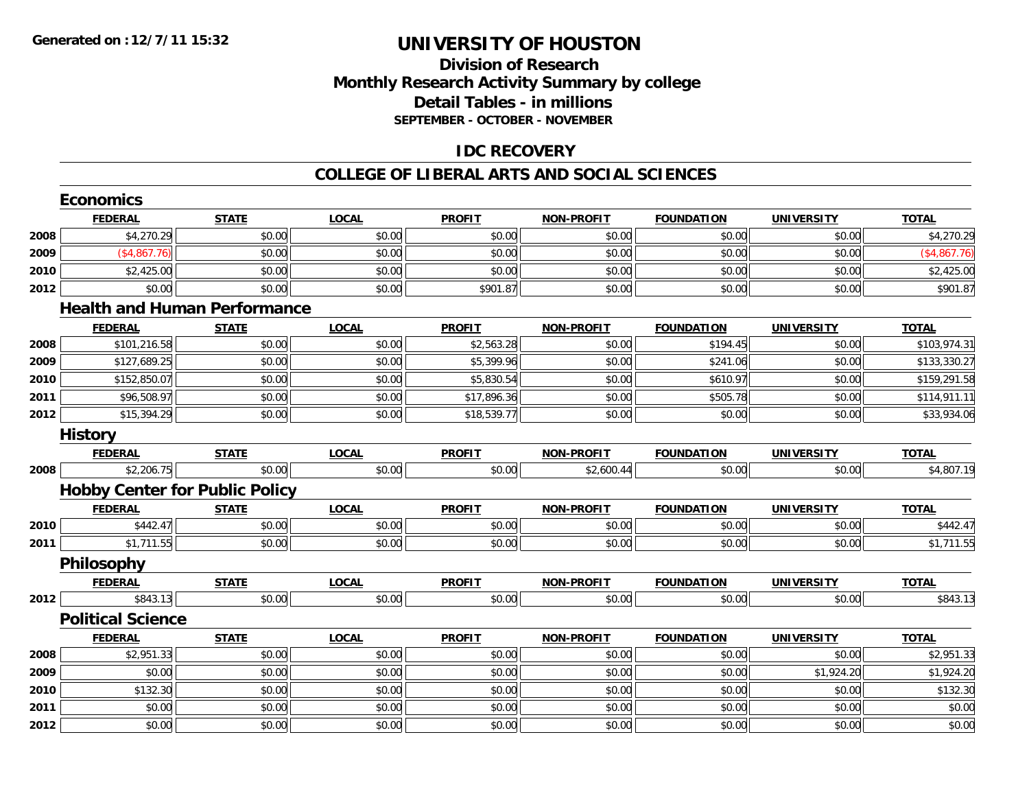**Generated on :12/7/11 15:32**

# UNIVERSITY OF HOUSTON

## Division of Research
## Monthly Research Activity Summary by college
## Detail Tables - in millions
### SEPTEMBER - OCTOBER - NOVEMBER

## IDC RECOVERY

## COLLEGE OF LIBERAL ARTS AND SOCIAL SCIENCES

### Economics

| | FEDERAL | STATE | LOCAL | PROFIT | NON-PROFIT | FOUNDATION | UNIVERSITY | TOTAL |
|---|---|---|---|---|---|---|---|---|
| 2008 | $4,270.29 | $0.00 | $0.00 | $0.00 | $0.00 | $0.00 | $0.00 | $4,270.29 |
| 2009 | ($4,867.76) | $0.00 | $0.00 | $0.00 | $0.00 | $0.00 | $0.00 | ($4,867.76) |
| 2010 | $2,425.00 | $0.00 | $0.00 | $0.00 | $0.00 | $0.00 | $0.00 | $2,425.00 |
| 2012 | $0.00 | $0.00 | $0.00 | $901.87 | $0.00 | $0.00 | $0.00 | $901.87 |

### Health and Human Performance

| | FEDERAL | STATE | LOCAL | PROFIT | NON-PROFIT | FOUNDATION | UNIVERSITY | TOTAL |
|---|---|---|---|---|---|---|---|---|
| 2008 | $101,216.58 | $0.00 | $0.00 | $2,563.28 | $0.00 | $194.45 | $0.00 | $103,974.31 |
| 2009 | $127,689.25 | $0.00 | $0.00 | $5,399.96 | $0.00 | $241.06 | $0.00 | $133,330.27 |
| 2010 | $152,850.07 | $0.00 | $0.00 | $5,830.54 | $0.00 | $610.97 | $0.00 | $159,291.58 |
| 2011 | $96,508.97 | $0.00 | $0.00 | $17,896.36 | $0.00 | $505.78 | $0.00 | $114,911.11 |
| 2012 | $15,394.29 | $0.00 | $0.00 | $18,539.77 | $0.00 | $0.00 | $0.00 | $33,934.06 |

### History

| | FEDERAL | STATE | LOCAL | PROFIT | NON-PROFIT | FOUNDATION | UNIVERSITY | TOTAL |
|---|---|---|---|---|---|---|---|---|
| 2008 | $2,206.75 | $0.00 | $0.00 | $0.00 | $2,600.44 | $0.00 | $0.00 | $4,807.19 |

### Hobby Center for Public Policy

| | FEDERAL | STATE | LOCAL | PROFIT | NON-PROFIT | FOUNDATION | UNIVERSITY | TOTAL |
|---|---|---|---|---|---|---|---|---|
| 2010 | $442.47 | $0.00 | $0.00 | $0.00 | $0.00 | $0.00 | $0.00 | $442.47 |
| 2011 | $1,711.55 | $0.00 | $0.00 | $0.00 | $0.00 | $0.00 | $0.00 | $1,711.55 |

### Philosophy

| | FEDERAL | STATE | LOCAL | PROFIT | NON-PROFIT | FOUNDATION | UNIVERSITY | TOTAL |
|---|---|---|---|---|---|---|---|---|
| 2012 | $843.13 | $0.00 | $0.00 | $0.00 | $0.00 | $0.00 | $0.00 | $843.13 |

### Political Science

| | FEDERAL | STATE | LOCAL | PROFIT | NON-PROFIT | FOUNDATION | UNIVERSITY | TOTAL |
|---|---|---|---|---|---|---|---|---|
| 2008 | $2,951.33 | $0.00 | $0.00 | $0.00 | $0.00 | $0.00 | $0.00 | $2,951.33 |
| 2009 | $0.00 | $0.00 | $0.00 | $0.00 | $0.00 | $0.00 | $1,924.20 | $1,924.20 |
| 2010 | $132.30 | $0.00 | $0.00 | $0.00 | $0.00 | $0.00 | $0.00 | $132.30 |
| 2011 | $0.00 | $0.00 | $0.00 | $0.00 | $0.00 | $0.00 | $0.00 | $0.00 |
| 2012 | $0.00 | $0.00 | $0.00 | $0.00 | $0.00 | $0.00 | $0.00 | $0.00 |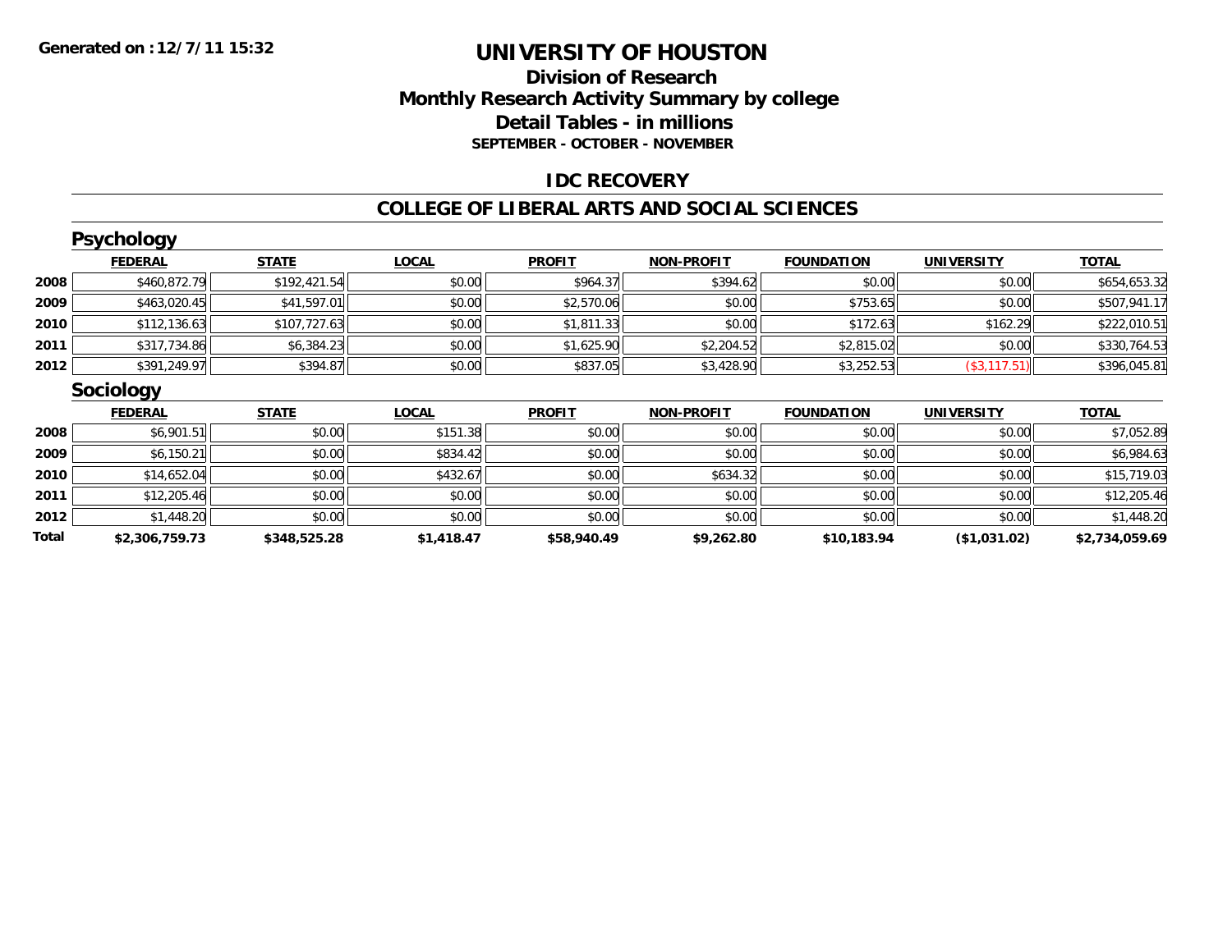**Generated on :12/7/11 15:32**

# UNIVERSITY OF HOUSTON

## Division of Research
## Monthly Research Activity Summary by college
## Detail Tables - in millions
### SEPTEMBER - OCTOBER - NOVEMBER

## IDC RECOVERY

## COLLEGE OF LIBERAL ARTS AND SOCIAL SCIENCES

### Psychology

| | FEDERAL | STATE | LOCAL | PROFIT | NON-PROFIT | FOUNDATION | UNIVERSITY | TOTAL |
|---|---|---|---|---|---|---|---|---|
| 2008 | $460,872.79 | $192,421.54 | $0.00 | $964.37 | $394.62 | $0.00 | $0.00 | $654,653.32 |
| 2009 | $463,020.45 | $41,597.01 | $0.00 | $2,570.06 | $0.00 | $753.65 | $0.00 | $507,941.17 |
| 2010 | $112,136.63 | $107,727.63 | $0.00 | $1,811.33 | $0.00 | $172.63 | $162.29 | $222,010.51 |
| 2011 | $317,734.86 | $6,384.23 | $0.00 | $1,625.90 | $2,204.52 | $2,815.02 | $0.00 | $330,764.53 |
| 2012 | $391,249.97 | $394.87 | $0.00 | $837.05 | $3,428.90 | $3,252.53 | ($3,117.51) | $396,045.81 |

### Sociology

| | FEDERAL | STATE | LOCAL | PROFIT | NON-PROFIT | FOUNDATION | UNIVERSITY | TOTAL |
|---|---|---|---|---|---|---|---|---|
| 2008 | $6,901.51 | $0.00 | $151.38 | $0.00 | $0.00 | $0.00 | $0.00 | $7,052.89 |
| 2009 | $6,150.21 | $0.00 | $834.42 | $0.00 | $0.00 | $0.00 | $0.00 | $6,984.63 |
| 2010 | $14,652.04 | $0.00 | $432.67 | $0.00 | $634.32 | $0.00 | $0.00 | $15,719.03 |
| 2011 | $12,205.46 | $0.00 | $0.00 | $0.00 | $0.00 | $0.00 | $0.00 | $12,205.46 |
| 2012 | $1,448.20 | $0.00 | $0.00 | $0.00 | $0.00 | $0.00 | $0.00 | $1,448.20 |
| **Total** | **$2,306,759.73** | **$348,525.28** | **$1,418.47** | **$58,940.49** | **$9,262.80** | **$10,183.94** | **($1,031.02)** | **$2,734,059.69** |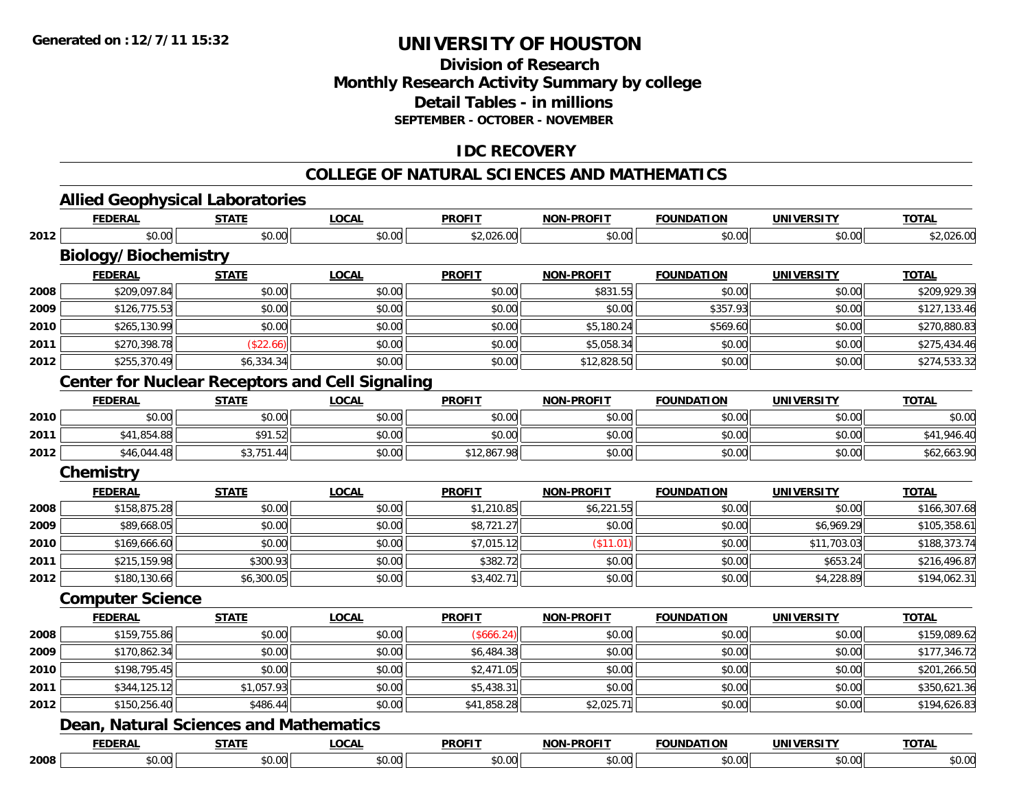# UNIVERSITY OF HOUSTON

## Division of Research
## Monthly Research Activity Summary by college
## Detail Tables - in millions
### SEPTEMBER - OCTOBER - NOVEMBER

Generated on :12/7/11 15:32

## IDC RECOVERY

## COLLEGE OF NATURAL SCIENCES AND MATHEMATICS

### Allied Geophysical Laboratories

| | FEDERAL | STATE | LOCAL | PROFIT | NON-PROFIT | FOUNDATION | UNIVERSITY | TOTAL |
|---|---|---|---|---|---|---|---|---|
| 2012 | $0.00 | $0.00 | $0.00 | $2,026.00 | $0.00 | $0.00 | $0.00 | $2,026.00 |

### Biology/Biochemistry

| | FEDERAL | STATE | LOCAL | PROFIT | NON-PROFIT | FOUNDATION | UNIVERSITY | TOTAL |
|---|---|---|---|---|---|---|---|---|
| 2008 | $209,097.84 | $0.00 | $0.00 | $0.00 | $831.55 | $0.00 | $0.00 | $209,929.39 |
| 2009 | $126,775.53 | $0.00 | $0.00 | $0.00 | $0.00 | $357.93 | $0.00 | $127,133.46 |
| 2010 | $265,130.99 | $0.00 | $0.00 | $0.00 | $5,180.24 | $569.60 | $0.00 | $270,880.83 |
| 2011 | $270,398.78 | ($22.66) | $0.00 | $0.00 | $5,058.34 | $0.00 | $0.00 | $275,434.46 |
| 2012 | $255,370.49 | $6,334.34 | $0.00 | $0.00 | $12,828.50 | $0.00 | $0.00 | $274,533.32 |

### Center for Nuclear Receptors and Cell Signaling

| | FEDERAL | STATE | LOCAL | PROFIT | NON-PROFIT | FOUNDATION | UNIVERSITY | TOTAL |
|---|---|---|---|---|---|---|---|---|
| 2010 | $0.00 | $0.00 | $0.00 | $0.00 | $0.00 | $0.00 | $0.00 | $0.00 |
| 2011 | $41,854.88 | $91.52 | $0.00 | $0.00 | $0.00 | $0.00 | $0.00 | $41,946.40 |
| 2012 | $46,044.48 | $3,751.44 | $0.00 | $12,867.98 | $0.00 | $0.00 | $0.00 | $62,663.90 |

### Chemistry

| | FEDERAL | STATE | LOCAL | PROFIT | NON-PROFIT | FOUNDATION | UNIVERSITY | TOTAL |
|---|---|---|---|---|---|---|---|---|
| 2008 | $158,875.28 | $0.00 | $0.00 | $1,210.85 | $6,221.55 | $0.00 | $0.00 | $166,307.68 |
| 2009 | $89,668.05 | $0.00 | $0.00 | $8,721.27 | $0.00 | $0.00 | $6,969.29 | $105,358.61 |
| 2010 | $169,666.60 | $0.00 | $0.00 | $7,015.12 | ($11.01) | $0.00 | $11,703.03 | $188,373.74 |
| 2011 | $215,159.98 | $300.93 | $0.00 | $382.72 | $0.00 | $0.00 | $653.24 | $216,496.87 |
| 2012 | $180,130.66 | $6,300.05 | $0.00 | $3,402.71 | $0.00 | $0.00 | $4,228.89 | $194,062.31 |

### Computer Science

| | FEDERAL | STATE | LOCAL | PROFIT | NON-PROFIT | FOUNDATION | UNIVERSITY | TOTAL |
|---|---|---|---|---|---|---|---|---|
| 2008 | $159,755.86 | $0.00 | $0.00 | ($666.24) | $0.00 | $0.00 | $0.00 | $159,089.62 |
| 2009 | $170,862.34 | $0.00 | $0.00 | $6,484.38 | $0.00 | $0.00 | $0.00 | $177,346.72 |
| 2010 | $198,795.45 | $0.00 | $0.00 | $2,471.05 | $0.00 | $0.00 | $0.00 | $201,266.50 |
| 2011 | $344,125.12 | $1,057.93 | $0.00 | $5,438.31 | $0.00 | $0.00 | $0.00 | $350,621.36 |
| 2012 | $150,256.40 | $486.44 | $0.00 | $41,858.28 | $2,025.71 | $0.00 | $0.00 | $194,626.83 |

### Dean, Natural Sciences and Mathematics

| | FEDERAL | STATE | LOCAL | PROFIT | NON-PROFIT | FOUNDATION | UNIVERSITY | TOTAL |
|---|---|---|---|---|---|---|---|---|
| 2008 | $0.00 | $0.00 | $0.00 | $0.00 | $0.00 | $0.00 | $0.00 | $0.00 |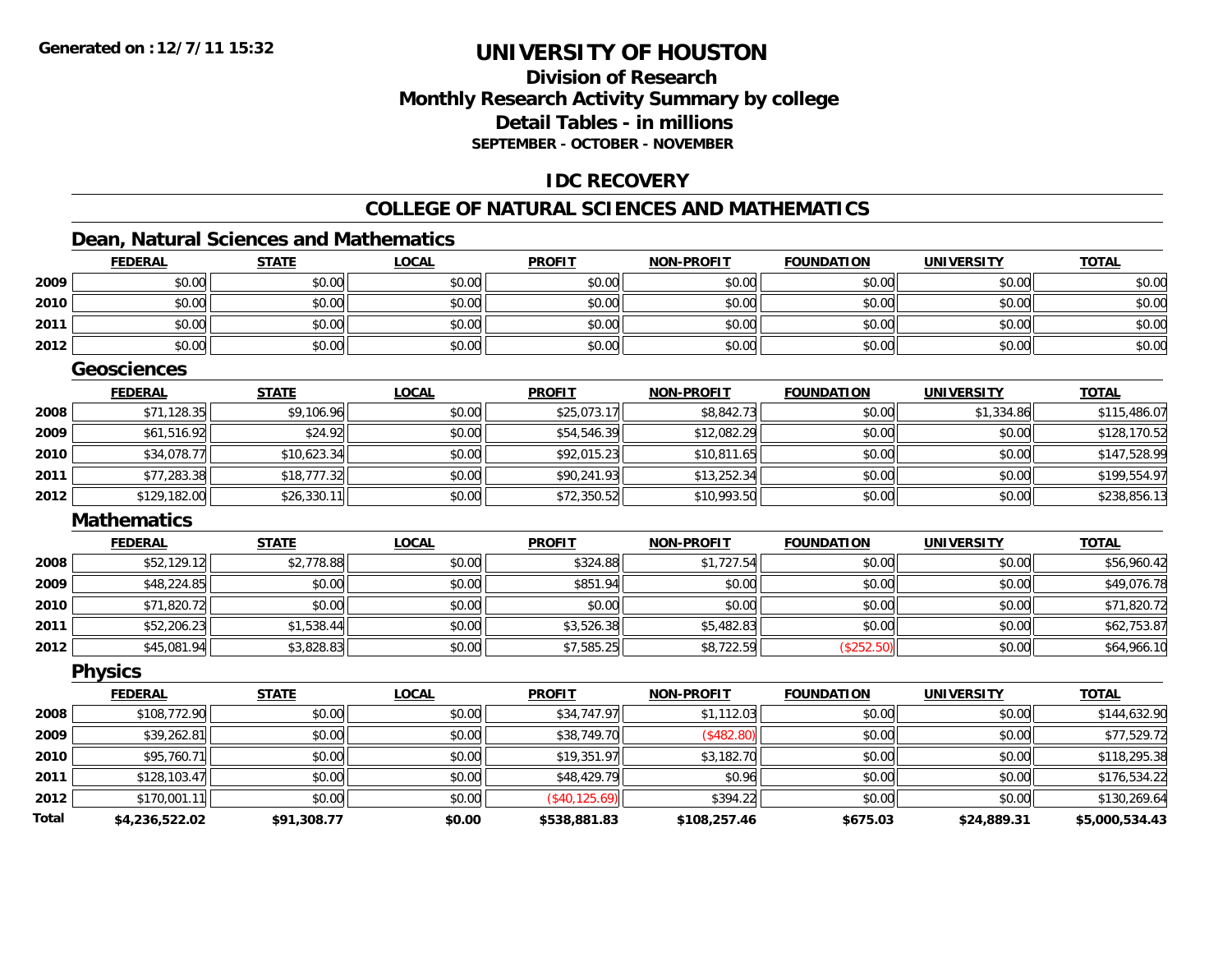# UNIVERSITY OF HOUSTON

**Generated on :12/7/11 15:32**

## Division of Research
## Monthly Research Activity Summary by college
## Detail Tables - in millions
**SEPTEMBER - OCTOBER - NOVEMBER**

## IDC RECOVERY

## COLLEGE OF NATURAL SCIENCES AND MATHEMATICS

### Dean, Natural Sciences and Mathematics

| | FEDERAL | STATE | LOCAL | PROFIT | NON-PROFIT | FOUNDATION | UNIVERSITY | TOTAL |
|---|---|---|---|---|---|---|---|---|
| 2009 | $0.00 | $0.00 | $0.00 | $0.00 | $0.00 | $0.00 | $0.00 | $0.00 |
| 2010 | $0.00 | $0.00 | $0.00 | $0.00 | $0.00 | $0.00 | $0.00 | $0.00 |
| 2011 | $0.00 | $0.00 | $0.00 | $0.00 | $0.00 | $0.00 | $0.00 | $0.00 |
| 2012 | $0.00 | $0.00 | $0.00 | $0.00 | $0.00 | $0.00 | $0.00 | $0.00 |

### Geosciences

| | FEDERAL | STATE | LOCAL | PROFIT | NON-PROFIT | FOUNDATION | UNIVERSITY | TOTAL |
|---|---|---|---|---|---|---|---|---|
| 2008 | $71,128.35 | $9,106.96 | $0.00 | $25,073.17 | $8,842.73 | $0.00 | $1,334.86 | $115,486.07 |
| 2009 | $61,516.92 | $24.92 | $0.00 | $54,546.39 | $12,082.29 | $0.00 | $0.00 | $128,170.52 |
| 2010 | $34,078.77 | $10,623.34 | $0.00 | $92,015.23 | $10,811.65 | $0.00 | $0.00 | $147,528.99 |
| 2011 | $77,283.38 | $18,777.32 | $0.00 | $90,241.93 | $13,252.34 | $0.00 | $0.00 | $199,554.97 |
| 2012 | $129,182.00 | $26,330.11 | $0.00 | $72,350.52 | $10,993.50 | $0.00 | $0.00 | $238,856.13 |

### Mathematics

| | FEDERAL | STATE | LOCAL | PROFIT | NON-PROFIT | FOUNDATION | UNIVERSITY | TOTAL |
|---|---|---|---|---|---|---|---|---|
| 2008 | $52,129.12 | $2,778.88 | $0.00 | $324.88 | $1,727.54 | $0.00 | $0.00 | $56,960.42 |
| 2009 | $48,224.85 | $0.00 | $0.00 | $851.94 | $0.00 | $0.00 | $0.00 | $49,076.78 |
| 2010 | $71,820.72 | $0.00 | $0.00 | $0.00 | $0.00 | $0.00 | $0.00 | $71,820.72 |
| 2011 | $52,206.23 | $1,538.44 | $0.00 | $3,526.38 | $5,482.83 | $0.00 | $0.00 | $62,753.87 |
| 2012 | $45,081.94 | $3,828.83 | $0.00 | $7,585.25 | $8,722.59 | ($252.50) | $0.00 | $64,966.10 |

### Physics

| | FEDERAL | STATE | LOCAL | PROFIT | NON-PROFIT | FOUNDATION | UNIVERSITY | TOTAL |
|---|---|---|---|---|---|---|---|---|
| 2008 | $108,772.90 | $0.00 | $0.00 | $34,747.97 | $1,112.03 | $0.00 | $0.00 | $144,632.90 |
| 2009 | $39,262.81 | $0.00 | $0.00 | $38,749.70 | ($482.80) | $0.00 | $0.00 | $77,529.72 |
| 2010 | $95,760.71 | $0.00 | $0.00 | $19,351.97 | $3,182.70 | $0.00 | $0.00 | $118,295.38 |
| 2011 | $128,103.47 | $0.00 | $0.00 | $48,429.79 | $0.96 | $0.00 | $0.00 | $176,534.22 |
| 2012 | $170,001.11 | $0.00 | $0.00 | ($40,125.69) | $394.22 | $0.00 | $0.00 | $130,269.64 |
| **Total** | **$4,236,522.02** | **$91,308.77** | **$0.00** | **$538,881.83** | **$108,257.46** | **$675.03** | **$24,889.31** | **$5,000,534.43** |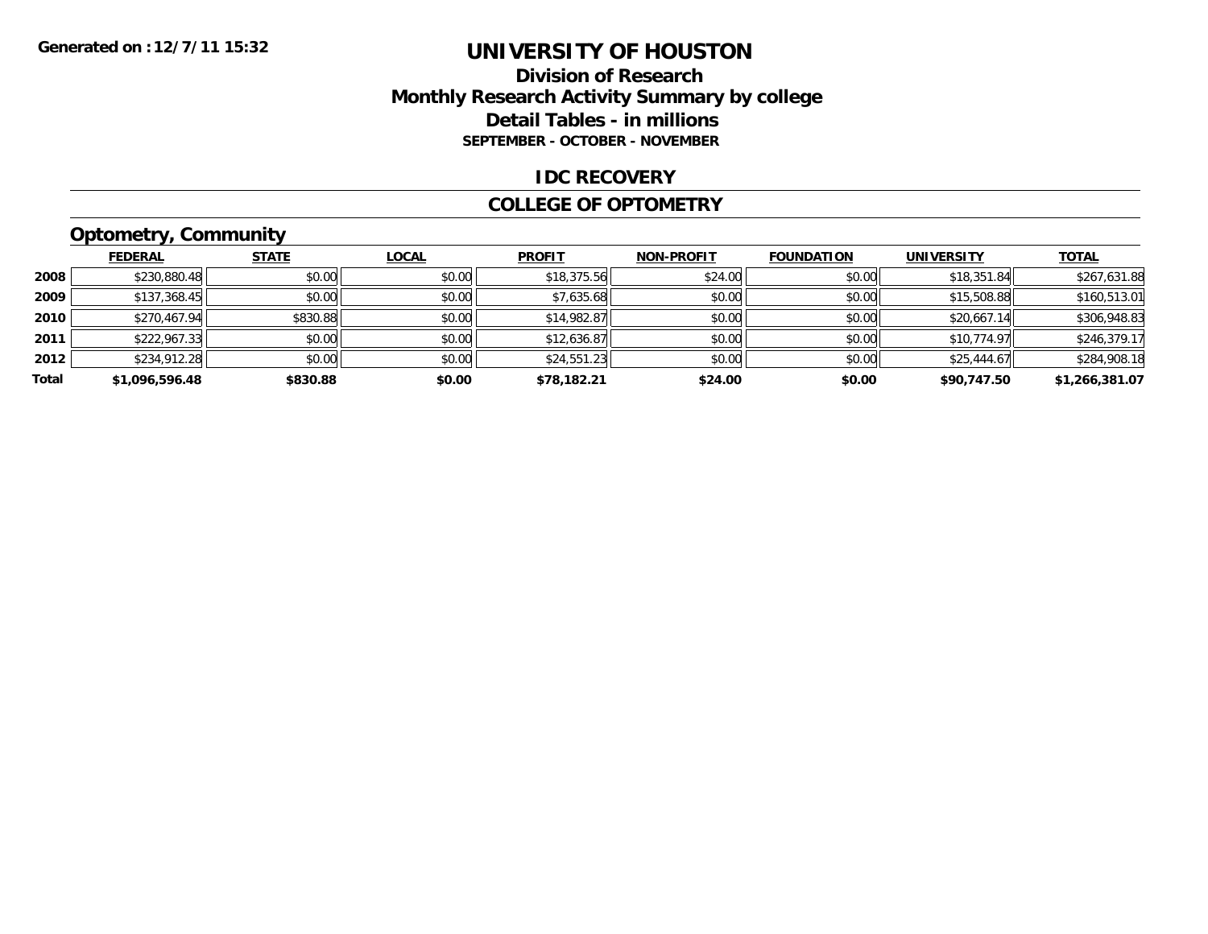**Generated on :12/7/11 15:32**

# UNIVERSITY OF HOUSTON

## Division of Research
## Monthly Research Activity Summary by college
## Detail Tables - in millions
### SEPTEMBER - OCTOBER - NOVEMBER

### IDC RECOVERY

### COLLEGE OF OPTOMETRY

### Optometry, Community

| | FEDERAL | STATE | LOCAL | PROFIT | NON-PROFIT | FOUNDATION | UNIVERSITY | TOTAL |
|---|---|---|---|---|---|---|---|---|
| 2008 | $230,880.48 | $0.00 | $0.00 | $18,375.56 | $24.00 | $0.00 | $18,351.84 | $267,631.88 |
| 2009 | $137,368.45 | $0.00 | $0.00 | $7,635.68 | $0.00 | $0.00 | $15,508.88 | $160,513.01 |
| 2010 | $270,467.94 | $830.88 | $0.00 | $14,982.87 | $0.00 | $0.00 | $20,667.14 | $306,948.83 |
| 2011 | $222,967.33 | $0.00 | $0.00 | $12,636.87 | $0.00 | $0.00 | $10,774.97 | $246,379.17 |
| 2012 | $234,912.28 | $0.00 | $0.00 | $24,551.23 | $0.00 | $0.00 | $25,444.67 | $284,908.18 |
| **Total** | **$1,096,596.48** | **$830.88** | **$0.00** | **$78,182.21** | **$24.00** | **$0.00** | **$90,747.50** | **$1,266,381.07** |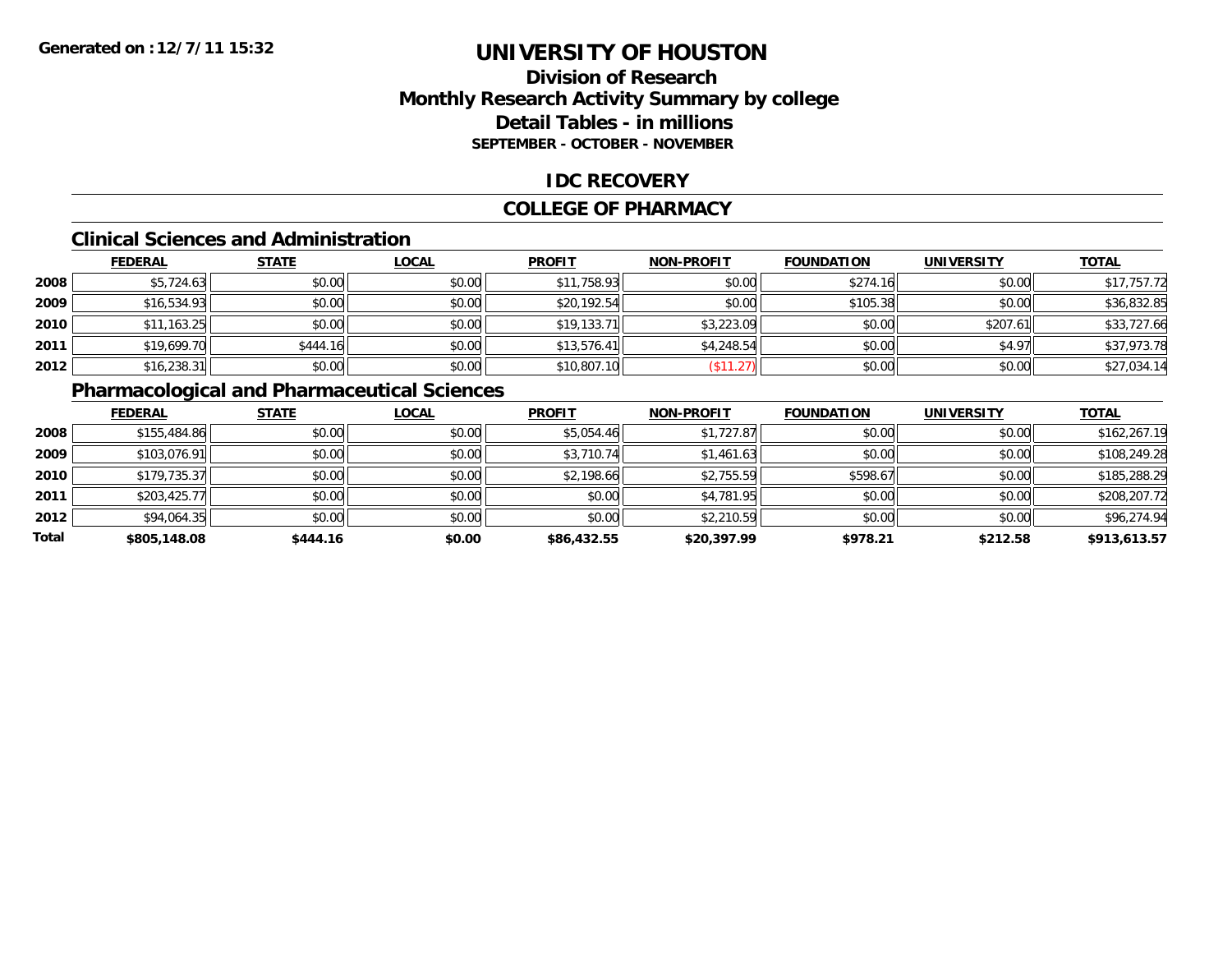Generated on :12/7/11 15:32

# UNIVERSITY OF HOUSTON

## Division of Research
## Monthly Research Activity Summary by college
## Detail Tables - in millions
### SEPTEMBER - OCTOBER - NOVEMBER

## IDC RECOVERY

## COLLEGE OF PHARMACY

### Clinical Sciences and Administration

| | FEDERAL | STATE | LOCAL | PROFIT | NON-PROFIT | FOUNDATION | UNIVERSITY | TOTAL |
|---|---|---|---|---|---|---|---|---|
| 2008 | $5,724.63 | $0.00 | $0.00 | $11,758.93 | $0.00 | $274.16 | $0.00 | $17,757.72 |
| 2009 | $16,534.93 | $0.00 | $0.00 | $20,192.54 | $0.00 | $105.38 | $0.00 | $36,832.85 |
| 2010 | $11,163.25 | $0.00 | $0.00 | $19,133.71 | $3,223.09 | $0.00 | $207.61 | $33,727.66 |
| 2011 | $19,699.70 | $444.16 | $0.00 | $13,576.41 | $4,248.54 | $0.00 | $4.97 | $37,973.78 |
| 2012 | $16,238.31 | $0.00 | $0.00 | $10,807.10 | ($11.27) | $0.00 | $0.00 | $27,034.14 |

### Pharmacological and Pharmaceutical Sciences

| | FEDERAL | STATE | LOCAL | PROFIT | NON-PROFIT | FOUNDATION | UNIVERSITY | TOTAL |
|---|---|---|---|---|---|---|---|---|
| 2008 | $155,484.86 | $0.00 | $0.00 | $5,054.46 | $1,727.87 | $0.00 | $0.00 | $162,267.19 |
| 2009 | $103,076.91 | $0.00 | $0.00 | $3,710.74 | $1,461.63 | $0.00 | $0.00 | $108,249.28 |
| 2010 | $179,735.37 | $0.00 | $0.00 | $2,198.66 | $2,755.59 | $598.67 | $0.00 | $185,288.29 |
| 2011 | $203,425.77 | $0.00 | $0.00 | $0.00 | $4,781.95 | $0.00 | $0.00 | $208,207.72 |
| 2012 | $94,064.35 | $0.00 | $0.00 | $0.00 | $2,210.59 | $0.00 | $0.00 | $96,274.94 |
| **Total** | **$805,148.08** | **$444.16** | **$0.00** | **$86,432.55** | **$20,397.99** | **$978.21** | **$212.58** | **$913,613.57** |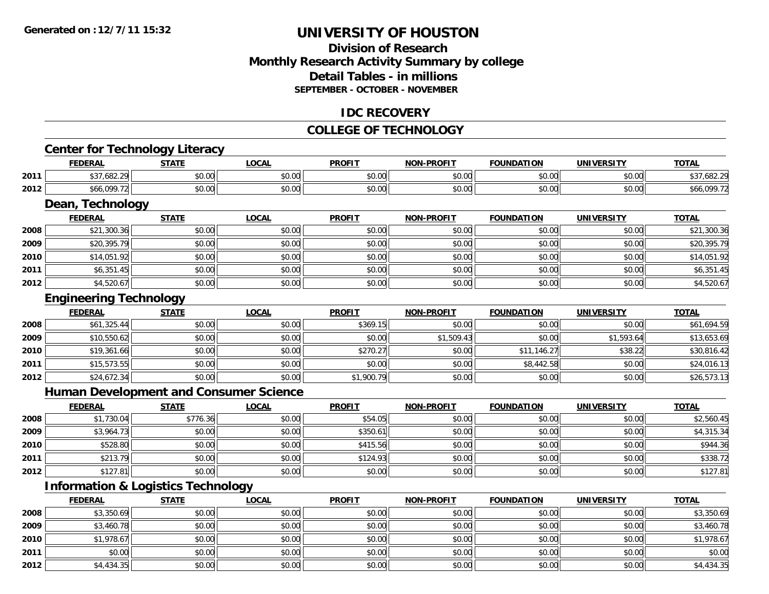Generated on :12/7/11 15:32

# UNIVERSITY OF HOUSTON

## Division of Research
## Monthly Research Activity Summary by college
## Detail Tables - in millions
### SEPTEMBER - OCTOBER - NOVEMBER

## IDC RECOVERY

## COLLEGE OF TECHNOLOGY

### Center for Technology Literacy

| | FEDERAL | STATE | LOCAL | PROFIT | NON-PROFIT | FOUNDATION | UNIVERSITY | TOTAL |
|---|---|---|---|---|---|---|---|---|
| 2011 | $37,682.29 | $0.00 | $0.00 | $0.00 | $0.00 | $0.00 | $0.00 | $37,682.29 |
| 2012 | $66,099.72 | $0.00 | $0.00 | $0.00 | $0.00 | $0.00 | $0.00 | $66,099.72 |

### Dean, Technology

| | FEDERAL | STATE | LOCAL | PROFIT | NON-PROFIT | FOUNDATION | UNIVERSITY | TOTAL |
|---|---|---|---|---|---|---|---|---|
| 2008 | $21,300.36 | $0.00 | $0.00 | $0.00 | $0.00 | $0.00 | $0.00 | $21,300.36 |
| 2009 | $20,395.79 | $0.00 | $0.00 | $0.00 | $0.00 | $0.00 | $0.00 | $20,395.79 |
| 2010 | $14,051.92 | $0.00 | $0.00 | $0.00 | $0.00 | $0.00 | $0.00 | $14,051.92 |
| 2011 | $6,351.45 | $0.00 | $0.00 | $0.00 | $0.00 | $0.00 | $0.00 | $6,351.45 |
| 2012 | $4,520.67 | $0.00 | $0.00 | $0.00 | $0.00 | $0.00 | $0.00 | $4,520.67 |

### Engineering Technology

| | FEDERAL | STATE | LOCAL | PROFIT | NON-PROFIT | FOUNDATION | UNIVERSITY | TOTAL |
|---|---|---|---|---|---|---|---|---|
| 2008 | $61,325.44 | $0.00 | $0.00 | $369.15 | $0.00 | $0.00 | $0.00 | $61,694.59 |
| 2009 | $10,550.62 | $0.00 | $0.00 | $0.00 | $1,509.43 | $0.00 | $1,593.64 | $13,653.69 |
| 2010 | $19,361.66 | $0.00 | $0.00 | $270.27 | $0.00 | $11,146.27 | $38.22 | $30,816.42 |
| 2011 | $15,573.55 | $0.00 | $0.00 | $0.00 | $0.00 | $8,442.58 | $0.00 | $24,016.13 |
| 2012 | $24,672.34 | $0.00 | $0.00 | $1,900.79 | $0.00 | $0.00 | $0.00 | $26,573.13 |

### Human Development and Consumer Science

| | FEDERAL | STATE | LOCAL | PROFIT | NON-PROFIT | FOUNDATION | UNIVERSITY | TOTAL |
|---|---|---|---|---|---|---|---|---|
| 2008 | $1,730.04 | $776.36 | $0.00 | $54.05 | $0.00 | $0.00 | $0.00 | $2,560.45 |
| 2009 | $3,964.73 | $0.00 | $0.00 | $350.61 | $0.00 | $0.00 | $0.00 | $4,315.34 |
| 2010 | $528.80 | $0.00 | $0.00 | $415.56 | $0.00 | $0.00 | $0.00 | $944.36 |
| 2011 | $213.79 | $0.00 | $0.00 | $124.93 | $0.00 | $0.00 | $0.00 | $338.72 |
| 2012 | $127.81 | $0.00 | $0.00 | $0.00 | $0.00 | $0.00 | $0.00 | $127.81 |

### Information & Logistics Technology

| | FEDERAL | STATE | LOCAL | PROFIT | NON-PROFIT | FOUNDATION | UNIVERSITY | TOTAL |
|---|---|---|---|---|---|---|---|---|
| 2008 | $3,350.69 | $0.00 | $0.00 | $0.00 | $0.00 | $0.00 | $0.00 | $3,350.69 |
| 2009 | $3,460.78 | $0.00 | $0.00 | $0.00 | $0.00 | $0.00 | $0.00 | $3,460.78 |
| 2010 | $1,978.67 | $0.00 | $0.00 | $0.00 | $0.00 | $0.00 | $0.00 | $1,978.67 |
| 2011 | $0.00 | $0.00 | $0.00 | $0.00 | $0.00 | $0.00 | $0.00 | $0.00 |
| 2012 | $4,434.35 | $0.00 | $0.00 | $0.00 | $0.00 | $0.00 | $0.00 | $4,434.35 |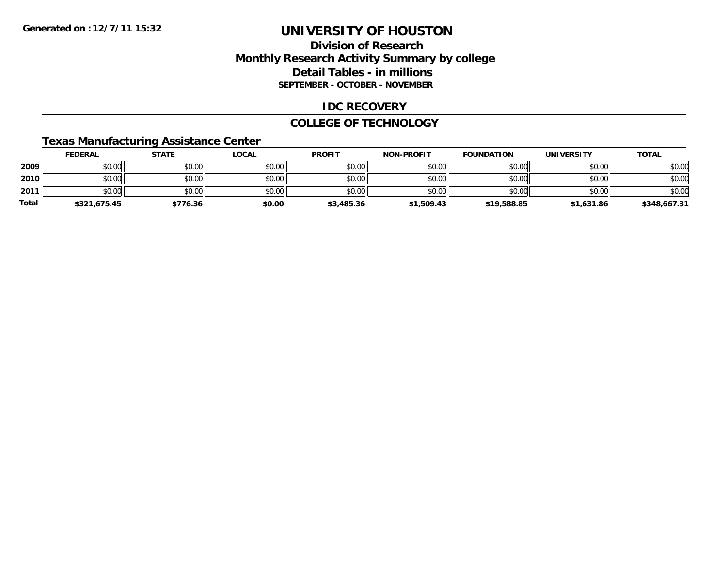Generated on :12/7/11 15:32

# UNIVERSITY OF HOUSTON

## Division of Research
## Monthly Research Activity Summary by college
## Detail Tables - in millions
### SEPTEMBER - OCTOBER - NOVEMBER

## IDC RECOVERY

## COLLEGE OF TECHNOLOGY

### Texas Manufacturing Assistance Center

| | FEDERAL | STATE | LOCAL | PROFIT | NON-PROFIT | FOUNDATION | UNIVERSITY | TOTAL |
|---|---|---|---|---|---|---|---|---|
| 2009 | $0.00 | $0.00 | $0.00 | $0.00 | $0.00 | $0.00 | $0.00 | $0.00 |
| 2010 | $0.00 | $0.00 | $0.00 | $0.00 | $0.00 | $0.00 | $0.00 | $0.00 |
| 2011 | $0.00 | $0.00 | $0.00 | $0.00 | $0.00 | $0.00 | $0.00 | $0.00 |
| **Total** | **$321,675.45** | **$776.36** | **$0.00** | **$3,485.36** | **$1,509.43** | **$19,588.85** | **$1,631.86** | **$348,667.31** |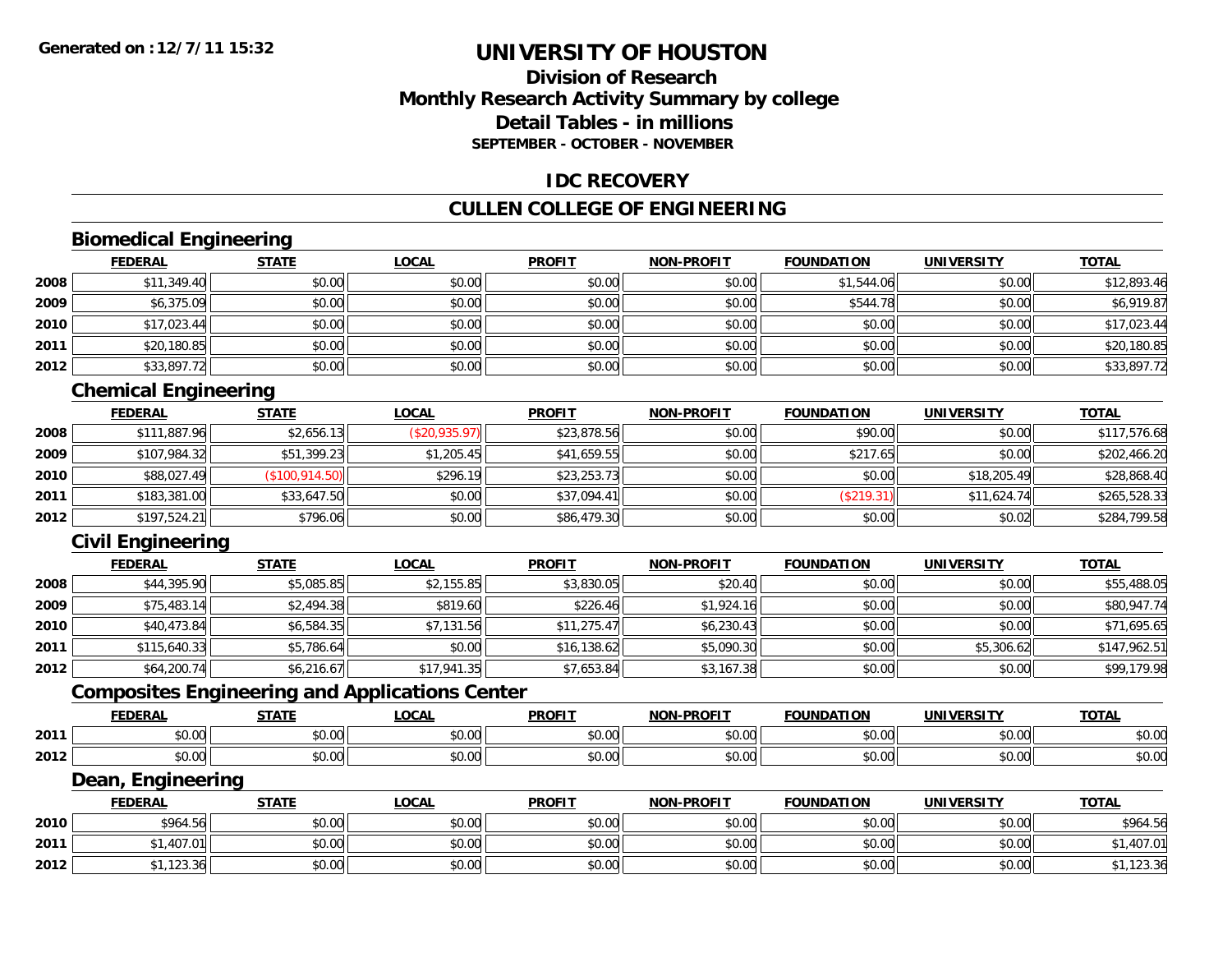# UNIVERSITY OF HOUSTON

## Division of Research
## Monthly Research Activity Summary by college
## Detail Tables - in millions
### SEPTEMBER - OCTOBER - NOVEMBER

Generated on : 12/7/11 15:32

## IDC RECOVERY

## CULLEN COLLEGE OF ENGINEERING

### Biomedical Engineering

| | FEDERAL | STATE | LOCAL | PROFIT | NON-PROFIT | FOUNDATION | UNIVERSITY | TOTAL |
|---|---|---|---|---|---|---|---|---|
| 2008 | $11,349.40 | $0.00 | $0.00 | $0.00 | $0.00 | $1,544.06 | $0.00 | $12,893.46 |
| 2009 | $6,375.09 | $0.00 | $0.00 | $0.00 | $0.00 | $544.78 | $0.00 | $6,919.87 |
| 2010 | $17,023.44 | $0.00 | $0.00 | $0.00 | $0.00 | $0.00 | $0.00 | $17,023.44 |
| 2011 | $20,180.85 | $0.00 | $0.00 | $0.00 | $0.00 | $0.00 | $0.00 | $20,180.85 |
| 2012 | $33,897.72 | $0.00 | $0.00 | $0.00 | $0.00 | $0.00 | $0.00 | $33,897.72 |

### Chemical Engineering

| | FEDERAL | STATE | LOCAL | PROFIT | NON-PROFIT | FOUNDATION | UNIVERSITY | TOTAL |
|---|---|---|---|---|---|---|---|---|
| 2008 | $111,887.96 | $2,656.13 | ($20,935.97) | $23,878.56 | $0.00 | $90.00 | $0.00 | $117,576.68 |
| 2009 | $107,984.32 | $51,399.23 | $1,205.45 | $41,659.55 | $0.00 | $217.65 | $0.00 | $202,466.20 |
| 2010 | $88,027.49 | ($100,914.50) | $296.19 | $23,253.73 | $0.00 | $0.00 | $18,205.49 | $28,868.40 |
| 2011 | $183,381.00 | $33,647.50 | $0.00 | $37,094.41 | $0.00 | ($219.31) | $11,624.74 | $265,528.33 |
| 2012 | $197,524.21 | $796.06 | $0.00 | $86,479.30 | $0.00 | $0.00 | $0.02 | $284,799.58 |

### Civil Engineering

| | FEDERAL | STATE | LOCAL | PROFIT | NON-PROFIT | FOUNDATION | UNIVERSITY | TOTAL |
|---|---|---|---|---|---|---|---|---|
| 2008 | $44,395.90 | $5,085.85 | $2,155.85 | $3,830.05 | $20.40 | $0.00 | $0.00 | $55,488.05 |
| 2009 | $75,483.14 | $2,494.38 | $819.60 | $226.46 | $1,924.16 | $0.00 | $0.00 | $80,947.74 |
| 2010 | $40,473.84 | $6,584.35 | $7,131.56 | $11,275.47 | $6,230.43 | $0.00 | $0.00 | $71,695.65 |
| 2011 | $115,640.33 | $5,786.64 | $0.00 | $16,138.62 | $5,090.30 | $0.00 | $5,306.62 | $147,962.51 |
| 2012 | $64,200.74 | $6,216.67 | $17,941.35 | $7,653.84 | $3,167.38 | $0.00 | $0.00 | $99,179.98 |

### Composites Engineering and Applications Center

| | FEDERAL | STATE | LOCAL | PROFIT | NON-PROFIT | FOUNDATION | UNIVERSITY | TOTAL |
|---|---|---|---|---|---|---|---|---|
| 2011 | $0.00 | $0.00 | $0.00 | $0.00 | $0.00 | $0.00 | $0.00 | $0.00 |
| 2012 | $0.00 | $0.00 | $0.00 | $0.00 | $0.00 | $0.00 | $0.00 | $0.00 |

### Dean, Engineering

| | FEDERAL | STATE | LOCAL | PROFIT | NON-PROFIT | FOUNDATION | UNIVERSITY | TOTAL |
|---|---|---|---|---|---|---|---|---|
| 2010 | $964.56 | $0.00 | $0.00 | $0.00 | $0.00 | $0.00 | $0.00 | $964.56 |
| 2011 | $1,407.01 | $0.00 | $0.00 | $0.00 | $0.00 | $0.00 | $0.00 | $1,407.01 |
| 2012 | $1,123.36 | $0.00 | $0.00 | $0.00 | $0.00 | $0.00 | $0.00 | $1,123.36 |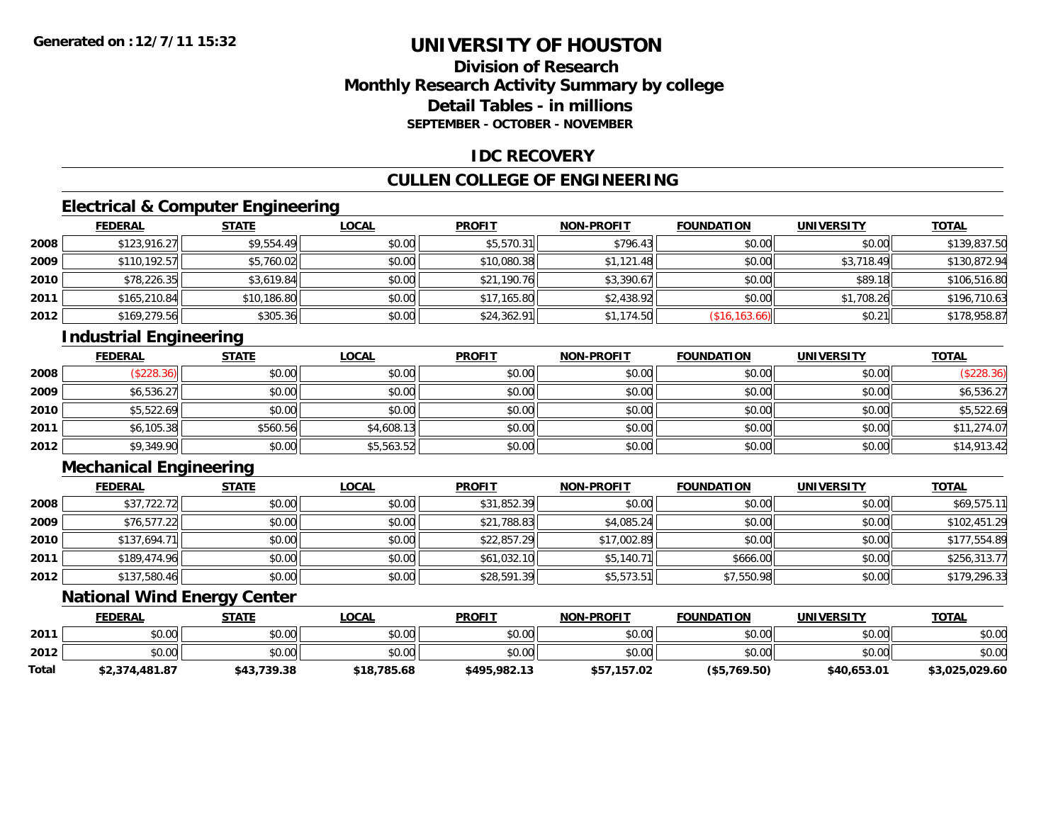Generated on :12/7/11 15:32

# UNIVERSITY OF HOUSTON

## Division of Research
## Monthly Research Activity Summary by college
## Detail Tables - in millions
### SEPTEMBER - OCTOBER - NOVEMBER

## IDC RECOVERY

## CULLEN COLLEGE OF ENGINEERING

### Electrical & Computer Engineering

| | FEDERAL | STATE | LOCAL | PROFIT | NON-PROFIT | FOUNDATION | UNIVERSITY | TOTAL |
|---|---|---|---|---|---|---|---|---|
| 2008 | $123,916.27 | $9,554.49 | $0.00 | $5,570.31 | $796.43 | $0.00 | $0.00 | $139,837.50 |
| 2009 | $110,192.57 | $5,760.02 | $0.00 | $10,080.38 | $1,121.48 | $0.00 | $3,718.49 | $130,872.94 |
| 2010 | $78,226.35 | $3,619.84 | $0.00 | $21,190.76 | $3,390.67 | $0.00 | $89.18 | $106,516.80 |
| 2011 | $165,210.84 | $10,186.80 | $0.00 | $17,165.80 | $2,438.92 | $0.00 | $1,708.26 | $196,710.63 |
| 2012 | $169,279.56 | $305.36 | $0.00 | $24,362.91 | $1,174.50 | ($16,163.66) | $0.21 | $178,958.87 |

### Industrial Engineering

| | FEDERAL | STATE | LOCAL | PROFIT | NON-PROFIT | FOUNDATION | UNIVERSITY | TOTAL |
|---|---|---|---|---|---|---|---|---|
| 2008 | ($228.36) | $0.00 | $0.00 | $0.00 | $0.00 | $0.00 | $0.00 | ($228.36) |
| 2009 | $6,536.27 | $0.00 | $0.00 | $0.00 | $0.00 | $0.00 | $0.00 | $6,536.27 |
| 2010 | $5,522.69 | $0.00 | $0.00 | $0.00 | $0.00 | $0.00 | $0.00 | $5,522.69 |
| 2011 | $6,105.38 | $560.56 | $4,608.13 | $0.00 | $0.00 | $0.00 | $0.00 | $11,274.07 |
| 2012 | $9,349.90 | $0.00 | $5,563.52 | $0.00 | $0.00 | $0.00 | $0.00 | $14,913.42 |

### Mechanical Engineering

| | FEDERAL | STATE | LOCAL | PROFIT | NON-PROFIT | FOUNDATION | UNIVERSITY | TOTAL |
|---|---|---|---|---|---|---|---|---|
| 2008 | $37,722.72 | $0.00 | $0.00 | $31,852.39 | $0.00 | $0.00 | $0.00 | $69,575.11 |
| 2009 | $76,577.22 | $0.00 | $0.00 | $21,788.83 | $4,085.24 | $0.00 | $0.00 | $102,451.29 |
| 2010 | $137,694.71 | $0.00 | $0.00 | $22,857.29 | $17,002.89 | $0.00 | $0.00 | $177,554.89 |
| 2011 | $189,474.96 | $0.00 | $0.00 | $61,032.10 | $5,140.71 | $666.00 | $0.00 | $256,313.77 |
| 2012 | $137,580.46 | $0.00 | $0.00 | $28,591.39 | $5,573.51 | $7,550.98 | $0.00 | $179,296.33 |

### National Wind Energy Center

| | FEDERAL | STATE | LOCAL | PROFIT | NON-PROFIT | FOUNDATION | UNIVERSITY | TOTAL |
|---|---|---|---|---|---|---|---|---|
| 2011 | $0.00 | $0.00 | $0.00 | $0.00 | $0.00 | $0.00 | $0.00 | $0.00 |
| 2012 | $0.00 | $0.00 | $0.00 | $0.00 | $0.00 | $0.00 | $0.00 | $0.00 |
| **Total** | **$2,374,481.87** | **$43,739.38** | **$18,785.68** | **$495,982.13** | **$57,157.02** | **($5,769.50)** | **$40,653.01** | **$3,025,029.60** |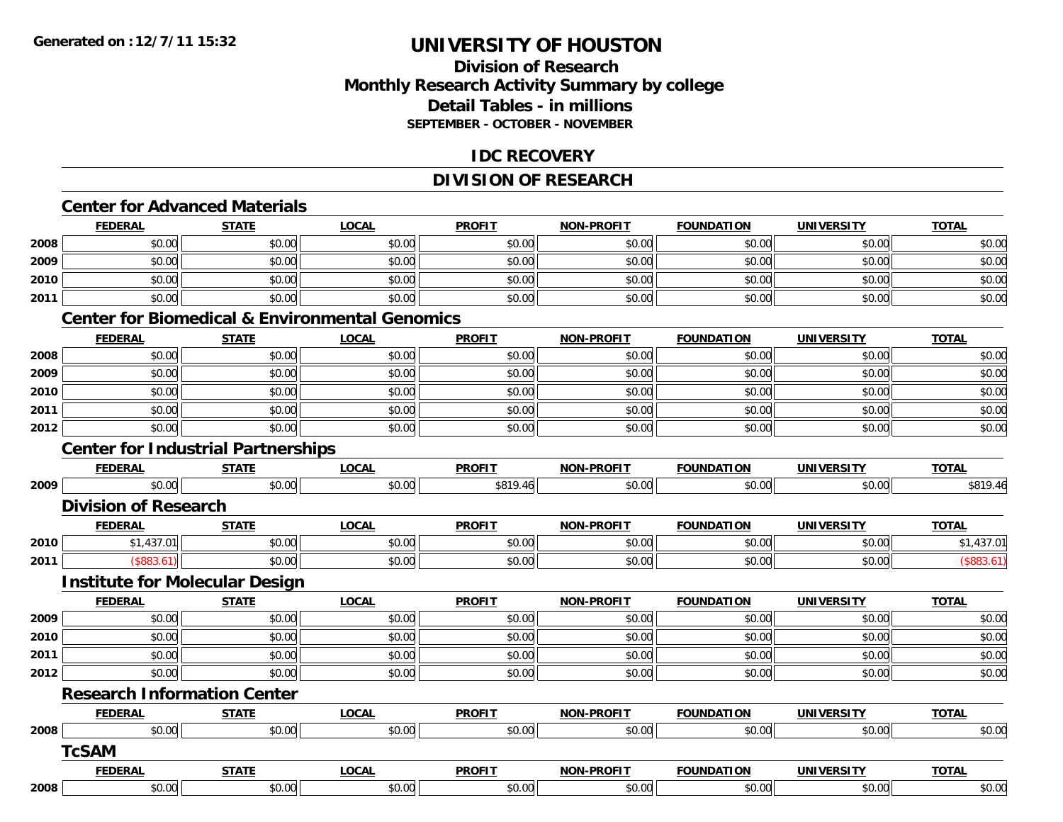# UNIVERSITY OF HOUSTON

## Division of Research
## Monthly Research Activity Summary by college
## Detail Tables - in millions
### SEPTEMBER - OCTOBER - NOVEMBER

## IDC RECOVERY

## DIVISION OF RESEARCH

### Center for Advanced Materials

| | FEDERAL | STATE | LOCAL | PROFIT | NON-PROFIT | FOUNDATION | UNIVERSITY | TOTAL |
|---|---|---|---|---|---|---|---|---|
| 2008 | $0.00 | $0.00 | $0.00 | $0.00 | $0.00 | $0.00 | $0.00 | $0.00 |
| 2009 | $0.00 | $0.00 | $0.00 | $0.00 | $0.00 | $0.00 | $0.00 | $0.00 |
| 2010 | $0.00 | $0.00 | $0.00 | $0.00 | $0.00 | $0.00 | $0.00 | $0.00 |
| 2011 | $0.00 | $0.00 | $0.00 | $0.00 | $0.00 | $0.00 | $0.00 | $0.00 |

### Center for Biomedical & Environmental Genomics

| | FEDERAL | STATE | LOCAL | PROFIT | NON-PROFIT | FOUNDATION | UNIVERSITY | TOTAL |
|---|---|---|---|---|---|---|---|---|
| 2008 | $0.00 | $0.00 | $0.00 | $0.00 | $0.00 | $0.00 | $0.00 | $0.00 |
| 2009 | $0.00 | $0.00 | $0.00 | $0.00 | $0.00 | $0.00 | $0.00 | $0.00 |
| 2010 | $0.00 | $0.00 | $0.00 | $0.00 | $0.00 | $0.00 | $0.00 | $0.00 |
| 2011 | $0.00 | $0.00 | $0.00 | $0.00 | $0.00 | $0.00 | $0.00 | $0.00 |
| 2012 | $0.00 | $0.00 | $0.00 | $0.00 | $0.00 | $0.00 | $0.00 | $0.00 |

### Center for Industrial Partnerships

| | FEDERAL | STATE | LOCAL | PROFIT | NON-PROFIT | FOUNDATION | UNIVERSITY | TOTAL |
|---|---|---|---|---|---|---|---|---|
| 2009 | $0.00 | $0.00 | $0.00 | $819.46 | $0.00 | $0.00 | $0.00 | $819.46 |

### Division of Research

| | FEDERAL | STATE | LOCAL | PROFIT | NON-PROFIT | FOUNDATION | UNIVERSITY | TOTAL |
|---|---|---|---|---|---|---|---|---|
| 2010 | $1,437.01 | $0.00 | $0.00 | $0.00 | $0.00 | $0.00 | $0.00 | $1,437.01 |
| 2011 | ($883.61) | $0.00 | $0.00 | $0.00 | $0.00 | $0.00 | $0.00 | ($883.61) |

### Institute for Molecular Design

| | FEDERAL | STATE | LOCAL | PROFIT | NON-PROFIT | FOUNDATION | UNIVERSITY | TOTAL |
|---|---|---|---|---|---|---|---|---|
| 2009 | $0.00 | $0.00 | $0.00 | $0.00 | $0.00 | $0.00 | $0.00 | $0.00 |
| 2010 | $0.00 | $0.00 | $0.00 | $0.00 | $0.00 | $0.00 | $0.00 | $0.00 |
| 2011 | $0.00 | $0.00 | $0.00 | $0.00 | $0.00 | $0.00 | $0.00 | $0.00 |
| 2012 | $0.00 | $0.00 | $0.00 | $0.00 | $0.00 | $0.00 | $0.00 | $0.00 |

### Research Information Center

| | FEDERAL | STATE | LOCAL | PROFIT | NON-PROFIT | FOUNDATION | UNIVERSITY | TOTAL |
|---|---|---|---|---|---|---|---|---|
| 2008 | $0.00 | $0.00 | $0.00 | $0.00 | $0.00 | $0.00 | $0.00 | $0.00 |

### TcSAM

| | FEDERAL | STATE | LOCAL | PROFIT | NON-PROFIT | FOUNDATION | UNIVERSITY | TOTAL |
|---|---|---|---|---|---|---|---|---|
| 2008 | $0.00 | $0.00 | $0.00 | $0.00 | $0.00 | $0.00 | $0.00 | $0.00 |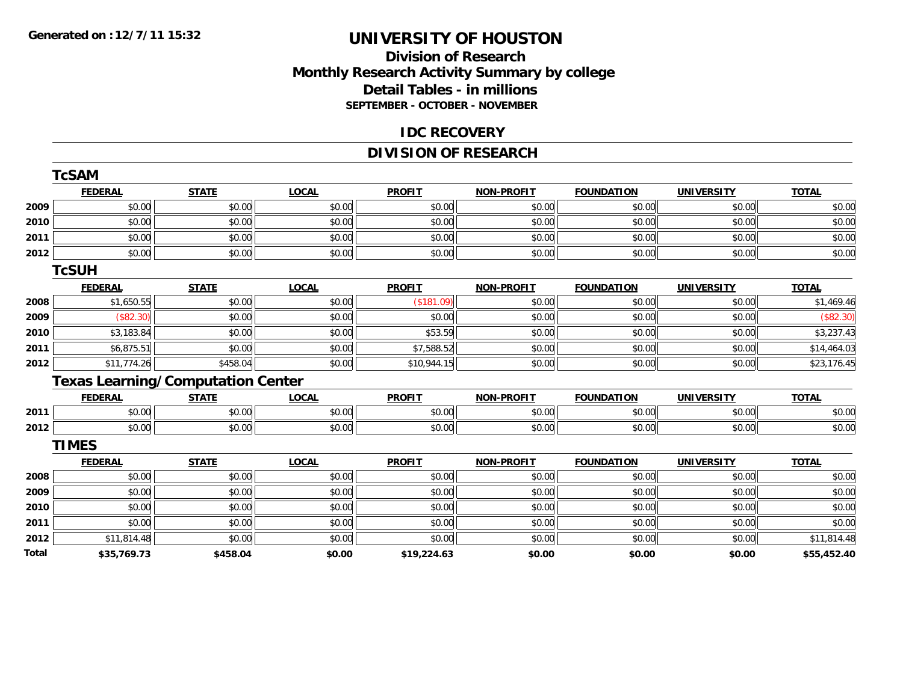**Generated on :12/7/11 15:32**

# UNIVERSITY OF HOUSTON

## Division of Research
## Monthly Research Activity Summary by college
## Detail Tables - in millions
### SEPTEMBER - OCTOBER - NOVEMBER

## IDC RECOVERY

## DIVISION OF RESEARCH

### TcSAM

| | FEDERAL | STATE | LOCAL | PROFIT | NON-PROFIT | FOUNDATION | UNIVERSITY | TOTAL |
|---|---|---|---|---|---|---|---|---|
| 2009 | $0.00 | $0.00 | $0.00 | $0.00 | $0.00 | $0.00 | $0.00 | $0.00 |
| 2010 | $0.00 | $0.00 | $0.00 | $0.00 | $0.00 | $0.00 | $0.00 | $0.00 |
| 2011 | $0.00 | $0.00 | $0.00 | $0.00 | $0.00 | $0.00 | $0.00 | $0.00 |
| 2012 | $0.00 | $0.00 | $0.00 | $0.00 | $0.00 | $0.00 | $0.00 | $0.00 |

### TcSUH

| | FEDERAL | STATE | LOCAL | PROFIT | NON-PROFIT | FOUNDATION | UNIVERSITY | TOTAL |
|---|---|---|---|---|---|---|---|---|
| 2008 | $1,650.55 | $0.00 | $0.00 | ($181.09) | $0.00 | $0.00 | $0.00 | $1,469.46 |
| 2009 | ($82.30) | $0.00 | $0.00 | $0.00 | $0.00 | $0.00 | $0.00 | ($82.30) |
| 2010 | $3,183.84 | $0.00 | $0.00 | $53.59 | $0.00 | $0.00 | $0.00 | $3,237.43 |
| 2011 | $6,875.51 | $0.00 | $0.00 | $7,588.52 | $0.00 | $0.00 | $0.00 | $14,464.03 |
| 2012 | $11,774.26 | $458.04 | $0.00 | $10,944.15 | $0.00 | $0.00 | $0.00 | $23,176.45 |

### Texas Learning/Computation Center

| | FEDERAL | STATE | LOCAL | PROFIT | NON-PROFIT | FOUNDATION | UNIVERSITY | TOTAL |
|---|---|---|---|---|---|---|---|---|
| 2011 | $0.00 | $0.00 | $0.00 | $0.00 | $0.00 | $0.00 | $0.00 | $0.00 |
| 2012 | $0.00 | $0.00 | $0.00 | $0.00 | $0.00 | $0.00 | $0.00 | $0.00 |

### TIMES

| | FEDERAL | STATE | LOCAL | PROFIT | NON-PROFIT | FOUNDATION | UNIVERSITY | TOTAL |
|---|---|---|---|---|---|---|---|---|
| 2008 | $0.00 | $0.00 | $0.00 | $0.00 | $0.00 | $0.00 | $0.00 | $0.00 |
| 2009 | $0.00 | $0.00 | $0.00 | $0.00 | $0.00 | $0.00 | $0.00 | $0.00 |
| 2010 | $0.00 | $0.00 | $0.00 | $0.00 | $0.00 | $0.00 | $0.00 | $0.00 |
| 2011 | $0.00 | $0.00 | $0.00 | $0.00 | $0.00 | $0.00 | $0.00 | $0.00 |
| 2012 | $11,814.48 | $0.00 | $0.00 | $0.00 | $0.00 | $0.00 | $0.00 | $11,814.48 |
| **Total** | **$35,769.73** | **$458.04** | **$0.00** | **$19,224.63** | **$0.00** | **$0.00** | **$0.00** | **$55,452.40** |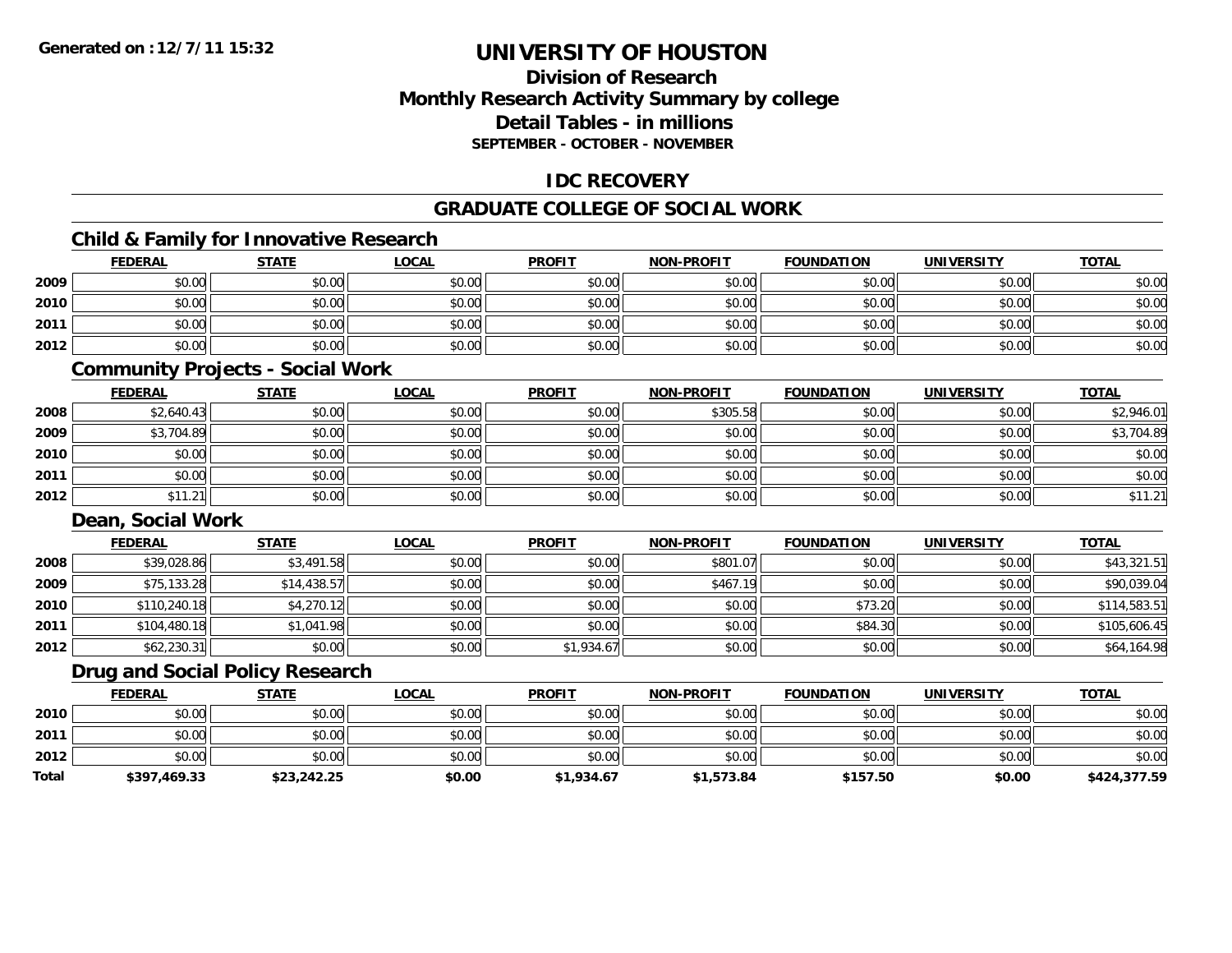**Generated on :12/7/11 15:32**

# UNIVERSITY OF HOUSTON

## Division of Research
## Monthly Research Activity Summary by college
## Detail Tables - in millions
**SEPTEMBER - OCTOBER - NOVEMBER**

## IDC RECOVERY

## GRADUATE COLLEGE OF SOCIAL WORK

### Child & Family for Innovative Research

| | FEDERAL | STATE | LOCAL | PROFIT | NON-PROFIT | FOUNDATION | UNIVERSITY | TOTAL |
|---|---|---|---|---|---|---|---|---|
| 2009 | $0.00 | $0.00 | $0.00 | $0.00 | $0.00 | $0.00 | $0.00 | $0.00 |
| 2010 | $0.00 | $0.00 | $0.00 | $0.00 | $0.00 | $0.00 | $0.00 | $0.00 |
| 2011 | $0.00 | $0.00 | $0.00 | $0.00 | $0.00 | $0.00 | $0.00 | $0.00 |
| 2012 | $0.00 | $0.00 | $0.00 | $0.00 | $0.00 | $0.00 | $0.00 | $0.00 |

### Community Projects - Social Work

| | FEDERAL | STATE | LOCAL | PROFIT | NON-PROFIT | FOUNDATION | UNIVERSITY | TOTAL |
|---|---|---|---|---|---|---|---|---|
| 2008 | $2,640.43 | $0.00 | $0.00 | $0.00 | $305.58 | $0.00 | $0.00 | $2,946.01 |
| 2009 | $3,704.89 | $0.00 | $0.00 | $0.00 | $0.00 | $0.00 | $0.00 | $3,704.89 |
| 2010 | $0.00 | $0.00 | $0.00 | $0.00 | $0.00 | $0.00 | $0.00 | $0.00 |
| 2011 | $0.00 | $0.00 | $0.00 | $0.00 | $0.00 | $0.00 | $0.00 | $0.00 |
| 2012 | $11.21 | $0.00 | $0.00 | $0.00 | $0.00 | $0.00 | $0.00 | $11.21 |

### Dean, Social Work

| | FEDERAL | STATE | LOCAL | PROFIT | NON-PROFIT | FOUNDATION | UNIVERSITY | TOTAL |
|---|---|---|---|---|---|---|---|---|
| 2008 | $39,028.86 | $3,491.58 | $0.00 | $0.00 | $801.07 | $0.00 | $0.00 | $43,321.51 |
| 2009 | $75,133.28 | $14,438.57 | $0.00 | $0.00 | $467.19 | $0.00 | $0.00 | $90,039.04 |
| 2010 | $110,240.18 | $4,270.12 | $0.00 | $0.00 | $0.00 | $73.20 | $0.00 | $114,583.51 |
| 2011 | $104,480.18 | $1,041.98 | $0.00 | $0.00 | $0.00 | $84.30 | $0.00 | $105,606.45 |
| 2012 | $62,230.31 | $0.00 | $0.00 | $1,934.67 | $0.00 | $0.00 | $0.00 | $64,164.98 |

### Drug and Social Policy Research

| | FEDERAL | STATE | LOCAL | PROFIT | NON-PROFIT | FOUNDATION | UNIVERSITY | TOTAL |
|---|---|---|---|---|---|---|---|---|
| 2010 | $0.00 | $0.00 | $0.00 | $0.00 | $0.00 | $0.00 | $0.00 | $0.00 |
| 2011 | $0.00 | $0.00 | $0.00 | $0.00 | $0.00 | $0.00 | $0.00 | $0.00 |
| 2012 | $0.00 | $0.00 | $0.00 | $0.00 | $0.00 | $0.00 | $0.00 | $0.00 |
| **Total** | **$397,469.33** | **$23,242.25** | **$0.00** | **$1,934.67** | **$1,573.84** | **$157.50** | **$0.00** | **$424,377.59** |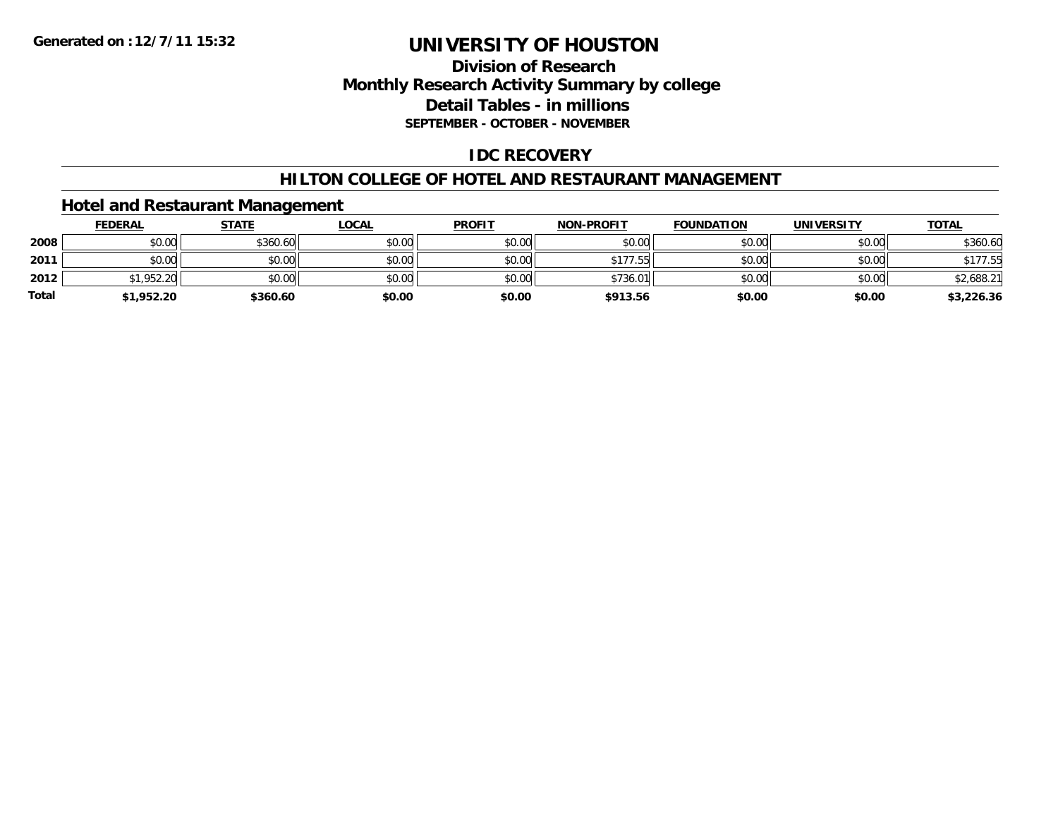**Generated on :12/7/11 15:32**

# UNIVERSITY OF HOUSTON

## Division of Research
## Monthly Research Activity Summary by college
## Detail Tables - in millions
### SEPTEMBER - OCTOBER - NOVEMBER

## IDC RECOVERY

## HILTON COLLEGE OF HOTEL AND RESTAURANT MANAGEMENT

### Hotel and Restaurant Management

| | FEDERAL | STATE | LOCAL | PROFIT | NON-PROFIT | FOUNDATION | UNIVERSITY | TOTAL |
|---|---|---|---|---|---|---|---|---|
| 2008 | $0.00 | $360.60 | $0.00 | $0.00 | $0.00 | $0.00 | $0.00 | $360.60 |
| 2011 | $0.00 | $0.00 | $0.00 | $0.00 | $177.55 | $0.00 | $0.00 | $177.55 |
| 2012 | $1,952.20 | $0.00 | $0.00 | $0.00 | $736.01 | $0.00 | $0.00 | $2,688.21 |
| **Total** | **$1,952.20** | **$360.60** | **$0.00** | **$0.00** | **$913.56** | **$0.00** | **$0.00** | **$3,226.36** |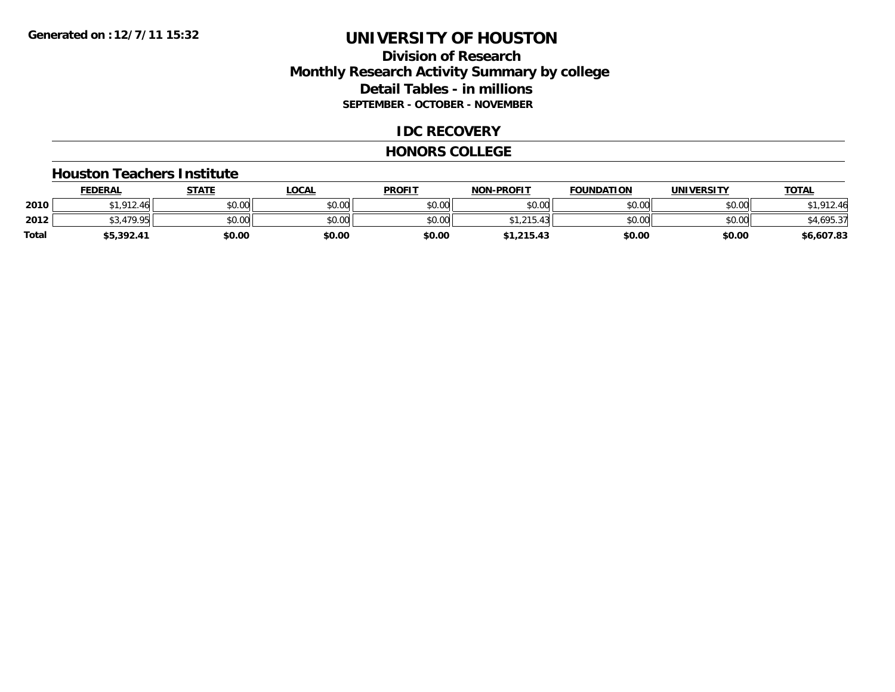Generated on :12/7/11 15:32

# UNIVERSITY OF HOUSTON

## Division of Research
## Monthly Research Activity Summary by college
## Detail Tables - in millions
### SEPTEMBER - OCTOBER - NOVEMBER

## IDC RECOVERY

## HONORS COLLEGE

### Houston Teachers Institute

| | FEDERAL | STATE | LOCAL | PROFIT | NON-PROFIT | FOUNDATION | UNIVERSITY | TOTAL |
|---|---|---|---|---|---|---|---|---|
| 2010 | $1,912.46 | $0.00 | $0.00 | $0.00 | $0.00 | $0.00 | $0.00 | $1,912.46 |
| 2012 | $3,479.95 | $0.00 | $0.00 | $0.00 | $1,215.43 | $0.00 | $0.00 | $4,695.37 |
| **Total** | **$5,392.41** | **$0.00** | **$0.00** | **$0.00** | **$1,215.43** | **$0.00** | **$0.00** | **$6,607.83** |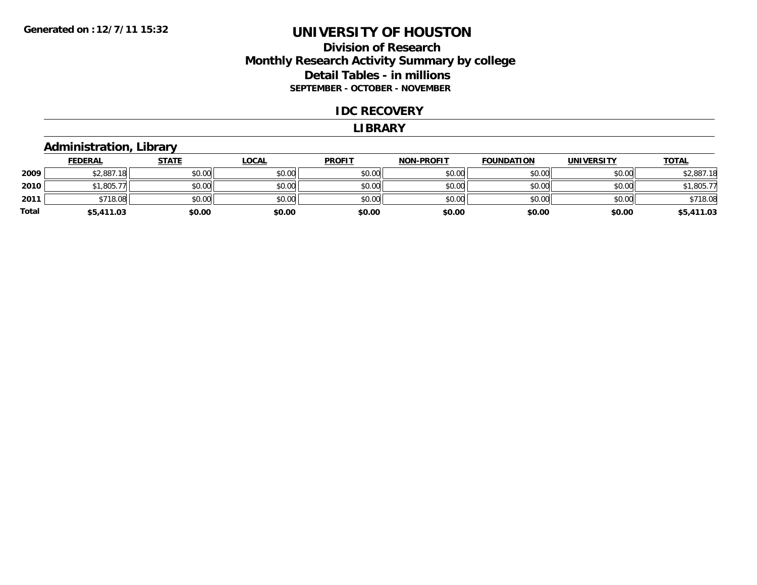**Generated on :12/7/11 15:32**

# UNIVERSITY OF HOUSTON

## Division of Research
## Monthly Research Activity Summary by college
## Detail Tables - in millions
### SEPTEMBER - OCTOBER - NOVEMBER

### IDC RECOVERY

### LIBRARY

### Administration, Library

| | FEDERAL | STATE | LOCAL | PROFIT | NON-PROFIT | FOUNDATION | UNIVERSITY | TOTAL |
|---|---|---|---|---|---|---|---|---|
| 2009 | $2,887.18 | $0.00 | $0.00 | $0.00 | $0.00 | $0.00 | $0.00 | $2,887.18 |
| 2010 | $1,805.77 | $0.00 | $0.00 | $0.00 | $0.00 | $0.00 | $0.00 | $1,805.77 |
| 2011 | $718.08 | $0.00 | $0.00 | $0.00 | $0.00 | $0.00 | $0.00 | $718.08 |
| **Total** | **$5,411.03** | **$0.00** | **$0.00** | **$0.00** | **$0.00** | **$0.00** | **$0.00** | **$5,411.03** |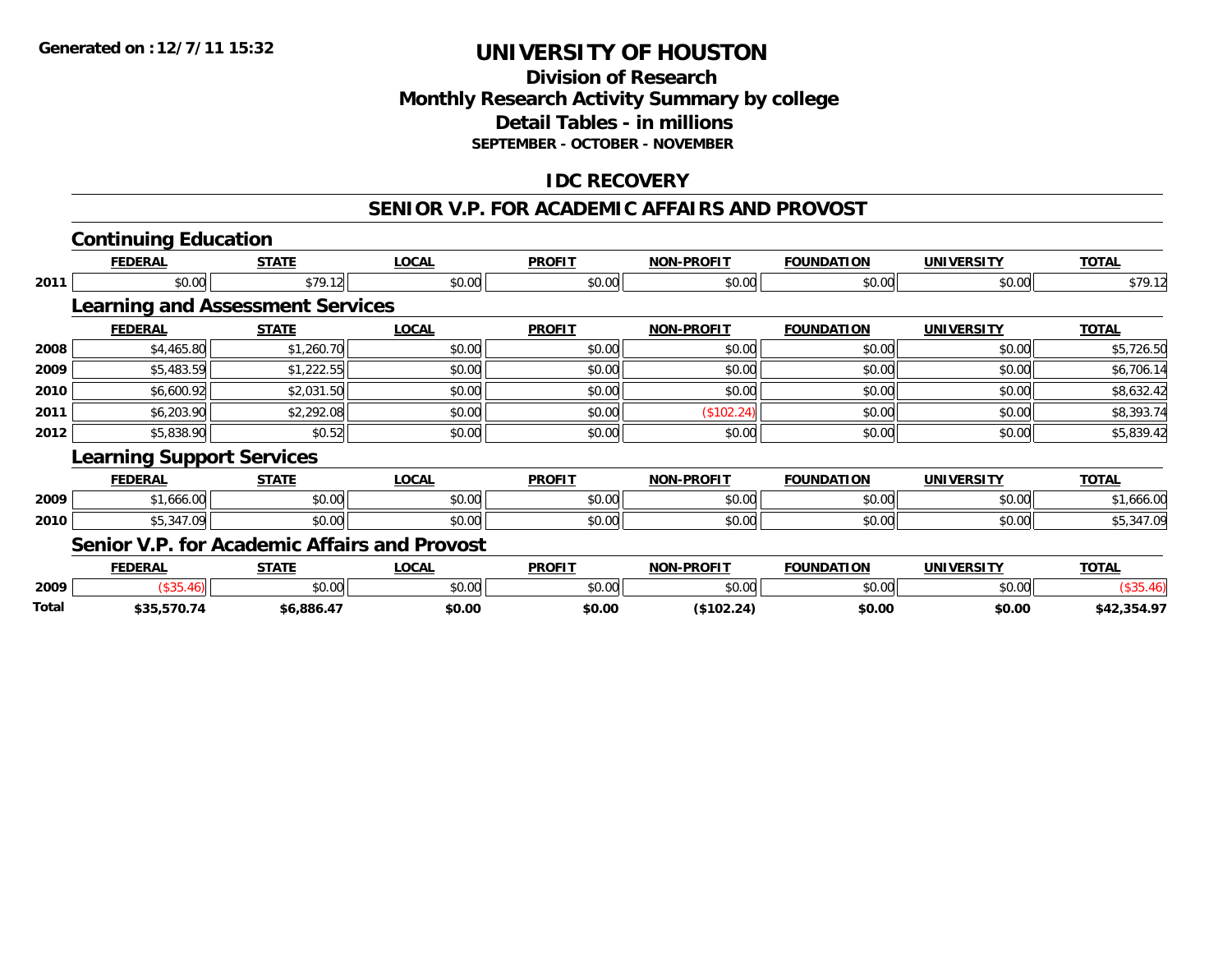**Generated on :12/7/11 15:32**

# UNIVERSITY OF HOUSTON

## Division of Research
## Monthly Research Activity Summary by college
## Detail Tables - in millions
### SEPTEMBER - OCTOBER - NOVEMBER

## IDC RECOVERY

## SENIOR V.P. FOR ACADEMIC AFFAIRS AND PROVOST

### Continuing Education

| | FEDERAL | STATE | LOCAL | PROFIT | NON-PROFIT | FOUNDATION | UNIVERSITY | TOTAL |
|---|---|---|---|---|---|---|---|---|
| 2011 | $0.00 | $79.12 | $0.00 | $0.00 | $0.00 | $0.00 | $0.00 | $79.12 |

### Learning and Assessment Services

| | FEDERAL | STATE | LOCAL | PROFIT | NON-PROFIT | FOUNDATION | UNIVERSITY | TOTAL |
|---|---|---|---|---|---|---|---|---|
| 2008 | $4,465.80 | $1,260.70 | $0.00 | $0.00 | $0.00 | $0.00 | $0.00 | $5,726.50 |
| 2009 | $5,483.59 | $1,222.55 | $0.00 | $0.00 | $0.00 | $0.00 | $0.00 | $6,706.14 |
| 2010 | $6,600.92 | $2,031.50 | $0.00 | $0.00 | $0.00 | $0.00 | $0.00 | $8,632.42 |
| 2011 | $6,203.90 | $2,292.08 | $0.00 | $0.00 | ($102.24) | $0.00 | $0.00 | $8,393.74 |
| 2012 | $5,838.90 | $0.52 | $0.00 | $0.00 | $0.00 | $0.00 | $0.00 | $5,839.42 |

### Learning Support Services

| | FEDERAL | STATE | LOCAL | PROFIT | NON-PROFIT | FOUNDATION | UNIVERSITY | TOTAL |
|---|---|---|---|---|---|---|---|---|
| 2009 | $1,666.00 | $0.00 | $0.00 | $0.00 | $0.00 | $0.00 | $0.00 | $1,666.00 |
| 2010 | $5,347.09 | $0.00 | $0.00 | $0.00 | $0.00 | $0.00 | $0.00 | $5,347.09 |

### Senior V.P. for Academic Affairs and Provost

| | FEDERAL | STATE | LOCAL | PROFIT | NON-PROFIT | FOUNDATION | UNIVERSITY | TOTAL |
|---|---|---|---|---|---|---|---|---|
| 2009 | ($35.46) | $0.00 | $0.00 | $0.00 | $0.00 | $0.00 | $0.00 | ($35.46) |
| **Total** | **$35,570.74** | **$6,886.47** | **$0.00** | **$0.00** | **($102.24)** | **$0.00** | **$0.00** | **$42,354.97** |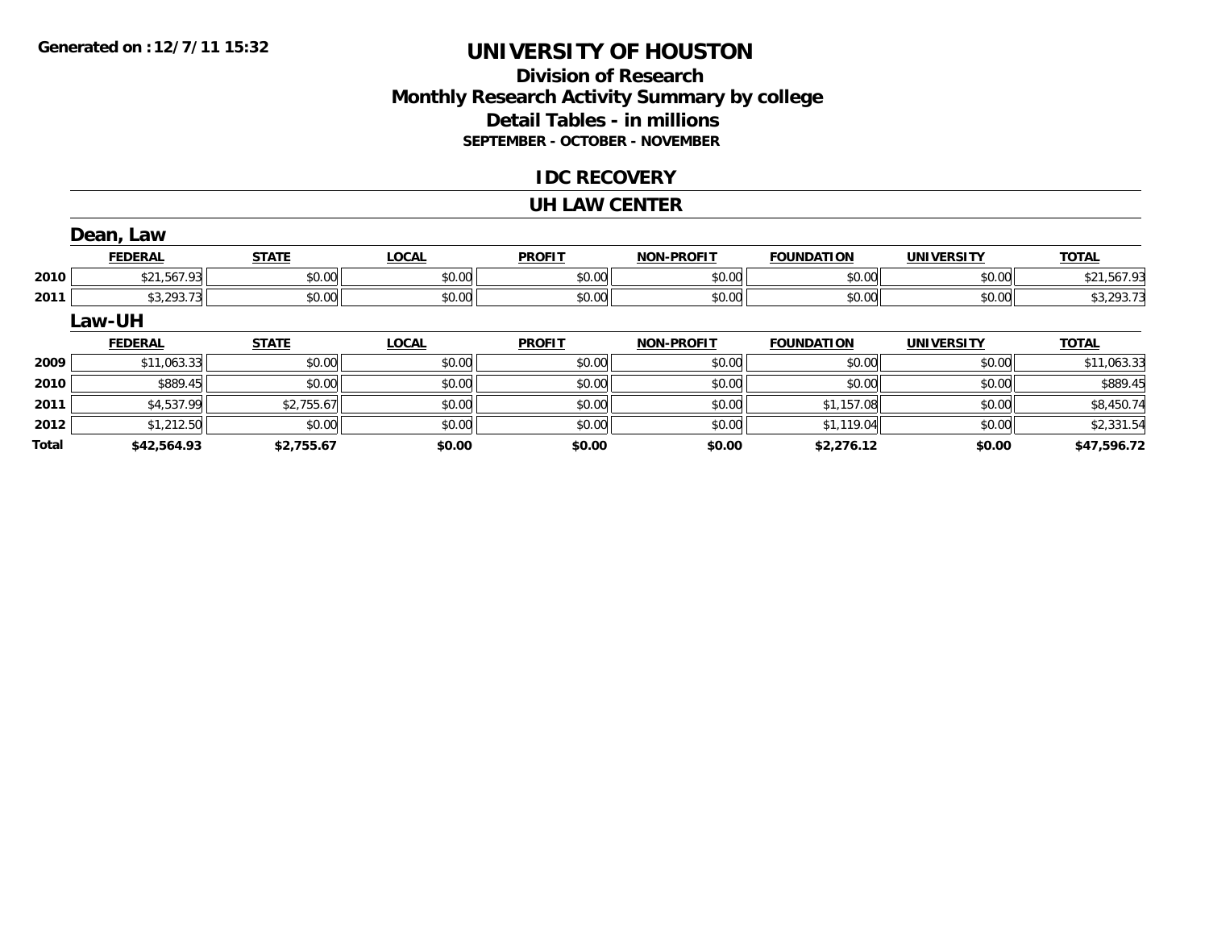**Generated on :12/7/11 15:32**

# UNIVERSITY OF HOUSTON

## Division of Research
## Monthly Research Activity Summary by college
## Detail Tables - in millions
### SEPTEMBER - OCTOBER - NOVEMBER

## IDC RECOVERY

## UH LAW CENTER

### Dean, Law

| | FEDERAL | STATE | LOCAL | PROFIT | NON-PROFIT | FOUNDATION | UNIVERSITY | TOTAL |
|---|---|---|---|---|---|---|---|---|
| 2010 | $21,567.93 | $0.00 | $0.00 | $0.00 | $0.00 | $0.00 | $0.00 | $21,567.93 |
| 2011 | $3,293.73 | $0.00 | $0.00 | $0.00 | $0.00 | $0.00 | $0.00 | $3,293.73 |

### Law-UH

| | FEDERAL | STATE | LOCAL | PROFIT | NON-PROFIT | FOUNDATION | UNIVERSITY | TOTAL |
|---|---|---|---|---|---|---|---|---|
| 2009 | $11,063.33 | $0.00 | $0.00 | $0.00 | $0.00 | $0.00 | $0.00 | $11,063.33 |
| 2010 | $889.45 | $0.00 | $0.00 | $0.00 | $0.00 | $0.00 | $0.00 | $889.45 |
| 2011 | $4,537.99 | $2,755.67 | $0.00 | $0.00 | $0.00 | $1,157.08 | $0.00 | $8,450.74 |
| 2012 | $1,212.50 | $0.00 | $0.00 | $0.00 | $0.00 | $1,119.04 | $0.00 | $2,331.54 |
| **Total** | **$42,564.93** | **$2,755.67** | **$0.00** | **$0.00** | **$0.00** | **$2,276.12** | **$0.00** | **$47,596.72** |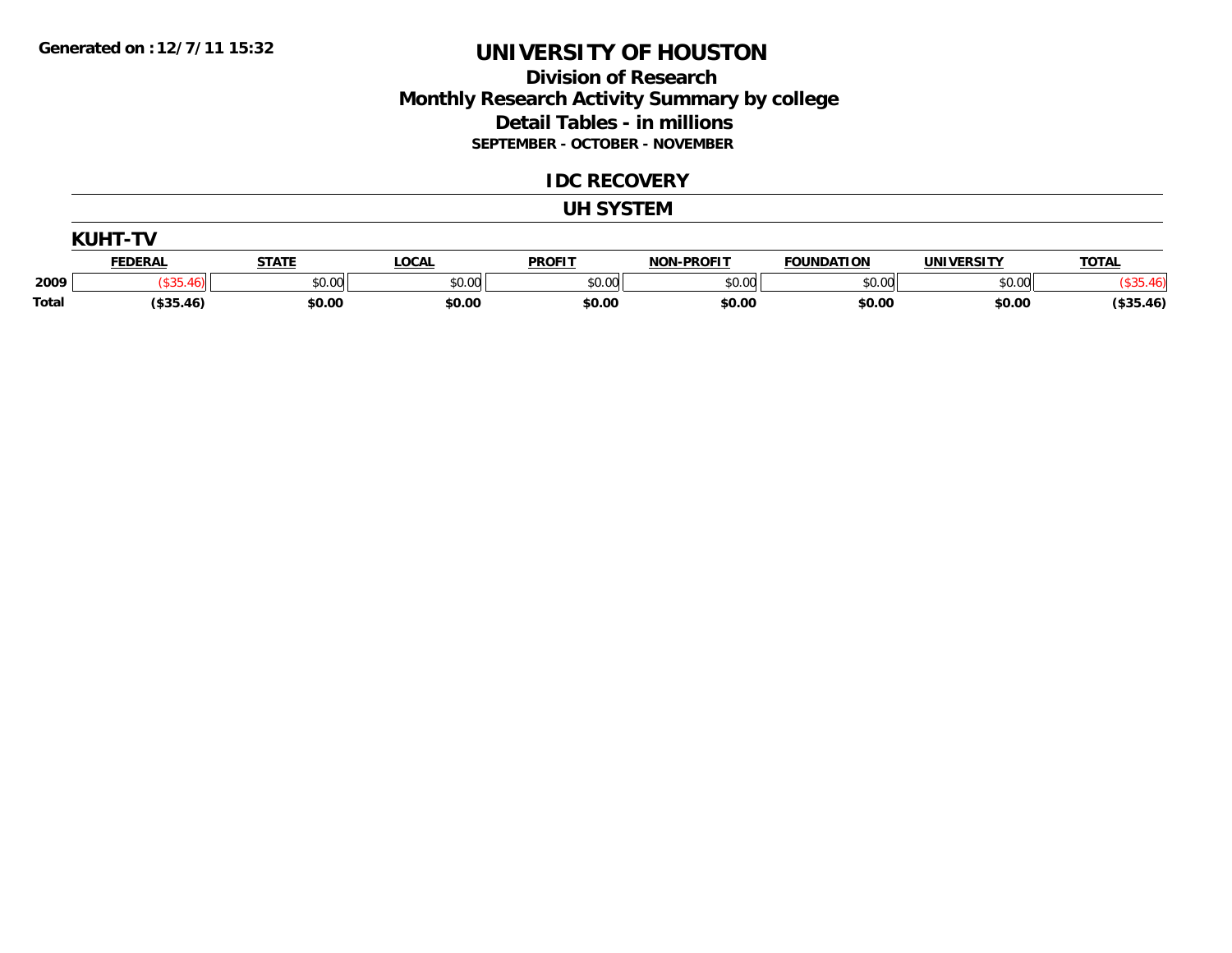Generated on :12/7/11 15:32

# UNIVERSITY OF HOUSTON

## Division of Research
## Monthly Research Activity Summary by college
## Detail Tables - in millions
### SEPTEMBER - OCTOBER - NOVEMBER

## IDC RECOVERY

## UH SYSTEM

### KUHT-TV

| | FEDERAL | STATE | LOCAL | PROFIT | NON-PROFIT | FOUNDATION | UNIVERSITY | TOTAL |
|---|---|---|---|---|---|---|---|---|
| 2009 | ($35.46) | $0.00 | $0.00 | $0.00 | $0.00 | $0.00 | $0.00 | ($35.46) |
| Total | ($35.46) | $0.00 | $0.00 | $0.00 | $0.00 | $0.00 | $0.00 | ($35.46) |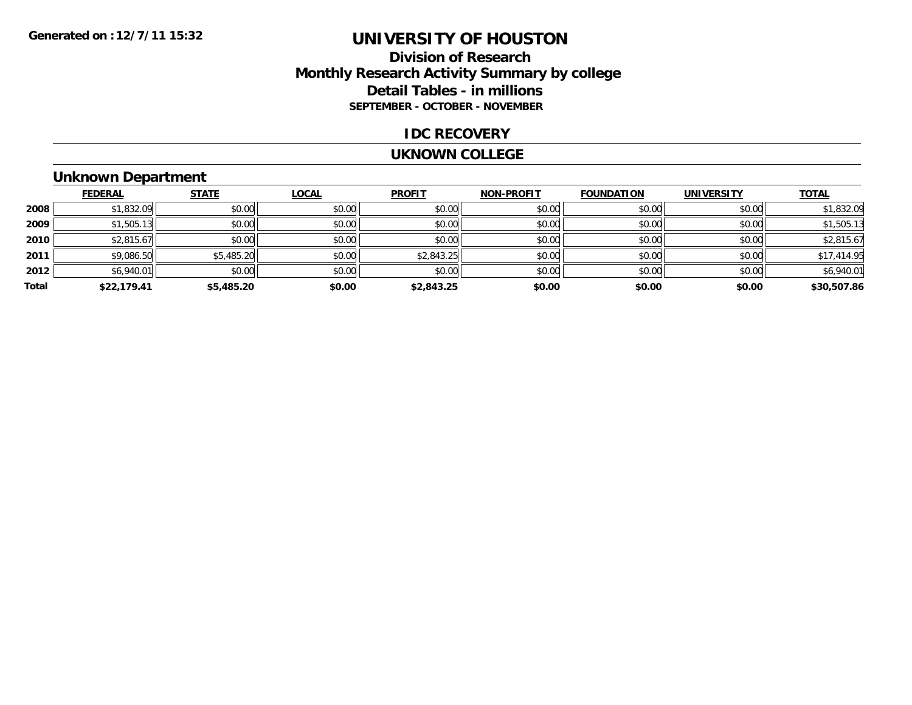Generated on :12/7/11 15:32

# UNIVERSITY OF HOUSTON

## Division of Research
## Monthly Research Activity Summary by college
## Detail Tables - in millions
### SEPTEMBER - OCTOBER - NOVEMBER

## IDC RECOVERY

## UKNOWN COLLEGE

### Unknown Department

| | FEDERAL | STATE | LOCAL | PROFIT | NON-PROFIT | FOUNDATION | UNIVERSITY | TOTAL |
|---|---|---|---|---|---|---|---|---|
| 2008 | $1,832.09 | $0.00 | $0.00 | $0.00 | $0.00 | $0.00 | $0.00 | $1,832.09 |
| 2009 | $1,505.13 | $0.00 | $0.00 | $0.00 | $0.00 | $0.00 | $0.00 | $1,505.13 |
| 2010 | $2,815.67 | $0.00 | $0.00 | $0.00 | $0.00 | $0.00 | $0.00 | $2,815.67 |
| 2011 | $9,086.50 | $5,485.20 | $0.00 | $2,843.25 | $0.00 | $0.00 | $0.00 | $17,414.95 |
| 2012 | $6,940.01 | $0.00 | $0.00 | $0.00 | $0.00 | $0.00 | $0.00 | $6,940.01 |
| **Total** | **$22,179.41** | **$5,485.20** | **$0.00** | **$2,843.25** | **$0.00** | **$0.00** | **$0.00** | **$30,507.86** |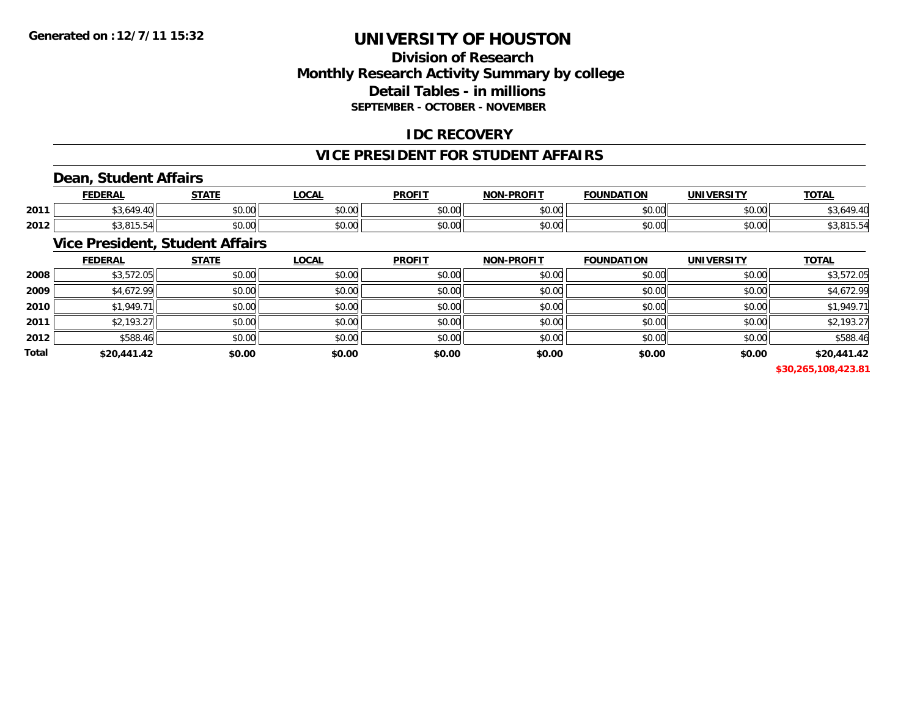**Generated on :12/7/11 15:32**

# UNIVERSITY OF HOUSTON

## Division of Research
## Monthly Research Activity Summary by college
## Detail Tables - in millions
### SEPTEMBER - OCTOBER - NOVEMBER

## IDC RECOVERY

## VICE PRESIDENT FOR STUDENT AFFAIRS

### Dean, Student Affairs

| | FEDERAL | STATE | LOCAL | PROFIT | NON-PROFIT | FOUNDATION | UNIVERSITY | TOTAL |
|---|---|---|---|---|---|---|---|---|
| 2011 | $3,649.40 | $0.00 | $0.00 | $0.00 | $0.00 | $0.00 | $0.00 | $3,649.40 |
| 2012 | $3,815.54 | $0.00 | $0.00 | $0.00 | $0.00 | $0.00 | $0.00 | $3,815.54 |

### Vice President, Student Affairs

| | FEDERAL | STATE | LOCAL | PROFIT | NON-PROFIT | FOUNDATION | UNIVERSITY | TOTAL |
|---|---|---|---|---|---|---|---|---|
| 2008 | $3,572.05 | $0.00 | $0.00 | $0.00 | $0.00 | $0.00 | $0.00 | $3,572.05 |
| 2009 | $4,672.99 | $0.00 | $0.00 | $0.00 | $0.00 | $0.00 | $0.00 | $4,672.99 |
| 2010 | $1,949.71 | $0.00 | $0.00 | $0.00 | $0.00 | $0.00 | $0.00 | $1,949.71 |
| 2011 | $2,193.27 | $0.00 | $0.00 | $0.00 | $0.00 | $0.00 | $0.00 | $2,193.27 |
| 2012 | $588.46 | $0.00 | $0.00 | $0.00 | $0.00 | $0.00 | $0.00 | $588.46 |
| **Total** | **$20,441.42** | **$0.00** | **$0.00** | **$0.00** | **$0.00** | **$0.00** | **$0.00** | **$20,441.42** |

**$30,265,108,423.81**